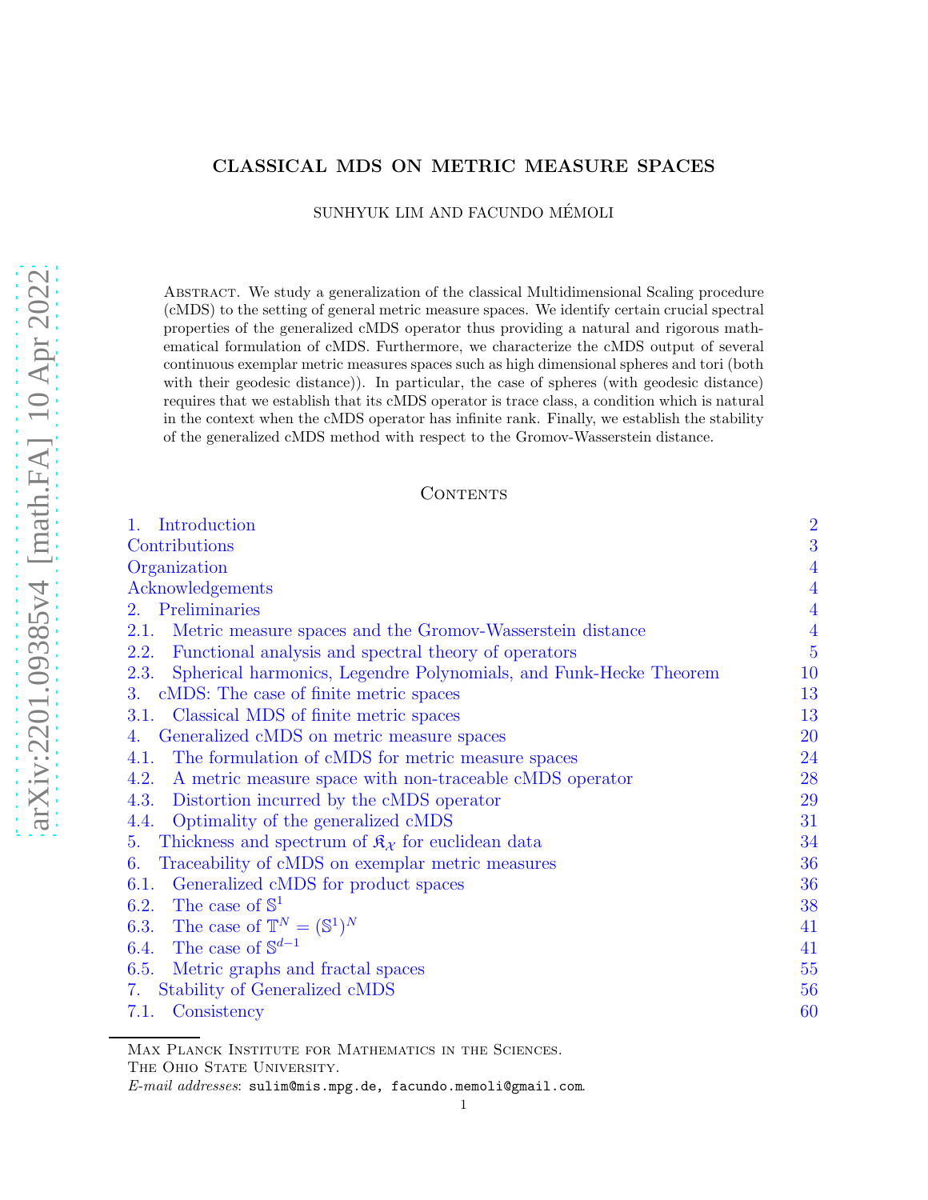# CLASSICAL MDS ON METRIC MEASURE SPACES

SUNHYUK LIM AND FACUNDO MÉMOLI

Abstract. We study a generalization of the classical Multidimensional Scaling procedure (cMDS) to the setting of general metric measure spaces. We identify certain crucial spectral properties of the generalized cMDS operator thus providing a natural and rigorous mathematical formulation of cMDS. Furthermore, we characterize the cMDS output of several continuous exemplar metric measures spaces such as high dimensional spheres and tori (both with their geodesic distance)). In particular, the case of spheres (with geodesic distance) requires that we establish that its cMDS operator is trace class, a condition which is natural in the context when the cMDS operator has infinite rank. Finally, we establish the stability of the generalized cMDS method with respect to the Gromov-Wasserstein distance.

## Contents

| | |
|---|---|
| 1. Introduction | 2 |
| Contributions | 3 |
| Organization | 4 |
| Acknowledgements | 4 |
| 2. Preliminaries | 4 |
| 2.1. Metric measure spaces and the Gromov-Wasserstein distance | 4 |
| 2.2. Functional analysis and spectral theory of operators | 5 |
| 2.3. Spherical harmonics, Legendre Polynomials, and Funk-Hecke Theorem | 10 |
| 3. cMDS: The case of finite metric spaces | 13 |
| 3.1. Classical MDS of finite metric spaces | 13 |
| 4. Generalized cMDS on metric measure spaces | 20 |
| 4.1. The formulation of cMDS for metric measure spaces | 24 |
| 4.2. A metric measure space with non-traceable cMDS operator | 28 |
| 4.3. Distortion incurred by the cMDS operator | 29 |
| 4.4. Optimality of the generalized cMDS | 31 |
| 5. Thickness and spectrum of $\mathfrak{K}_\mathcal{X}$ for euclidean data | 34 |
| 6. Traceability of cMDS on exemplar metric measures | 36 |
| 6.1. Generalized cMDS for product spaces | 36 |
| 6.2. The case of $\mathbb{S}^1$ | 38 |
| 6.3. The case of $\mathbb{T}^N = (\mathbb{S}^1)^N$ | 41 |
| 6.4. The case of $\mathbb{S}^{d-1}$ | 41 |
| 6.5. Metric graphs and fractal spaces | 55 |
| 7. Stability of Generalized cMDS | 56 |
| 7.1. Consistency | 60 |

Max Planck Institute for Mathematics in the Sciences.
The Ohio State University.
*E-mail addresses*: sulim@mis.mpg.de, facundo.memoli@gmail.com.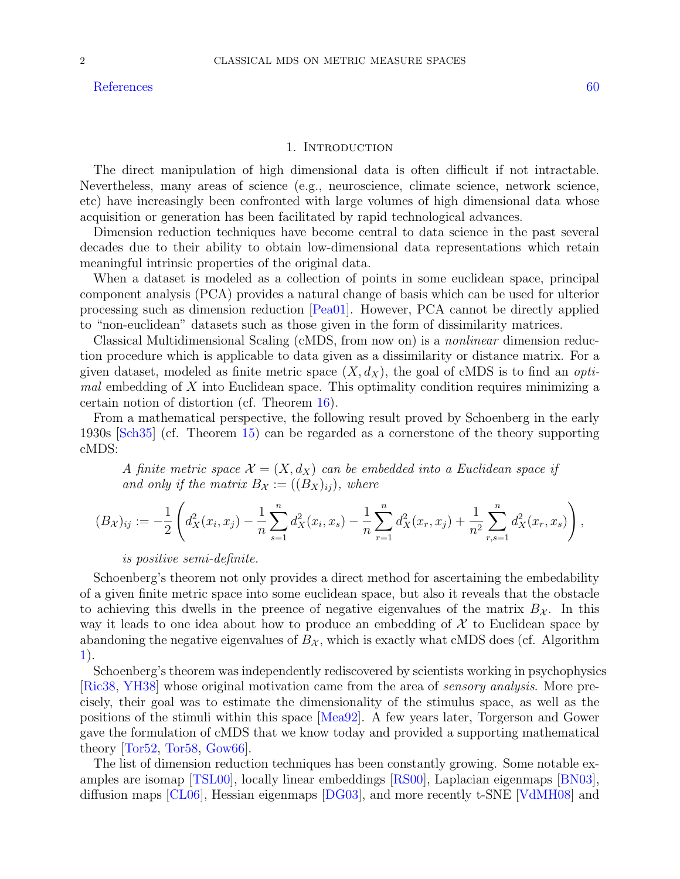References 60

## 1. Introduction

The direct manipulation of high dimensional data is often difficult if not intractable. Nevertheless, many areas of science (e.g., neuroscience, climate science, network science, etc) have increasingly been confronted with large volumes of high dimensional data whose acquisition or generation has been facilitated by rapid technological advances.

Dimension reduction techniques have become central to data science in the past several decades due to their ability to obtain low-dimensional data representations which retain meaningful intrinsic properties of the original data.

When a dataset is modeled as a collection of points in some euclidean space, principal component analysis (PCA) provides a natural change of basis which can be used for ulterior processing such as dimension reduction [Pea01]. However, PCA cannot be directly applied to "non-euclidean" datasets such as those given in the form of dissimilarity matrices.

Classical Multidimensional Scaling (cMDS, from now on) is a *nonlinear* dimension reduction procedure which is applicable to data given as a dissimilarity or distance matrix. For a given dataset, modeled as finite metric space $(X, d_X)$, the goal of cMDS is to find an *optimal* embedding of $X$ into Euclidean space. This optimality condition requires minimizing a certain notion of distortion (cf. Theorem 16).

From a mathematical perspective, the following result proved by Schoenberg in the early 1930s [Sch35] (cf. Theorem 15) can be regarded as a cornerstone of the theory supporting cMDS:

> *A finite metric space $\mathcal{X} = (X, d_X)$ can be embedded into a Euclidean space if and only if the matrix $B_{\mathcal{X}} := ((B_X)_{ij})$, where*
>
> $$(B_{\mathcal{X}})_{ij} := -\frac{1}{2}\left(d_X^2(x_i, x_j) - \frac{1}{n}\sum_{s=1}^{n} d_X^2(x_i, x_s) - \frac{1}{n}\sum_{r=1}^{n} d_X^2(x_r, x_j) + \frac{1}{n^2}\sum_{r,s=1}^{n} d_X^2(x_r, x_s)\right),$$
>
> *is positive semi-definite.*

Schoenberg's theorem not only provides a direct method for ascertaining the embedability of a given finite metric space into some euclidean space, but also it reveals that the obstacle to achieving this dwells in the preence of negative eigenvalues of the matrix $B_{\mathcal{X}}$. In this way it leads to one idea about how to produce an embedding of $\mathcal{X}$ to Euclidean space by abandoning the negative eigenvalues of $B_{\mathcal{X}}$, which is exactly what cMDS does (cf. Algorithm 1).

Schoenberg's theorem was independently rediscovered by scientists working in psychophysics [Ric38, YH38] whose original motivation came from the area of *sensory analysis*. More precisely, their goal was to estimate the dimensionality of the stimulus space, as well as the positions of the stimuli within this space [Mea92]. A few years later, Torgerson and Gower gave the formulation of cMDS that we know today and provided a supporting mathematical theory [Tor52, Tor58, Gow66].

The list of dimension reduction techniques has been constantly growing. Some notable examples are isomap [TSL00], locally linear embeddings [RS00], Laplacian eigenmaps [BN03], diffusion maps [CL06], Hessian eigenmaps [DG03], and more recently t-SNE [VdMH08] and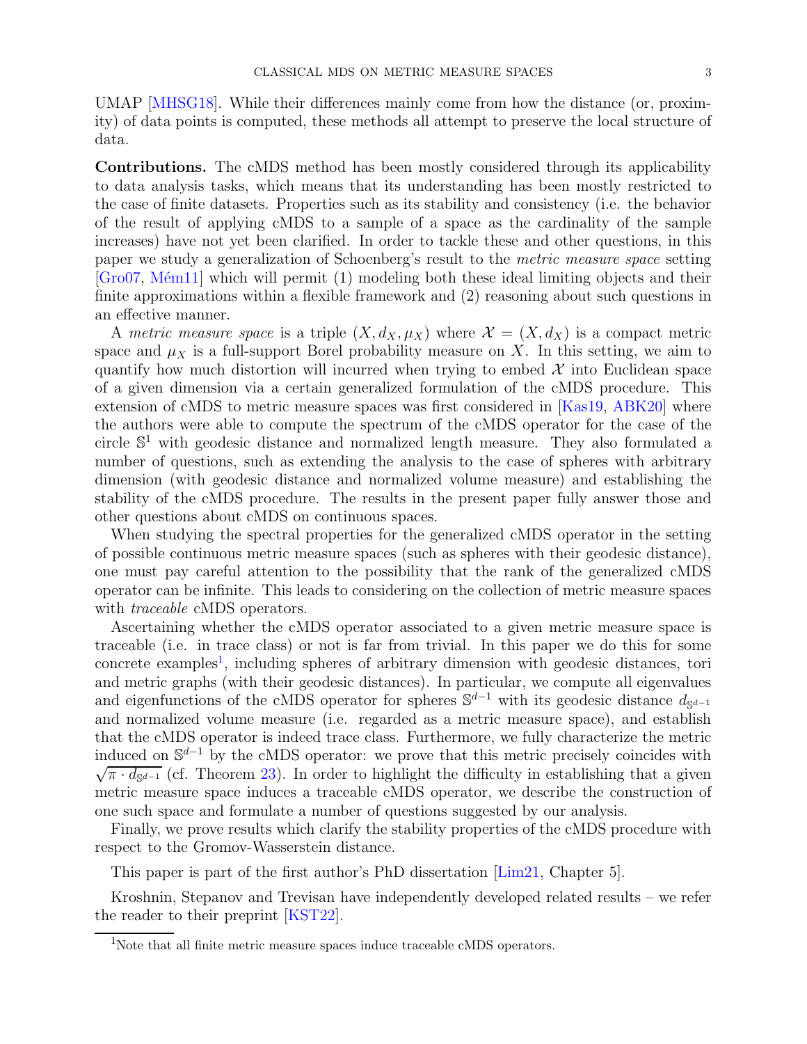UMAP [MHSG18]. While their differences mainly come from how the distance (or, proximity) of data points is computed, these methods all attempt to preserve the local structure of data.

**Contributions.** The cMDS method has been mostly considered through its applicability to data analysis tasks, which means that its understanding has been mostly restricted to the case of finite datasets. Properties such as its stability and consistency (i.e. the behavior of the result of applying cMDS to a sample of a space as the cardinality of the sample increases) have not yet been clarified. In order to tackle these and other questions, in this paper we study a generalization of Schoenberg's result to the *metric measure space* setting [Gro07, Mém11] which will permit (1) modeling both these ideal limiting objects and their finite approximations within a flexible framework and (2) reasoning about such questions in an effective manner.

A *metric measure space* is a triple $(X, d_X, \mu_X)$ where $\mathcal{X} = (X, d_X)$ is a compact metric space and $\mu_X$ is a full-support Borel probability measure on $X$. In this setting, we aim to quantify how much distortion will incurred when trying to embed $\mathcal{X}$ into Euclidean space of a given dimension via a certain generalized formulation of the cMDS procedure. This extension of cMDS to metric measure spaces was first considered in [Kas19, ABK20] where the authors were able to compute the spectrum of the cMDS operator for the case of the circle $\mathbb{S}^1$ with geodesic distance and normalized length measure. They also formulated a number of questions, such as extending the analysis to the case of spheres with arbitrary dimension (with geodesic distance and normalized volume measure) and establishing the stability of the cMDS procedure. The results in the present paper fully answer those and other questions about cMDS on continuous spaces.

When studying the spectral properties for the generalized cMDS operator in the setting of possible continuous metric measure spaces (such as spheres with their geodesic distance), one must pay careful attention to the possibility that the rank of the generalized cMDS operator can be infinite. This leads to considering on the collection of metric measure spaces with *traceable* cMDS operators.

Ascertaining whether the cMDS operator associated to a given metric measure space is traceable (i.e. in trace class) or not is far from trivial. In this paper we do this for some concrete examples[1], including spheres of arbitrary dimension with geodesic distances, tori and metric graphs (with their geodesic distances). In particular, we compute all eigenvalues and eigenfunctions of the cMDS operator for spheres $\mathbb{S}^{d-1}$ with its geodesic distance $d_{\mathbb{S}^{d-1}}$ and normalized volume measure (i.e. regarded as a metric measure space), and establish that the cMDS operator is indeed trace class. Furthermore, we fully characterize the metric induced on $\mathbb{S}^{d-1}$ by the cMDS operator: we prove that this metric precisely coincides with $\sqrt{\pi \cdot d_{\mathbb{S}^{d-1}}}$ (cf. Theorem 23). In order to highlight the difficulty in establishing that a given metric measure space induces a traceable cMDS operator, we describe the construction of one such space and formulate a number of questions suggested by our analysis.

Finally, we prove results which clarify the stability properties of the cMDS procedure with respect to the Gromov-Wasserstein distance.

This paper is part of the first author's PhD dissertation [Lim21, Chapter 5].

Kroshnin, Stepanov and Trevisan have independently developed related results – we refer the reader to their preprint [KST22].

[1] Note that all finite metric measure spaces induce traceable cMDS operators.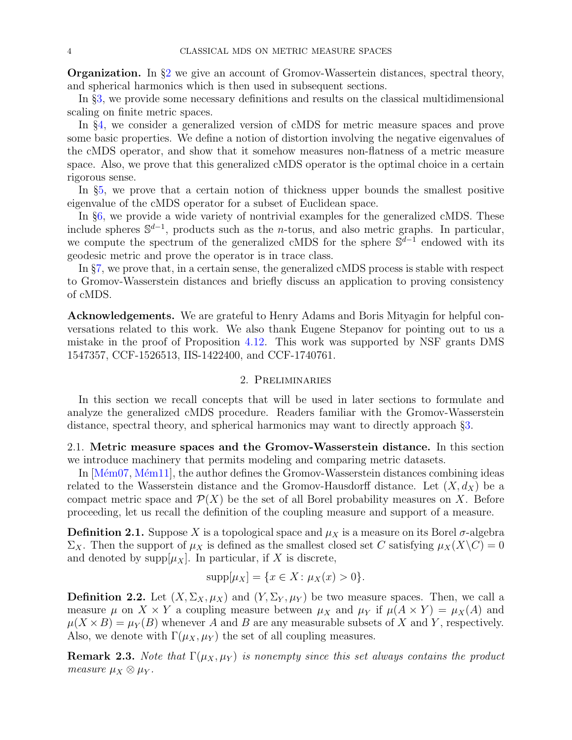**Organization.** In §2 we give an account of Gromov-Wassertein distances, spectral theory, and spherical harmonics which is then used in subsequent sections.

In §3, we provide some necessary definitions and results on the classical multidimensional scaling on finite metric spaces.

In §4, we consider a generalized version of cMDS for metric measure spaces and prove some basic properties. We define a notion of distortion involving the negative eigenvalues of the cMDS operator, and show that it somehow measures non-flatness of a metric measure space. Also, we prove that this generalized cMDS operator is the optimal choice in a certain rigorous sense.

In §5, we prove that a certain notion of thickness upper bounds the smallest positive eigenvalue of the cMDS operator for a subset of Euclidean space.

In §6, we provide a wide variety of nontrivial examples for the generalized cMDS. These include spheres $\mathbb{S}^{d-1}$, products such as the $n$-torus, and also metric graphs. In particular, we compute the spectrum of the generalized cMDS for the sphere $\mathbb{S}^{d-1}$ endowed with its geodesic metric and prove the operator is in trace class.

In §7, we prove that, in a certain sense, the generalized cMDS process is stable with respect to Gromov-Wasserstein distances and briefly discuss an application to proving consistency of cMDS.

**Acknowledgements.** We are grateful to Henry Adams and Boris Mityagin for helpful conversations related to this work. We also thank Eugene Stepanov for pointing out to us a mistake in the proof of Proposition 4.12. This work was supported by NSF grants DMS 1547357, CCF-1526513, IIS-1422400, and CCF-1740761.

## 2. Preliminaries

In this section we recall concepts that will be used in later sections to formulate and analyze the generalized cMDS procedure. Readers familiar with the Gromov-Wasserstein distance, spectral theory, and spherical harmonics may want to directly approach §3.

### 2.1. Metric measure spaces and the Gromov-Wasserstein distance.

In this section we introduce machinery that permits modeling and comparing metric datasets.

In [Mém07, Mém11], the author defines the Gromov-Wasserstein distances combining ideas related to the Wasserstein distance and the Gromov-Hausdorff distance. Let $(X, d_X)$ be a compact metric space and $\mathcal{P}(X)$ be the set of all Borel probability measures on $X$. Before proceeding, let us recall the definition of the coupling measure and support of a measure.

**Definition 2.1.** Suppose $X$ is a topological space and $\mu_X$ is a measure on its Borel $\sigma$-algebra $\Sigma_X$. Then the support of $\mu_X$ is defined as the smallest closed set $C$ satisfying $\mu_X(X \backslash C) = 0$ and denoted by $\operatorname{supp}[\mu_X]$. In particular, if $X$ is discrete,

$$\operatorname{supp}[\mu_X] = \{x \in X \colon \mu_X(x) > 0\}.$$

**Definition 2.2.** Let $(X, \Sigma_X, \mu_X)$ and $(Y, \Sigma_Y, \mu_Y)$ be two measure spaces. Then, we call a measure $\mu$ on $X \times Y$ a coupling measure between $\mu_X$ and $\mu_Y$ if $\mu(A \times Y) = \mu_X(A)$ and $\mu(X \times B) = \mu_Y(B)$ whenever $A$ and $B$ are any measurable subsets of $X$ and $Y$, respectively. Also, we denote with $\Gamma(\mu_X, \mu_Y)$ the set of all coupling measures.

**Remark 2.3.** *Note that $\Gamma(\mu_X, \mu_Y)$ is nonempty since this set always contains the product measure $\mu_X \otimes \mu_Y$.*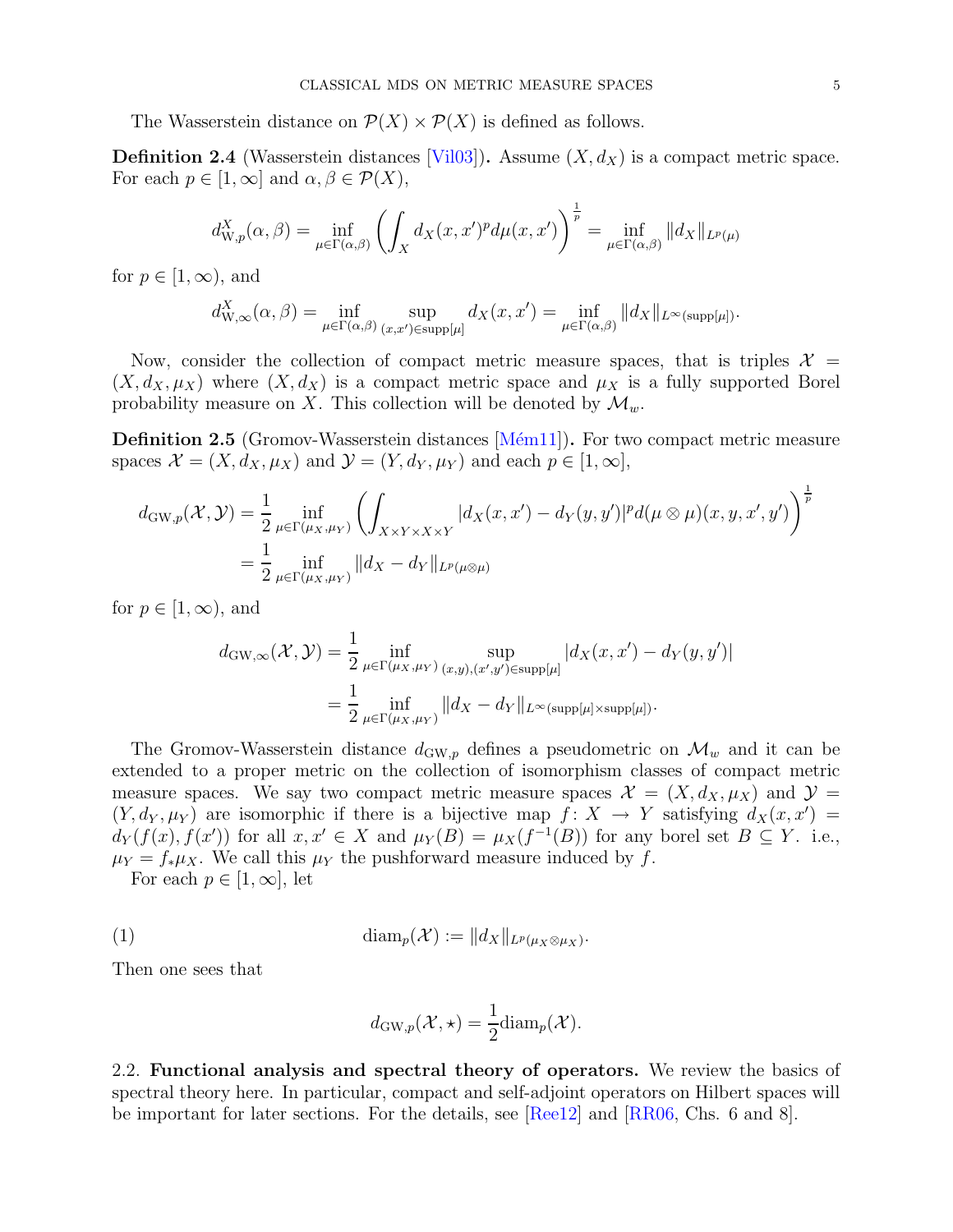The Wasserstein distance on $\mathcal{P}(X) \times \mathcal{P}(X)$ is defined as follows.

**Definition 2.4** (Wasserstein distances [Vil03])**.** Assume $(X, d_X)$ is a compact metric space. For each $p \in [1, \infty]$ and $\alpha, \beta \in \mathcal{P}(X)$,

$$d^X_{\mathrm{W},p}(\alpha, \beta) = \inf_{\mu \in \Gamma(\alpha,\beta)} \left( \int_X d_X(x, x')^p d\mu(x, x') \right)^{\frac{1}{p}} = \inf_{\mu \in \Gamma(\alpha,\beta)} \|d_X\|_{L^p(\mu)}$$

for $p \in [1, \infty)$, and

$$d^X_{\mathrm{W},\infty}(\alpha, \beta) = \inf_{\mu \in \Gamma(\alpha,\beta)} \sup_{(x,x') \in \mathrm{supp}[\mu]} d_X(x, x') = \inf_{\mu \in \Gamma(\alpha,\beta)} \|d_X\|_{L^\infty(\mathrm{supp}[\mu])}.$$

Now, consider the collection of compact metric measure spaces, that is triples $\mathcal{X} = (X, d_X, \mu_X)$ where $(X, d_X)$ is a compact metric space and $\mu_X$ is a fully supported Borel probability measure on $X$. This collection will be denoted by $\mathcal{M}_w$.

**Definition 2.5** (Gromov-Wasserstein distances [Mém11])**.** For two compact metric measure spaces $\mathcal{X} = (X, d_X, \mu_X)$ and $\mathcal{Y} = (Y, d_Y, \mu_Y)$ and each $p \in [1, \infty]$,

$$\begin{aligned} d_{\mathrm{GW},p}(\mathcal{X}, \mathcal{Y}) &= \frac{1}{2} \inf_{\mu \in \Gamma(\mu_X,\mu_Y)} \left( \int_{X \times Y \times X \times Y} |d_X(x, x') - d_Y(y, y')|^p d(\mu \otimes \mu)(x, y, x', y') \right)^{\frac{1}{p}} \\ &= \frac{1}{2} \inf_{\mu \in \Gamma(\mu_X,\mu_Y)} \|d_X - d_Y\|_{L^p(\mu \otimes \mu)} \end{aligned}$$

for $p \in [1, \infty)$, and

$$\begin{aligned} d_{\mathrm{GW},\infty}(\mathcal{X}, \mathcal{Y}) &= \frac{1}{2} \inf_{\mu \in \Gamma(\mu_X,\mu_Y)} \sup_{(x,y),(x',y') \in \mathrm{supp}[\mu]} |d_X(x, x') - d_Y(y, y')| \\ &= \frac{1}{2} \inf_{\mu \in \Gamma(\mu_X,\mu_Y)} \|d_X - d_Y\|_{L^\infty(\mathrm{supp}[\mu] \times \mathrm{supp}[\mu])}. \end{aligned}$$

The Gromov-Wasserstein distance $d_{\mathrm{GW},p}$ defines a pseudometric on $\mathcal{M}_w$ and it can be extended to a proper metric on the collection of isomorphism classes of compact metric measure spaces. We say two compact metric measure spaces $\mathcal{X} = (X, d_X, \mu_X)$ and $\mathcal{Y} = (Y, d_Y, \mu_Y)$ are isomorphic if there is a bijective map $f : X \to Y$ satisfying $d_X(x, x') = d_Y(f(x), f(x'))$ for all $x, x' \in X$ and $\mu_Y(B) = \mu_X(f^{-1}(B))$ for any borel set $B \subseteq Y$. i.e., $\mu_Y = f_*\mu_X$. We call this $\mu_Y$ the pushforward measure induced by $f$.

For each $p \in [1, \infty]$, let

$$\mathrm{diam}_p(\mathcal{X}) := \|d_X\|_{L^p(\mu_X \otimes \mu_X)}. \tag{1}$$

Then one sees that

$$d_{\mathrm{GW},p}(\mathcal{X}, \star) = \frac{1}{2} \mathrm{diam}_p(\mathcal{X}).$$

### 2.2. Functional analysis and spectral theory of operators.

We review the basics of spectral theory here. In particular, compact and self-adjoint operators on Hilbert spaces will be important for later sections. For the details, see [Ree12] and [RR06, Chs. 6 and 8].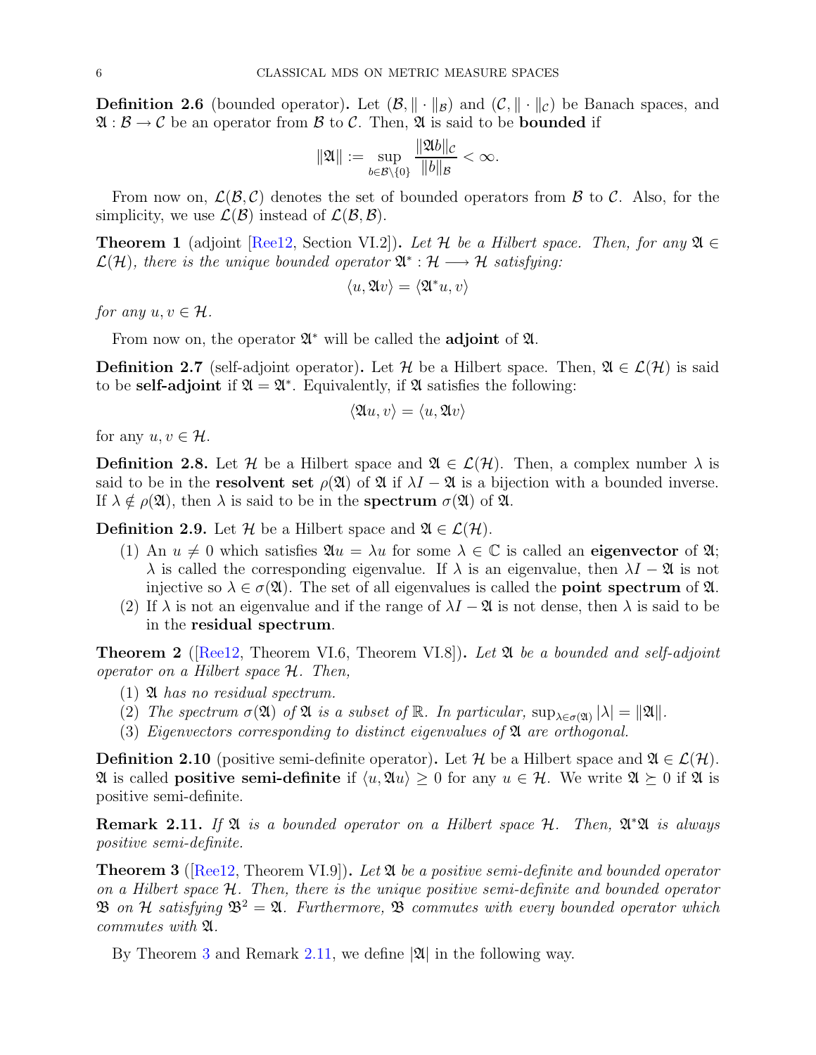**Definition 2.6** (bounded operator)**.** Let $(\mathcal{B}, \|\cdot\|_{\mathcal{B}})$ and $(\mathcal{C}, \|\cdot\|_{\mathcal{C}})$ be Banach spaces, and $\mathfrak{A} : \mathcal{B} \to \mathcal{C}$ be an operator from $\mathcal{B}$ to $\mathcal{C}$. Then, $\mathfrak{A}$ is said to be **bounded** if

$$\|\mathfrak{A}\| := \sup_{b \in \mathcal{B} \setminus \{0\}} \frac{\|\mathfrak{A}b\|_{\mathcal{C}}}{\|b\|_{\mathcal{B}}} < \infty.$$

From now on, $\mathcal{L}(\mathcal{B}, \mathcal{C})$ denotes the set of bounded operators from $\mathcal{B}$ to $\mathcal{C}$. Also, for the simplicity, we use $\mathcal{L}(\mathcal{B})$ instead of $\mathcal{L}(\mathcal{B}, \mathcal{B})$.

**Theorem 1** (adjoint [Ree12, Section VI.2])**.** *Let $\mathcal{H}$ be a Hilbert space. Then, for any $\mathfrak{A} \in \mathcal{L}(\mathcal{H})$, there is the unique bounded operator $\mathfrak{A}^* : \mathcal{H} \longrightarrow \mathcal{H}$ satisfying:*

$$\langle u, \mathfrak{A}v \rangle = \langle \mathfrak{A}^* u, v \rangle$$

*for any $u, v \in \mathcal{H}$.*

From now on, the operator $\mathfrak{A}^*$ will be called the **adjoint** of $\mathfrak{A}$.

**Definition 2.7** (self-adjoint operator)**.** Let $\mathcal{H}$ be a Hilbert space. Then, $\mathfrak{A} \in \mathcal{L}(\mathcal{H})$ is said to be **self-adjoint** if $\mathfrak{A} = \mathfrak{A}^*$. Equivalently, if $\mathfrak{A}$ satisfies the following:

$$\langle \mathfrak{A}u, v \rangle = \langle u, \mathfrak{A}v \rangle$$

for any $u, v \in \mathcal{H}$.

**Definition 2.8.** Let $\mathcal{H}$ be a Hilbert space and $\mathfrak{A} \in \mathcal{L}(\mathcal{H})$. Then, a complex number $\lambda$ is said to be in the **resolvent set** $\rho(\mathfrak{A})$ of $\mathfrak{A}$ if $\lambda I - \mathfrak{A}$ is a bijection with a bounded inverse. If $\lambda \notin \rho(\mathfrak{A})$, then $\lambda$ is said to be in the **spectrum** $\sigma(\mathfrak{A})$ of $\mathfrak{A}$.

**Definition 2.9.** Let $\mathcal{H}$ be a Hilbert space and $\mathfrak{A} \in \mathcal{L}(\mathcal{H})$.

1. An $u \neq 0$ which satisfies $\mathfrak{A}u = \lambda u$ for some $\lambda \in \mathbb{C}$ is called an **eigenvector** of $\mathfrak{A}$; $\lambda$ is called the corresponding eigenvalue. If $\lambda$ is an eigenvalue, then $\lambda I - \mathfrak{A}$ is not injective so $\lambda \in \sigma(\mathfrak{A})$. The set of all eigenvalues is called the **point spectrum** of $\mathfrak{A}$.
2. If $\lambda$ is not an eigenvalue and if the range of $\lambda I - \mathfrak{A}$ is not dense, then $\lambda$ is said to be in the **residual spectrum**.

**Theorem 2** ([Ree12, Theorem VI.6, Theorem VI.8])**.** *Let $\mathfrak{A}$ be a bounded and self-adjoint operator on a Hilbert space $\mathcal{H}$. Then,*

1. *$\mathfrak{A}$ has no residual spectrum.*
2. *The spectrum $\sigma(\mathfrak{A})$ of $\mathfrak{A}$ is a subset of $\mathbb{R}$. In particular, $\sup_{\lambda \in \sigma(\mathfrak{A})} |\lambda| = \|\mathfrak{A}\|$.*
3. *Eigenvectors corresponding to distinct eigenvalues of $\mathfrak{A}$ are orthogonal.*

**Definition 2.10** (positive semi-definite operator)**.** Let $\mathcal{H}$ be a Hilbert space and $\mathfrak{A} \in \mathcal{L}(\mathcal{H})$. $\mathfrak{A}$ is called **positive semi-definite** if $\langle u, \mathfrak{A}u \rangle \geq 0$ for any $u \in \mathcal{H}$. We write $\mathfrak{A} \succeq 0$ if $\mathfrak{A}$ is positive semi-definite.

**Remark 2.11.** *If $\mathfrak{A}$ is a bounded operator on a Hilbert space $\mathcal{H}$. Then, $\mathfrak{A}^*\mathfrak{A}$ is always positive semi-definite.*

**Theorem 3** ([Ree12, Theorem VI.9])**.** *Let $\mathfrak{A}$ be a positive semi-definite and bounded operator on a Hilbert space $\mathcal{H}$. Then, there is the unique positive semi-definite and bounded operator $\mathfrak{B}$ on $\mathcal{H}$ satisfying $\mathfrak{B}^2 = \mathfrak{A}$. Furthermore, $\mathfrak{B}$ commutes with every bounded operator which commutes with $\mathfrak{A}$.*

By Theorem 3 and Remark 2.11, we define $|\mathfrak{A}|$ in the following way.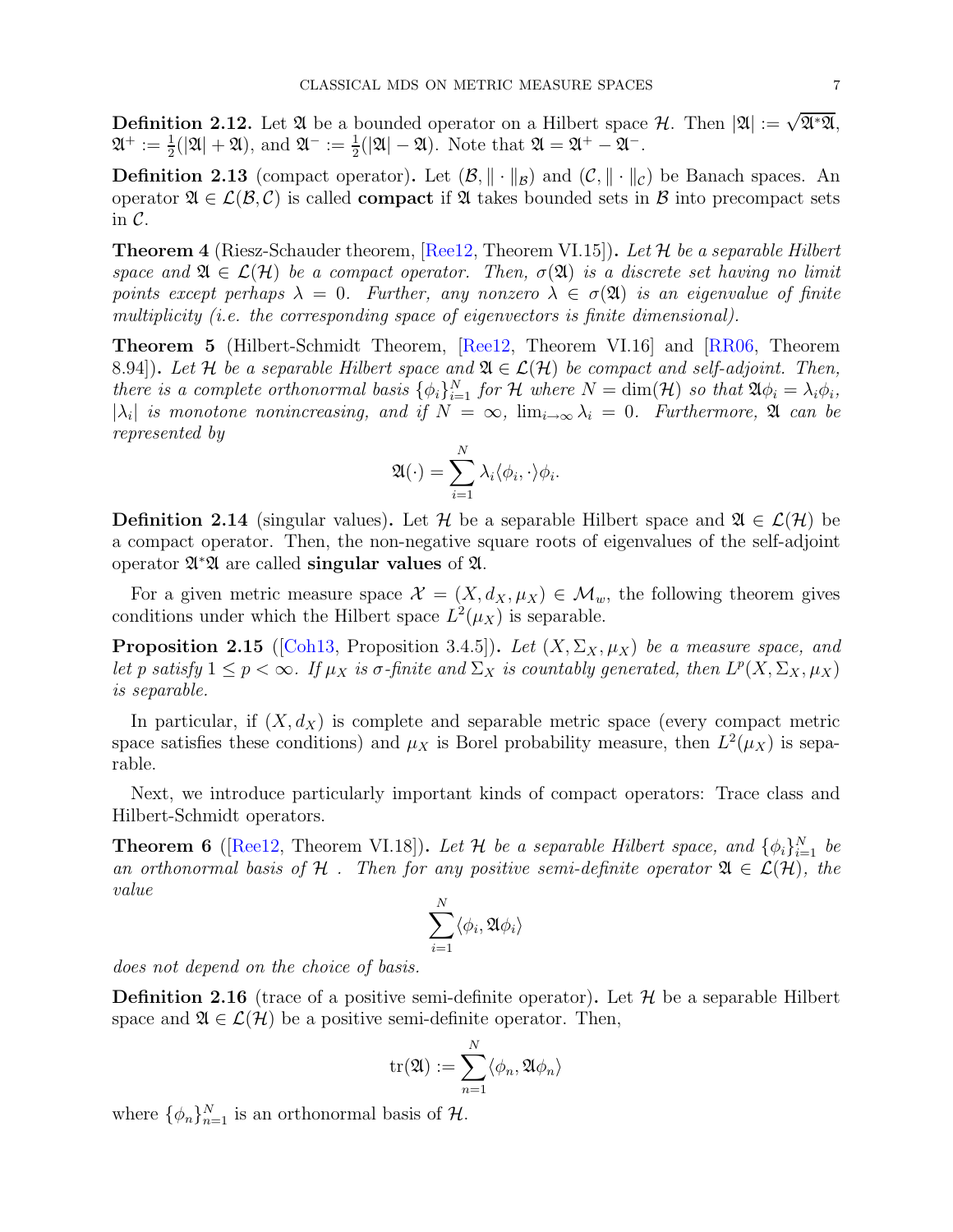**Definition 2.12.** Let $\mathfrak{A}$ be a bounded operator on a Hilbert space $\mathcal{H}$. Then $|\mathfrak{A}| := \sqrt{\mathfrak{A}^*\mathfrak{A}}$, $\mathfrak{A}^+ := \frac{1}{2}(|\mathfrak{A}| + \mathfrak{A})$, and $\mathfrak{A}^- := \frac{1}{2}(|\mathfrak{A}| - \mathfrak{A})$. Note that $\mathfrak{A} = \mathfrak{A}^+ - \mathfrak{A}^-$.

**Definition 2.13** (compact operator)**.** Let $(\mathcal{B}, \|\cdot\|_{\mathcal{B}})$ and $(\mathcal{C}, \|\cdot\|_{\mathcal{C}})$ be Banach spaces. An operator $\mathfrak{A} \in \mathcal{L}(\mathcal{B}, \mathcal{C})$ is called **compact** if $\mathfrak{A}$ takes bounded sets in $\mathcal{B}$ into precompact sets in $\mathcal{C}$.

**Theorem 4** (Riesz-Schauder theorem, [Ree12, Theorem VI.15])**.** *Let $\mathcal{H}$ be a separable Hilbert space and $\mathfrak{A} \in \mathcal{L}(\mathcal{H})$ be a compact operator. Then, $\sigma(\mathfrak{A})$ is a discrete set having no limit points except perhaps $\lambda = 0$. Further, any nonzero $\lambda \in \sigma(\mathfrak{A})$ is an eigenvalue of finite multiplicity (i.e. the corresponding space of eigenvectors is finite dimensional).*

**Theorem 5** (Hilbert-Schmidt Theorem, [Ree12, Theorem VI.16] and [RR06, Theorem 8.94])**.** *Let $\mathcal{H}$ be a separable Hilbert space and $\mathfrak{A} \in \mathcal{L}(\mathcal{H})$ be compact and self-adjoint. Then, there is a complete orthonormal basis $\{\phi_i\}_{i=1}^N$ for $\mathcal{H}$ where $N = \dim(\mathcal{H})$ so that $\mathfrak{A}\phi_i = \lambda_i\phi_i$, $|\lambda_i|$ is monotone nonincreasing, and if $N = \infty$, $\lim_{i\to\infty} \lambda_i = 0$. Furthermore, $\mathfrak{A}$ can be represented by*

$$\mathfrak{A}(\cdot) = \sum_{i=1}^{N} \lambda_i \langle \phi_i, \cdot \rangle \phi_i.$$

**Definition 2.14** (singular values)**.** Let $\mathcal{H}$ be a separable Hilbert space and $\mathfrak{A} \in \mathcal{L}(\mathcal{H})$ be a compact operator. Then, the non-negative square roots of eigenvalues of the self-adjoint operator $\mathfrak{A}^*\mathfrak{A}$ are called **singular values** of $\mathfrak{A}$.

For a given metric measure space $\mathcal{X} = (X, d_X, \mu_X) \in \mathcal{M}_w$, the following theorem gives conditions under which the Hilbert space $L^2(\mu_X)$ is separable.

**Proposition 2.15** ([Coh13, Proposition 3.4.5])**.** *Let $(X, \Sigma_X, \mu_X)$ be a measure space, and let $p$ satisfy $1 \leq p < \infty$. If $\mu_X$ is $\sigma$-finite and $\Sigma_X$ is countably generated, then $L^p(X, \Sigma_X, \mu_X)$ is separable.*

In particular, if $(X, d_X)$ is complete and separable metric space (every compact metric space satisfies these conditions) and $\mu_X$ is Borel probability measure, then $L^2(\mu_X)$ is separable.

Next, we introduce particularly important kinds of compact operators: Trace class and Hilbert-Schmidt operators.

**Theorem 6** ([Ree12, Theorem VI.18])**.** *Let $\mathcal{H}$ be a separable Hilbert space, and $\{\phi_i\}_{i=1}^N$ be an orthonormal basis of $\mathcal{H}$ . Then for any positive semi-definite operator $\mathfrak{A} \in \mathcal{L}(\mathcal{H})$, the value*

$$\sum_{i=1}^{N} \langle \phi_i, \mathfrak{A}\phi_i \rangle$$

*does not depend on the choice of basis.*

**Definition 2.16** (trace of a positive semi-definite operator)**.** Let $\mathcal{H}$ be a separable Hilbert space and $\mathfrak{A} \in \mathcal{L}(\mathcal{H})$ be a positive semi-definite operator. Then,

$$\mathrm{tr}(\mathfrak{A}) := \sum_{n=1}^{N} \langle \phi_n, \mathfrak{A}\phi_n \rangle$$

where $\{\phi_n\}_{n=1}^N$ is an orthonormal basis of $\mathcal{H}$.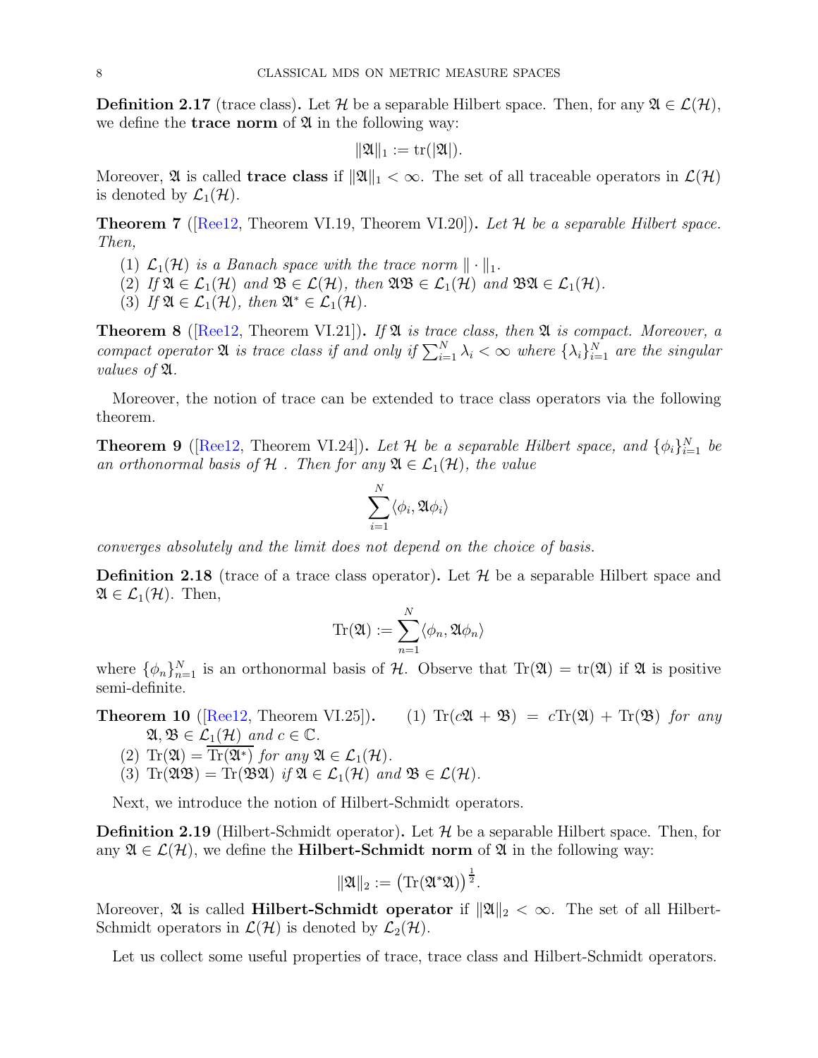**Definition 2.17** (trace class)**.** Let $\mathcal{H}$ be a separable Hilbert space. Then, for any $\mathfrak{A} \in \mathcal{L}(\mathcal{H})$, we define the **trace norm** of $\mathfrak{A}$ in the following way:

$$\|\mathfrak{A}\|_1 := \mathrm{tr}(|\mathfrak{A}|).$$

Moreover, $\mathfrak{A}$ is called **trace class** if $\|\mathfrak{A}\|_1 < \infty$. The set of all traceable operators in $\mathcal{L}(\mathcal{H})$ is denoted by $\mathcal{L}_1(\mathcal{H})$.

**Theorem 7** ([Ree12, Theorem VI.19, Theorem VI.20])**.** *Let $\mathcal{H}$ be a separable Hilbert space. Then,*

1. *$\mathcal{L}_1(\mathcal{H})$ is a Banach space with the trace norm $\|\cdot\|_1$.*
2. *If $\mathfrak{A} \in \mathcal{L}_1(\mathcal{H})$ and $\mathfrak{B} \in \mathcal{L}(\mathcal{H})$, then $\mathfrak{A}\mathfrak{B} \in \mathcal{L}_1(\mathcal{H})$ and $\mathfrak{B}\mathfrak{A} \in \mathcal{L}_1(\mathcal{H})$.*
3. *If $\mathfrak{A} \in \mathcal{L}_1(\mathcal{H})$, then $\mathfrak{A}^* \in \mathcal{L}_1(\mathcal{H})$.*

**Theorem 8** ([Ree12, Theorem VI.21])**.** *If $\mathfrak{A}$ is trace class, then $\mathfrak{A}$ is compact. Moreover, a compact operator $\mathfrak{A}$ is trace class if and only if $\sum_{i=1}^{N} \lambda_i < \infty$ where $\{\lambda_i\}_{i=1}^{N}$ are the singular values of $\mathfrak{A}$.*

Moreover, the notion of trace can be extended to trace class operators via the following theorem.

**Theorem 9** ([Ree12, Theorem VI.24])**.** *Let $\mathcal{H}$ be a separable Hilbert space, and $\{\phi_i\}_{i=1}^{N}$ be an orthonormal basis of $\mathcal{H}$ . Then for any $\mathfrak{A} \in \mathcal{L}_1(\mathcal{H})$, the value*

$$\sum_{i=1}^{N} \langle \phi_i, \mathfrak{A}\phi_i \rangle$$

*converges absolutely and the limit does not depend on the choice of basis.*

**Definition 2.18** (trace of a trace class operator)**.** Let $\mathcal{H}$ be a separable Hilbert space and $\mathfrak{A} \in \mathcal{L}_1(\mathcal{H})$. Then,

$$\mathrm{Tr}(\mathfrak{A}) := \sum_{n=1}^{N} \langle \phi_n, \mathfrak{A}\phi_n \rangle$$

where $\{\phi_n\}_{n=1}^{N}$ is an orthonormal basis of $\mathcal{H}$. Observe that $\mathrm{Tr}(\mathfrak{A}) = \mathrm{tr}(\mathfrak{A})$ if $\mathfrak{A}$ is positive semi-definite.

**Theorem 10** ([Ree12, Theorem VI.25])**.**
1. *$\mathrm{Tr}(c\mathfrak{A} + \mathfrak{B}) = c\mathrm{Tr}(\mathfrak{A}) + \mathrm{Tr}(\mathfrak{B})$ for any $\mathfrak{A}, \mathfrak{B} \in \mathcal{L}_1(\mathcal{H})$ and $c \in \mathbb{C}$.*
2. *$\mathrm{Tr}(\mathfrak{A}) = \overline{\mathrm{Tr}(\mathfrak{A}^*)}$ for any $\mathfrak{A} \in \mathcal{L}_1(\mathcal{H})$.*
3. *$\mathrm{Tr}(\mathfrak{A}\mathfrak{B}) = \mathrm{Tr}(\mathfrak{B}\mathfrak{A})$ if $\mathfrak{A} \in \mathcal{L}_1(\mathcal{H})$ and $\mathfrak{B} \in \mathcal{L}(\mathcal{H})$.*

Next, we introduce the notion of Hilbert-Schmidt operators.

**Definition 2.19** (Hilbert-Schmidt operator)**.** Let $\mathcal{H}$ be a separable Hilbert space. Then, for any $\mathfrak{A} \in \mathcal{L}(\mathcal{H})$, we define the **Hilbert-Schmidt norm** of $\mathfrak{A}$ in the following way:

$$\|\mathfrak{A}\|_2 := \left(\mathrm{Tr}(\mathfrak{A}^*\mathfrak{A})\right)^{\frac{1}{2}}.$$

Moreover, $\mathfrak{A}$ is called **Hilbert-Schmidt operator** if $\|\mathfrak{A}\|_2 < \infty$. The set of all Hilbert-Schmidt operators in $\mathcal{L}(\mathcal{H})$ is denoted by $\mathcal{L}_2(\mathcal{H})$.

Let us collect some useful properties of trace, trace class and Hilbert-Schmidt operators.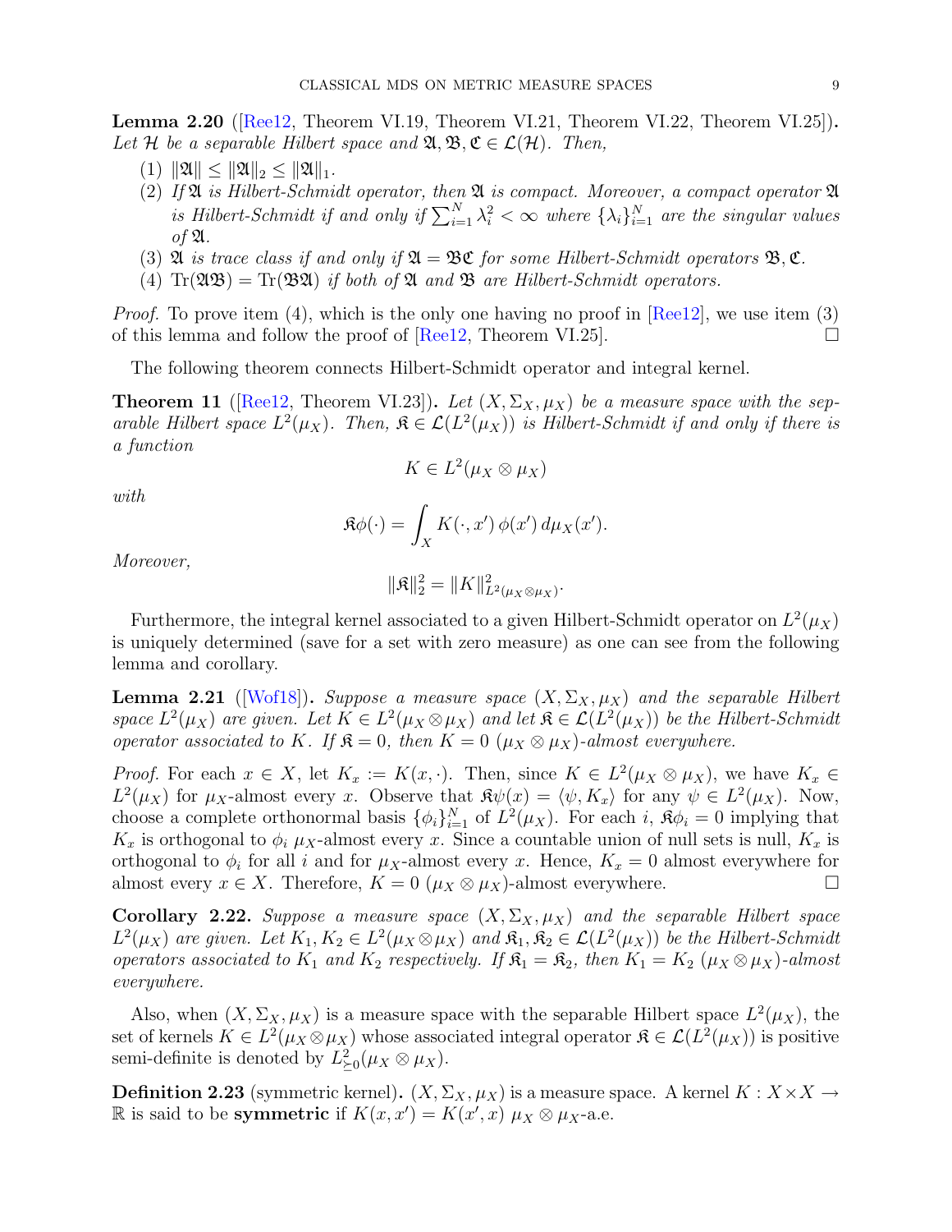**Lemma 2.20** ([Ree12, Theorem VI.19, Theorem VI.21, Theorem VI.22, Theorem VI.25]). *Let $\mathcal{H}$ be a separable Hilbert space and $\mathfrak{A}, \mathfrak{B}, \mathfrak{C} \in \mathcal{L}(\mathcal{H})$. Then,*

1. $\|\mathfrak{A}\| \leq \|\mathfrak{A}\|_2 \leq \|\mathfrak{A}\|_1$.
2. *If $\mathfrak{A}$ is Hilbert-Schmidt operator, then $\mathfrak{A}$ is compact. Moreover, a compact operator $\mathfrak{A}$ is Hilbert-Schmidt if and only if $\sum_{i=1}^{N} \lambda_i^2 < \infty$ where $\{\lambda_i\}_{i=1}^{N}$ are the singular values of $\mathfrak{A}$.*
3. *$\mathfrak{A}$ is trace class if and only if $\mathfrak{A} = \mathfrak{B}\mathfrak{C}$ for some Hilbert-Schmidt operators $\mathfrak{B}, \mathfrak{C}$.*
4. $\mathrm{Tr}(\mathfrak{A}\mathfrak{B}) = \mathrm{Tr}(\mathfrak{B}\mathfrak{A})$ *if both of $\mathfrak{A}$ and $\mathfrak{B}$ are Hilbert-Schmidt operators.*

*Proof.* To prove item (4), which is the only one having no proof in [Ree12], we use item (3) of this lemma and follow the proof of [Ree12, Theorem VI.25]. $\square$

The following theorem connects Hilbert-Schmidt operator and integral kernel.

**Theorem 11** ([Ree12, Theorem VI.23]). *Let $(X, \Sigma_X, \mu_X)$ be a measure space with the separable Hilbert space $L^2(\mu_X)$. Then, $\mathfrak{K} \in \mathcal{L}(L^2(\mu_X))$ is Hilbert-Schmidt if and only if there is a function*

$$K \in L^2(\mu_X \otimes \mu_X)$$

*with*

$$\mathfrak{K}\phi(\cdot) = \int_X K(\cdot, x')\, \phi(x')\, d\mu_X(x').$$

*Moreover,*

$$\|\mathfrak{K}\|_2^2 = \|K\|_{L^2(\mu_X \otimes \mu_X)}^2.$$

Furthermore, the integral kernel associated to a given Hilbert-Schmidt operator on $L^2(\mu_X)$ is uniquely determined (save for a set with zero measure) as one can see from the following lemma and corollary.

**Lemma 2.21** ([Wof18]). *Suppose a measure space $(X, \Sigma_X, \mu_X)$ and the separable Hilbert space $L^2(\mu_X)$ are given. Let $K \in L^2(\mu_X \otimes \mu_X)$ and let $\mathfrak{K} \in \mathcal{L}(L^2(\mu_X))$ be the Hilbert-Schmidt operator associated to $K$. If $\mathfrak{K} = 0$, then $K = 0$ $(\mu_X \otimes \mu_X)$-almost everywhere.*

*Proof.* For each $x \in X$, let $K_x := K(x, \cdot)$. Then, since $K \in L^2(\mu_X \otimes \mu_X)$, we have $K_x \in L^2(\mu_X)$ for $\mu_X$-almost every $x$. Observe that $\mathfrak{K}\psi(x) = \langle \psi, K_x \rangle$ for any $\psi \in L^2(\mu_X)$. Now, choose a complete orthonormal basis $\{\phi_i\}_{i=1}^{N}$ of $L^2(\mu_X)$. For each $i$, $\mathfrak{K}\phi_i = 0$ implying that $K_x$ is orthogonal to $\phi_i$ $\mu_X$-almost every $x$. Since a countable union of null sets is null, $K_x$ is orthogonal to $\phi_i$ for all $i$ and for $\mu_X$-almost every $x$. Hence, $K_x = 0$ almost everywhere for almost every $x \in X$. Therefore, $K = 0$ $(\mu_X \otimes \mu_X)$-almost everywhere. $\square$

**Corollary 2.22.** *Suppose a measure space $(X, \Sigma_X, \mu_X)$ and the separable Hilbert space $L^2(\mu_X)$ are given. Let $K_1, K_2 \in L^2(\mu_X \otimes \mu_X)$ and $\mathfrak{K}_1, \mathfrak{K}_2 \in \mathcal{L}(L^2(\mu_X))$ be the Hilbert-Schmidt operators associated to $K_1$ and $K_2$ respectively. If $\mathfrak{K}_1 = \mathfrak{K}_2$, then $K_1 = K_2$ $(\mu_X \otimes \mu_X)$-almost everywhere.*

Also, when $(X, \Sigma_X, \mu_X)$ is a measure space with the separable Hilbert space $L^2(\mu_X)$, the set of kernels $K \in L^2(\mu_X \otimes \mu_X)$ whose associated integral operator $\mathfrak{K} \in \mathcal{L}(L^2(\mu_X))$ is positive semi-definite is denoted by $L^2_{\succeq 0}(\mu_X \otimes \mu_X)$.

**Definition 2.23** (symmetric kernel). $(X, \Sigma_X, \mu_X)$ is a measure space. A kernel $K : X \times X \to \mathbb{R}$ is said to be **symmetric** if $K(x, x') = K(x', x)$ $\mu_X \otimes \mu_X$-a.e.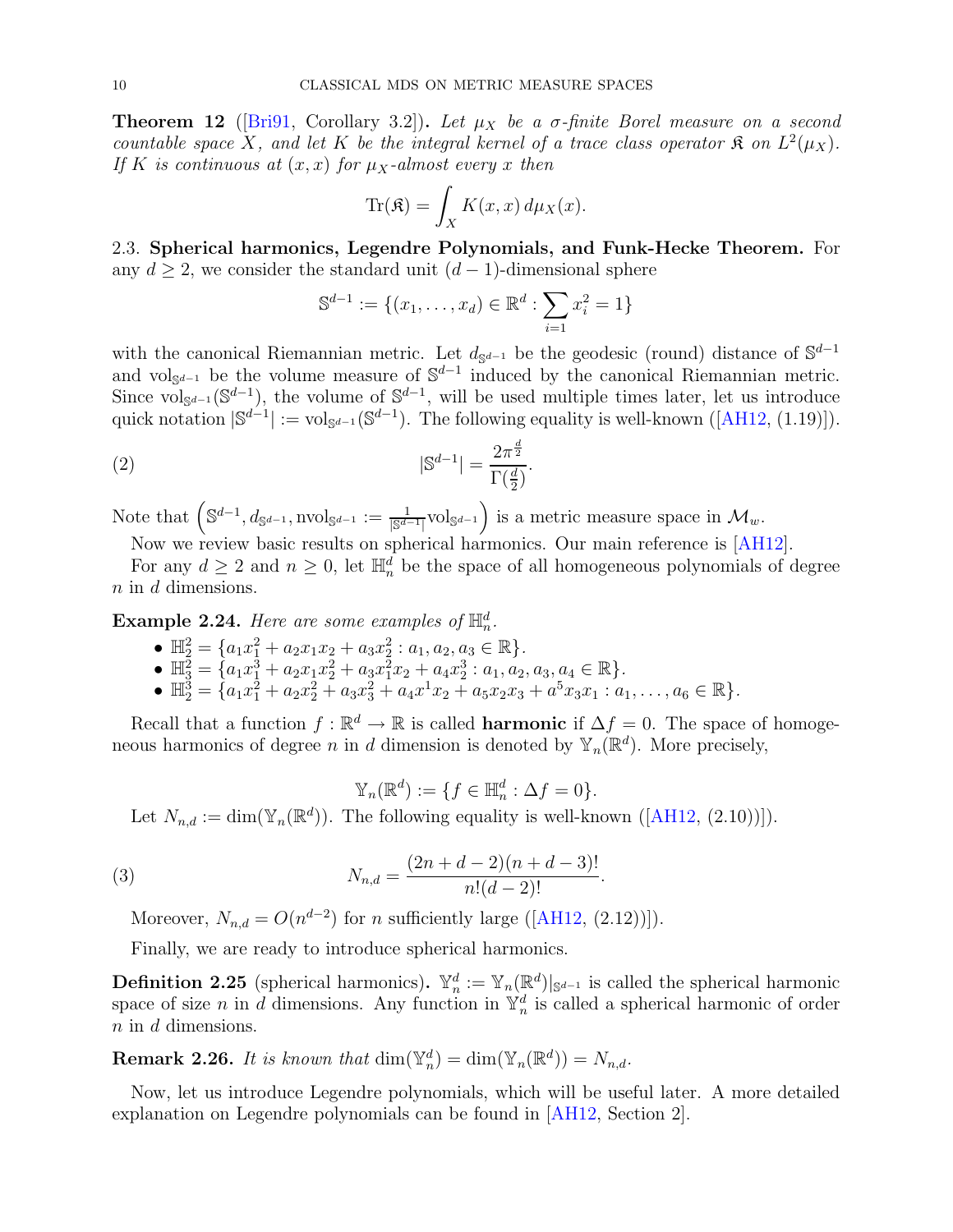**Theorem 12** ([Bri91, Corollary 3.2])**.** *Let $\mu_X$ be a $\sigma$-finite Borel measure on a second countable space $X$, and let $K$ be the integral kernel of a trace class operator $\mathfrak{K}$ on $L^2(\mu_X)$. If $K$ is continuous at $(x,x)$ for $\mu_X$-almost every $x$ then*

$$\mathrm{Tr}(\mathfrak{K}) = \int_X K(x,x)\, d\mu_X(x).$$

2.3. **Spherical harmonics, Legendre Polynomials, and Funk-Hecke Theorem.** For any $d \geq 2$, we consider the standard unit $(d-1)$-dimensional sphere

$$\mathbb{S}^{d-1} := \{(x_1, \ldots, x_d) \in \mathbb{R}^d : \sum_{i=1} x_i^2 = 1\}$$

with the canonical Riemannian metric. Let $d_{\mathbb{S}^{d-1}}$ be the geodesic (round) distance of $\mathbb{S}^{d-1}$ and $\mathrm{vol}_{\mathbb{S}^{d-1}}$ be the volume measure of $\mathbb{S}^{d-1}$ induced by the canonical Riemannian metric. Since $\mathrm{vol}_{\mathbb{S}^{d-1}}(\mathbb{S}^{d-1})$, the volume of $\mathbb{S}^{d-1}$, will be used multiple times later, let us introduce quick notation $|\mathbb{S}^{d-1}| := \mathrm{vol}_{\mathbb{S}^{d-1}}(\mathbb{S}^{d-1})$. The following equality is well-known ([AH12, (1.19)]).

$$|\mathbb{S}^{d-1}| = \frac{2\pi^{\frac{d}{2}}}{\Gamma(\frac{d}{2})}. \tag{2}$$

Note that $\left(\mathbb{S}^{d-1}, d_{\mathbb{S}^{d-1}}, \mathrm{nvol}_{\mathbb{S}^{d-1}} := \frac{1}{|\mathbb{S}^{d-1}|}\mathrm{vol}_{\mathbb{S}^{d-1}}\right)$ is a metric measure space in $\mathcal{M}_w$.

Now we review basic results on spherical harmonics. Our main reference is [AH12].

For any $d \geq 2$ and $n \geq 0$, let $\mathbb{H}_n^d$ be the space of all homogeneous polynomials of degree $n$ in $d$ dimensions.

**Example 2.24.** *Here are some examples of $\mathbb{H}_n^d$.*

- $\mathbb{H}_2^2 = \{a_1 x_1^2 + a_2 x_1 x_2 + a_3 x_2^2 : a_1, a_2, a_3 \in \mathbb{R}\}$.
- $\mathbb{H}_3^2 = \{a_1 x_1^3 + a_2 x_1 x_2^2 + a_3 x_1^2 x_2 + a_4 x_2^3 : a_1, a_2, a_3, a_4 \in \mathbb{R}\}$.
- $\mathbb{H}_2^3 = \{a_1 x_1^2 + a_2 x_2^2 + a_3 x_3^2 + a_4 x^1 x_2 + a_5 x_2 x_3 + a^5 x_3 x_1 : a_1, \ldots, a_6 \in \mathbb{R}\}$.

Recall that a function $f : \mathbb{R}^d \to \mathbb{R}$ is called **harmonic** if $\Delta f = 0$. The space of homogeneous harmonics of degree $n$ in $d$ dimension is denoted by $\mathbb{Y}_n(\mathbb{R}^d)$. More precisely,

$$\mathbb{Y}_n(\mathbb{R}^d) := \{f \in \mathbb{H}_n^d : \Delta f = 0\}.$$

Let $N_{n,d} := \dim(\mathbb{Y}_n(\mathbb{R}^d))$. The following equality is well-known ([AH12, (2.10))]).

$$N_{n,d} = \frac{(2n+d-2)(n+d-3)!}{n!(d-2)!}. \tag{3}$$

Moreover, $N_{n,d} = O(n^{d-2})$ for $n$ sufficiently large ([AH12, (2.12))]).

Finally, we are ready to introduce spherical harmonics.

**Definition 2.25** (spherical harmonics)**.** $\mathbb{Y}_n^d := \mathbb{Y}_n(\mathbb{R}^d)|_{\mathbb{S}^{d-1}}$ is called the spherical harmonic space of size $n$ in $d$ dimensions. Any function in $\mathbb{Y}_n^d$ is called a spherical harmonic of order $n$ in $d$ dimensions.

**Remark 2.26.** *It is known that* $\dim(\mathbb{Y}_n^d) = \dim(\mathbb{Y}_n(\mathbb{R}^d)) = N_{n,d}$.

Now, let us introduce Legendre polynomials, which will be useful later. A more detailed explanation on Legendre polynomials can be found in [AH12, Section 2].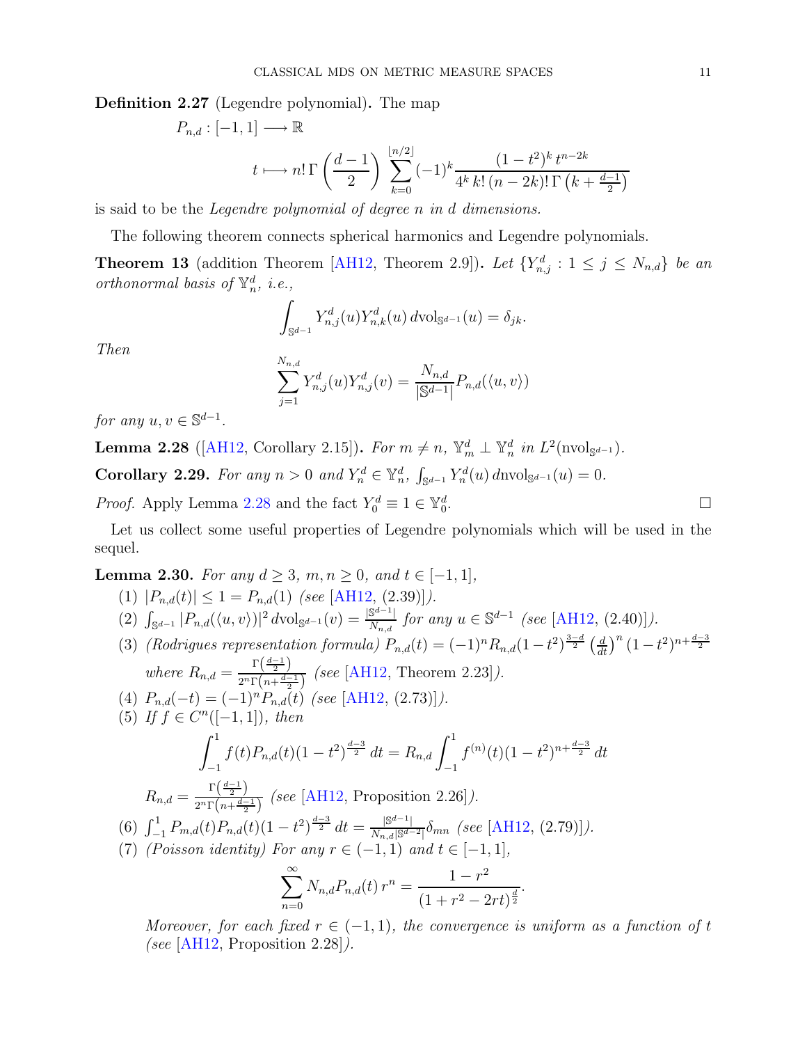**Definition 2.27** (Legendre polynomial)**.** The map

$$P_{n,d} : [-1,1] \longrightarrow \mathbb{R}$$

$$t \longmapsto n!\,\Gamma\left(\frac{d-1}{2}\right) \sum_{k=0}^{\lfloor n/2 \rfloor} (-1)^k \frac{(1-t^2)^k\, t^{n-2k}}{4^k\, k!\,(n-2k)!\,\Gamma\left(k+\frac{d-1}{2}\right)}$$

is said to be the *Legendre polynomial of degree $n$ in $d$ dimensions.*

The following theorem connects spherical harmonics and Legendre polynomials.

**Theorem 13** (addition Theorem [AH12, Theorem 2.9])**.** *Let $\{Y^d_{n,j} : 1 \leq j \leq N_{n,d}\}$ be an orthonormal basis of $\mathbb{Y}^d_n$, i.e.,*

$$\int_{\mathbb{S}^{d-1}} Y^d_{n,j}(u) Y^d_{n,k}(u)\, d\mathrm{vol}_{\mathbb{S}^{d-1}}(u) = \delta_{jk}.$$

*Then*

$$\sum_{j=1}^{N_{n,d}} Y^d_{n,j}(u) Y^d_{n,j}(v) = \frac{N_{n,d}}{|\mathbb{S}^{d-1}|} P_{n,d}(\langle u,v\rangle)$$

*for any $u, v \in \mathbb{S}^{d-1}$.*

**Lemma 2.28** ([AH12, Corollary 2.15])**.** *For $m \neq n$, $\mathbb{Y}^d_m \perp \mathbb{Y}^d_n$ in $L^2(\mathrm{nvol}_{\mathbb{S}^{d-1}})$.*

**Corollary 2.29.** *For any $n > 0$ and $Y^d_n \in \mathbb{Y}^d_n$, $\int_{\mathbb{S}^{d-1}} Y^d_n(u)\, d\mathrm{nvol}_{\mathbb{S}^{d-1}}(u) = 0$.*

*Proof.* Apply Lemma 2.28 and the fact $Y^d_0 \equiv 1 \in \mathbb{Y}^d_0$. □

Let us collect some useful properties of Legendre polynomials which will be used in the sequel.

**Lemma 2.30.** *For any $d \geq 3$, $m, n \geq 0$, and $t \in [-1,1]$,*

1. $|P_{n,d}(t)| \leq 1 = P_{n,d}(1)$ *(see [AH12, (2.39)]).*
2. $\int_{\mathbb{S}^{d-1}} |P_{n,d}(\langle u,v\rangle)|^2\, d\mathrm{vol}_{\mathbb{S}^{d-1}}(v) = \frac{|\mathbb{S}^{d-1}|}{N_{n,d}}$ *for any $u \in \mathbb{S}^{d-1}$ (see [AH12, (2.40)]).*
3. *(Rodrigues representation formula)* $P_{n,d}(t) = (-1)^n R_{n,d} (1-t^2)^{\frac{3-d}{2}} \left(\frac{d}{dt}\right)^n (1-t^2)^{n+\frac{d-3}{2}}$ *where $R_{n,d} = \frac{\Gamma\left(\frac{d-1}{2}\right)}{2^n \Gamma\left(n+\frac{d-1}{2}\right)}$ (see [AH12, Theorem 2.23]).*
4. $P_{n,d}(-t) = (-1)^n P_{n,d}(t)$ *(see [AH12, (2.73)]).*
5. *If $f \in C^n([-1,1])$, then*
$$\int_{-1}^1 f(t) P_{n,d}(t)(1-t^2)^{\frac{d-3}{2}}\, dt = R_{n,d} \int_{-1}^1 f^{(n)}(t)(1-t^2)^{n+\frac{d-3}{2}}\, dt$$
$R_{n,d} = \frac{\Gamma\left(\frac{d-1}{2}\right)}{2^n \Gamma\left(n+\frac{d-1}{2}\right)}$ *(see [AH12, Proposition 2.26]).*
6. $\int_{-1}^1 P_{m,d}(t) P_{n,d}(t)(1-t^2)^{\frac{d-3}{2}}\, dt = \frac{|\mathbb{S}^{d-1}|}{N_{n,d}|\mathbb{S}^{d-2}|}\delta_{mn}$ *(see [AH12, (2.79)]).*
7. *(Poisson identity) For any $r \in (-1,1)$ and $t \in [-1,1]$,*
$$\sum_{n=0}^\infty N_{n,d} P_{n,d}(t)\, r^n = \frac{1-r^2}{(1+r^2-2rt)^{\frac{d}{2}}}.$$
*Moreover, for each fixed $r \in (-1,1)$, the convergence is uniform as a function of $t$ (see [AH12, Proposition 2.28]).*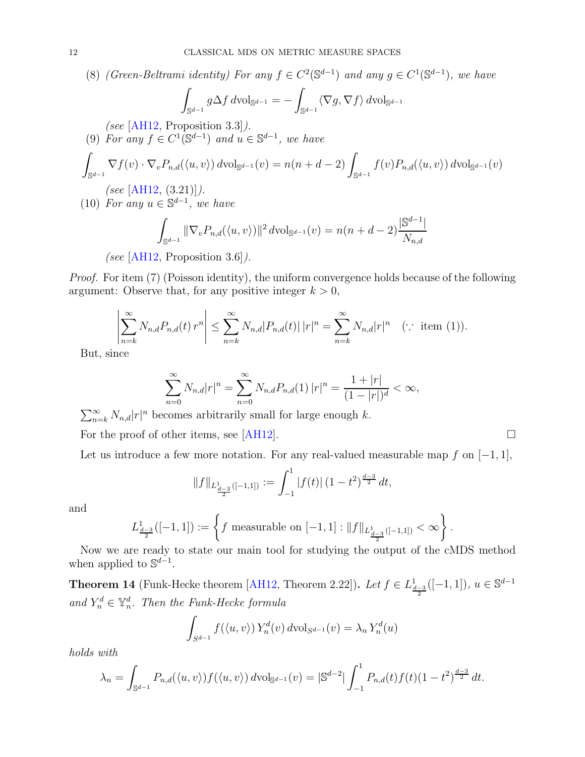(8) *(Green-Beltrami identity) For any $f \in C^2(\mathbb{S}^{d-1})$ and any $g \in C^1(\mathbb{S}^{d-1})$, we have*

$$\int_{\mathbb{S}^{d-1}} g \Delta f \, d\mathrm{vol}_{\mathbb{S}^{d-1}} = - \int_{\mathbb{S}^{d-1}} \langle \nabla g, \nabla f \rangle \, d\mathrm{vol}_{\mathbb{S}^{d-1}}$$

*(see* [AH12, Proposition 3.3]*).*

(9) *For any $f \in C^1(\mathbb{S}^{d-1})$ and $u \in \mathbb{S}^{d-1}$, we have*

$$\int_{\mathbb{S}^{d-1}} \nabla f(v) \cdot \nabla_v P_{n,d}(\langle u, v \rangle) \, d\mathrm{vol}_{\mathbb{S}^{d-1}}(v) = n(n+d-2) \int_{\mathbb{S}^{d-1}} f(v) P_{n,d}(\langle u, v \rangle) \, d\mathrm{vol}_{\mathbb{S}^{d-1}}(v)$$

*(see* [AH12, (3.21)]*).*

(10) *For any $u \in \mathbb{S}^{d-1}$, we have*

$$\int_{\mathbb{S}^{d-1}} \| \nabla_v P_{n,d}(\langle u, v \rangle) \|^2 \, d\mathrm{vol}_{\mathbb{S}^{d-1}}(v) = n(n+d-2) \frac{|\mathbb{S}^{d-1}|}{N_{n,d}}$$

*(see* [AH12, Proposition 3.6]*).*

*Proof.* For item (7) (Poisson identity), the uniform convergence holds because of the following argument: Observe that, for any positive integer $k > 0$,

$$\left| \sum_{n=k}^{\infty} N_{n,d} P_{n,d}(t) \, r^n \right| \leq \sum_{n=k}^{\infty} N_{n,d} |P_{n,d}(t)| \, |r|^n = \sum_{n=k}^{\infty} N_{n,d} |r|^n \quad (\because \text{ item (1)}).$$

But, since

$$\sum_{n=0}^{\infty} N_{n,d} |r|^n = \sum_{n=0}^{\infty} N_{n,d} P_{n,d}(1) \, |r|^n = \frac{1+|r|}{(1-|r|)^d} < \infty,$$

$\sum_{n=k}^{\infty} N_{n,d} |r|^n$ becomes arbitrarily small for large enough $k$.

For the proof of other items, see [AH12]. $\square$

Let us introduce a few more notation. For any real-valued measurable map $f$ on $[-1, 1]$,

$$\|f\|_{L^1_{\frac{d-3}{2}}([-1,1])} := \int_{-1}^{1} |f(t)| \, (1-t^2)^{\frac{d-3}{2}} \, dt,$$

and

$$L^1_{\frac{d-3}{2}}([-1,1]) := \left\{ f \text{ measurable on } [-1,1] : \|f\|_{L^1_{\frac{d-3}{2}}([-1,1])} < \infty \right\}.$$

Now we are ready to state our main tool for studying the output of the cMDS method when applied to $\mathbb{S}^{d-1}$.

**Theorem 14** (Funk-Hecke theorem [AH12, Theorem 2.22])**.** *Let $f \in L^1_{\frac{d-3}{2}}([-1,1])$, $u \in \mathbb{S}^{d-1}$ and $Y_n^d \in \mathbb{Y}_n^d$. Then the Funk-Hecke formula*

$$\int_{S^{d-1}} f(\langle u, v \rangle) \, Y_n^d(v) \, d\mathrm{vol}_{S^{d-1}}(v) = \lambda_n \, Y_n^d(u)$$

*holds with*

$$\lambda_n = \int_{\mathbb{S}^{d-1}} P_{n,d}(\langle u, v \rangle) f(\langle u, v \rangle) \, d\mathrm{vol}_{\mathbb{S}^{d-1}}(v) = |\mathbb{S}^{d-2}| \int_{-1}^{1} P_{n,d}(t) f(t) (1-t^2)^{\frac{d-3}{2}} \, dt.$$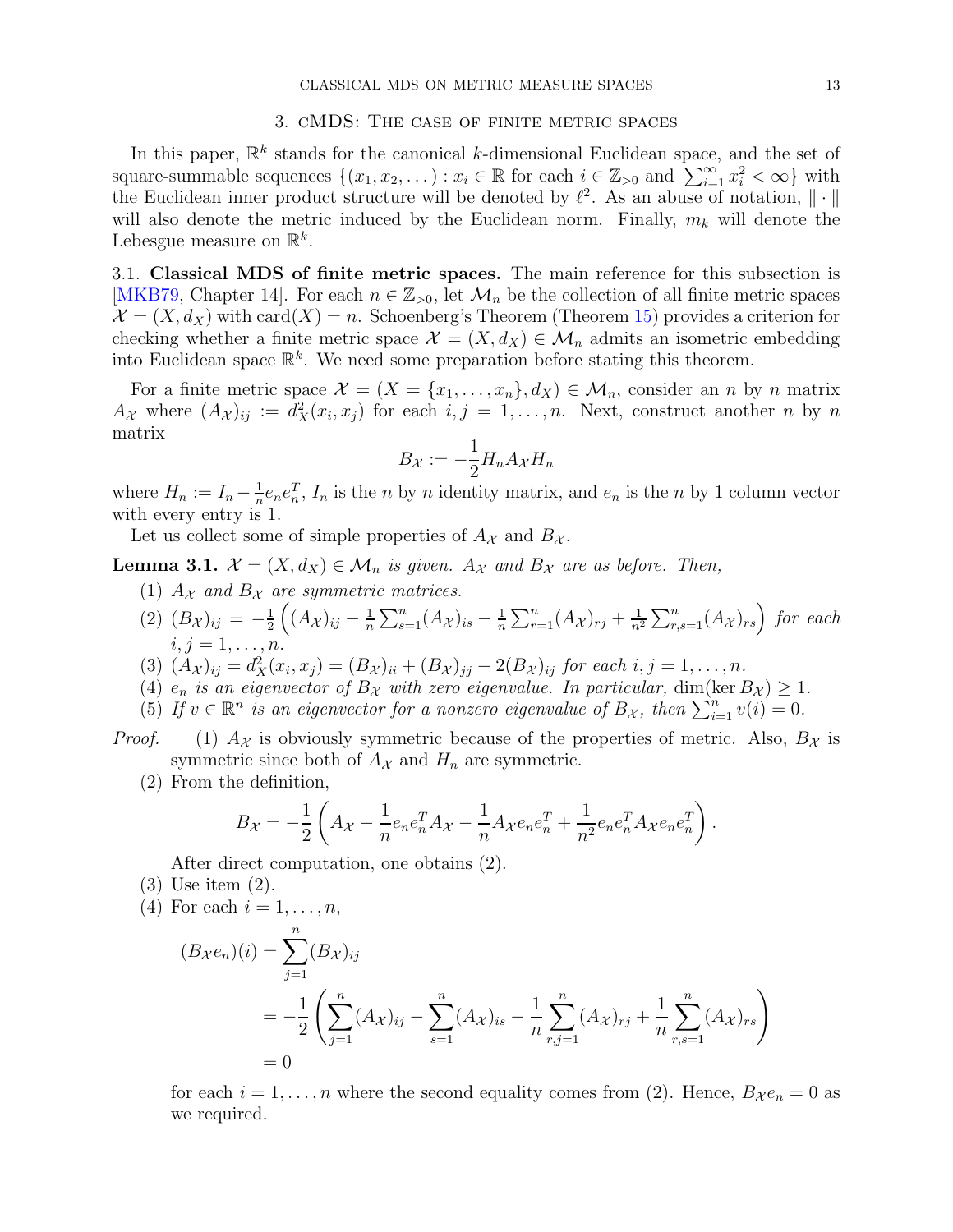## 3. cMDS: The case of finite metric spaces

In this paper, $\mathbb{R}^k$ stands for the canonical $k$-dimensional Euclidean space, and the set of square-summable sequences $\{(x_1, x_2, \dots) : x_i \in \mathbb{R} \text{ for each } i \in \mathbb{Z}_{>0} \text{ and } \sum_{i=1}^{\infty} x_i^2 < \infty\}$ with the Euclidean inner product structure will be denoted by $\ell^2$. As an abuse of notation, $\|\cdot\|$ will also denote the metric induced by the Euclidean norm. Finally, $m_k$ will denote the Lebesgue measure on $\mathbb{R}^k$.

### 3.1. Classical MDS of finite metric spaces.

The main reference for this subsection is [MKB79, Chapter 14]. For each $n \in \mathbb{Z}_{>0}$, let $\mathcal{M}_n$ be the collection of all finite metric spaces $\mathcal{X} = (X, d_X)$ with $\mathrm{card}(X) = n$. Schoenberg's Theorem (Theorem 15) provides a criterion for checking whether a finite metric space $\mathcal{X} = (X, d_X) \in \mathcal{M}_n$ admits an isometric embedding into Euclidean space $\mathbb{R}^k$. We need some preparation before stating this theorem.

For a finite metric space $\mathcal{X} = (X = \{x_1, \dots, x_n\}, d_X) \in \mathcal{M}_n$, consider an $n$ by $n$ matrix $A_{\mathcal{X}}$ where $(A_{\mathcal{X}})_{ij} := d_X^2(x_i, x_j)$ for each $i, j = 1, \dots, n$. Next, construct another $n$ by $n$ matrix

$$B_{\mathcal{X}} := -\frac{1}{2} H_n A_{\mathcal{X}} H_n$$

where $H_n := I_n - \frac{1}{n} e_n e_n^T$, $I_n$ is the $n$ by $n$ identity matrix, and $e_n$ is the $n$ by 1 column vector with every entry is 1.

Let us collect some of simple properties of $A_{\mathcal{X}}$ and $B_{\mathcal{X}}$.

**Lemma 3.1.** *$\mathcal{X} = (X, d_X) \in \mathcal{M}_n$ is given. $A_{\mathcal{X}}$ and $B_{\mathcal{X}}$ are as before. Then,*

1. *$A_{\mathcal{X}}$ and $B_{\mathcal{X}}$ are symmetric matrices.*
2. *$(B_{\mathcal{X}})_{ij} = -\frac{1}{2}\left((A_{\mathcal{X}})_{ij} - \frac{1}{n}\sum_{s=1}^{n}(A_{\mathcal{X}})_{is} - \frac{1}{n}\sum_{r=1}^{n}(A_{\mathcal{X}})_{rj} + \frac{1}{n^2}\sum_{r,s=1}^{n}(A_{\mathcal{X}})_{rs}\right)$ for each $i, j = 1, \dots, n$.*
3. *$(A_{\mathcal{X}})_{ij} = d_X^2(x_i, x_j) = (B_{\mathcal{X}})_{ii} + (B_{\mathcal{X}})_{jj} - 2(B_{\mathcal{X}})_{ij}$ for each $i, j = 1, \dots, n$.*
4. *$e_n$ is an eigenvector of $B_{\mathcal{X}}$ with zero eigenvalue. In particular, $\dim(\ker B_{\mathcal{X}}) \geq 1$.*
5. *If $v \in \mathbb{R}^n$ is an eigenvector for a nonzero eigenvalue of $B_{\mathcal{X}}$, then $\sum_{i=1}^{n} v(i) = 0$.*

*Proof.*

(1) $A_{\mathcal{X}}$ is obviously symmetric because of the properties of metric. Also, $B_{\mathcal{X}}$ is symmetric since both of $A_{\mathcal{X}}$ and $H_n$ are symmetric.

(2) From the definition,

$$B_{\mathcal{X}} = -\frac{1}{2}\left(A_{\mathcal{X}} - \frac{1}{n} e_n e_n^T A_{\mathcal{X}} - \frac{1}{n} A_{\mathcal{X}} e_n e_n^T + \frac{1}{n^2} e_n e_n^T A_{\mathcal{X}} e_n e_n^T\right).$$

After direct computation, one obtains (2).

(3) Use item (2).

(4) For each $i = 1, \dots, n$,

$$\begin{aligned}
(B_{\mathcal{X}} e_n)(i) &= \sum_{j=1}^{n} (B_{\mathcal{X}})_{ij} \\
&= -\frac{1}{2}\left(\sum_{j=1}^{n}(A_{\mathcal{X}})_{ij} - \sum_{s=1}^{n}(A_{\mathcal{X}})_{is} - \frac{1}{n}\sum_{r,j=1}^{n}(A_{\mathcal{X}})_{rj} + \frac{1}{n}\sum_{r,s=1}^{n}(A_{\mathcal{X}})_{rs}\right) \\
&= 0
\end{aligned}$$

for each $i = 1, \dots, n$ where the second equality comes from (2). Hence, $B_{\mathcal{X}} e_n = 0$ as we required.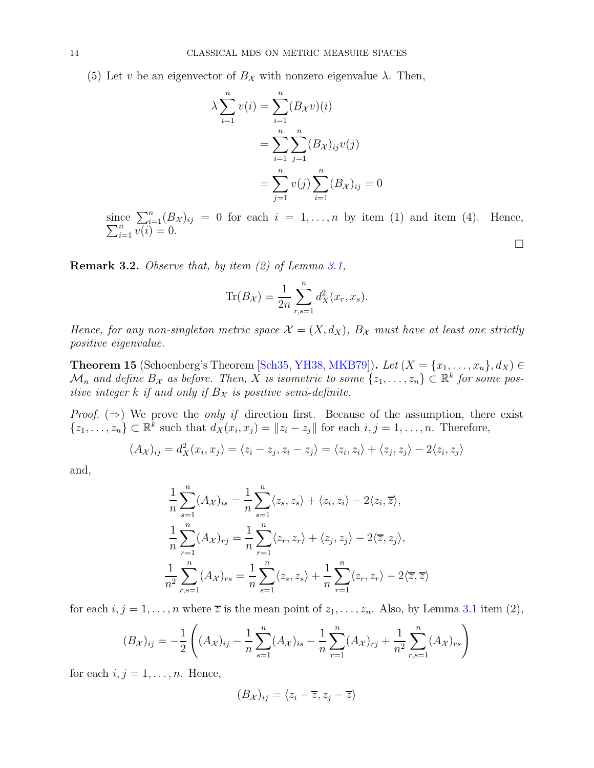(5) Let $v$ be an eigenvector of $B_{\mathcal{X}}$ with nonzero eigenvalue $\lambda$. Then,

$$
\begin{aligned}
\lambda \sum_{i=1}^{n} v(i) &= \sum_{i=1}^{n} (B_{\mathcal{X}} v)(i) \\
&= \sum_{i=1}^{n} \sum_{j=1}^{n} (B_{\mathcal{X}})_{ij} v(j) \\
&= \sum_{j=1}^{n} v(j) \sum_{i=1}^{n} (B_{\mathcal{X}})_{ij} = 0
\end{aligned}
$$

since $\sum_{i=1}^{n} (B_{\mathcal{X}})_{ij} = 0$ for each $i = 1, \ldots, n$ by item (1) and item (4). Hence, $\sum_{i=1}^{n} v(i) = 0$.

$\square$

**Remark 3.2.** *Observe that, by item (2) of Lemma 3.1,*

$$
\mathrm{Tr}(B_{\mathcal{X}}) = \frac{1}{2n} \sum_{r,s=1}^{n} d_X^2(x_r, x_s).
$$

*Hence, for any non-singleton metric space $\mathcal{X} = (X, d_X)$, $B_{\mathcal{X}}$ must have at least one strictly positive eigenvalue.*

**Theorem 15** (Schoenberg's Theorem [Sch35, YH38, MKB79])**.** *Let $(X = \{x_1, \ldots, x_n\}, d_X) \in \mathcal{M}_n$ and define $B_{\mathcal{X}}$ as before. Then, $X$ is isometric to some $\{z_1, \ldots, z_n\} \subset \mathbb{R}^k$ for some positive integer $k$ if and only if $B_{\mathcal{X}}$ is positive semi-definite.*

*Proof.* ($\Rightarrow$) We prove the *only if* direction first. Because of the assumption, there exist $\{z_1, \ldots, z_n\} \subset \mathbb{R}^k$ such that $d_X(x_i, x_j) = \|z_i - z_j\|$ for each $i, j = 1, \ldots, n$. Therefore,

$$
(A_{\mathcal{X}})_{ij} = d_X^2(x_i, x_j) = \langle z_i - z_j, z_i - z_j \rangle = \langle z_i, z_i \rangle + \langle z_j, z_j \rangle - 2\langle z_i, z_j \rangle
$$

and,

$$
\begin{aligned}
\frac{1}{n} \sum_{s=1}^{n} (A_{\mathcal{X}})_{is} &= \frac{1}{n} \sum_{s=1}^{n} \langle z_s, z_s \rangle + \langle z_i, z_i \rangle - 2\langle z_i, \overline{z} \rangle, \\
\frac{1}{n} \sum_{r=1}^{n} (A_{\mathcal{X}})_{rj} &= \frac{1}{n} \sum_{r=1}^{n} \langle z_r, z_r \rangle + \langle z_j, z_j \rangle - 2\langle \overline{z}, z_j \rangle, \\
\frac{1}{n^2} \sum_{r,s=1}^{n} (A_{\mathcal{X}})_{rs} &= \frac{1}{n} \sum_{s=1}^{n} \langle z_s, z_s \rangle + \frac{1}{n} \sum_{r=1}^{n} \langle z_r, z_r \rangle - 2\langle \overline{z}, \overline{z} \rangle
\end{aligned}
$$

for each $i, j = 1, \ldots, n$ where $\overline{z}$ is the mean point of $z_1, \ldots, z_n$. Also, by Lemma 3.1 item (2),

$$
(B_{\mathcal{X}})_{ij} = -\frac{1}{2} \left( (A_{\mathcal{X}})_{ij} - \frac{1}{n} \sum_{s=1}^{n} (A_{\mathcal{X}})_{is} - \frac{1}{n} \sum_{r=1}^{n} (A_{\mathcal{X}})_{rj} + \frac{1}{n^2} \sum_{r,s=1}^{n} (A_{\mathcal{X}})_{rs} \right)
$$

for each $i, j = 1, \ldots, n$. Hence,

$$
(B_{\mathcal{X}})_{ij} = \langle z_i - \overline{z}, z_j - \overline{z} \rangle
$$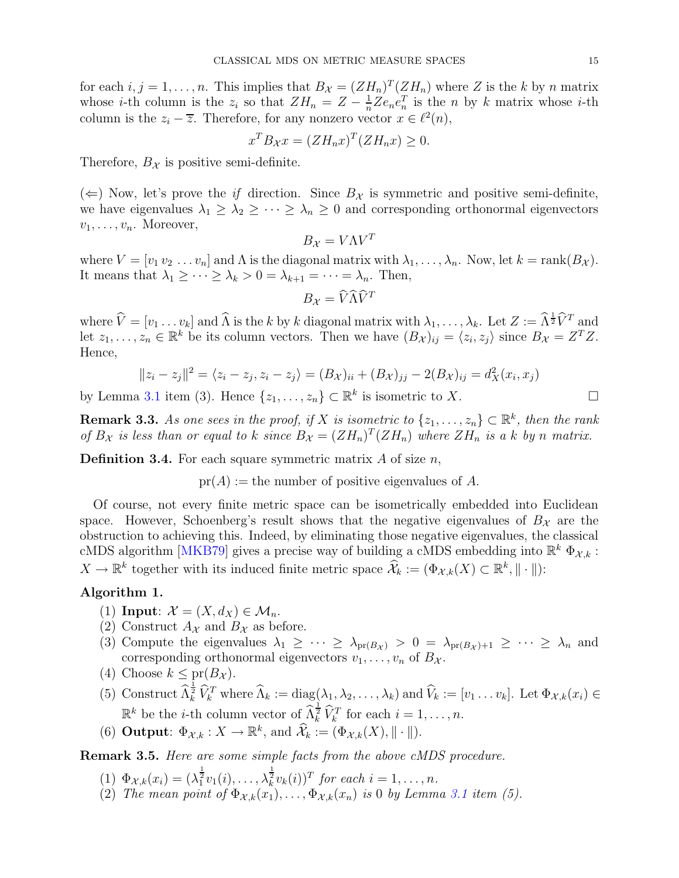for each $i, j = 1, \ldots, n$. This implies that $B_{\mathcal{X}} = (ZH_n)^T(ZH_n)$ where $Z$ is the $k$ by $n$ matrix whose $i$-th column is the $z_i$ so that $ZH_n = Z - \frac{1}{n}Ze_n e_n^T$ is the $n$ by $k$ matrix whose $i$-th column is the $z_i - \overline{z}$. Therefore, for any nonzero vector $x \in \ell^2(n)$,

$$x^T B_{\mathcal{X}} x = (ZH_n x)^T(ZH_n x) \geq 0.$$

Therefore, $B_{\mathcal{X}}$ is positive semi-definite.

($\Leftarrow$) Now, let's prove the *if* direction. Since $B_{\mathcal{X}}$ is symmetric and positive semi-definite, we have eigenvalues $\lambda_1 \geq \lambda_2 \geq \cdots \geq \lambda_n \geq 0$ and corresponding orthonormal eigenvectors $v_1, \ldots, v_n$. Moreover,

$$B_{\mathcal{X}} = V \Lambda V^T$$

where $V = [v_1\, v_2\, \ldots v_n]$ and $\Lambda$ is the diagonal matrix with $\lambda_1, \ldots, \lambda_n$. Now, let $k = \mathrm{rank}(B_{\mathcal{X}})$. It means that $\lambda_1 \geq \cdots \geq \lambda_k > 0 = \lambda_{k+1} = \cdots = \lambda_n$. Then,

$$B_{\mathcal{X}} = \widehat{V} \widehat{\Lambda} \widehat{V}^T$$

where $\widehat{V} = [v_1 \ldots v_k]$ and $\widehat{\Lambda}$ is the $k$ by $k$ diagonal matrix with $\lambda_1, \ldots, \lambda_k$. Let $Z := \widehat{\Lambda}^{\frac{1}{2}} \widehat{V}^T$ and let $z_1, \ldots, z_n \in \mathbb{R}^k$ be its column vectors. Then we have $(B_{\mathcal{X}})_{ij} = \langle z_i, z_j \rangle$ since $B_{\mathcal{X}} = Z^T Z$. Hence,

$$\|z_i - z_j\|^2 = \langle z_i - z_j, z_i - z_j \rangle = (B_{\mathcal{X}})_{ii} + (B_{\mathcal{X}})_{jj} - 2(B_{\mathcal{X}})_{ij} = d_X^2(x_i, x_j)$$

by Lemma 3.1 item (3). Hence $\{z_1, \ldots, z_n\} \subset \mathbb{R}^k$ is isometric to $X$. $\square$

**Remark 3.3.** *As one sees in the proof, if $X$ is isometric to $\{z_1, \ldots, z_n\} \subset \mathbb{R}^k$, then the rank of $B_{\mathcal{X}}$ is less than or equal to $k$ since $B_{\mathcal{X}} = (ZH_n)^T(ZH_n)$ where $ZH_n$ is a $k$ by $n$ matrix.*

**Definition 3.4.** For each square symmetric matrix $A$ of size $n$,

$$\mathrm{pr}(A) := \text{the number of positive eigenvalues of } A.$$

Of course, not every finite metric space can be isometrically embedded into Euclidean space. However, Schoenberg's result shows that the negative eigenvalues of $B_{\mathcal{X}}$ are the obstruction to achieving this. Indeed, by eliminating those negative eigenvalues, the classical cMDS algorithm [MKB79] gives a precise way of building a cMDS embedding into $\mathbb{R}^k$ $\Phi_{\mathcal{X},k} : X \to \mathbb{R}^k$ together with its induced finite metric space $\widehat{\mathcal{X}}_k := (\Phi_{\mathcal{X},k}(X) \subset \mathbb{R}^k, \|\cdot\|)$:

**Algorithm 1.**

1. **Input**: $\mathcal{X} = (X, d_X) \in \mathcal{M}_n$.
2. Construct $A_{\mathcal{X}}$ and $B_{\mathcal{X}}$ as before.
3. Compute the eigenvalues $\lambda_1 \geq \cdots \geq \lambda_{\mathrm{pr}(B_{\mathcal{X}})} > 0 = \lambda_{\mathrm{pr}(B_{\mathcal{X}})+1} \geq \cdots \geq \lambda_n$ and corresponding orthonormal eigenvectors $v_1, \ldots, v_n$ of $B_{\mathcal{X}}$.
4. Choose $k \leq \mathrm{pr}(B_{\mathcal{X}})$.
5. Construct $\widehat{\Lambda}_k^{\frac{1}{2}}\, \widehat{V}_k^T$ where $\widehat{\Lambda}_k := \mathrm{diag}(\lambda_1, \lambda_2, \ldots, \lambda_k)$ and $\widehat{V}_k := [v_1 \ldots v_k]$. Let $\Phi_{\mathcal{X},k}(x_i) \in \mathbb{R}^k$ be the $i$-th column vector of $\widehat{\Lambda}_k^{\frac{1}{2}}\, \widehat{V}_k^T$ for each $i = 1, \ldots, n$.
6. **Output**: $\Phi_{\mathcal{X},k} : X \to \mathbb{R}^k$, and $\widehat{\mathcal{X}}_k := (\Phi_{\mathcal{X},k}(X), \|\cdot\|)$.

**Remark 3.5.** *Here are some simple facts from the above cMDS procedure.*

1. $\Phi_{\mathcal{X},k}(x_i) = (\lambda_1^{\frac{1}{2}} v_1(i), \ldots, \lambda_k^{\frac{1}{2}} v_k(i))^T$ *for each* $i = 1, \ldots, n$.
2. *The mean point of* $\Phi_{\mathcal{X},k}(x_1), \ldots, \Phi_{\mathcal{X},k}(x_n)$ *is* $0$ *by Lemma 3.1 item (5).*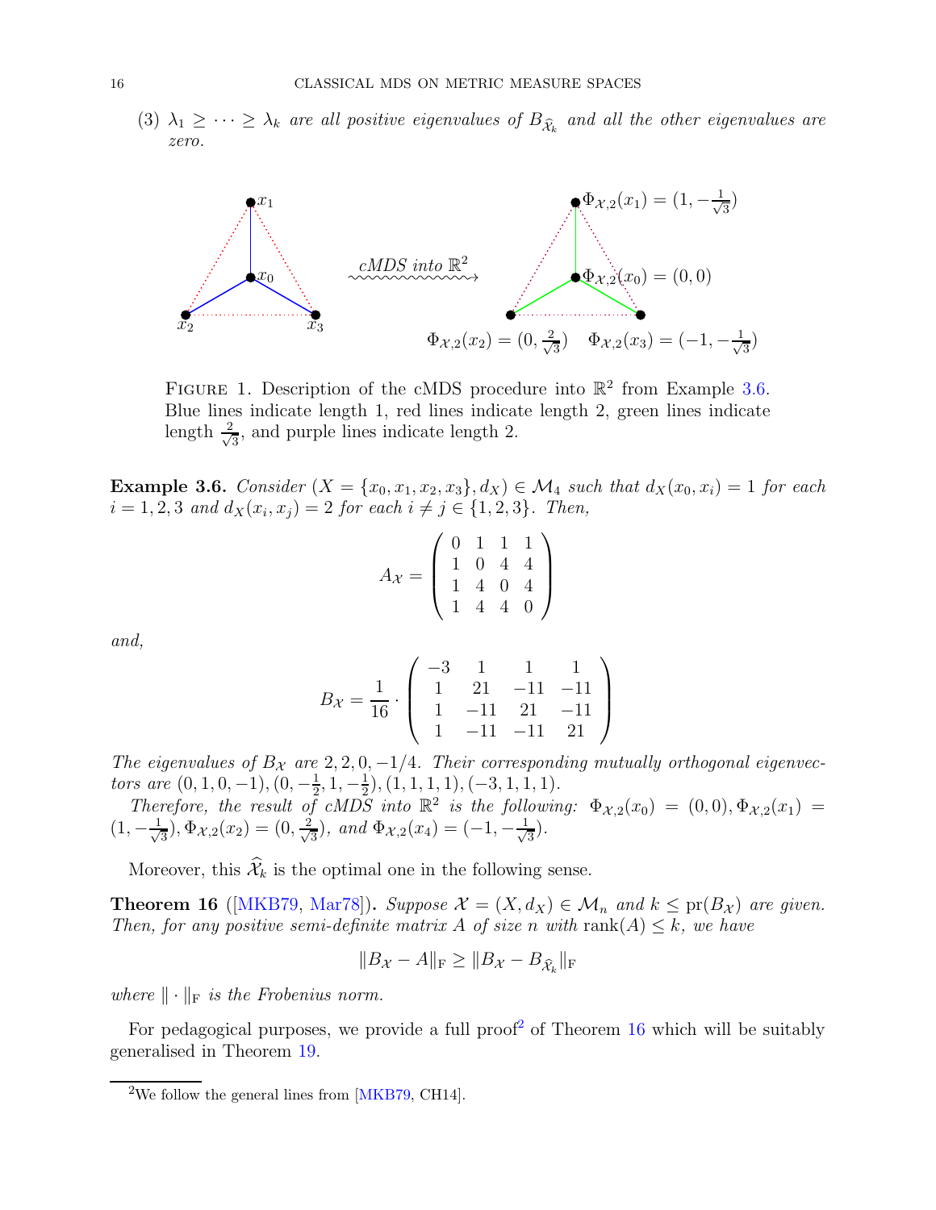(3) $\lambda_1 \geq \cdots \geq \lambda_k$ *are all positive eigenvalues of* $B_{\widehat{\mathcal{X}}_k}$ *and all the other eigenvalues are zero.*

FIGURE 1. Description of the cMDS procedure into $\mathbb{R}^2$ from Example 3.6. Blue lines indicate length 1, red lines indicate length 2, green lines indicate length $\frac{2}{\sqrt{3}}$, and purple lines indicate length 2.

**Example 3.6.** *Consider* $(X = \{x_0, x_1, x_2, x_3\}, d_X) \in \mathcal{M}_4$ *such that* $d_X(x_0, x_i) = 1$ *for each* $i = 1, 2, 3$ *and* $d_X(x_i, x_j) = 2$ *for each* $i \neq j \in \{1, 2, 3\}$*. Then,*

$$A_{\mathcal{X}} = \begin{pmatrix} 0 & 1 & 1 & 1 \\ 1 & 0 & 4 & 4 \\ 1 & 4 & 0 & 4 \\ 1 & 4 & 4 & 0 \end{pmatrix}$$

*and,*

$$B_{\mathcal{X}} = \frac{1}{16} \cdot \begin{pmatrix} -3 & 1 & 1 & 1 \\ 1 & 21 & -11 & -11 \\ 1 & -11 & 21 & -11 \\ 1 & -11 & -11 & 21 \end{pmatrix}$$

*The eigenvalues of* $B_{\mathcal{X}}$ *are* $2, 2, 0, -1/4$*. Their corresponding mutually orthogonal eigenvectors are* $(0, 1, 0, -1), (0, -\frac{1}{2}, 1, -\frac{1}{2}), (1, 1, 1, 1), (-3, 1, 1, 1)$*.*

*Therefore, the result of cMDS into* $\mathbb{R}^2$ *is the following:* $\Phi_{\mathcal{X},2}(x_0) = (0, 0), \Phi_{\mathcal{X},2}(x_1) = (1, -\frac{1}{\sqrt{3}}), \Phi_{\mathcal{X},2}(x_2) = (0, \frac{2}{\sqrt{3}})$*, and* $\Phi_{\mathcal{X},2}(x_4) = (-1, -\frac{1}{\sqrt{3}})$*.*

Moreover, this $\widehat{\mathcal{X}}_k$ is the optimal one in the following sense.

**Theorem 16** ([MKB79, Mar78])**.** *Suppose* $\mathcal{X} = (X, d_X) \in \mathcal{M}_n$ *and* $k \leq \mathrm{pr}(B_{\mathcal{X}})$ *are given. Then, for any positive semi-definite matrix* $A$ *of size* $n$ *with* $\mathrm{rank}(A) \leq k$*, we have*

$$\|B_{\mathcal{X}} - A\|_{\mathrm{F}} \geq \|B_{\mathcal{X}} - B_{\widehat{\mathcal{X}}_k}\|_{\mathrm{F}}$$

*where* $\|\cdot\|_{\mathrm{F}}$ *is the Frobenius norm.*

For pedagogical purposes, we provide a full proof[2] of Theorem 16 which will be suitably generalised in Theorem 19.

[2] We follow the general lines from [MKB79, CH14].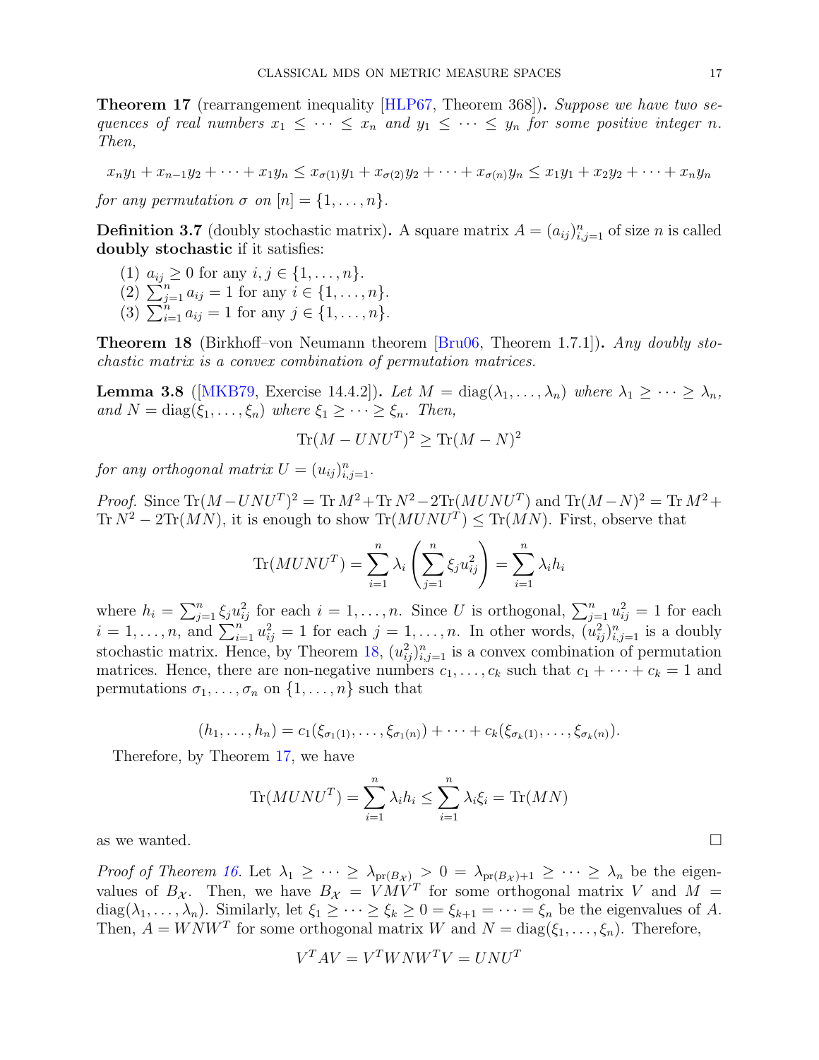**Theorem 17** (rearrangement inequality [HLP67, Theorem 368])**.** *Suppose we have two sequences of real numbers $x_1 \leq \cdots \leq x_n$ and $y_1 \leq \cdots \leq y_n$ for some positive integer $n$. Then,*

$$x_n y_1 + x_{n-1} y_2 + \cdots + x_1 y_n \leq x_{\sigma(1)} y_1 + x_{\sigma(2)} y_2 + \cdots + x_{\sigma(n)} y_n \leq x_1 y_1 + x_2 y_2 + \cdots + x_n y_n$$

*for any permutation $\sigma$ on $[n] = \{1, \ldots, n\}$.*

**Definition 3.7** (doubly stochastic matrix)**.** A square matrix $A = (a_{ij})_{i,j=1}^n$ of size $n$ is called **doubly stochastic** if it satisfies:

1. $a_{ij} \geq 0$ for any $i, j \in \{1, \ldots, n\}$.
2. $\sum_{j=1}^n a_{ij} = 1$ for any $i \in \{1, \ldots, n\}$.
3. $\sum_{i=1}^n a_{ij} = 1$ for any $j \in \{1, \ldots, n\}$.

**Theorem 18** (Birkhoff–von Neumann theorem [Bru06, Theorem 1.7.1])**.** *Any doubly stochastic matrix is a convex combination of permutation matrices.*

**Lemma 3.8** ([MKB79, Exercise 14.4.2])**.** *Let $M = \mathrm{diag}(\lambda_1, \ldots, \lambda_n)$ where $\lambda_1 \geq \cdots \geq \lambda_n$, and $N = \mathrm{diag}(\xi_1, \ldots, \xi_n)$ where $\xi_1 \geq \cdots \geq \xi_n$. Then,*

$$\mathrm{Tr}(M - UNU^T)^2 \geq \mathrm{Tr}(M - N)^2$$

*for any orthogonal matrix $U = (u_{ij})_{i,j=1}^n$.*

*Proof.* Since $\mathrm{Tr}(M - UNU^T)^2 = \mathrm{Tr}\, M^2 + \mathrm{Tr}\, N^2 - 2\mathrm{Tr}(MUNU^T)$ and $\mathrm{Tr}(M-N)^2 = \mathrm{Tr}\, M^2 + \mathrm{Tr}\, N^2 - 2\mathrm{Tr}(MN)$, it is enough to show $\mathrm{Tr}(MUNU^T) \leq \mathrm{Tr}(MN)$. First, observe that

$$\mathrm{Tr}(MUNU^T) = \sum_{i=1}^n \lambda_i \left( \sum_{j=1}^n \xi_j u_{ij}^2 \right) = \sum_{i=1}^n \lambda_i h_i$$

where $h_i = \sum_{j=1}^n \xi_j u_{ij}^2$ for each $i = 1, \ldots, n$. Since $U$ is orthogonal, $\sum_{j=1}^n u_{ij}^2 = 1$ for each $i = 1, \ldots, n$, and $\sum_{i=1}^n u_{ij}^2 = 1$ for each $j = 1, \ldots, n$. In other words, $(u_{ij}^2)_{i,j=1}^n$ is a doubly stochastic matrix. Hence, by Theorem 18, $(u_{ij}^2)_{i,j=1}^n$ is a convex combination of permutation matrices. Hence, there are non-negative numbers $c_1, \ldots, c_k$ such that $c_1 + \cdots + c_k = 1$ and permutations $\sigma_1, \ldots, \sigma_n$ on $\{1, \ldots, n\}$ such that

$$(h_1, \ldots, h_n) = c_1(\xi_{\sigma_1(1)}, \ldots, \xi_{\sigma_1(n)}) + \cdots + c_k(\xi_{\sigma_k(1)}, \ldots, \xi_{\sigma_k(n)}).$$

Therefore, by Theorem 17, we have

$$\mathrm{Tr}(MUNU^T) = \sum_{i=1}^n \lambda_i h_i \leq \sum_{i=1}^n \lambda_i \xi_i = \mathrm{Tr}(MN)$$

as we wanted. $\square$

*Proof of Theorem 16.* Let $\lambda_1 \geq \cdots \geq \lambda_{\mathrm{pr}(B_{\mathcal{X}})} > 0 = \lambda_{\mathrm{pr}(B_{\mathcal{X}})+1} \geq \cdots \geq \lambda_n$ be the eigenvalues of $B_{\mathcal{X}}$. Then, we have $B_{\mathcal{X}} = VMV^T$ for some orthogonal matrix $V$ and $M = \mathrm{diag}(\lambda_1, \ldots, \lambda_n)$. Similarly, let $\xi_1 \geq \cdots \geq \xi_k \geq 0 = \xi_{k+1} = \cdots = \xi_n$ be the eigenvalues of $A$. Then, $A = WNW^T$ for some orthogonal matrix $W$ and $N = \mathrm{diag}(\xi_1, \ldots, \xi_n)$. Therefore,

$$V^T A V = V^T W N W^T V = UNU^T$$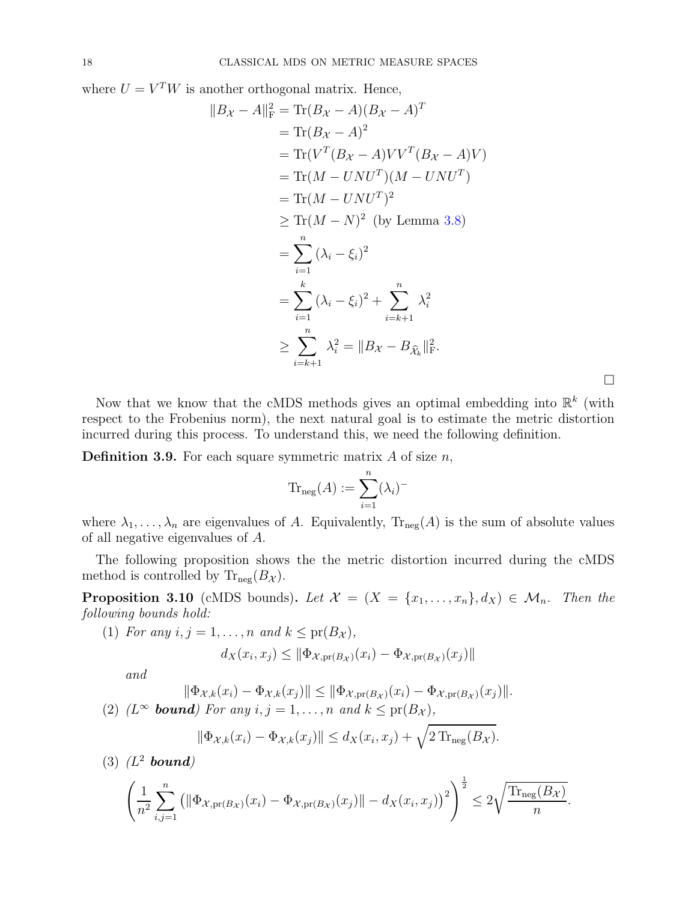where $U = V^T W$ is another orthogonal matrix. Hence,

$$
\begin{aligned}
\|B_{\mathcal{X}} - A\|_{\mathrm{F}}^2 &= \mathrm{Tr}(B_{\mathcal{X}} - A)(B_{\mathcal{X}} - A)^T \\
&= \mathrm{Tr}(B_{\mathcal{X}} - A)^2 \\
&= \mathrm{Tr}(V^T(B_{\mathcal{X}} - A)VV^T(B_{\mathcal{X}} - A)V) \\
&= \mathrm{Tr}(M - UNU^T)(M - UNU^T) \\
&= \mathrm{Tr}(M - UNU^T)^2 \\
&\geq \mathrm{Tr}(M - N)^2 \text{ (by Lemma 3.8)} \\
&= \sum_{i=1}^{n} (\lambda_i - \xi_i)^2 \\
&= \sum_{i=1}^{k} (\lambda_i - \xi_i)^2 + \sum_{i=k+1}^{n} \lambda_i^2 \\
&\geq \sum_{i=k+1}^{n} \lambda_i^2 = \|B_{\mathcal{X}} - B_{\widehat{\mathcal{X}}_k}\|_{\mathrm{F}}^2.
\end{aligned}
$$

□

Now that we know that the cMDS methods gives an optimal embedding into $\mathbb{R}^k$ (with respect to the Frobenius norm), the next natural goal is to estimate the metric distortion incurred during this process. To understand this, we need the following definition.

**Definition 3.9.** For each square symmetric matrix $A$ of size $n$,

$$\mathrm{Tr}_{\mathrm{neg}}(A) := \sum_{i=1}^{n} (\lambda_i)^-$$

where $\lambda_1, \ldots, \lambda_n$ are eigenvalues of $A$. Equivalently, $\mathrm{Tr}_{\mathrm{neg}}(A)$ is the sum of absolute values of all negative eigenvalues of $A$.

The following proposition shows the the metric distortion incurred during the cMDS method is controlled by $\mathrm{Tr}_{\mathrm{neg}}(B_{\mathcal{X}})$.

**Proposition 3.10** (cMDS bounds)**.** *Let $\mathcal{X} = (X = \{x_1, \ldots, x_n\}, d_X) \in \mathcal{M}_n$. Then the following bounds hold:*

(1) *For any $i, j = 1, \ldots, n$ and $k \leq \mathrm{pr}(B_{\mathcal{X}})$,*

$$d_X(x_i, x_j) \leq \|\Phi_{\mathcal{X},\mathrm{pr}(B_{\mathcal{X}})}(x_i) - \Phi_{\mathcal{X},\mathrm{pr}(B_{\mathcal{X}})}(x_j)\|$$

*and*

$$\|\Phi_{\mathcal{X},k}(x_i) - \Phi_{\mathcal{X},k}(x_j)\| \leq \|\Phi_{\mathcal{X},\mathrm{pr}(B_{\mathcal{X}})}(x_i) - \Phi_{\mathcal{X},\mathrm{pr}(B_{\mathcal{X}})}(x_j)\|.$$

(2) *($L^\infty$ **bound**) For any $i, j = 1, \ldots, n$ and $k \leq \mathrm{pr}(B_{\mathcal{X}})$,*

$$\|\Phi_{\mathcal{X},k}(x_i) - \Phi_{\mathcal{X},k}(x_j)\| \leq d_X(x_i, x_j) + \sqrt{2\,\mathrm{Tr}_{\mathrm{neg}}(B_{\mathcal{X}})}.$$

(3) *($L^2$ **bound**)*

$$\left(\frac{1}{n^2}\sum_{i,j=1}^{n} \left(\|\Phi_{\mathcal{X},\mathrm{pr}(B_{\mathcal{X}})}(x_i) - \Phi_{\mathcal{X},\mathrm{pr}(B_{\mathcal{X}})}(x_j)\| - d_X(x_i, x_j)\right)^2\right)^{\frac{1}{2}} \leq 2\sqrt{\frac{\mathrm{Tr}_{\mathrm{neg}}(B_{\mathcal{X}})}{n}}.$$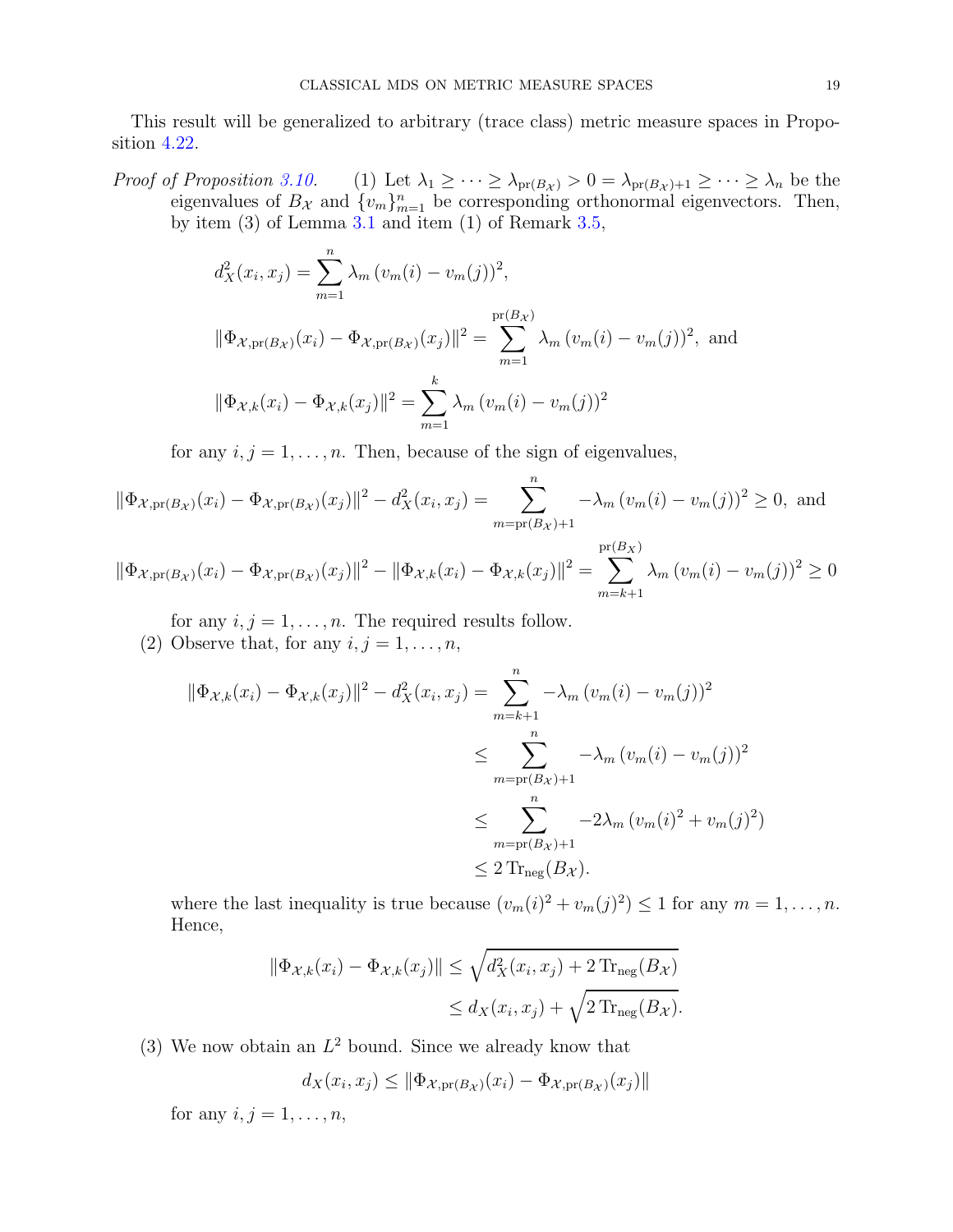This result will be generalized to arbitrary (trace class) metric measure spaces in Proposition 4.22.

*Proof of Proposition 3.10.* (1) Let $\lambda_1 \geq \cdots \geq \lambda_{\mathrm{pr}(B_{\mathcal{X}})} > 0 = \lambda_{\mathrm{pr}(B_{\mathcal{X}})+1} \geq \cdots \geq \lambda_n$ be the eigenvalues of $B_{\mathcal{X}}$ and $\{v_m\}_{m=1}^n$ be corresponding orthonormal eigenvectors. Then, by item (3) of Lemma 3.1 and item (1) of Remark 3.5,

$$d_X^2(x_i, x_j) = \sum_{m=1}^{n} \lambda_m \left(v_m(i) - v_m(j)\right)^2,$$

$$\|\Phi_{\mathcal{X},\mathrm{pr}(B_{\mathcal{X}})}(x_i) - \Phi_{\mathcal{X},\mathrm{pr}(B_{\mathcal{X}})}(x_j)\|^2 = \sum_{m=1}^{\mathrm{pr}(B_{\mathcal{X}})} \lambda_m \left(v_m(i) - v_m(j)\right)^2, \text{ and}$$

$$\|\Phi_{\mathcal{X},k}(x_i) - \Phi_{\mathcal{X},k}(x_j)\|^2 = \sum_{m=1}^{k} \lambda_m \left(v_m(i) - v_m(j)\right)^2$$

for any $i, j = 1, \ldots, n$. Then, because of the sign of eigenvalues,

$$\|\Phi_{\mathcal{X},\mathrm{pr}(B_{\mathcal{X}})}(x_i) - \Phi_{\mathcal{X},\mathrm{pr}(B_{\mathcal{X}})}(x_j)\|^2 - d_X^2(x_i, x_j) = \sum_{m=\mathrm{pr}(B_{\mathcal{X}})+1}^{n} -\lambda_m \left(v_m(i) - v_m(j)\right)^2 \geq 0, \text{ and}$$

$$\|\Phi_{\mathcal{X},\mathrm{pr}(B_{\mathcal{X}})}(x_i) - \Phi_{\mathcal{X},\mathrm{pr}(B_{\mathcal{X}})}(x_j)\|^2 - \|\Phi_{\mathcal{X},k}(x_i) - \Phi_{\mathcal{X},k}(x_j)\|^2 = \sum_{m=k+1}^{\mathrm{pr}(B_X)} \lambda_m \left(v_m(i) - v_m(j)\right)^2 \geq 0$$

for any $i, j = 1, \ldots, n$. The required results follow.

(2) Observe that, for any $i, j = 1, \ldots, n$,

$$\begin{aligned}
\|\Phi_{\mathcal{X},k}(x_i) - \Phi_{\mathcal{X},k}(x_j)\|^2 - d_X^2(x_i, x_j) &= \sum_{m=k+1}^{n} -\lambda_m \left(v_m(i) - v_m(j)\right)^2 \\
&\leq \sum_{m=\mathrm{pr}(B_{\mathcal{X}})+1}^{n} -\lambda_m \left(v_m(i) - v_m(j)\right)^2 \\
&\leq \sum_{m=\mathrm{pr}(B_{\mathcal{X}})+1}^{n} -2\lambda_m \left(v_m(i)^2 + v_m(j)^2\right) \\
&\leq 2\,\mathrm{Tr}_{\mathrm{neg}}(B_{\mathcal{X}}).
\end{aligned}$$

where the last inequality is true because $(v_m(i)^2 + v_m(j)^2) \leq 1$ for any $m = 1, \ldots, n$. Hence,

$$\begin{aligned}
\|\Phi_{\mathcal{X},k}(x_i) - \Phi_{\mathcal{X},k}(x_j)\| &\leq \sqrt{d_X^2(x_i, x_j) + 2\,\mathrm{Tr}_{\mathrm{neg}}(B_{\mathcal{X}})} \\
&\leq d_X(x_i, x_j) + \sqrt{2\,\mathrm{Tr}_{\mathrm{neg}}(B_{\mathcal{X}})}.
\end{aligned}$$

(3) We now obtain an $L^2$ bound. Since we already know that

$$d_X(x_i, x_j) \leq \|\Phi_{\mathcal{X},\mathrm{pr}(B_{\mathcal{X}})}(x_i) - \Phi_{\mathcal{X},\mathrm{pr}(B_{\mathcal{X}})}(x_j)\|$$

for any $i, j = 1, \ldots, n$,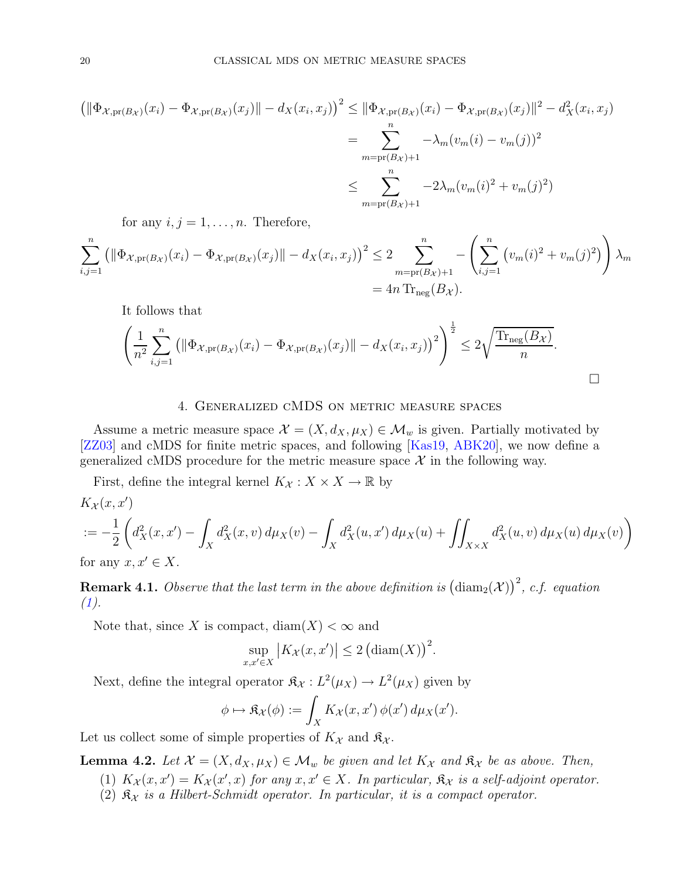$$
\begin{aligned}
\left(\|\Phi_{\mathcal{X},\mathrm{pr}(B_{\mathcal{X}})}(x_i) - \Phi_{\mathcal{X},\mathrm{pr}(B_{\mathcal{X}})}(x_j)\| - d_X(x_i,x_j)\right)^2 &\leq \|\Phi_{\mathcal{X},\mathrm{pr}(B_{\mathcal{X}})}(x_i) - \Phi_{\mathcal{X},\mathrm{pr}(B_{\mathcal{X}})}(x_j)\|^2 - d_X^2(x_i,x_j) \\
&= \sum_{m=\mathrm{pr}(B_{\mathcal{X}})+1}^{n} -\lambda_m (v_m(i) - v_m(j))^2 \\
&\leq \sum_{m=\mathrm{pr}(B_{\mathcal{X}})+1}^{n} -2\lambda_m (v_m(i)^2 + v_m(j)^2)
\end{aligned}
$$

for any $i,j = 1,\dots,n$. Therefore,

$$
\begin{aligned}
\sum_{i,j=1}^{n} \left(\|\Phi_{\mathcal{X},\mathrm{pr}(B_{\mathcal{X}})}(x_i) - \Phi_{\mathcal{X},\mathrm{pr}(B_{\mathcal{X}})}(x_j)\| - d_X(x_i,x_j)\right)^2 &\leq 2 \sum_{m=\mathrm{pr}(B_{\mathcal{X}})+1}^{n} -\left(\sum_{i,j=1}^{n} \left(v_m(i)^2 + v_m(j)^2\right)\right)\lambda_m \\
&= 4n\,\mathrm{Tr}_{\mathrm{neg}}(B_{\mathcal{X}}).
\end{aligned}
$$

It follows that

$$
\left(\frac{1}{n^2}\sum_{i,j=1}^{n} \left(\|\Phi_{\mathcal{X},\mathrm{pr}(B_{\mathcal{X}})}(x_i) - \Phi_{\mathcal{X},\mathrm{pr}(B_{\mathcal{X}})}(x_j)\| - d_X(x_i,x_j)\right)^2\right)^{\frac{1}{2}} \leq 2\sqrt{\frac{\mathrm{Tr}_{\mathrm{neg}}(B_{\mathcal{X}})}{n}}.
$$

□

## 4. Generalized cMDS on metric measure spaces

Assume a metric measure space $\mathcal{X} = (X, d_X, \mu_X) \in \mathcal{M}_w$ is given. Partially motivated by [ZZ03] and cMDS for finite metric spaces, and following [Kas19, ABK20], we now define a generalized cMDS procedure for the metric measure space $\mathcal{X}$ in the following way.

First, define the integral kernel $K_{\mathcal{X}} : X \times X \to \mathbb{R}$ by

$$
\begin{aligned}
&K_{\mathcal{X}}(x,x') \\
&:= -\frac{1}{2}\left(d_X^2(x,x') - \int_X d_X^2(x,v)\,d\mu_X(v) - \int_X d_X^2(u,x')\,d\mu_X(u) + \iint_{X\times X} d_X^2(u,v)\,d\mu_X(u)\,d\mu_X(v)\right)
\end{aligned}
$$

for any $x, x' \in X$.

**Remark 4.1.** *Observe that the last term in the above definition is $\left(\mathrm{diam}_2(\mathcal{X})\right)^2$, c.f. equation (1).*

Note that, since $X$ is compact, $\mathrm{diam}(X) < \infty$ and

$$
\sup_{x,x'\in X} \left|K_{\mathcal{X}}(x,x')\right| \leq 2\left(\mathrm{diam}(X)\right)^2.
$$

Next, define the integral operator $\mathfrak{K}_{\mathcal{X}} : L^2(\mu_X) \to L^2(\mu_X)$ given by

$$
\phi \mapsto \mathfrak{K}_{\mathcal{X}}(\phi) := \int_X K_{\mathcal{X}}(x,x')\,\phi(x')\,d\mu_X(x').
$$

Let us collect some of simple properties of $K_{\mathcal{X}}$ and $\mathfrak{K}_{\mathcal{X}}$.

**Lemma 4.2.** *Let $\mathcal{X} = (X, d_X, \mu_X) \in \mathcal{M}_w$ be given and let $K_{\mathcal{X}}$ and $\mathfrak{K}_{\mathcal{X}}$ be as above. Then,*

1. *$K_{\mathcal{X}}(x,x') = K_{\mathcal{X}}(x',x)$ for any $x,x' \in X$. In particular, $\mathfrak{K}_{\mathcal{X}}$ is a self-adjoint operator.*
2. *$\mathfrak{K}_{\mathcal{X}}$ is a Hilbert-Schmidt operator. In particular, it is a compact operator.*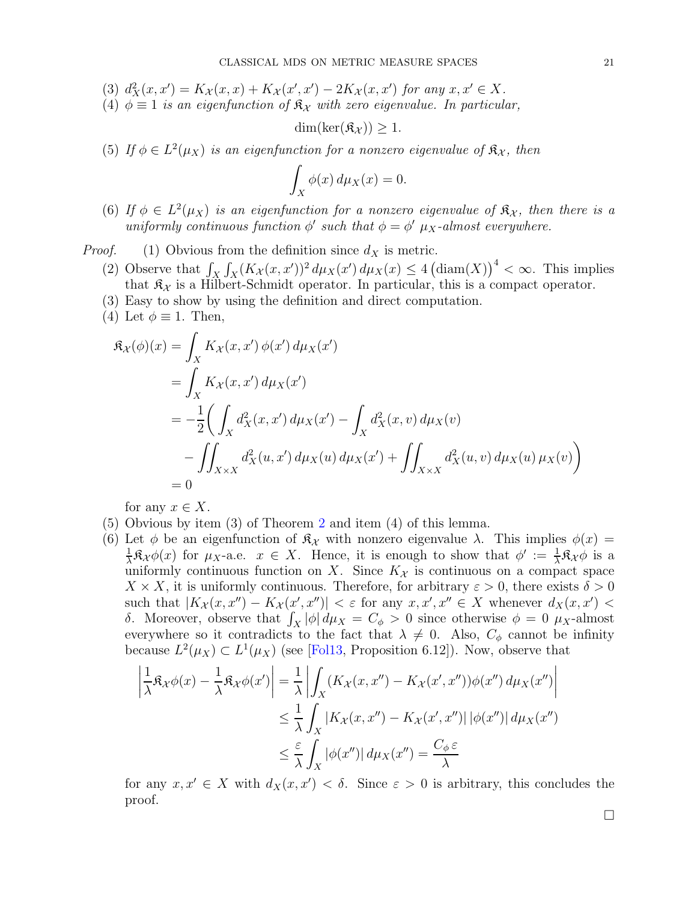(3) *$d_X^2(x,x') = K_{\mathcal{X}}(x,x) + K_{\mathcal{X}}(x',x') - 2K_{\mathcal{X}}(x,x')$ for any $x, x' \in X$.*

(4) *$\phi \equiv 1$ is an eigenfunction of $\mathfrak{K}_{\mathcal{X}}$ with zero eigenvalue. In particular,*

$$\dim(\ker(\mathfrak{K}_{\mathcal{X}})) \geq 1.$$

(5) *If $\phi \in L^2(\mu_X)$ is an eigenfunction for a nonzero eigenvalue of $\mathfrak{K}_{\mathcal{X}}$, then*

$$\int_X \phi(x)\, d\mu_X(x) = 0.$$

(6) *If $\phi \in L^2(\mu_X)$ is an eigenfunction for a nonzero eigenvalue of $\mathfrak{K}_{\mathcal{X}}$, then there is a uniformly continuous function $\phi'$ such that $\phi = \phi'$ $\mu_X$-almost everywhere.*

*Proof.* (1) Obvious from the definition since $d_X$ is metric.

(2) Observe that $\int_X \int_X (K_{\mathcal{X}}(x,x'))^2\, d\mu_X(x')\, d\mu_X(x) \leq 4\left(\mathrm{diam}(X)\right)^4 < \infty$. This implies that $\mathfrak{K}_{\mathcal{X}}$ is a Hilbert-Schmidt operator. In particular, this is a compact operator.

(3) Easy to show by using the definition and direct computation.

(4) Let $\phi \equiv 1$. Then,

$$\begin{aligned}
\mathfrak{K}_{\mathcal{X}}(\phi)(x) &= \int_X K_{\mathcal{X}}(x,x')\, \phi(x')\, d\mu_X(x') \\
&= \int_X K_{\mathcal{X}}(x,x')\, d\mu_X(x') \\
&= -\frac{1}{2}\bigg( \int_X d_X^2(x,x')\, d\mu_X(x') - \int_X d_X^2(x,v)\, d\mu_X(v) \\
&\quad - \iint_{X\times X} d_X^2(u,x')\, d\mu_X(u)\, d\mu_X(x') + \iint_{X\times X} d_X^2(u,v)\, d\mu_X(u)\, \mu_X(v)\bigg) \\
&= 0
\end{aligned}$$

for any $x \in X$.

(5) Obvious by item (3) of Theorem 2 and item (4) of this lemma.

(6) Let $\phi$ be an eigenfunction of $\mathfrak{K}_{\mathcal{X}}$ with nonzero eigenvalue $\lambda$. This implies $\phi(x) = \frac{1}{\lambda}\mathfrak{K}_{\mathcal{X}}\phi(x)$ for $\mu_X$-a.e. $x \in X$. Hence, it is enough to show that $\phi' := \frac{1}{\lambda}\mathfrak{K}_{\mathcal{X}}\phi$ is a uniformly continuous function on $X$. Since $K_{\mathcal{X}}$ is continuous on a compact space $X \times X$, it is uniformly continuous. Therefore, for arbitrary $\varepsilon > 0$, there exists $\delta > 0$ such that $|K_{\mathcal{X}}(x,x'') - K_{\mathcal{X}}(x',x'')| < \varepsilon$ for any $x, x', x'' \in X$ whenever $d_X(x,x') < \delta$. Moreover, observe that $\int_X |\phi|\, d\mu_X = C_\phi > 0$ since otherwise $\phi = 0$ $\mu_X$-almost everywhere so it contradicts to the fact that $\lambda \neq 0$. Also, $C_\phi$ cannot be infinity because $L^2(\mu_X) \subset L^1(\mu_X)$ (see [Fol13, Proposition 6.12]). Now, observe that

$$\begin{aligned}
\left|\frac{1}{\lambda}\mathfrak{K}_{\mathcal{X}}\phi(x) - \frac{1}{\lambda}\mathfrak{K}_{\mathcal{X}}\phi(x')\right| &= \frac{1}{\lambda}\left|\int_X (K_{\mathcal{X}}(x,x'') - K_{\mathcal{X}}(x',x''))\phi(x'')\, d\mu_X(x'')\right| \\
&\leq \frac{1}{\lambda}\int_X |K_{\mathcal{X}}(x,x'') - K_{\mathcal{X}}(x',x'')|\, |\phi(x'')|\, d\mu_X(x'') \\
&\leq \frac{\varepsilon}{\lambda}\int_X |\phi(x'')|\, d\mu_X(x'') = \frac{C_\phi\, \varepsilon}{\lambda}
\end{aligned}$$

for any $x, x' \in X$ with $d_X(x,x') < \delta$. Since $\varepsilon > 0$ is arbitrary, this concludes the proof.

□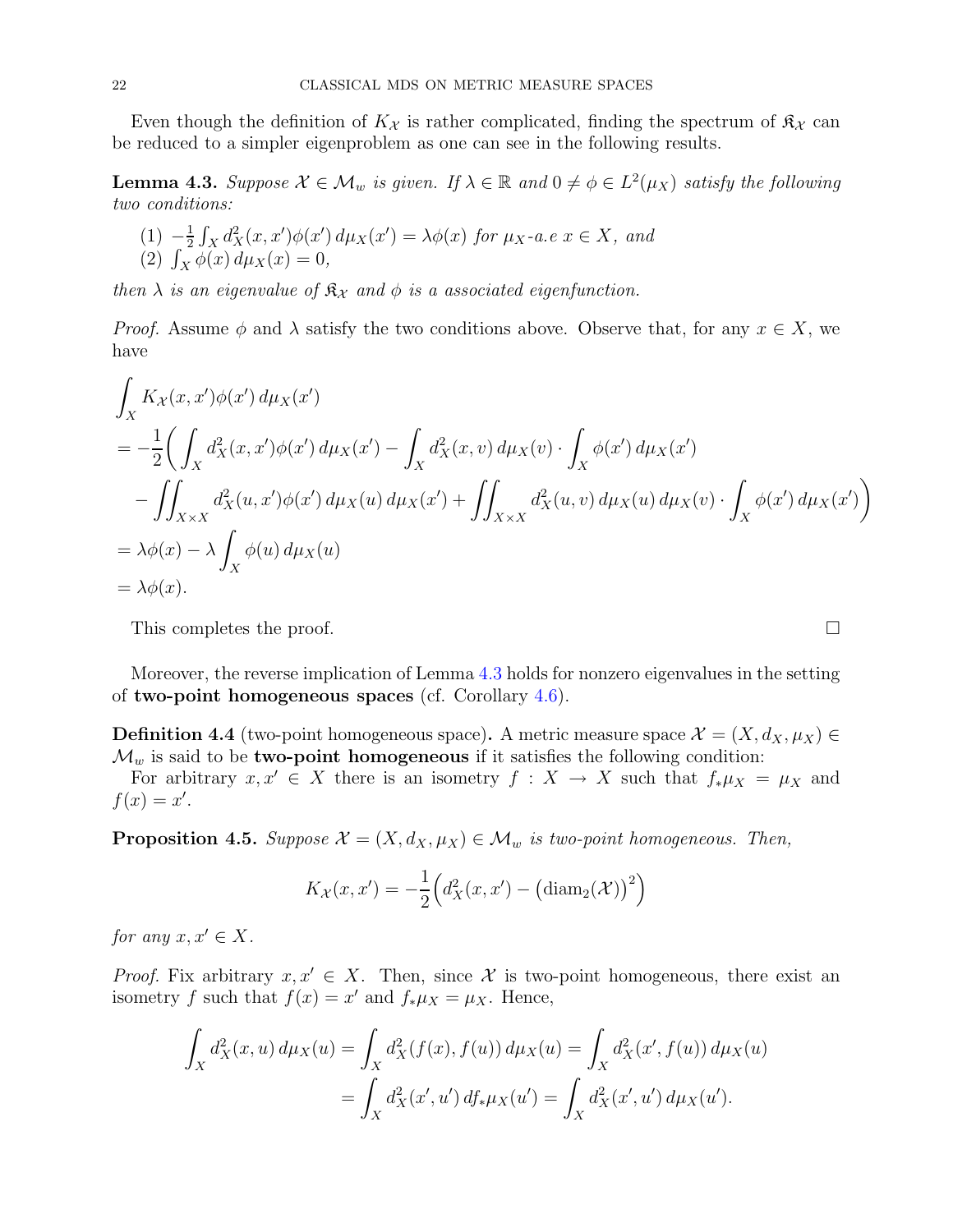Even though the definition of $K_{\mathcal{X}}$ is rather complicated, finding the spectrum of $\mathfrak{K}_{\mathcal{X}}$ can be reduced to a simpler eigenproblem as one can see in the following results.

**Lemma 4.3.** *Suppose $\mathcal{X} \in \mathcal{M}_w$ is given. If $\lambda \in \mathbb{R}$ and $0 \neq \phi \in L^2(\mu_X)$ satisfy the following two conditions:*

1. $-\frac{1}{2}\int_X d_X^2(x,x')\phi(x')\,d\mu_X(x') = \lambda\phi(x)$ *for $\mu_X$-a.e $x \in X$, and*
2. $\int_X \phi(x)\,d\mu_X(x) = 0$,

*then $\lambda$ is an eigenvalue of $\mathfrak{K}_{\mathcal{X}}$ and $\phi$ is a associated eigenfunction.*

*Proof.* Assume $\phi$ and $\lambda$ satisfy the two conditions above. Observe that, for any $x \in X$, we have

$$
\begin{aligned}
&\int_X K_{\mathcal{X}}(x,x')\phi(x')\,d\mu_X(x') \\
&= -\frac{1}{2}\bigg(\int_X d_X^2(x,x')\phi(x')\,d\mu_X(x') - \int_X d_X^2(x,v)\,d\mu_X(v)\cdot\int_X \phi(x')\,d\mu_X(x') \\
&\quad - \iint_{X\times X} d_X^2(u,x')\phi(x')\,d\mu_X(u)\,d\mu_X(x') + \iint_{X\times X} d_X^2(u,v)\,d\mu_X(u)\,d\mu_X(v)\cdot\int_X \phi(x')\,d\mu_X(x')\bigg) \\
&= \lambda\phi(x) - \lambda\int_X \phi(u)\,d\mu_X(u) \\
&= \lambda\phi(x).
\end{aligned}
$$

This completes the proof. $\square$

Moreover, the reverse implication of Lemma 4.3 holds for nonzero eigenvalues in the setting of **two-point homogeneous spaces** (cf. Corollary 4.6).

**Definition 4.4** (two-point homogeneous space)**.** A metric measure space $\mathcal{X} = (X, d_X, \mu_X) \in \mathcal{M}_w$ is said to be **two-point homogeneous** if it satisfies the following condition:

For arbitrary $x, x' \in X$ there is an isometry $f : X \to X$ such that $f_*\mu_X = \mu_X$ and $f(x) = x'$.

**Proposition 4.5.** *Suppose $\mathcal{X} = (X, d_X, \mu_X) \in \mathcal{M}_w$ is two-point homogeneous. Then,*

$$
K_{\mathcal{X}}(x,x') = -\frac{1}{2}\Big(d_X^2(x,x') - \big(\mathrm{diam}_2(\mathcal{X})\big)^2\Big)
$$

*for any $x, x' \in X$.*

*Proof.* Fix arbitrary $x, x' \in X$. Then, since $\mathcal{X}$ is two-point homogeneous, there exist an isometry $f$ such that $f(x) = x'$ and $f_*\mu_X = \mu_X$. Hence,

$$
\begin{aligned}
\int_X d_X^2(x,u)\,d\mu_X(u) &= \int_X d_X^2(f(x),f(u))\,d\mu_X(u) = \int_X d_X^2(x',f(u))\,d\mu_X(u) \\
&= \int_X d_X^2(x',u')\,df_*\mu_X(u') = \int_X d_X^2(x',u')\,d\mu_X(u').
\end{aligned}
$$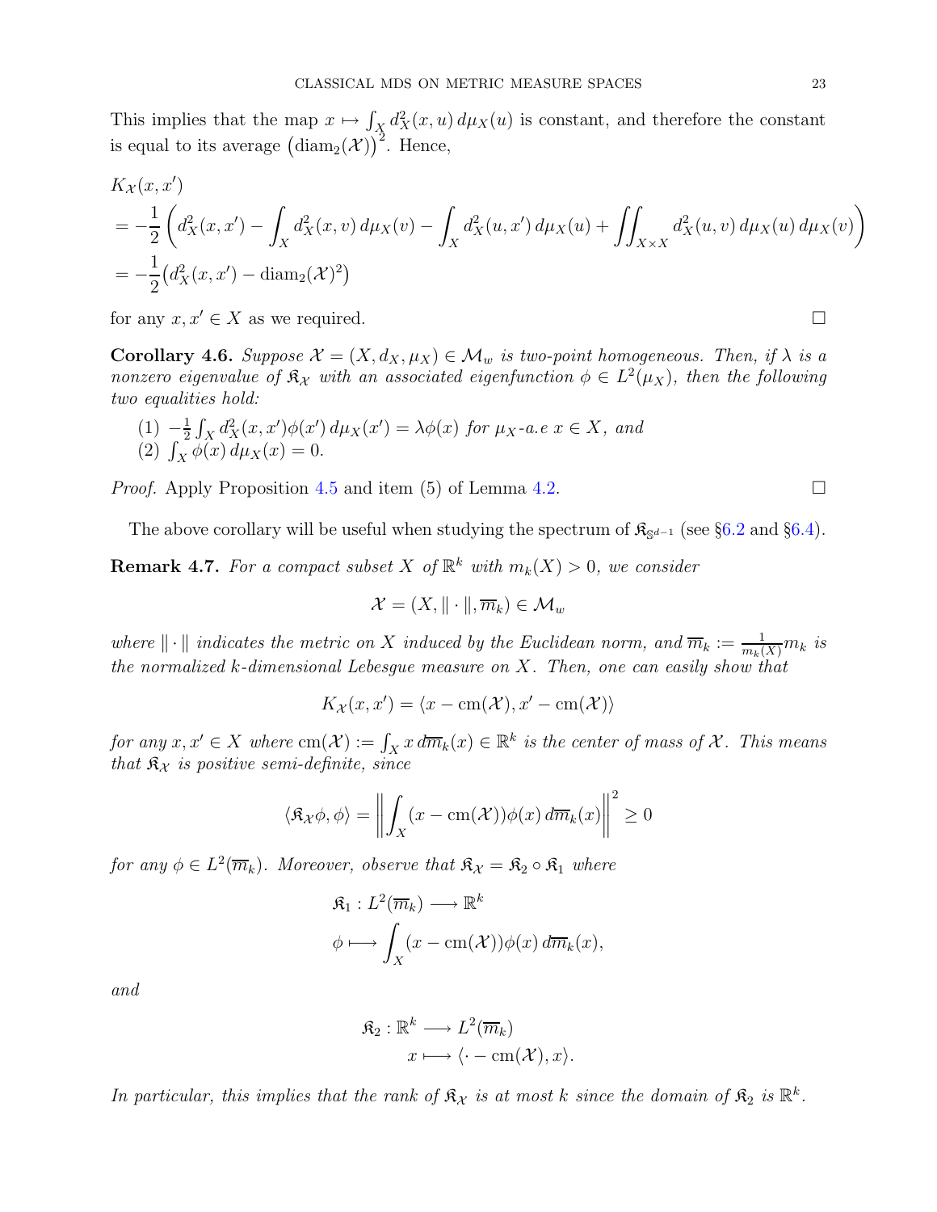This implies that the map $x \mapsto \int_X d_X^2(x,u)\,d\mu_X(u)$ is constant, and therefore the constant is equal to its average $\big(\mathrm{diam}_2(\mathcal{X})\big)^2$. Hence,

$$
\begin{aligned}
&K_{\mathcal{X}}(x,x') \\
&= -\frac{1}{2}\left(d_X^2(x,x') - \int_X d_X^2(x,v)\,d\mu_X(v) - \int_X d_X^2(u,x')\,d\mu_X(u) + \iint_{X\times X} d_X^2(u,v)\,d\mu_X(u)\,d\mu_X(v)\right) \\
&= -\frac{1}{2}\big(d_X^2(x,x') - \mathrm{diam}_2(\mathcal{X})^2\big)
\end{aligned}
$$

for any $x, x' \in X$ as we required. □

**Corollary 4.6.** *Suppose $\mathcal{X} = (X, d_X, \mu_X) \in \mathcal{M}_w$ is two-point homogeneous. Then, if $\lambda$ is a nonzero eigenvalue of $\mathfrak{K}_{\mathcal{X}}$ with an associated eigenfunction $\phi \in L^2(\mu_X)$, then the following two equalities hold:*

1. $-\frac{1}{2}\int_X d_X^2(x,x')\phi(x')\,d\mu_X(x') = \lambda\phi(x)$ *for $\mu_X$-a.e $x \in X$, and*
2. $\int_X \phi(x)\,d\mu_X(x) = 0$.

*Proof.* Apply Proposition 4.5 and item (5) of Lemma 4.2. □

The above corollary will be useful when studying the spectrum of $\mathfrak{K}_{\mathbb{S}^{d-1}}$ (see §6.2 and §6.4).

**Remark 4.7.** *For a compact subset $X$ of $\mathbb{R}^k$ with $m_k(X) > 0$, we consider*

$$\mathcal{X} = (X, \|\cdot\|, \overline{m}_k) \in \mathcal{M}_w$$

*where $\|\cdot\|$ indicates the metric on $X$ induced by the Euclidean norm, and $\overline{m}_k := \frac{1}{m_k(X)} m_k$ is the normalized $k$-dimensional Lebesgue measure on $X$. Then, one can easily show that*

$$K_{\mathcal{X}}(x,x') = \langle x - \mathrm{cm}(\mathcal{X}), x' - \mathrm{cm}(\mathcal{X})\rangle$$

*for any $x, x' \in X$ where $\mathrm{cm}(\mathcal{X}) := \int_X x\,d\overline{m}_k(x) \in \mathbb{R}^k$ is the center of mass of $\mathcal{X}$. This means that $\mathfrak{K}_{\mathcal{X}}$ is positive semi-definite, since*

$$\langle \mathfrak{K}_{\mathcal{X}}\phi, \phi\rangle = \left\| \int_X (x - \mathrm{cm}(\mathcal{X}))\phi(x)\,d\overline{m}_k(x)\right\|^2 \geq 0$$

*for any $\phi \in L^2(\overline{m}_k)$. Moreover, observe that $\mathfrak{K}_{\mathcal{X}} = \mathfrak{K}_2 \circ \mathfrak{K}_1$ where*

$$
\begin{aligned}
\mathfrak{K}_1 : L^2(\overline{m}_k) &\longrightarrow \mathbb{R}^k \\
\phi &\longmapsto \int_X (x - \mathrm{cm}(\mathcal{X}))\phi(x)\,d\overline{m}_k(x),
\end{aligned}
$$

*and*

$$
\begin{aligned}
\mathfrak{K}_2 : \mathbb{R}^k &\longrightarrow L^2(\overline{m}_k) \\
x &\longmapsto \langle \cdot - \mathrm{cm}(\mathcal{X}), x\rangle.
\end{aligned}
$$

*In particular, this implies that the rank of $\mathfrak{K}_{\mathcal{X}}$ is at most $k$ since the domain of $\mathfrak{K}_2$ is $\mathbb{R}^k$.*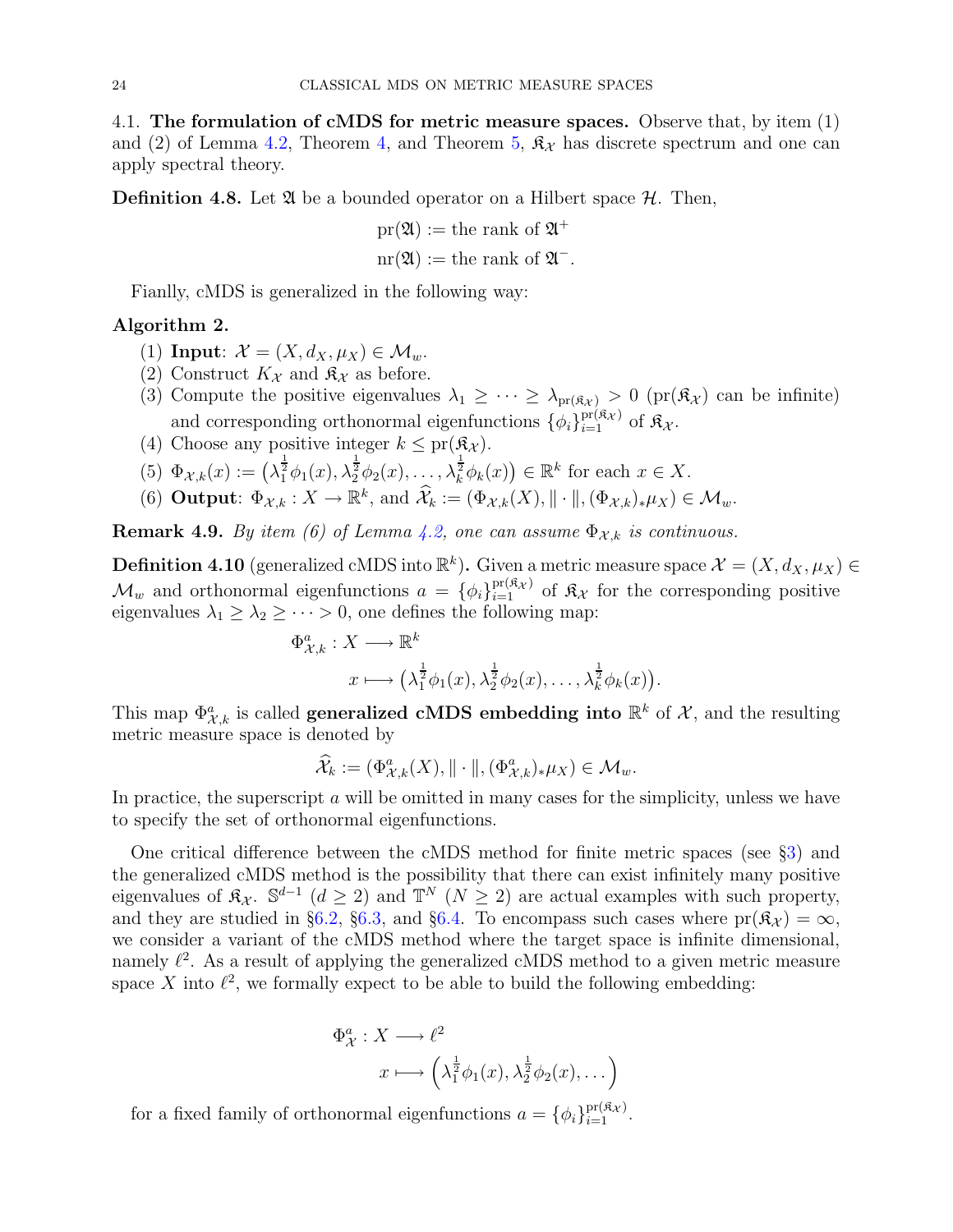4.1. **The formulation of cMDS for metric measure spaces.** Observe that, by item (1) and (2) of Lemma 4.2, Theorem 4, and Theorem 5, $\mathfrak{K}_\mathcal{X}$ has discrete spectrum and one can apply spectral theory.

**Definition 4.8.** Let $\mathfrak{A}$ be a bounded operator on a Hilbert space $\mathcal{H}$. Then,

$$\mathrm{pr}(\mathfrak{A}) := \text{the rank of } \mathfrak{A}^+$$
$$\mathrm{nr}(\mathfrak{A}) := \text{the rank of } \mathfrak{A}^-.$$

Fianlly, cMDS is generalized in the following way:

**Algorithm 2.**

1. **Input**: $\mathcal{X} = (X, d_X, \mu_X) \in \mathcal{M}_w$.
2. Construct $K_\mathcal{X}$ and $\mathfrak{K}_\mathcal{X}$ as before.
3. Compute the positive eigenvalues $\lambda_1 \geq \cdots \geq \lambda_{\mathrm{pr}(\mathfrak{K}_\mathcal{X})} > 0$ ($\mathrm{pr}(\mathfrak{K}_\mathcal{X})$ can be infinite) and corresponding orthonormal eigenfunctions $\{\phi_i\}_{i=1}^{\mathrm{pr}(\mathfrak{K}_\mathcal{X})}$ of $\mathfrak{K}_\mathcal{X}$.
4. Choose any positive integer $k \leq \mathrm{pr}(\mathfrak{K}_\mathcal{X})$.
5. $\Phi_{\mathcal{X},k}(x) := \left(\lambda_1^{\frac{1}{2}}\phi_1(x), \lambda_2^{\frac{1}{2}}\phi_2(x), \ldots, \lambda_k^{\frac{1}{2}}\phi_k(x)\right) \in \mathbb{R}^k$ for each $x \in X$.
6. **Output**: $\Phi_{\mathcal{X},k} : X \to \mathbb{R}^k$, and $\widehat{\mathcal{X}}_k := (\Phi_{\mathcal{X},k}(X), \|\cdot\|, (\Phi_{\mathcal{X},k})_*\mu_X) \in \mathcal{M}_w$.

**Remark 4.9.** *By item (6) of Lemma 4.2, one can assume $\Phi_{\mathcal{X},k}$ is continuous.*

**Definition 4.10** (generalized cMDS into $\mathbb{R}^k$)**.** Given a metric measure space $\mathcal{X} = (X, d_X, \mu_X) \in \mathcal{M}_w$ and orthonormal eigenfunctions $a = \{\phi_i\}_{i=1}^{\mathrm{pr}(\mathfrak{K}_\mathcal{X})}$ of $\mathfrak{K}_\mathcal{X}$ for the corresponding positive eigenvalues $\lambda_1 \geq \lambda_2 \geq \cdots > 0$, one defines the following map:

$$\Phi^a_{\mathcal{X},k} : X \longrightarrow \mathbb{R}^k$$
$$x \longmapsto \left(\lambda_1^{\frac{1}{2}}\phi_1(x), \lambda_2^{\frac{1}{2}}\phi_2(x), \ldots, \lambda_k^{\frac{1}{2}}\phi_k(x)\right).$$

This map $\Phi^a_{\mathcal{X},k}$ is called **generalized cMDS embedding into** $\mathbb{R}^k$ of $\mathcal{X}$, and the resulting metric measure space is denoted by

$$\widehat{\mathcal{X}}_k := (\Phi^a_{\mathcal{X},k}(X), \|\cdot\|, (\Phi^a_{\mathcal{X},k})_*\mu_X) \in \mathcal{M}_w.$$

In practice, the superscript $a$ will be omitted in many cases for the simplicity, unless we have to specify the set of orthonormal eigenfunctions.

One critical difference between the cMDS method for finite metric spaces (see §3) and the generalized cMDS method is the possibility that there can exist infinitely many positive eigenvalues of $\mathfrak{K}_\mathcal{X}$. $\mathbb{S}^{d-1}$ ($d \geq 2$) and $\mathbb{T}^N$ ($N \geq 2$) are actual examples with such property, and they are studied in §6.2, §6.3, and §6.4. To encompass such cases where $\mathrm{pr}(\mathfrak{K}_\mathcal{X}) = \infty$, we consider a variant of the cMDS method where the target space is infinite dimensional, namely $\ell^2$. As a result of applying the generalized cMDS method to a given metric measure space $X$ into $\ell^2$, we formally expect to be able to build the following embedding:

$$\Phi^a_{\mathcal{X}} : X \longrightarrow \ell^2$$
$$x \longmapsto \left(\lambda_1^{\frac{1}{2}}\phi_1(x), \lambda_2^{\frac{1}{2}}\phi_2(x), \ldots\right)$$

for a fixed family of orthonormal eigenfunctions $a = \{\phi_i\}_{i=1}^{\mathrm{pr}(\mathfrak{K}_\mathcal{X})}$.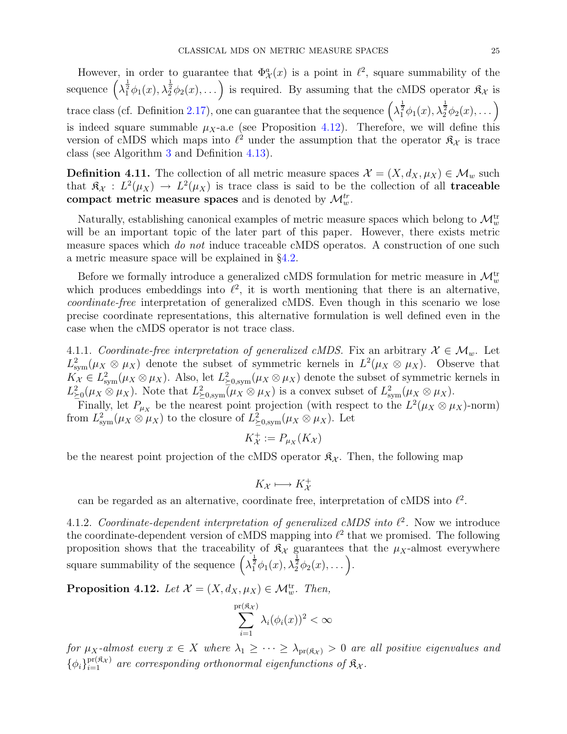However, in order to guarantee that $\Phi^a_{\mathcal{X}}(x)$ is a point in $\ell^2$, square summability of the sequence $\left(\lambda_1^{\frac{1}{2}}\phi_1(x), \lambda_2^{\frac{1}{2}}\phi_2(x), \dots\right)$ is required. By assuming that the cMDS operator $\mathfrak{K}_{\mathcal{X}}$ is trace class (cf. Definition 2.17), one can guarantee that the sequence $\left(\lambda_1^{\frac{1}{2}}\phi_1(x), \lambda_2^{\frac{1}{2}}\phi_2(x), \dots\right)$ is indeed square summable $\mu_X$-a.e (see Proposition 4.12). Therefore, we will define this version of cMDS which maps into $\ell^2$ under the assumption that the operator $\mathfrak{K}_{\mathcal{X}}$ is trace class (see Algorithm 3 and Definition 4.13).

**Definition 4.11.** The collection of all metric measure spaces $\mathcal{X} = (X, d_X, \mu_X) \in \mathcal{M}_w$ such that $\mathfrak{K}_{\mathcal{X}} : L^2(\mu_X) \to L^2(\mu_X)$ is trace class is said to be the collection of all **traceable compact metric measure spaces** and is denoted by $\mathcal{M}_w^{tr}$.

Naturally, establishing canonical examples of metric measure spaces which belong to $\mathcal{M}_w^{\mathrm{tr}}$ will be an important topic of the later part of this paper. However, there exists metric measure spaces which *do not* induce traceable cMDS operatos. A construction of one such a metric measure space will be explained in §4.2.

Before we formally introduce a generalized cMDS formulation for metric measure in $\mathcal{M}_w^{\mathrm{tr}}$ which produces embeddings into $\ell^2$, it is worth mentioning that there is an alternative, *coordinate-free* interpretation of generalized cMDS. Even though in this scenario we lose precise coordinate representations, this alternative formulation is well defined even in the case when the cMDS operator is not trace class.

4.1.1. *Coordinate-free interpretation of generalized cMDS.* Fix an arbitrary $\mathcal{X} \in \mathcal{M}_w$. Let $L^2_{\mathrm{sym}}(\mu_X \otimes \mu_X)$ denote the subset of symmetric kernels in $L^2(\mu_X \otimes \mu_X)$. Observe that $K_{\mathcal{X}} \in L^2_{\mathrm{sym}}(\mu_X \otimes \mu_X)$. Also, let $L^2_{\succeq 0,\mathrm{sym}}(\mu_X \otimes \mu_X)$ denote the subset of symmetric kernels in $L^2_{\succeq 0}(\mu_X \otimes \mu_X)$. Note that $L^2_{\succeq 0,\mathrm{sym}}(\mu_X \otimes \mu_X)$ is a convex subset of $L^2_{\mathrm{sym}}(\mu_X \otimes \mu_X)$.

Finally, let $P_{\mu_X}$ be the nearest point projection (with respect to the $L^2(\mu_X \otimes \mu_X)$-norm) from $L^2_{\mathrm{sym}}(\mu_X \otimes \mu_X)$ to the closure of $L^2_{\succeq 0,\mathrm{sym}}(\mu_X \otimes \mu_X)$. Let

$$K^+_{\mathcal{X}} := P_{\mu_X}(K_{\mathcal{X}})$$

be the nearest point projection of the cMDS operator $\mathfrak{K}_{\mathcal{X}}$. Then, the following map

$$K_{\mathcal{X}} \longmapsto K^+_{\mathcal{X}}$$

can be regarded as an alternative, coordinate free, interpretation of cMDS into $\ell^2$.

4.1.2. *Coordinate-dependent interpretation of generalized cMDS into $\ell^2$.* Now we introduce the coordinate-dependent version of cMDS mapping into $\ell^2$ that we promised. The following proposition shows that the traceability of $\mathfrak{K}_{\mathcal{X}}$ guarantees that the $\mu_X$-almost everywhere square summability of the sequence $\left(\lambda_1^{\frac{1}{2}}\phi_1(x), \lambda_2^{\frac{1}{2}}\phi_2(x), \dots\right)$.

**Proposition 4.12.** *Let $\mathcal{X} = (X, d_X, \mu_X) \in \mathcal{M}_w^{\mathrm{tr}}$. Then,*

$$\sum_{i=1}^{\mathrm{pr}(\mathfrak{K}_{\mathcal{X}})} \lambda_i (\phi_i(x))^2 < \infty$$

*for $\mu_X$-almost every $x \in X$ where $\lambda_1 \geq \cdots \geq \lambda_{\mathrm{pr}(\mathfrak{K}_{\mathcal{X}})} > 0$ are all positive eigenvalues and $\{\phi_i\}_{i=1}^{\mathrm{pr}(\mathfrak{K}_{\mathcal{X}})}$ are corresponding orthonormal eigenfunctions of $\mathfrak{K}_{\mathcal{X}}$.*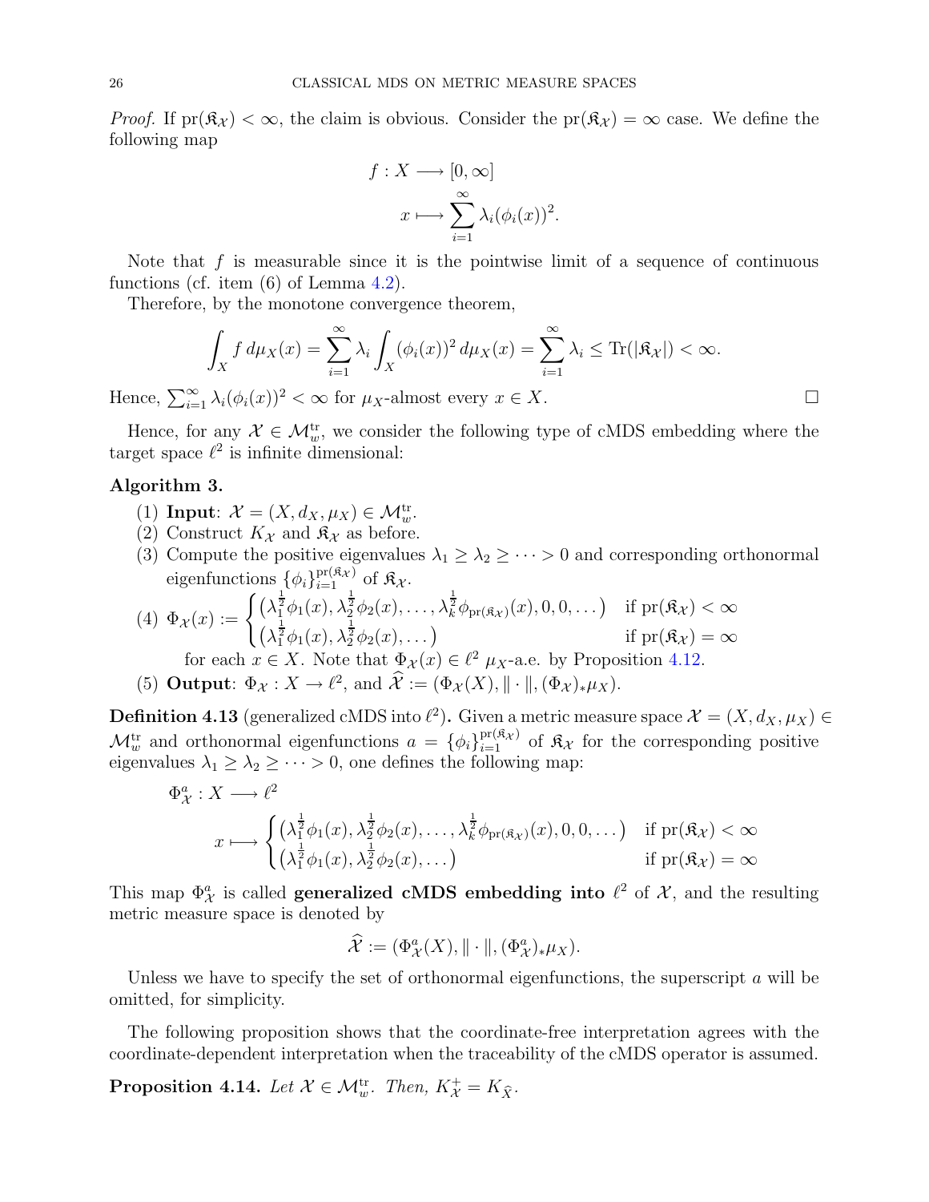*Proof.* If $\mathrm{pr}(\mathfrak{K}_{\mathcal{X}}) < \infty$, the claim is obvious. Consider the $\mathrm{pr}(\mathfrak{K}_{\mathcal{X}}) = \infty$ case. We define the following map

$$
\begin{aligned}
f : X &\longrightarrow [0, \infty] \\
x &\longmapsto \sum_{i=1}^{\infty} \lambda_i (\phi_i(x))^2.
\end{aligned}
$$

Note that $f$ is measurable since it is the pointwise limit of a sequence of continuous functions (cf. item (6) of Lemma 4.2).

Therefore, by the monotone convergence theorem,

$$
\int_X f \, d\mu_X(x) = \sum_{i=1}^{\infty} \lambda_i \int_X (\phi_i(x))^2 \, d\mu_X(x) = \sum_{i=1}^{\infty} \lambda_i \leq \mathrm{Tr}(|\mathfrak{K}_{\mathcal{X}}|) < \infty.
$$

Hence, $\sum_{i=1}^{\infty} \lambda_i (\phi_i(x))^2 < \infty$ for $\mu_X$-almost every $x \in X$. □

Hence, for any $\mathcal{X} \in \mathcal{M}_w^{\mathrm{tr}}$, we consider the following type of cMDS embedding where the target space $\ell^2$ is infinite dimensional:

**Algorithm 3.**

1. **Input**: $\mathcal{X} = (X, d_X, \mu_X) \in \mathcal{M}_w^{\mathrm{tr}}$.
2. Construct $K_{\mathcal{X}}$ and $\mathfrak{K}_{\mathcal{X}}$ as before.
3. Compute the positive eigenvalues $\lambda_1 \geq \lambda_2 \geq \cdots > 0$ and corresponding orthonormal eigenfunctions $\{\phi_i\}_{i=1}^{\mathrm{pr}(\mathfrak{K}_{\mathcal{X}})}$ of $\mathfrak{K}_{\mathcal{X}}$.
4. $\Phi_{\mathcal{X}}(x) := \begin{cases} \left(\lambda_1^{\frac{1}{2}}\phi_1(x), \lambda_2^{\frac{1}{2}}\phi_2(x), \dots, \lambda_k^{\frac{1}{2}}\phi_{\mathrm{pr}(\mathfrak{K}_{\mathcal{X}})}(x), 0, 0, \dots\right) & \text{if } \mathrm{pr}(\mathfrak{K}_{\mathcal{X}}) < \infty \\ \left(\lambda_1^{\frac{1}{2}}\phi_1(x), \lambda_2^{\frac{1}{2}}\phi_2(x), \dots\right) & \text{if } \mathrm{pr}(\mathfrak{K}_{\mathcal{X}}) = \infty \end{cases}$
   for each $x \in X$. Note that $\Phi_{\mathcal{X}}(x) \in \ell^2$ $\mu_X$-a.e. by Proposition 4.12.
5. **Output**: $\Phi_{\mathcal{X}} : X \to \ell^2$, and $\widehat{\mathcal{X}} := (\Phi_{\mathcal{X}}(X), \|\cdot\|, (\Phi_{\mathcal{X}})_*\mu_X)$.

**Definition 4.13** (generalized cMDS into $\ell^2$)**.** Given a metric measure space $\mathcal{X} = (X, d_X, \mu_X) \in \mathcal{M}_w^{\mathrm{tr}}$ and orthonormal eigenfunctions $a = \{\phi_i\}_{i=1}^{\mathrm{pr}(\mathfrak{K}_{\mathcal{X}})}$ of $\mathfrak{K}_{\mathcal{X}}$ for the corresponding positive eigenvalues $\lambda_1 \geq \lambda_2 \geq \cdots > 0$, one defines the following map:

$$
\begin{aligned}
\Phi_{\mathcal{X}}^a : X &\longrightarrow \ell^2 \\
x &\longmapsto \begin{cases} \left(\lambda_1^{\frac{1}{2}}\phi_1(x), \lambda_2^{\frac{1}{2}}\phi_2(x), \dots, \lambda_k^{\frac{1}{2}}\phi_{\mathrm{pr}(\mathfrak{K}_{\mathcal{X}})}(x), 0, 0, \dots\right) & \text{if } \mathrm{pr}(\mathfrak{K}_{\mathcal{X}}) < \infty \\ \left(\lambda_1^{\frac{1}{2}}\phi_1(x), \lambda_2^{\frac{1}{2}}\phi_2(x), \dots\right) & \text{if } \mathrm{pr}(\mathfrak{K}_{\mathcal{X}}) = \infty \end{cases}
\end{aligned}
$$

This map $\Phi_{\mathcal{X}}^a$ is called **generalized cMDS embedding into** $\ell^2$ of $\mathcal{X}$, and the resulting metric measure space is denoted by

$$
\widehat{\mathcal{X}} := (\Phi_{\mathcal{X}}^a(X), \|\cdot\|, (\Phi_{\mathcal{X}}^a)_*\mu_X).
$$

Unless we have to specify the set of orthonormal eigenfunctions, the superscript $a$ will be omitted, for simplicity.

The following proposition shows that the coordinate-free interpretation agrees with the coordinate-dependent interpretation when the traceability of the cMDS operator is assumed.

**Proposition 4.14.** *Let $\mathcal{X} \in \mathcal{M}_w^{\mathrm{tr}}$. Then, $K_{\mathcal{X}}^+ = K_{\widehat{\mathcal{X}}}$.*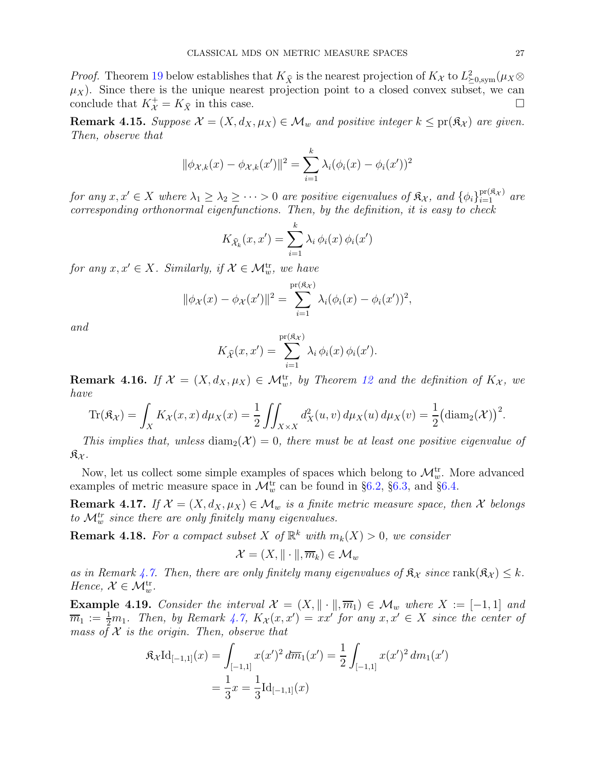*Proof.* Theorem 19 below establishes that $K_{\widehat{\mathcal{X}}}$ is the nearest projection of $K_{\mathcal{X}}$ to $L^2_{\succeq 0,\mathrm{sym}}(\mu_X \otimes \mu_X)$. Since there is the unique nearest projection point to a closed convex subset, we can conclude that $K^+_{\mathcal{X}} = K_{\widehat{\mathcal{X}}}$ in this case. $\square$

**Remark 4.15.** *Suppose $\mathcal{X} = (X, d_X, \mu_X) \in \mathcal{M}_w$ and positive integer $k \leq \mathrm{pr}(\mathfrak{K}_{\mathcal{X}})$ are given. Then, observe that*

$$\|\phi_{\mathcal{X},k}(x) - \phi_{\mathcal{X},k}(x')\|^2 = \sum_{i=1}^{k} \lambda_i (\phi_i(x) - \phi_i(x'))^2$$

*for any $x, x' \in X$ where $\lambda_1 \geq \lambda_2 \geq \cdots > 0$ are positive eigenvalues of $\mathfrak{K}_{\mathcal{X}}$, and $\{\phi_i\}_{i=1}^{\mathrm{pr}(\mathfrak{K}_{\mathcal{X}})}$ are corresponding orthonormal eigenfunctions. Then, by the definition, it is easy to check*

$$K_{\widehat{\mathcal{X}}_k}(x, x') = \sum_{i=1}^{k} \lambda_i \, \phi_i(x) \, \phi_i(x')$$

*for any $x, x' \in X$. Similarly, if $\mathcal{X} \in \mathcal{M}_w^{\mathrm{tr}}$, we have*

$$\|\phi_{\mathcal{X}}(x) - \phi_{\mathcal{X}}(x')\|^2 = \sum_{i=1}^{\mathrm{pr}(\mathfrak{K}_{\mathcal{X}})} \lambda_i (\phi_i(x) - \phi_i(x'))^2,$$

*and*

$$K_{\widehat{\mathcal{X}}}(x, x') = \sum_{i=1}^{\mathrm{pr}(\mathfrak{K}_{\mathcal{X}})} \lambda_i \, \phi_i(x) \, \phi_i(x').$$

**Remark 4.16.** *If $\mathcal{X} = (X, d_X, \mu_X) \in \mathcal{M}_w^{\mathrm{tr}}$, by Theorem 12 and the definition of $K_{\mathcal{X}}$, we have*

$$\mathrm{Tr}(\mathfrak{K}_{\mathcal{X}}) = \int_X K_{\mathcal{X}}(x, x) \, d\mu_X(x) = \frac{1}{2} \iint_{X \times X} d_X^2(u, v) \, d\mu_X(u) \, d\mu_X(v) = \frac{1}{2} \big(\mathrm{diam}_2(\mathcal{X})\big)^2.$$

*This implies that, unless $\mathrm{diam}_2(\mathcal{X}) = 0$, there must be at least one positive eigenvalue of $\mathfrak{K}_{\mathcal{X}}$.*

Now, let us collect some simple examples of spaces which belong to $\mathcal{M}_w^{\mathrm{tr}}$. More advanced examples of metric measure space in $\mathcal{M}_w^{\mathrm{tr}}$ can be found in §6.2, §6.3, and §6.4.

**Remark 4.17.** *If $\mathcal{X} = (X, d_X, \mu_X) \in \mathcal{M}_w$ is a finite metric measure space, then $\mathcal{X}$ belongs to $\mathcal{M}_w^{tr}$ since there are only finitely many eigenvalues.*

**Remark 4.18.** *For a compact subset $X$ of $\mathbb{R}^k$ with $m_k(X) > 0$, we consider*

$$\mathcal{X} = (X, \|\cdot\|, \overline{m}_k) \in \mathcal{M}_w$$

*as in Remark 4.7. Then, there are only finitely many eigenvalues of $\mathfrak{K}_{\mathcal{X}}$ since $\mathrm{rank}(\mathfrak{K}_{\mathcal{X}}) \leq k$. Hence, $\mathcal{X} \in \mathcal{M}_w^{\mathrm{tr}}$.*

**Example 4.19.** *Consider the interval $\mathcal{X} = (X, \|\cdot\|, \overline{m}_1) \in \mathcal{M}_w$ where $X := [-1, 1]$ and $\overline{m}_1 := \frac{1}{2} m_1$. Then, by Remark 4.7, $K_{\mathcal{X}}(x, x') = xx'$ for any $x, x' \in X$ since the center of mass of $\mathcal{X}$ is the origin. Then, observe that*

$$\begin{aligned}
\mathfrak{K}_{\mathcal{X}} \mathrm{Id}_{[-1,1]}(x) &= \int_{[-1,1]} x(x')^2 \, d\overline{m}_1(x') = \frac{1}{2} \int_{[-1,1]} x(x')^2 \, dm_1(x') \\
&= \frac{1}{3} x = \frac{1}{3} \mathrm{Id}_{[-1,1]}(x)
\end{aligned}$$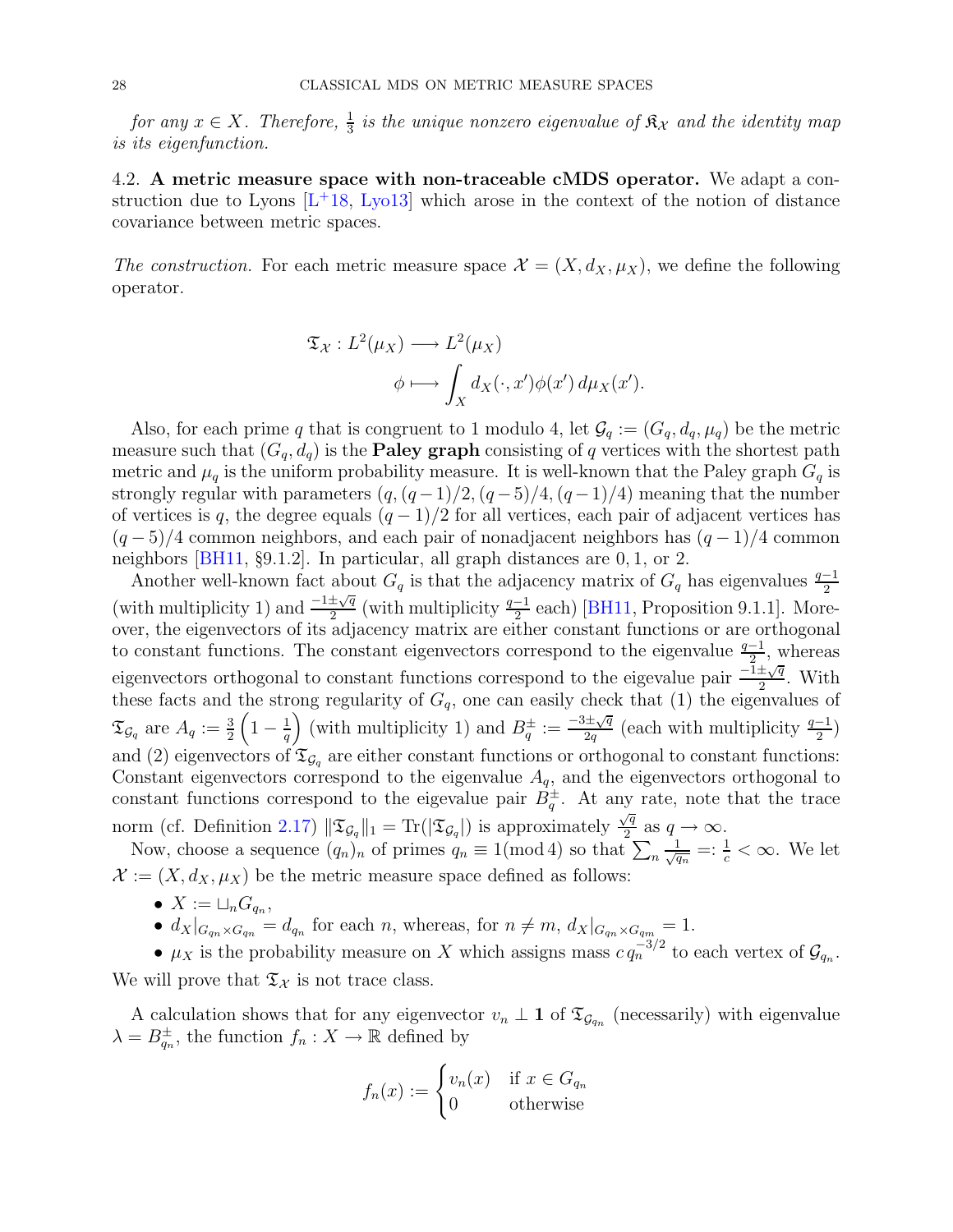*for any $x \in X$. Therefore, $\frac{1}{3}$ is the unique nonzero eigenvalue of $\mathfrak{K}_{\mathcal{X}}$ and the identity map is its eigenfunction.*

### 4.2. **A metric measure space with non-traceable cMDS operator.**

We adapt a construction due to Lyons [L+18, Lyo13] which arose in the context of the notion of distance covariance between metric spaces.

*The construction.* For each metric measure space $\mathcal{X} = (X, d_X, \mu_X)$, we define the following operator.

$$\mathfrak{T}_{\mathcal{X}} : L^2(\mu_X) \longrightarrow L^2(\mu_X)$$
$$\phi \longmapsto \int_X d_X(\cdot, x')\phi(x')\, d\mu_X(x').$$

Also, for each prime $q$ that is congruent to 1 modulo 4, let $\mathcal{G}_q := (G_q, d_q, \mu_q)$ be the metric measure such that $(G_q, d_q)$ is the **Paley graph** consisting of $q$ vertices with the shortest path metric and $\mu_q$ is the uniform probability measure. It is well-known that the Paley graph $G_q$ is strongly regular with parameters $(q, (q-1)/2, (q-5)/4, (q-1)/4)$ meaning that the number of vertices is $q$, the degree equals $(q-1)/2$ for all vertices, each pair of adjacent vertices has $(q-5)/4$ common neighbors, and each pair of nonadjacent neighbors has $(q-1)/4$ common neighbors [BH11, §9.1.2]. In particular, all graph distances are 0, 1, or 2.

Another well-known fact about $G_q$ is that the adjacency matrix of $G_q$ has eigenvalues $\frac{q-1}{2}$ (with multiplicity 1) and $\frac{-1\pm\sqrt{q}}{2}$ (with multiplicity $\frac{q-1}{2}$ each) [BH11, Proposition 9.1.1]. Moreover, the eigenvectors of its adjacency matrix are either constant functions or are orthogonal to constant functions. The constant eigenvectors correspond to the eigenvalue $\frac{q-1}{2}$, whereas eigenvectors orthogonal to constant functions correspond to the eigevalue pair $\frac{-1\pm\sqrt{q}}{2}$. With these facts and the strong regularity of $G_q$, one can easily check that (1) the eigenvalues of $\mathfrak{T}_{\mathcal{G}_q}$ are $A_q := \frac{3}{2}\left(1 - \frac{1}{q}\right)$ (with multiplicity 1) and $B_q^{\pm} := \frac{-3\pm\sqrt{q}}{2q}$ (each with multiplicity $\frac{q-1}{2}$) and (2) eigenvectors of $\mathfrak{T}_{\mathcal{G}_q}$ are either constant functions or orthogonal to constant functions: Constant eigenvectors correspond to the eigenvalue $A_q$, and the eigenvectors orthogonal to constant functions correspond to the eigenvalue pair $B_q^{\pm}$. At any rate, note that the trace norm (cf. Definition 2.17) $\|\mathfrak{T}_{\mathcal{G}_q}\|_1 = \mathrm{Tr}(|\mathfrak{T}_{\mathcal{G}_q}|)$ is approximately $\frac{\sqrt{q}}{2}$ as $q \to \infty$.

Now, choose a sequence $(q_n)_n$ of primes $q_n \equiv 1 (\mathrm{mod}\, 4)$ so that $\sum_n \frac{1}{\sqrt{q_n}} =: \frac{1}{c} < \infty$. We let $\mathcal{X} := (X, d_X, \mu_X)$ be the metric measure space defined as follows:

- $X := \sqcup_n G_{q_n}$,
- $d_X|_{G_{q_n} \times G_{q_n}} = d_{q_n}$ for each $n$, whereas, for $n \neq m$, $d_X|_{G_{q_n} \times G_{q_m}} = 1$.
- $\mu_X$ is the probability measure on $X$ which assigns mass $c\, q_n^{-3/2}$ to each vertex of $\mathcal{G}_{q_n}$.

We will prove that $\mathfrak{T}_{\mathcal{X}}$ is not trace class.

A calculation shows that for any eigenvector $v_n \perp \mathbf{1}$ of $\mathfrak{T}_{\mathcal{G}_{q_n}}$ (necessarily) with eigenvalue $\lambda = B_{q_n}^{\pm}$, the function $f_n : X \to \mathbb{R}$ defined by

$$f_n(x) := \begin{cases} v_n(x) & \text{if } x \in G_{q_n} \\ 0 & \text{otherwise} \end{cases}$$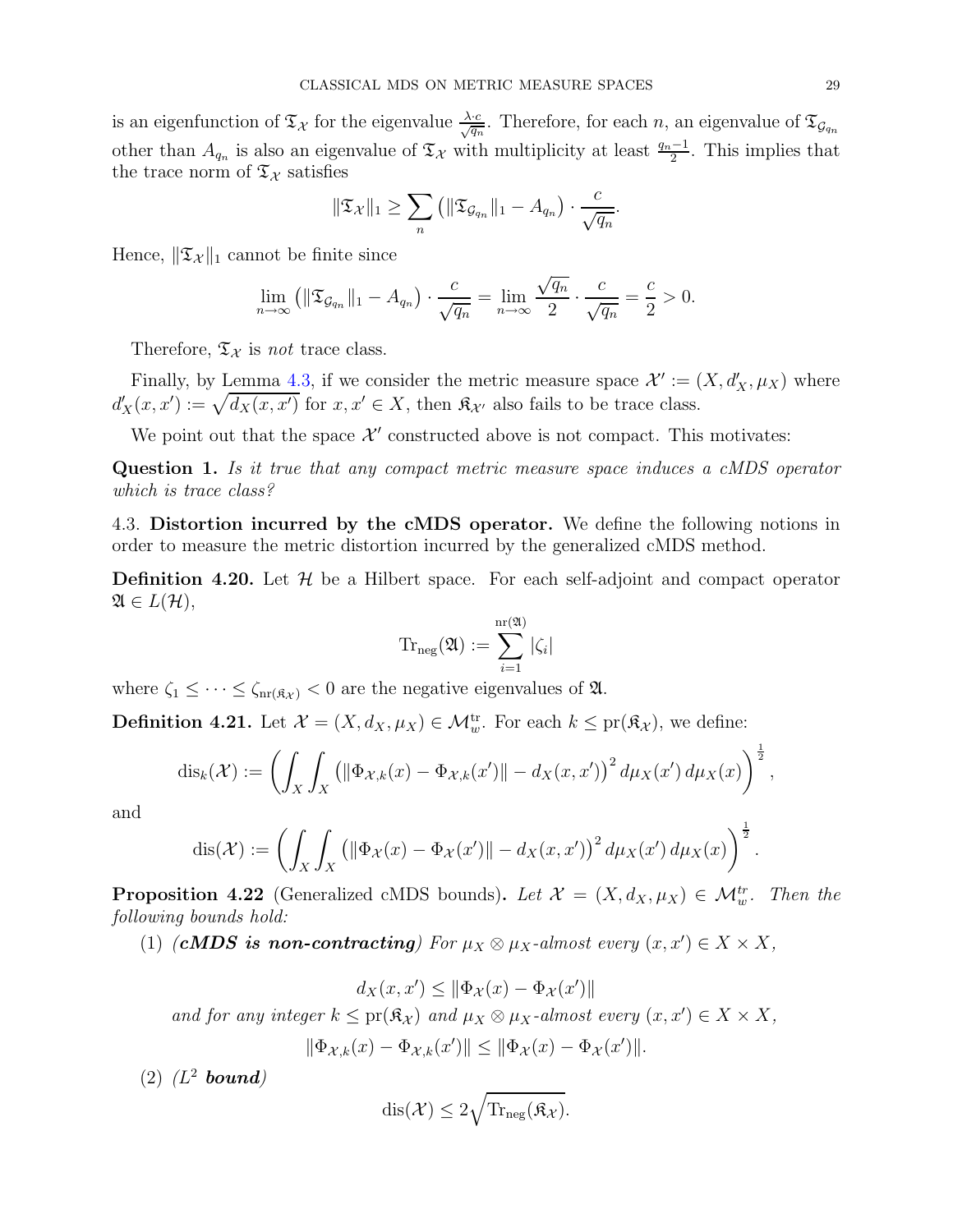is an eigenfunction of $\mathfrak{T}_{\mathcal{X}}$ for the eigenvalue $\frac{\lambda \cdot c}{\sqrt{q_n}}$. Therefore, for each $n$, an eigenvalue of $\mathfrak{T}_{\mathcal{G}_{q_n}}$ other than $A_{q_n}$ is also an eigenvalue of $\mathfrak{T}_{\mathcal{X}}$ with multiplicity at least $\frac{q_n-1}{2}$. This implies that the trace norm of $\mathfrak{T}_{\mathcal{X}}$ satisfies

$$\|\mathfrak{T}_{\mathcal{X}}\|_1 \geq \sum_n \left( \|\mathfrak{T}_{\mathcal{G}_{q_n}}\|_1 - A_{q_n} \right) \cdot \frac{c}{\sqrt{q_n}}.$$

Hence, $\|\mathfrak{T}_{\mathcal{X}}\|_1$ cannot be finite since

$$\lim_{n \to \infty} \left( \|\mathfrak{T}_{\mathcal{G}_{q_n}}\|_1 - A_{q_n} \right) \cdot \frac{c}{\sqrt{q_n}} = \lim_{n \to \infty} \frac{\sqrt{q_n}}{2} \cdot \frac{c}{\sqrt{q_n}} = \frac{c}{2} > 0.$$

Therefore, $\mathfrak{T}_{\mathcal{X}}$ is *not* trace class.

Finally, by Lemma 4.3, if we consider the metric measure space $\mathcal{X}' := (X, d'_X, \mu_X)$ where $d'_X(x, x') := \sqrt{d_X(x, x')}$ for $x, x' \in X$, then $\mathfrak{K}_{\mathcal{X}'}$ also fails to be trace class.

We point out that the space $\mathcal{X}'$ constructed above is not compact. This motivates:

**Question 1.** *Is it true that any compact metric measure space induces a cMDS operator which is trace class?*

### 4.3. Distortion incurred by the cMDS operator.

We define the following notions in order to measure the metric distortion incurred by the generalized cMDS method.

**Definition 4.20.** Let $\mathcal{H}$ be a Hilbert space. For each self-adjoint and compact operator $\mathfrak{A} \in L(\mathcal{H})$,

$$\mathrm{Tr}_{\mathrm{neg}}(\mathfrak{A}) := \sum_{i=1}^{\mathrm{nr}(\mathfrak{A})} |\zeta_i|$$

where $\zeta_1 \leq \cdots \leq \zeta_{\mathrm{nr}(\mathfrak{K}_{\mathcal{X}})} < 0$ are the negative eigenvalues of $\mathfrak{A}$.

**Definition 4.21.** Let $\mathcal{X} = (X, d_X, \mu_X) \in \mathcal{M}_w^{\mathrm{tr}}$. For each $k \leq \mathrm{pr}(\mathfrak{K}_{\mathcal{X}})$, we define:

$$\mathrm{dis}_k(\mathcal{X}) := \left( \int_X \int_X \left( \|\Phi_{\mathcal{X},k}(x) - \Phi_{\mathcal{X},k}(x')\| - d_X(x, x') \right)^2 d\mu_X(x')\, d\mu_X(x) \right)^{\frac{1}{2}},$$

and

$$\mathrm{dis}(\mathcal{X}) := \left( \int_X \int_X \left( \|\Phi_{\mathcal{X}}(x) - \Phi_{\mathcal{X}}(x')\| - d_X(x, x') \right)^2 d\mu_X(x')\, d\mu_X(x) \right)^{\frac{1}{2}}.$$

**Proposition 4.22** (Generalized cMDS bounds)**.** *Let $\mathcal{X} = (X, d_X, \mu_X) \in \mathcal{M}_w^{tr}$. Then the following bounds hold:*

(1) ***(cMDS is non-contracting)*** *For $\mu_X \otimes \mu_X$-almost every $(x, x') \in X \times X$,*

$$d_X(x, x') \leq \|\Phi_{\mathcal{X}}(x) - \Phi_{\mathcal{X}}(x')\|$$

*and for any integer $k \leq \mathrm{pr}(\mathfrak{K}_{\mathcal{X}})$ and $\mu_X \otimes \mu_X$-almost every $(x, x') \in X \times X$,*

$$\|\Phi_{\mathcal{X},k}(x) - \Phi_{\mathcal{X},k}(x')\| \leq \|\Phi_{\mathcal{X}}(x) - \Phi_{\mathcal{X}}(x')\|.$$

(2) *($L^2$ **bound**)*

$$\mathrm{dis}(\mathcal{X}) \leq 2\sqrt{\mathrm{Tr}_{\mathrm{neg}}(\mathfrak{K}_{\mathcal{X}})}.$$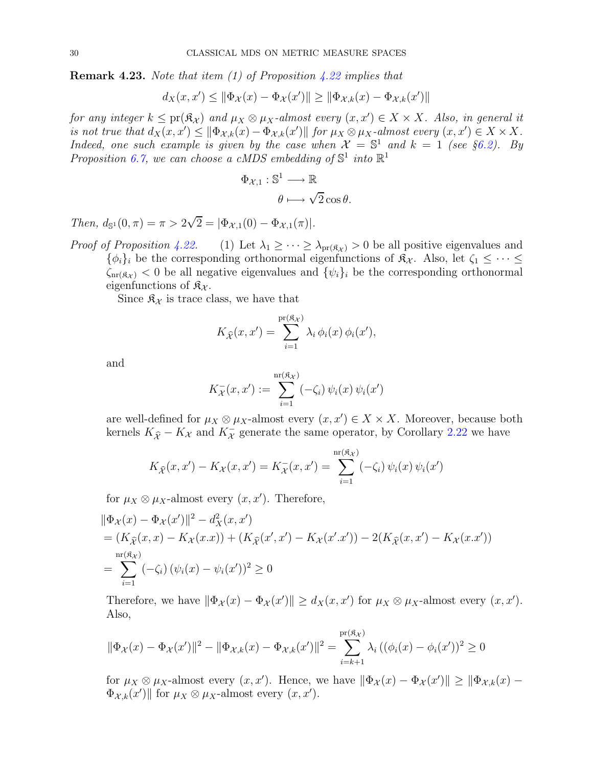**Remark 4.23.** *Note that item (1) of Proposition 4.22 implies that*

$$d_X(x,x') \leq \|\Phi_{\mathcal{X}}(x) - \Phi_{\mathcal{X}}(x')\| \geq \|\Phi_{\mathcal{X},k}(x) - \Phi_{\mathcal{X},k}(x')\|$$

*for any integer $k \leq \mathrm{pr}(\mathfrak{K}_{\mathcal{X}})$ and $\mu_X \otimes \mu_X$-almost every $(x,x') \in X \times X$. Also, in general it is not true that $d_X(x,x') \leq \|\Phi_{\mathcal{X},k}(x) - \Phi_{\mathcal{X},k}(x')\|$ for $\mu_X \otimes \mu_X$-almost every $(x,x') \in X \times X$. Indeed, one such example is given by the case when $\mathcal{X} = \mathbb{S}^1$ and $k = 1$ (see §6.2). By Proposition 6.7, we can choose a cMDS embedding of $\mathbb{S}^1$ into $\mathbb{R}^1$*

$$\Phi_{\mathcal{X},1} : \mathbb{S}^1 \longrightarrow \mathbb{R}$$
$$\theta \longmapsto \sqrt{2}\cos\theta.$$

*Then, $d_{\mathbb{S}^1}(0,\pi) = \pi > 2\sqrt{2} = |\Phi_{\mathcal{X},1}(0) - \Phi_{\mathcal{X},1}(\pi)|$.*

*Proof of Proposition 4.22.* (1) Let $\lambda_1 \geq \cdots \geq \lambda_{\mathrm{pr}(\mathfrak{K}_{\mathcal{X}})} > 0$ be all positive eigenvalues and $\{\phi_i\}_i$ be the corresponding orthonormal eigenfunctions of $\mathfrak{K}_{\mathcal{X}}$. Also, let $\zeta_1 \leq \cdots \leq \zeta_{\mathrm{nr}(\mathfrak{K}_{\mathcal{X}})} < 0$ be all negative eigenvalues and $\{\psi_i\}_i$ be the corresponding orthonormal eigenfunctions of $\mathfrak{K}_{\mathcal{X}}$.

Since $\mathfrak{K}_{\mathcal{X}}$ is trace class, we have that

$$K_{\widehat{\mathcal{X}}}(x,x') = \sum_{i=1}^{\mathrm{pr}(\mathfrak{K}_{\mathcal{X}})} \lambda_i\, \phi_i(x)\, \phi_i(x'),$$

and

$$K_{\mathcal{X}}^-(x,x') := \sum_{i=1}^{\mathrm{nr}(\mathfrak{K}_{\mathcal{X}})} (-\zeta_i)\, \psi_i(x)\, \psi_i(x')$$

are well-defined for $\mu_X \otimes \mu_X$-almost every $(x,x') \in X \times X$. Moreover, because both kernels $K_{\widehat{\mathcal{X}}} - K_{\mathcal{X}}$ and $K_{\mathcal{X}}^-$ generate the same operator, by Corollary 2.22 we have

$$K_{\widehat{\mathcal{X}}}(x,x') - K_{\mathcal{X}}(x,x') = K_{\mathcal{X}}^-(x,x') = \sum_{i=1}^{\mathrm{nr}(\mathfrak{K}_{\mathcal{X}})} (-\zeta_i)\, \psi_i(x)\, \psi_i(x')$$

for $\mu_X \otimes \mu_X$-almost every $(x,x')$. Therefore,

$$\begin{aligned}
&\|\Phi_{\mathcal{X}}(x) - \Phi_{\mathcal{X}}(x')\|^2 - d_X^2(x,x') \\
&= (K_{\widehat{\mathcal{X}}}(x,x) - K_{\mathcal{X}}(x.x)) + (K_{\widehat{\mathcal{X}}}(x',x') - K_{\mathcal{X}}(x'.x')) - 2(K_{\widehat{\mathcal{X}}}(x,x') - K_{\mathcal{X}}(x.x')) \\
&= \sum_{i=1}^{\mathrm{nr}(\mathfrak{K}_{\mathcal{X}})} (-\zeta_i)\, (\psi_i(x) - \psi_i(x'))^2 \geq 0
\end{aligned}$$

Therefore, we have $\|\Phi_{\mathcal{X}}(x) - \Phi_{\mathcal{X}}(x')\| \geq d_X(x,x')$ for $\mu_X \otimes \mu_X$-almost every $(x,x')$. Also,

$$\|\Phi_{\mathcal{X}}(x) - \Phi_{\mathcal{X}}(x')\|^2 - \|\Phi_{\mathcal{X},k}(x) - \Phi_{\mathcal{X},k}(x')\|^2 = \sum_{i=k+1}^{\mathrm{pr}(\mathfrak{K}_{\mathcal{X}})} \lambda_i\, ((\phi_i(x) - \phi_i(x'))^2 \geq 0$$

for $\mu_X \otimes \mu_X$-almost every $(x,x')$. Hence, we have $\|\Phi_{\mathcal{X}}(x) - \Phi_{\mathcal{X}}(x')\| \geq \|\Phi_{\mathcal{X},k}(x) - \Phi_{\mathcal{X},k}(x')\|$ for $\mu_X \otimes \mu_X$-almost every $(x,x')$.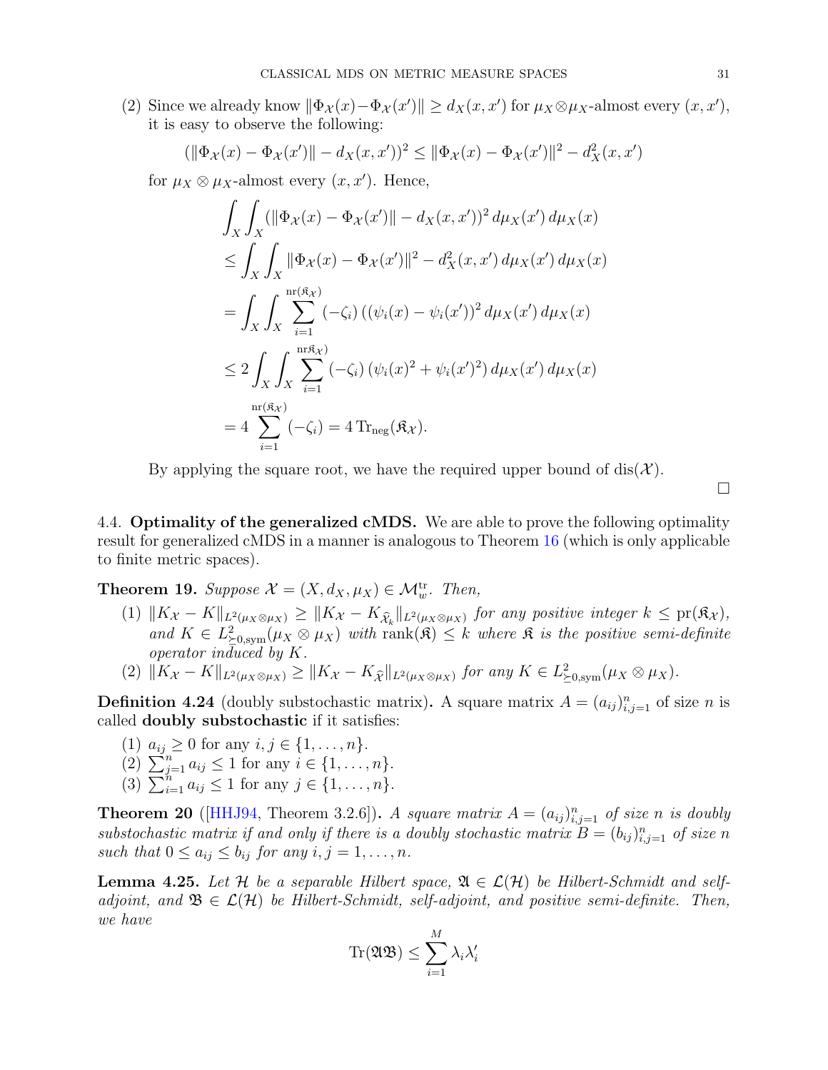(2) Since we already know $\|\Phi_{\mathcal{X}}(x)-\Phi_{\mathcal{X}}(x')\| \geq d_X(x,x')$ for $\mu_X \otimes \mu_X$-almost every $(x,x')$, it is easy to observe the following:

$$(\|\Phi_{\mathcal{X}}(x) - \Phi_{\mathcal{X}}(x')\| - d_X(x,x'))^2 \leq \|\Phi_{\mathcal{X}}(x) - \Phi_{\mathcal{X}}(x')\|^2 - d_X^2(x,x')$$

for $\mu_X \otimes \mu_X$-almost every $(x,x')$. Hence,

$$\begin{aligned}
&\int_X \int_X (\|\Phi_{\mathcal{X}}(x) - \Phi_{\mathcal{X}}(x')\| - d_X(x,x'))^2 \, d\mu_X(x') \, d\mu_X(x) \\
&\leq \int_X \int_X \|\Phi_{\mathcal{X}}(x) - \Phi_{\mathcal{X}}(x')\|^2 - d_X^2(x,x') \, d\mu_X(x') \, d\mu_X(x) \\
&= \int_X \int_X \sum_{i=1}^{\mathrm{nr}(\mathfrak{K}_{\mathcal{X}})} (-\zeta_i) \left( (\psi_i(x) - \psi_i(x') \right)^2 d\mu_X(x') \, d\mu_X(x) \\
&\leq 2 \int_X \int_X \sum_{i=1}^{\mathrm{nr}\mathfrak{K}_{\mathcal{X}})} (-\zeta_i) \left( \psi_i(x)^2 + \psi_i(x')^2 \right) d\mu_X(x') \, d\mu_X(x) \\
&= 4 \sum_{i=1}^{\mathrm{nr}(\mathfrak{K}_{\mathcal{X}})} (-\zeta_i) = 4 \, \mathrm{Tr}_{\mathrm{neg}}(\mathfrak{K}_{\mathcal{X}}).
\end{aligned}$$

By applying the square root, we have the required upper bound of $\mathrm{dis}(\mathcal{X})$.

□

### 4.4. Optimality of the generalized cMDS.

We are able to prove the following optimality result for generalized cMDS in a manner is analogous to Theorem 16 (which is only applicable to finite metric spaces).

**Theorem 19.** *Suppose $\mathcal{X} = (X, d_X, \mu_X) \in \mathcal{M}_w^{\mathrm{tr}}$. Then,*

(1) *$\|K_{\mathcal{X}} - K\|_{L^2(\mu_X \otimes \mu_X)} \geq \|K_{\mathcal{X}} - K_{\widehat{\mathcal{X}}_k}\|_{L^2(\mu_X \otimes \mu_X)}$ for any positive integer $k \leq \mathrm{pr}(\mathfrak{K}_{\mathcal{X}})$, and $K \in L^2_{\succeq 0, \mathrm{sym}}(\mu_X \otimes \mu_X)$ with $\mathrm{rank}(\mathfrak{K}) \leq k$ where $\mathfrak{K}$ is the positive semi-definite operator induced by $K$.*

(2) *$\|K_{\mathcal{X}} - K\|_{L^2(\mu_X \otimes \mu_X)} \geq \|K_{\mathcal{X}} - K_{\widehat{\mathcal{X}}}\|_{L^2(\mu_X \otimes \mu_X)}$ for any $K \in L^2_{\succeq 0, \mathrm{sym}}(\mu_X \otimes \mu_X)$.*

**Definition 4.24** (doubly substochastic matrix)**.** A square matrix $A = (a_{ij})_{i,j=1}^n$ of size $n$ is called **doubly substochastic** if it satisfies:

(1) $a_{ij} \geq 0$ for any $i, j \in \{1, \dots, n\}$.
(2) $\sum_{j=1}^n a_{ij} \leq 1$ for any $i \in \{1, \dots, n\}$.
(3) $\sum_{i=1}^n a_{ij} \leq 1$ for any $j \in \{1, \dots, n\}$.

**Theorem 20** ([HHJ94, Theorem 3.2.6])**.** *A square matrix $A = (a_{ij})_{i,j=1}^n$ of size $n$ is doubly substochastic matrix if and only if there is a doubly stochastic matrix $B = (b_{ij})_{i,j=1}^n$ of size $n$ such that $0 \leq a_{ij} \leq b_{ij}$ for any $i, j = 1, \dots, n$.*

**Lemma 4.25.** *Let $\mathcal{H}$ be a separable Hilbert space, $\mathfrak{A} \in \mathcal{L}(\mathcal{H})$ be Hilbert-Schmidt and self-adjoint, and $\mathfrak{B} \in \mathcal{L}(\mathcal{H})$ be Hilbert-Schmidt, self-adjoint, and positive semi-definite. Then, we have*

$$\mathrm{Tr}(\mathfrak{A}\mathfrak{B}) \leq \sum_{i=1}^{M} \lambda_i \lambda_i'$$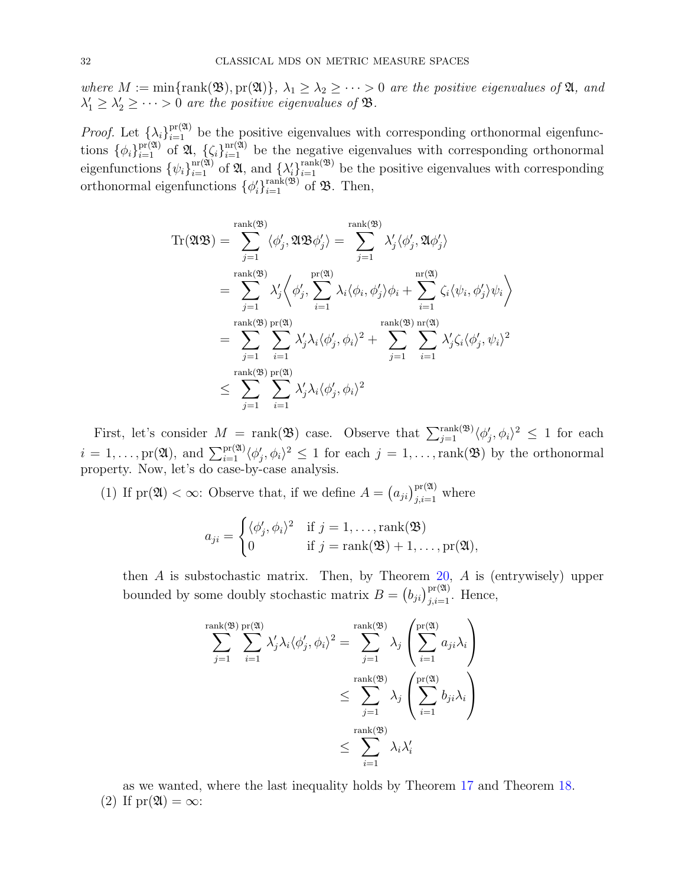*where* $M := \min\{\text{rank}(\mathfrak{B}), \text{pr}(\mathfrak{A})\}$*,* $\lambda_1 \geq \lambda_2 \geq \cdots > 0$ *are the positive eigenvalues of* $\mathfrak{A}$*, and* $\lambda_1' \geq \lambda_2' \geq \cdots > 0$ *are the positive eigenvalues of* $\mathfrak{B}$*.*

*Proof.* Let $\{\lambda_i\}_{i=1}^{\text{pr}(\mathfrak{A})}$ be the positive eigenvalues with corresponding orthonormal eigenfunctions $\{\phi_i\}_{i=1}^{\text{pr}(\mathfrak{A})}$ of $\mathfrak{A}$, $\{\zeta_i\}_{i=1}^{\text{nr}(\mathfrak{A})}$ be the negative eigenvalues with corresponding orthonormal eigenfunctions $\{\psi_i\}_{i=1}^{\text{nr}(\mathfrak{A})}$ of $\mathfrak{A}$, and $\{\lambda_i'\}_{i=1}^{\text{rank}(\mathfrak{B})}$ be the positive eigenvalues with corresponding orthonormal eigenfunctions $\{\phi_i'\}_{i=1}^{\text{rank}(\mathfrak{B})}$ of $\mathfrak{B}$. Then,

$$
\begin{aligned}
\text{Tr}(\mathfrak{A}\mathfrak{B}) &= \sum_{j=1}^{\text{rank}(\mathfrak{B})} \langle \phi_j', \mathfrak{A}\mathfrak{B}\phi_j' \rangle = \sum_{j=1}^{\text{rank}(\mathfrak{B})} \lambda_j' \langle \phi_j', \mathfrak{A}\phi_j' \rangle \\
&= \sum_{j=1}^{\text{rank}(\mathfrak{B})} \lambda_j' \left\langle \phi_j', \sum_{i=1}^{\text{pr}(\mathfrak{A})} \lambda_i \langle \phi_i, \phi_j' \rangle \phi_i + \sum_{i=1}^{\text{nr}(\mathfrak{A})} \zeta_i \langle \psi_i, \phi_j' \rangle \psi_i \right\rangle \\
&= \sum_{j=1}^{\text{rank}(\mathfrak{B})} \sum_{i=1}^{\text{pr}(\mathfrak{A})} \lambda_j' \lambda_i \langle \phi_j', \phi_i \rangle^2 + \sum_{j=1}^{\text{rank}(\mathfrak{B})} \sum_{i=1}^{\text{nr}(\mathfrak{A})} \lambda_j' \zeta_i \langle \phi_j', \psi_i \rangle^2 \\
&\leq \sum_{j=1}^{\text{rank}(\mathfrak{B})} \sum_{i=1}^{\text{pr}(\mathfrak{A})} \lambda_j' \lambda_i \langle \phi_j', \phi_i \rangle^2
\end{aligned}
$$

First, let's consider $M = \text{rank}(\mathfrak{B})$ case. Observe that $\sum_{j=1}^{\text{rank}(\mathfrak{B})} \langle \phi_j', \phi_i \rangle^2 \leq 1$ for each $i = 1, \ldots, \text{pr}(\mathfrak{A})$, and $\sum_{i=1}^{\text{pr}(\mathfrak{A})} \langle \phi_j', \phi_i \rangle^2 \leq 1$ for each $j = 1, \ldots, \text{rank}(\mathfrak{B})$ by the orthonormal property. Now, let's do case-by-case analysis.

(1) If $\text{pr}(\mathfrak{A}) < \infty$: Observe that, if we define $A = \left(a_{ji}\right)_{j,i=1}^{\text{pr}(\mathfrak{A})}$ where

$$
a_{ji} = \begin{cases} \langle \phi_j', \phi_i \rangle^2 & \text{if } j = 1, \ldots, \text{rank}(\mathfrak{B}) \\ 0 & \text{if } j = \text{rank}(\mathfrak{B}) + 1, \ldots, \text{pr}(\mathfrak{A}), \end{cases}
$$

then $A$ is substochastic matrix. Then, by Theorem 20, $A$ is (entrywisely) upper bounded by some doubly stochastic matrix $B = \left(b_{ji}\right)_{j,i=1}^{\text{pr}(\mathfrak{A})}$. Hence,

$$
\begin{aligned}
\sum_{j=1}^{\text{rank}(\mathfrak{B})} \sum_{i=1}^{\text{pr}(\mathfrak{A})} \lambda_j' \lambda_i \langle \phi_j', \phi_i \rangle^2 &= \sum_{j=1}^{\text{rank}(\mathfrak{B})} \lambda_j \left( \sum_{i=1}^{\text{pr}(\mathfrak{A})} a_{ji} \lambda_i \right) \\
&\leq \sum_{j=1}^{\text{rank}(\mathfrak{B})} \lambda_j \left( \sum_{i=1}^{\text{pr}(\mathfrak{A})} b_{ji} \lambda_i \right) \\
&\leq \sum_{i=1}^{\text{rank}(\mathfrak{B})} \lambda_i \lambda_i'
\end{aligned}
$$

as we wanted, where the last inequality holds by Theorem 17 and Theorem 18.

(2) If $\text{pr}(\mathfrak{A}) = \infty$: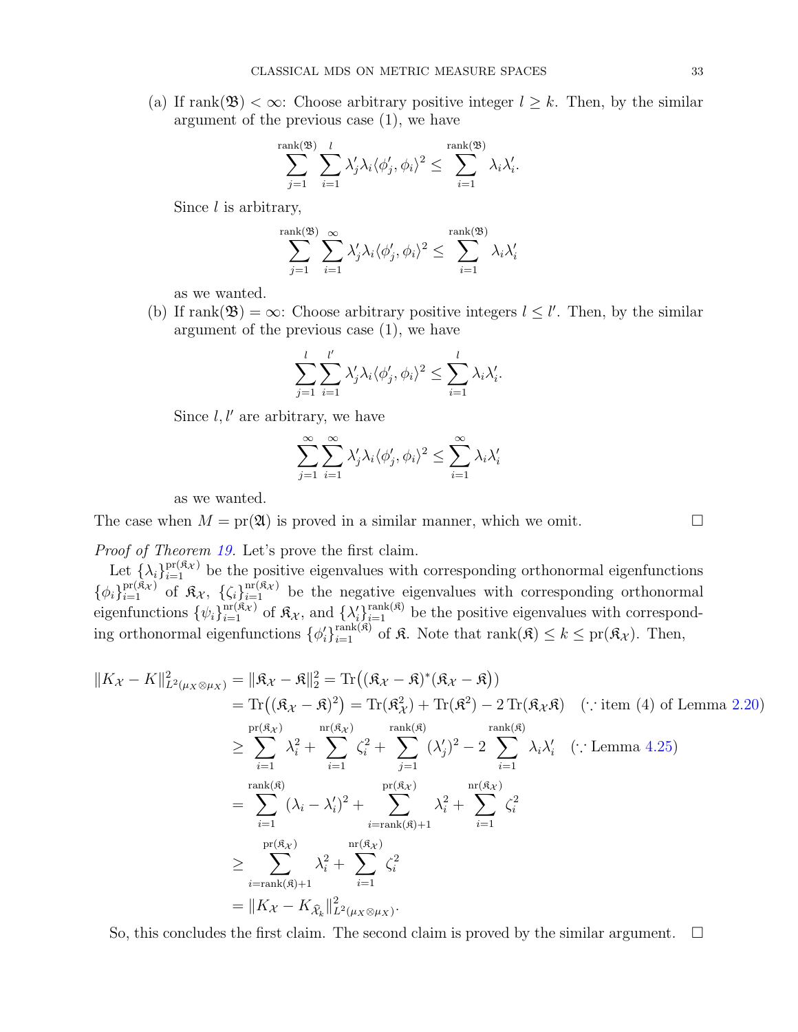(a) If $\operatorname{rank}(\mathfrak{B}) < \infty$: Choose arbitrary positive integer $l \geq k$. Then, by the similar argument of the previous case (1), we have

$$\sum_{j=1}^{\operatorname{rank}(\mathfrak{B})} \sum_{i=1}^{l} \lambda'_j \lambda_i \langle \phi'_j, \phi_i \rangle^2 \leq \sum_{i=1}^{\operatorname{rank}(\mathfrak{B})} \lambda_i \lambda'_i.$$

Since $l$ is arbitrary,

$$\sum_{j=1}^{\operatorname{rank}(\mathfrak{B})} \sum_{i=1}^{\infty} \lambda'_j \lambda_i \langle \phi'_j, \phi_i \rangle^2 \leq \sum_{i=1}^{\operatorname{rank}(\mathfrak{B})} \lambda_i \lambda'_i$$

as we wanted.

(b) If $\operatorname{rank}(\mathfrak{B}) = \infty$: Choose arbitrary positive integers $l \leq l'$. Then, by the similar argument of the previous case (1), we have

$$\sum_{j=1}^{l} \sum_{i=1}^{l'} \lambda'_j \lambda_i \langle \phi'_j, \phi_i \rangle^2 \leq \sum_{i=1}^{l} \lambda_i \lambda'_i.$$

Since $l, l'$ are arbitrary, we have

$$\sum_{j=1}^{\infty} \sum_{i=1}^{\infty} \lambda'_j \lambda_i \langle \phi'_j, \phi_i \rangle^2 \leq \sum_{i=1}^{\infty} \lambda_i \lambda'_i$$

as we wanted.

The case when $M = \operatorname{pr}(\mathfrak{A})$ is proved in a similar manner, which we omit. □

*Proof of Theorem 19.* Let's prove the first claim.

Let $\{\lambda_i\}_{i=1}^{\operatorname{pr}(\mathfrak{K}_\mathcal{X})}$ be the positive eigenvalues with corresponding orthonormal eigenfunctions $\{\phi_i\}_{i=1}^{\operatorname{pr}(\mathfrak{K}_\mathcal{X})}$ of $\mathfrak{K}_\mathcal{X}$, $\{\zeta_i\}_{i=1}^{\operatorname{nr}(\mathfrak{K}_\mathcal{X})}$ be the negative eigenvalues with corresponding orthonormal eigenfunctions $\{\psi_i\}_{i=1}^{\operatorname{nr}(\mathfrak{K}_\mathcal{X})}$ of $\mathfrak{K}_\mathcal{X}$, and $\{\lambda'_i\}_{i=1}^{\operatorname{rank}(\mathfrak{K})}$ be the positive eigenvalues with corresponding orthonormal eigenfunctions $\{\phi'_i\}_{i=1}^{\operatorname{rank}(\mathfrak{K})}$ of $\mathfrak{K}$. Note that $\operatorname{rank}(\mathfrak{K}) \leq k \leq \operatorname{pr}(\mathfrak{K}_\mathcal{X})$. Then,

$$\begin{aligned}
\|K_\mathcal{X} - K\|^2_{L^2(\mu_X \otimes \mu_X)} &= \|\mathfrak{K}_\mathcal{X} - \mathfrak{K}\|_2^2 = \operatorname{Tr}\big((\mathfrak{K}_\mathcal{X} - \mathfrak{K})^*(\mathfrak{K}_\mathcal{X} - \mathfrak{K})\big) \\
&= \operatorname{Tr}\big((\mathfrak{K}_\mathcal{X} - \mathfrak{K})^2\big) = \operatorname{Tr}(\mathfrak{K}_\mathcal{X}^2) + \operatorname{Tr}(\mathfrak{K}^2) - 2\operatorname{Tr}(\mathfrak{K}_\mathcal{X}\mathfrak{K}) \quad (\because \text{item (4) of Lemma 2.20}) \\
&\geq \sum_{i=1}^{\operatorname{pr}(\mathfrak{K}_\mathcal{X})} \lambda_i^2 + \sum_{i=1}^{\operatorname{nr}(\mathfrak{K}_\mathcal{X})} \zeta_i^2 + \sum_{j=1}^{\operatorname{rank}(\mathfrak{K})} (\lambda'_j)^2 - 2\sum_{i=1}^{\operatorname{rank}(\mathfrak{K})} \lambda_i \lambda'_i \quad (\because \text{Lemma 4.25}) \\
&= \sum_{i=1}^{\operatorname{rank}(\mathfrak{K})} (\lambda_i - \lambda'_i)^2 + \sum_{i=\operatorname{rank}(\mathfrak{K})+1}^{\operatorname{pr}(\mathfrak{K}_\mathcal{X})} \lambda_i^2 + \sum_{i=1}^{\operatorname{nr}(\mathfrak{K}_\mathcal{X})} \zeta_i^2 \\
&\geq \sum_{i=\operatorname{rank}(\mathfrak{K})+1}^{\operatorname{pr}(\mathfrak{K}_\mathcal{X})} \lambda_i^2 + \sum_{i=1}^{\operatorname{nr}(\mathfrak{K}_\mathcal{X})} \zeta_i^2 \\
&= \|K_\mathcal{X} - K_{\widehat{\mathcal{X}}_k}\|^2_{L^2(\mu_X \otimes \mu_X)}.
\end{aligned}$$

So, this concludes the first claim. The second claim is proved by the similar argument. □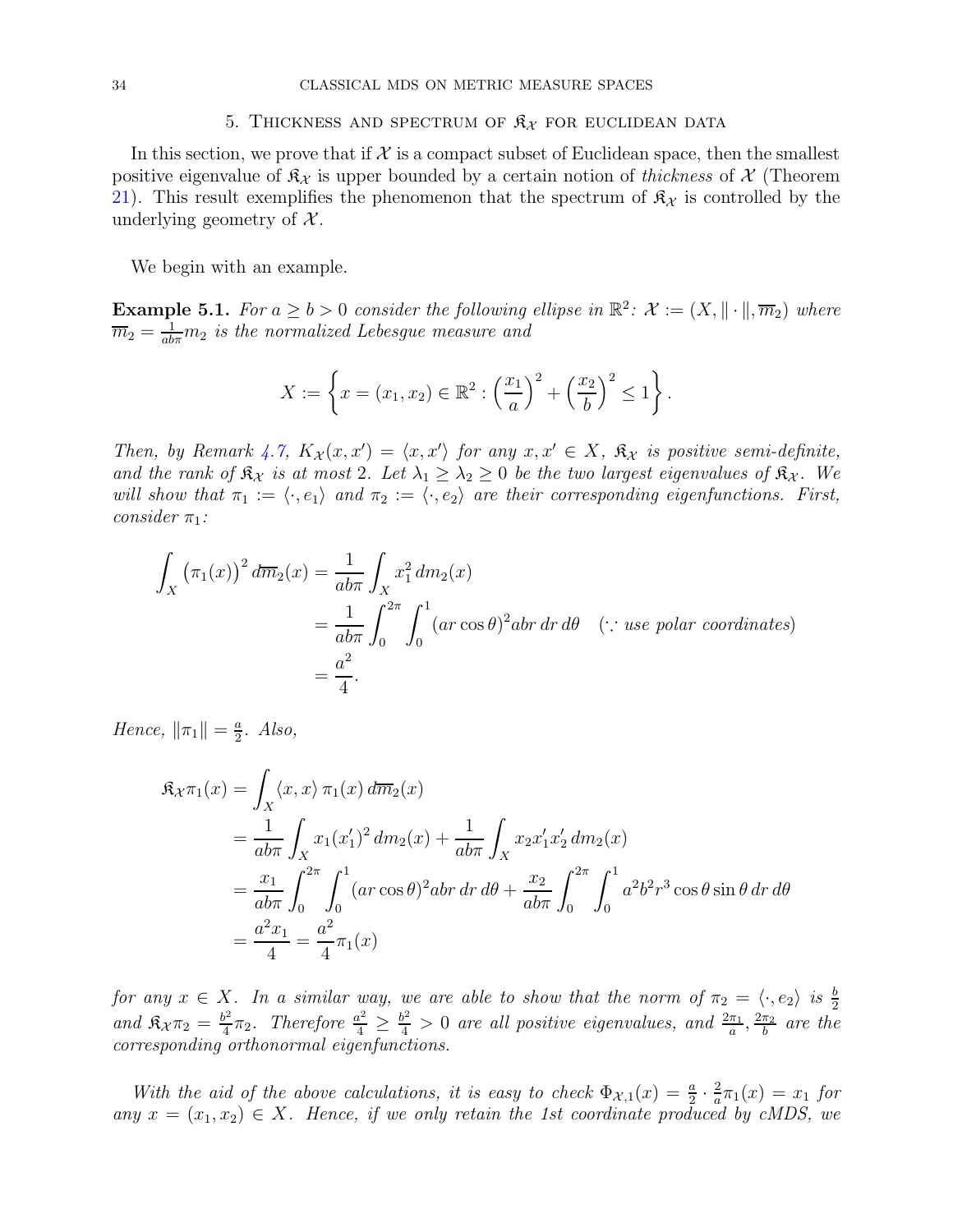## 5. Thickness and spectrum of $\mathfrak{K}_{\mathcal{X}}$ for Euclidean data

In this section, we prove that if $\mathcal{X}$ is a compact subset of Euclidean space, then the smallest positive eigenvalue of $\mathfrak{K}_{\mathcal{X}}$ is upper bounded by a certain notion of *thickness* of $\mathcal{X}$ (Theorem 21). This result exemplifies the phenomenon that the spectrum of $\mathfrak{K}_{\mathcal{X}}$ is controlled by the underlying geometry of $\mathcal{X}$.

We begin with an example.

**Example 5.1.** *For $a \geq b > 0$ consider the following ellipse in $\mathbb{R}^2$: $\mathcal{X} := (X, \|\cdot\|, \overline{m}_2)$ where $\overline{m}_2 = \frac{1}{ab\pi} m_2$ is the normalized Lebesgue measure and*

$$X := \left\{ x = (x_1, x_2) \in \mathbb{R}^2 : \left(\frac{x_1}{a}\right)^2 + \left(\frac{x_2}{b}\right)^2 \leq 1 \right\}.$$

*Then, by Remark 4.7, $K_{\mathcal{X}}(x, x') = \langle x, x' \rangle$ for any $x, x' \in X$, $\mathfrak{K}_{\mathcal{X}}$ is positive semi-definite, and the rank of $\mathfrak{K}_{\mathcal{X}}$ is at most 2. Let $\lambda_1 \geq \lambda_2 \geq 0$ be the two largest eigenvalues of $\mathfrak{K}_{\mathcal{X}}$. We will show that $\pi_1 := \langle \cdot, e_1 \rangle$ and $\pi_2 := \langle \cdot, e_2 \rangle$ are their corresponding eigenfunctions. First, consider $\pi_1$:*

$$\begin{aligned}
\int_X \left(\pi_1(x)\right)^2 d\overline{m}_2(x) &= \frac{1}{ab\pi} \int_X x_1^2 \, dm_2(x) \\
&= \frac{1}{ab\pi} \int_0^{2\pi} \int_0^1 (ar\cos\theta)^2 abr \, dr \, d\theta \quad (\because \textit{use polar coordinates}) \\
&= \frac{a^2}{4}.
\end{aligned}$$

*Hence, $\|\pi_1\| = \frac{a}{2}$. Also,*

$$\begin{aligned}
\mathfrak{K}_{\mathcal{X}} \pi_1(x) &= \int_X \langle x, x \rangle \, \pi_1(x) \, d\overline{m}_2(x) \\
&= \frac{1}{ab\pi} \int_X x_1 (x_1')^2 \, dm_2(x) + \frac{1}{ab\pi} \int_X x_2 x_1' x_2' \, dm_2(x) \\
&= \frac{x_1}{ab\pi} \int_0^{2\pi} \int_0^1 (ar\cos\theta)^2 abr \, dr \, d\theta + \frac{x_2}{ab\pi} \int_0^{2\pi} \int_0^1 a^2 b^2 r^3 \cos\theta \sin\theta \, dr \, d\theta \\
&= \frac{a^2 x_1}{4} = \frac{a^2}{4} \pi_1(x)
\end{aligned}$$

*for any $x \in X$. In a similar way, we are able to show that the norm of $\pi_2 = \langle \cdot, e_2 \rangle$ is $\frac{b}{2}$ and $\mathfrak{K}_{\mathcal{X}} \pi_2 = \frac{b^2}{4} \pi_2$. Therefore $\frac{a^2}{4} \geq \frac{b^2}{4} > 0$ are all positive eigenvalues, and $\frac{2\pi_1}{a}, \frac{2\pi_2}{b}$ are the corresponding orthonormal eigenfunctions.*

*With the aid of the above calculations, it is easy to check $\Phi_{\mathcal{X},1}(x) = \frac{a}{2} \cdot \frac{2}{a} \pi_1(x) = x_1$ for any $x = (x_1, x_2) \in X$. Hence, if we only retain the 1st coordinate produced by cMDS, we*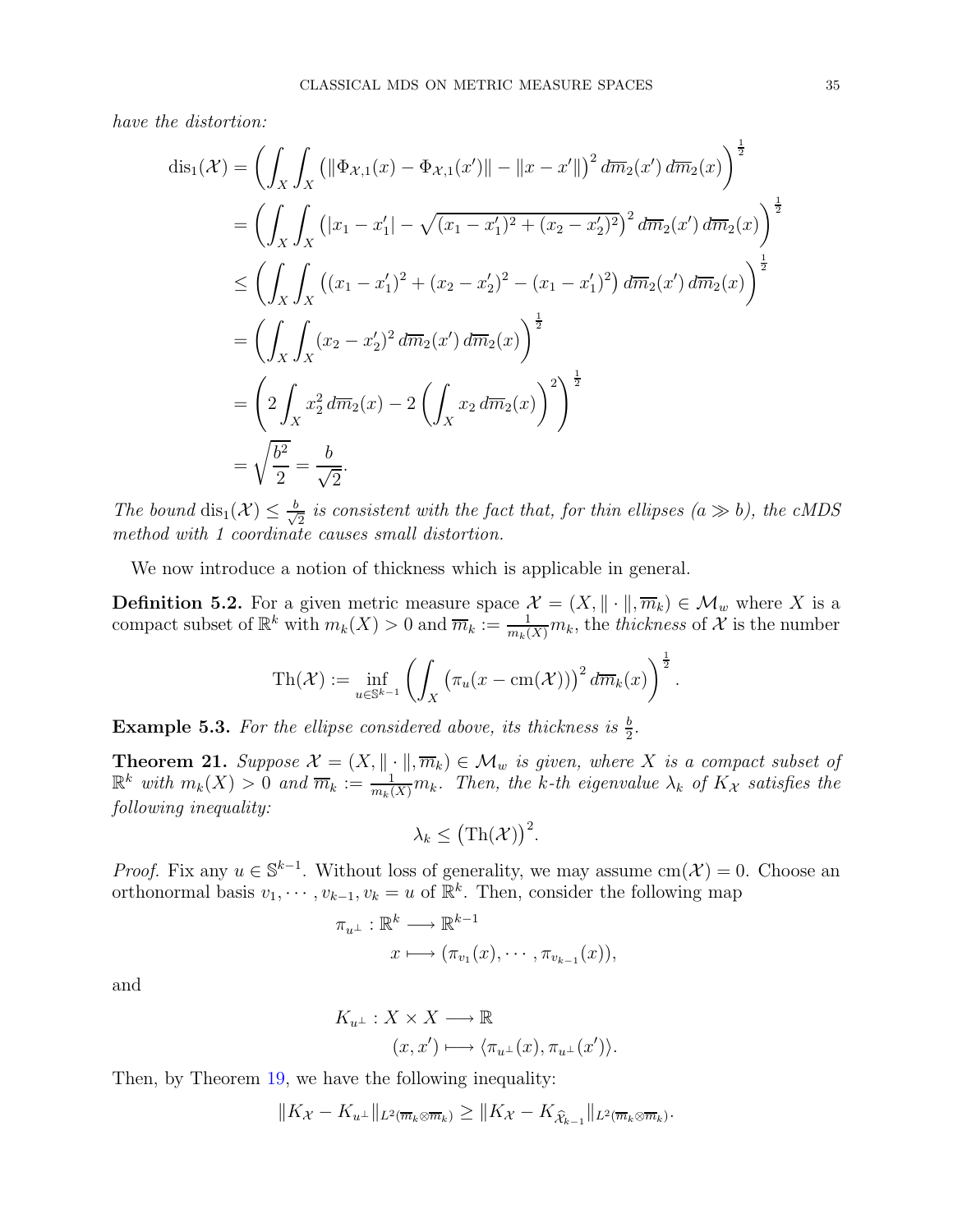*have the distortion:*

$$
\begin{aligned}
\operatorname{dis}_1(\mathcal{X}) &= \left( \int_X \int_X \left( \|\Phi_{\mathcal{X},1}(x) - \Phi_{\mathcal{X},1}(x')\| - \|x - x'\| \right)^2 d\overline{m}_2(x')\, d\overline{m}_2(x) \right)^{\frac{1}{2}} \\
&= \left( \int_X \int_X \left( |x_1 - x_1'| - \sqrt{(x_1 - x_1')^2 + (x_2 - x_2')^2} \right)^2 d\overline{m}_2(x')\, d\overline{m}_2(x) \right)^{\frac{1}{2}} \\
&\leq \left( \int_X \int_X \left( (x_1 - x_1')^2 + (x_2 - x_2')^2 - (x_1 - x_1')^2 \right) d\overline{m}_2(x')\, d\overline{m}_2(x) \right)^{\frac{1}{2}} \\
&= \left( \int_X \int_X (x_2 - x_2')^2 \, d\overline{m}_2(x')\, d\overline{m}_2(x) \right)^{\frac{1}{2}} \\
&= \left( 2 \int_X x_2^2 \, d\overline{m}_2(x) - 2 \left( \int_X x_2 \, d\overline{m}_2(x) \right)^2 \right)^{\frac{1}{2}} \\
&= \sqrt{\frac{b^2}{2}} = \frac{b}{\sqrt{2}}.
\end{aligned}
$$

*The bound* $\operatorname{dis}_1(\mathcal{X}) \leq \frac{b}{\sqrt{2}}$ *is consistent with the fact that, for thin ellipses* ($a \gg b$)*, the cMDS method with 1 coordinate causes small distortion.*

We now introduce a notion of thickness which is applicable in general.

**Definition 5.2.** For a given metric measure space $\mathcal{X} = (X, \|\cdot\|, \overline{m}_k) \in \mathcal{M}_w$ where $X$ is a compact subset of $\mathbb{R}^k$ with $m_k(X) > 0$ and $\overline{m}_k := \frac{1}{m_k(X)} m_k$, the *thickness* of $\mathcal{X}$ is the number

$$
\operatorname{Th}(\mathcal{X}) := \inf_{u \in \mathbb{S}^{k-1}} \left( \int_X \left( \pi_u(x - \operatorname{cm}(\mathcal{X})) \right)^2 d\overline{m}_k(x) \right)^{\frac{1}{2}}.
$$

**Example 5.3.** *For the ellipse considered above, its thickness is* $\frac{b}{2}$*.*

**Theorem 21.** *Suppose* $\mathcal{X} = (X, \|\cdot\|, \overline{m}_k) \in \mathcal{M}_w$ *is given, where* $X$ *is a compact subset of* $\mathbb{R}^k$ *with* $m_k(X) > 0$ *and* $\overline{m}_k := \frac{1}{m_k(X)} m_k$*. Then, the* $k$*-th eigenvalue* $\lambda_k$ *of* $K_{\mathcal{X}}$ *satisfies the following inequality:*

$$
\lambda_k \leq \left( \operatorname{Th}(\mathcal{X}) \right)^2.
$$

*Proof.* Fix any $u \in \mathbb{S}^{k-1}$. Without loss of generality, we may assume $\operatorname{cm}(\mathcal{X}) = 0$. Choose an orthonormal basis $v_1, \cdots, v_{k-1}, v_k = u$ of $\mathbb{R}^k$. Then, consider the following map

$$
\begin{aligned}
\pi_{u^\perp} : \mathbb{R}^k &\longrightarrow \mathbb{R}^{k-1} \\
x &\longmapsto (\pi_{v_1}(x), \cdots, \pi_{v_{k-1}}(x)),
\end{aligned}
$$

and

$$
\begin{aligned}
K_{u^\perp} : X \times X &\longrightarrow \mathbb{R} \\
(x, x') &\longmapsto \langle \pi_{u^\perp}(x), \pi_{u^\perp}(x') \rangle.
\end{aligned}
$$

Then, by Theorem 19, we have the following inequality:

$$
\|K_{\mathcal{X}} - K_{u^\perp}\|_{L^2(\overline{m}_k \otimes \overline{m}_k)} \geq \|K_{\mathcal{X}} - K_{\widehat{\mathcal{X}}_{k-1}}\|_{L^2(\overline{m}_k \otimes \overline{m}_k)}.
$$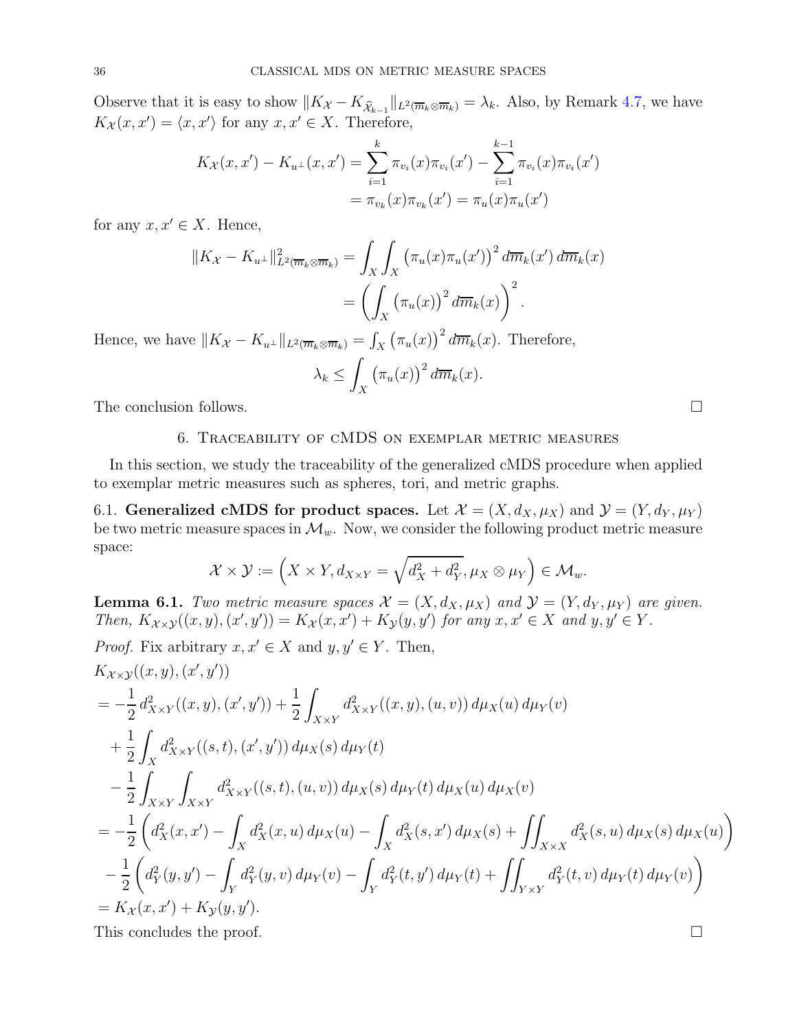Observe that it is easy to show $\|K_{\mathcal{X}} - K_{\widehat{\mathcal{X}}_{k-1}}\|_{L^2(\overline{m}_k \otimes \overline{m}_k)} = \lambda_k$. Also, by Remark 4.7, we have $K_{\mathcal{X}}(x, x') = \langle x, x' \rangle$ for any $x, x' \in X$. Therefore,

$$
\begin{aligned}
K_{\mathcal{X}}(x, x') - K_{u^\perp}(x, x') &= \sum_{i=1}^{k} \pi_{v_i}(x)\pi_{v_i}(x') - \sum_{i=1}^{k-1} \pi_{v_i}(x)\pi_{v_i}(x') \\
&= \pi_{v_k}(x)\pi_{v_k}(x') = \pi_u(x)\pi_u(x')
\end{aligned}
$$

for any $x, x' \in X$. Hence,

$$
\begin{aligned}
\|K_{\mathcal{X}} - K_{u^\perp}\|^2_{L^2(\overline{m}_k \otimes \overline{m}_k)} &= \int_X \int_X \left(\pi_u(x)\pi_u(x')\right)^2 d\overline{m}_k(x')\, d\overline{m}_k(x) \\
&= \left( \int_X \left(\pi_u(x)\right)^2 d\overline{m}_k(x) \right)^2.
\end{aligned}
$$

Hence, we have $\|K_{\mathcal{X}} - K_{u^\perp}\|_{L^2(\overline{m}_k \otimes \overline{m}_k)} = \int_X \left(\pi_u(x)\right)^2 d\overline{m}_k(x)$. Therefore,

$$
\lambda_k \leq \int_X \left(\pi_u(x)\right)^2 d\overline{m}_k(x).
$$

The conclusion follows. $\square$

## 6. Traceability of cMDS on exemplar metric measures

In this section, we study the traceability of the generalized cMDS procedure when applied to exemplar metric measures such as spheres, tori, and metric graphs.

**6.1. Generalized cMDS for product spaces.** Let $\mathcal{X} = (X, d_X, \mu_X)$ and $\mathcal{Y} = (Y, d_Y, \mu_Y)$ be two metric measure spaces in $\mathcal{M}_w$. Now, we consider the following product metric measure space:

$$
\mathcal{X} \times \mathcal{Y} := \left( X \times Y, d_{X \times Y} = \sqrt{d_X^2 + d_Y^2}, \mu_X \otimes \mu_Y \right) \in \mathcal{M}_w.
$$

**Lemma 6.1.** *Two metric measure spaces $\mathcal{X} = (X, d_X, \mu_X)$ and $\mathcal{Y} = (Y, d_Y, \mu_Y)$ are given. Then, $K_{\mathcal{X} \times \mathcal{Y}}((x, y), (x', y')) = K_{\mathcal{X}}(x, x') + K_{\mathcal{Y}}(y, y')$ for any $x, x' \in X$ and $y, y' \in Y$.*

*Proof.* Fix arbitrary $x, x' \in X$ and $y, y' \in Y$. Then,

$$
\begin{aligned}
&K_{\mathcal{X} \times \mathcal{Y}}((x, y), (x', y')) \\
&= -\frac{1}{2} d^2_{X \times Y}((x, y), (x', y')) + \frac{1}{2} \int_{X \times Y} d^2_{X \times Y}((x, y), (u, v))\, d\mu_X(u)\, d\mu_Y(v) \\
&\quad + \frac{1}{2} \int_X d^2_{X \times Y}((s, t), (x', y'))\, d\mu_X(s)\, d\mu_Y(t) \\
&\quad - \frac{1}{2} \int_{X \times Y} \int_{X \times Y} d^2_{X \times Y}((s, t), (u, v))\, d\mu_X(s)\, d\mu_Y(t)\, d\mu_X(u)\, d\mu_X(v) \\
&= -\frac{1}{2} \left( d_X^2(x, x') - \int_X d_X^2(x, u)\, d\mu_X(u) - \int_X d_X^2(s, x')\, d\mu_X(s) + \iint_{X \times X} d_X^2(s, u)\, d\mu_X(s)\, d\mu_X(u) \right) \\
&\quad - \frac{1}{2} \left( d_Y^2(y, y') - \int_Y d_Y^2(y, v)\, d\mu_Y(v) - \int_Y d_Y^2(t, y')\, d\mu_Y(t) + \iint_{Y \times Y} d_Y^2(t, v)\, d\mu_Y(t)\, d\mu_Y(v) \right) \\
&= K_{\mathcal{X}}(x, x') + K_{\mathcal{Y}}(y, y').
\end{aligned}
$$

This concludes the proof. $\square$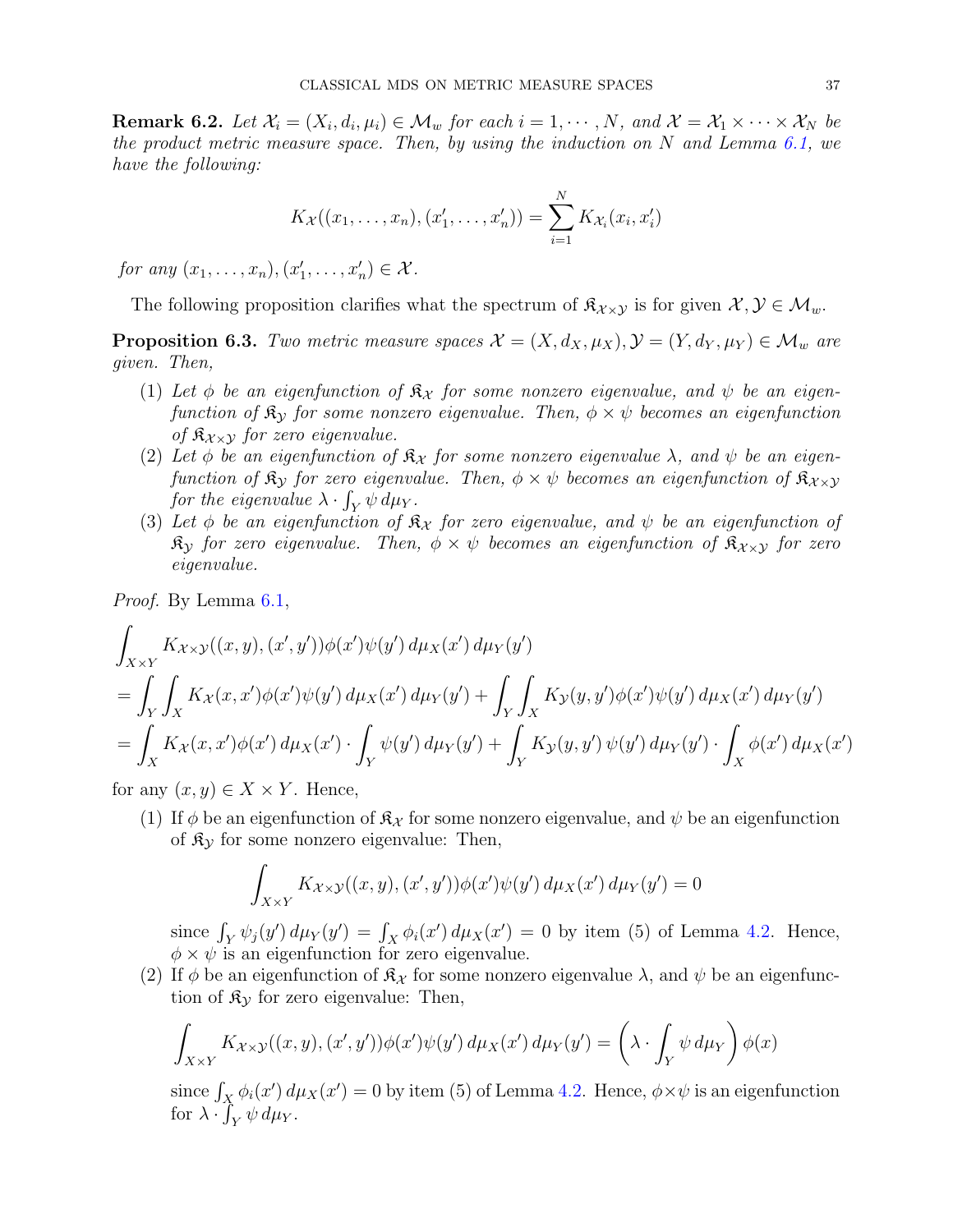**Remark 6.2.** *Let $\mathcal{X}_i = (X_i, d_i, \mu_i) \in \mathcal{M}_w$ for each $i = 1, \cdots, N$, and $\mathcal{X} = \mathcal{X}_1 \times \cdots \times \mathcal{X}_N$ be the product metric measure space. Then, by using the induction on $N$ and Lemma 6.1, we have the following:*

$$K_{\mathcal{X}}((x_1, \ldots, x_n), (x_1', \ldots, x_n')) = \sum_{i=1}^{N} K_{\mathcal{X}_i}(x_i, x_i')$$

*for any $(x_1, \ldots, x_n), (x_1', \ldots, x_n') \in \mathcal{X}$.*

The following proposition clarifies what the spectrum of $\mathfrak{K}_{\mathcal{X}\times\mathcal{Y}}$ is for given $\mathcal{X}, \mathcal{Y} \in \mathcal{M}_w$.

**Proposition 6.3.** *Two metric measure spaces $\mathcal{X} = (X, d_X, \mu_X), \mathcal{Y} = (Y, d_Y, \mu_Y) \in \mathcal{M}_w$ are given. Then,*

1. *Let $\phi$ be an eigenfunction of $\mathfrak{K}_{\mathcal{X}}$ for some nonzero eigenvalue, and $\psi$ be an eigenfunction of $\mathfrak{K}_{\mathcal{Y}}$ for some nonzero eigenvalue. Then, $\phi \times \psi$ becomes an eigenfunction of $\mathfrak{K}_{\mathcal{X}\times\mathcal{Y}}$ for zero eigenvalue.*
2. *Let $\phi$ be an eigenfunction of $\mathfrak{K}_{\mathcal{X}}$ for some nonzero eigenvalue $\lambda$, and $\psi$ be an eigenfunction of $\mathfrak{K}_{\mathcal{Y}}$ for zero eigenvalue. Then, $\phi \times \psi$ becomes an eigenfunction of $\mathfrak{K}_{\mathcal{X}\times\mathcal{Y}}$ for the eigenvalue $\lambda \cdot \int_Y \psi \, d\mu_Y$.*
3. *Let $\phi$ be an eigenfunction of $\mathfrak{K}_{\mathcal{X}}$ for zero eigenvalue, and $\psi$ be an eigenfunction of $\mathfrak{K}_{\mathcal{Y}}$ for zero eigenvalue. Then, $\phi \times \psi$ becomes an eigenfunction of $\mathfrak{K}_{\mathcal{X}\times\mathcal{Y}}$ for zero eigenvalue.*

*Proof.* By Lemma 6.1,

$$\begin{aligned}
&\int_{X\times Y} K_{\mathcal{X}\times\mathcal{Y}}((x,y),(x',y'))\phi(x')\psi(y')\, d\mu_X(x')\, d\mu_Y(y') \\
&= \int_Y \int_X K_{\mathcal{X}}(x,x')\phi(x')\psi(y')\, d\mu_X(x')\, d\mu_Y(y') + \int_Y \int_X K_{\mathcal{Y}}(y,y')\phi(x')\psi(y')\, d\mu_X(x')\, d\mu_Y(y') \\
&= \int_X K_{\mathcal{X}}(x,x')\phi(x')\, d\mu_X(x') \cdot \int_Y \psi(y')\, d\mu_Y(y') + \int_Y K_{\mathcal{Y}}(y,y')\, \psi(y')\, d\mu_Y(y') \cdot \int_X \phi(x')\, d\mu_X(x')
\end{aligned}$$

for any $(x, y) \in X \times Y$. Hence,

1. If $\phi$ be an eigenfunction of $\mathfrak{K}_{\mathcal{X}}$ for some nonzero eigenvalue, and $\psi$ be an eigenfunction of $\mathfrak{K}_{\mathcal{Y}}$ for some nonzero eigenvalue: Then,

$$\int_{X\times Y} K_{\mathcal{X}\times\mathcal{Y}}((x,y),(x',y'))\phi(x')\psi(y')\, d\mu_X(x')\, d\mu_Y(y') = 0$$

   since $\int_Y \psi_j(y')\, d\mu_Y(y') = \int_X \phi_i(x')\, d\mu_X(x') = 0$ by item (5) of Lemma 4.2. Hence, $\phi \times \psi$ is an eigenfunction for zero eigenvalue.

2. If $\phi$ be an eigenfunction of $\mathfrak{K}_{\mathcal{X}}$ for some nonzero eigenvalue $\lambda$, and $\psi$ be an eigenfunction of $\mathfrak{K}_{\mathcal{Y}}$ for zero eigenvalue: Then,

$$\int_{X\times Y} K_{\mathcal{X}\times\mathcal{Y}}((x,y),(x',y'))\phi(x')\psi(y')\, d\mu_X(x')\, d\mu_Y(y') = \left(\lambda \cdot \int_Y \psi \, d\mu_Y\right)\phi(x)$$

   since $\int_X \phi_i(x')\, d\mu_X(x') = 0$ by item (5) of Lemma 4.2. Hence, $\phi\times\psi$ is an eigenfunction for $\lambda \cdot \int_Y \psi \, d\mu_Y$.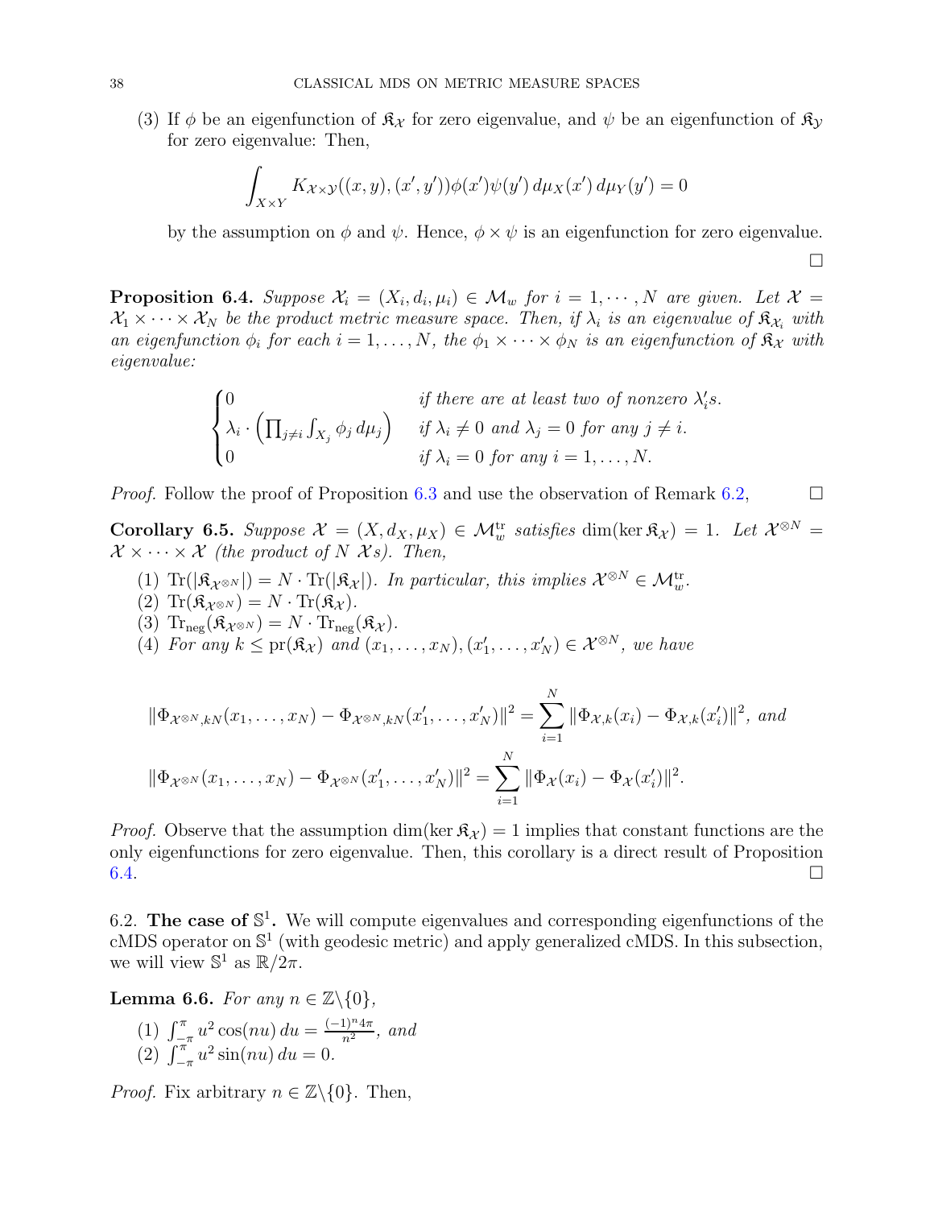(3) If $\phi$ be an eigenfunction of $\mathfrak{K}_{\mathcal{X}}$ for zero eigenvalue, and $\psi$ be an eigenfunction of $\mathfrak{K}_{\mathcal{Y}}$ for zero eigenvalue: Then,

$$\int_{X\times Y} K_{\mathcal{X}\times\mathcal{Y}}((x,y),(x',y'))\phi(x')\psi(y')\,d\mu_X(x')\,d\mu_Y(y')=0$$

by the assumption on $\phi$ and $\psi$. Hence, $\phi\times\psi$ is an eigenfunction for zero eigenvalue.

$\square$

**Proposition 6.4.** *Suppose $\mathcal{X}_i=(X_i,d_i,\mu_i)\in\mathcal{M}_w$ for $i=1,\cdots,N$ are given. Let $\mathcal{X}=\mathcal{X}_1\times\cdots\times\mathcal{X}_N$ be the product metric measure space. Then, if $\lambda_i$ is an eigenvalue of $\mathfrak{K}_{\mathcal{X}_i}$ with an eigenfunction $\phi_i$ for each $i=1,\dots,N$, the $\phi_1\times\cdots\times\phi_N$ is an eigenfunction of $\mathfrak{K}_{\mathcal{X}}$ with eigenvalue:*

$$\begin{cases} 0 & \text{if there are at least two of nonzero } \lambda_i's.\\ \lambda_i\cdot\left(\prod_{j\neq i}\int_{X_j}\phi_j\,d\mu_j\right) & \text{if } \lambda_i\neq 0 \text{ and } \lambda_j=0 \text{ for any } j\neq i.\\ 0 & \text{if } \lambda_i=0 \text{ for any } i=1,\dots,N.\end{cases}$$

*Proof.* Follow the proof of Proposition 6.3 and use the observation of Remark 6.2, $\square$

**Corollary 6.5.** *Suppose $\mathcal{X}=(X,d_X,\mu_X)\in\mathcal{M}_w^{\mathrm{tr}}$ satisfies $\dim(\ker\mathfrak{K}_{\mathcal{X}})=1$. Let $\mathcal{X}^{\otimes N}=\mathcal{X}\times\cdots\times\mathcal{X}$ (the product of $N$ $\mathcal{X}$s). Then,*

1. *$\mathrm{Tr}(|\mathfrak{K}_{\mathcal{X}^{\otimes N}}|)=N\cdot\mathrm{Tr}(|\mathfrak{K}_{\mathcal{X}}|)$. In particular, this implies $\mathcal{X}^{\otimes N}\in\mathcal{M}_w^{\mathrm{tr}}$.*
2. *$\mathrm{Tr}(\mathfrak{K}_{\mathcal{X}^{\otimes N}})=N\cdot\mathrm{Tr}(\mathfrak{K}_{\mathcal{X}})$.*
3. *$\mathrm{Tr}_{\mathrm{neg}}(\mathfrak{K}_{\mathcal{X}^{\otimes N}})=N\cdot\mathrm{Tr}_{\mathrm{neg}}(\mathfrak{K}_{\mathcal{X}})$.*
4. *For any $k\leq\mathrm{pr}(\mathfrak{K}_{\mathcal{X}})$ and $(x_1,\dots,x_N),(x_1',\dots,x_N')\in\mathcal{X}^{\otimes N}$, we have*

$$\|\Phi_{\mathcal{X}^{\otimes N},kN}(x_1,\dots,x_N)-\Phi_{\mathcal{X}^{\otimes N},kN}(x_1',\dots,x_N')\|^2=\sum_{i=1}^N\|\Phi_{\mathcal{X},k}(x_i)-\Phi_{\mathcal{X},k}(x_i')\|^2,\text{ and}$$

$$\|\Phi_{\mathcal{X}^{\otimes N}}(x_1,\dots,x_N)-\Phi_{\mathcal{X}^{\otimes N}}(x_1',\dots,x_N')\|^2=\sum_{i=1}^N\|\Phi_{\mathcal{X}}(x_i)-\Phi_{\mathcal{X}}(x_i')\|^2.$$

*Proof.* Observe that the assumption $\dim(\ker\mathfrak{K}_{\mathcal{X}})=1$ implies that constant functions are the only eigenfunctions for zero eigenvalue. Then, this corollary is a direct result of Proposition 6.4. $\square$

## 6.2. The case of $\mathbb{S}^1$.

We will compute eigenvalues and corresponding eigenfunctions of the cMDS operator on $\mathbb{S}^1$ (with geodesic metric) and apply generalized cMDS. In this subsection, we will view $\mathbb{S}^1$ as $\mathbb{R}/2\pi$.

**Lemma 6.6.** *For any $n\in\mathbb{Z}\backslash\{0\}$,*

1. *$\int_{-\pi}^{\pi}u^2\cos(nu)\,du=\frac{(-1)^n4\pi}{n^2}$, and*
2. *$\int_{-\pi}^{\pi}u^2\sin(nu)\,du=0$.*

*Proof.* Fix arbitrary $n\in\mathbb{Z}\backslash\{0\}$. Then,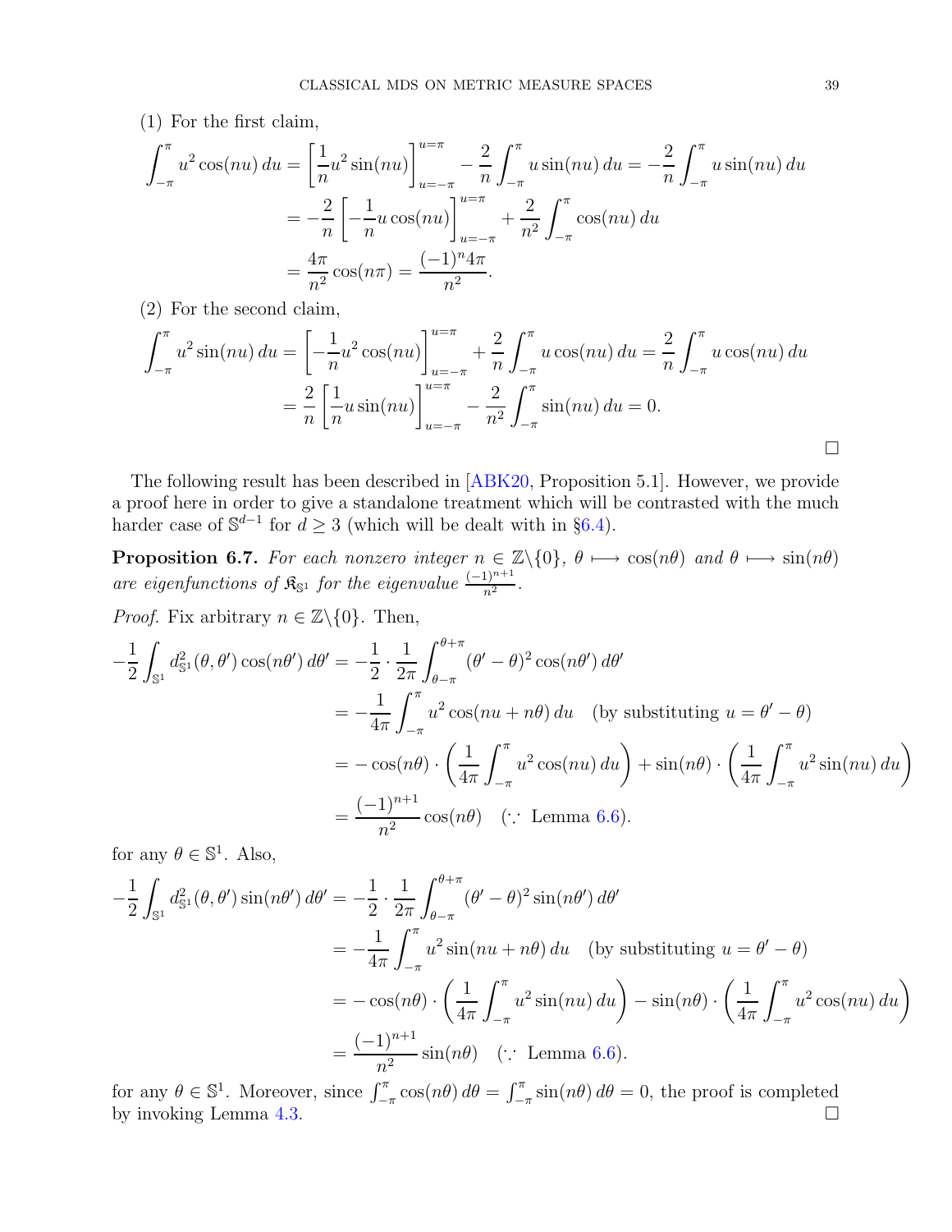(1) For the first claim,

$$\begin{aligned}
\int_{-\pi}^{\pi} u^2 \cos(nu)\, du &= \left[\frac{1}{n}u^2 \sin(nu)\right]_{u=-\pi}^{u=\pi} - \frac{2}{n}\int_{-\pi}^{\pi} u \sin(nu)\, du = -\frac{2}{n}\int_{-\pi}^{\pi} u \sin(nu)\, du \\
&= -\frac{2}{n}\left[-\frac{1}{n}u\cos(nu)\right]_{u=-\pi}^{u=\pi} + \frac{2}{n^2}\int_{-\pi}^{\pi}\cos(nu)\, du \\
&= \frac{4\pi}{n^2}\cos(n\pi) = \frac{(-1)^n 4\pi}{n^2}.
\end{aligned}$$

(2) For the second claim,

$$\begin{aligned}
\int_{-\pi}^{\pi} u^2 \sin(nu)\, du &= \left[-\frac{1}{n}u^2 \cos(nu)\right]_{u=-\pi}^{u=\pi} + \frac{2}{n}\int_{-\pi}^{\pi} u \cos(nu)\, du = \frac{2}{n}\int_{-\pi}^{\pi} u \cos(nu)\, du \\
&= \frac{2}{n}\left[\frac{1}{n}u\sin(nu)\right]_{u=-\pi}^{u=\pi} - \frac{2}{n^2}\int_{-\pi}^{\pi}\sin(nu)\, du = 0.
\end{aligned}$$

□

The following result has been described in [ABK20, Proposition 5.1]. However, we provide a proof here in order to give a standalone treatment which will be contrasted with the much harder case of $\mathbb{S}^{d-1}$ for $d \geq 3$ (which will be dealt with in §6.4).

**Proposition 6.7.** *For each nonzero integer $n \in \mathbb{Z}\backslash\{0\}$, $\theta \longmapsto \cos(n\theta)$ and $\theta \longmapsto \sin(n\theta)$ are eigenfunctions of $\mathfrak{K}_{\mathbb{S}^1}$ for the eigenvalue $\frac{(-1)^{n+1}}{n^2}$.*

*Proof.* Fix arbitrary $n \in \mathbb{Z}\backslash\{0\}$. Then,

$$\begin{aligned}
-\frac{1}{2}\int_{\mathbb{S}^1} d_{\mathbb{S}^1}^2(\theta,\theta')\cos(n\theta')\, d\theta' &= -\frac{1}{2}\cdot\frac{1}{2\pi}\int_{\theta-\pi}^{\theta+\pi}(\theta'-\theta)^2\cos(n\theta')\, d\theta' \\
&= -\frac{1}{4\pi}\int_{-\pi}^{\pi} u^2\cos(nu+n\theta)\, du \quad \text{(by substituting } u = \theta'-\theta\text{)} \\
&= -\cos(n\theta)\cdot\left(\frac{1}{4\pi}\int_{-\pi}^{\pi}u^2\cos(nu)\, du\right) + \sin(n\theta)\cdot\left(\frac{1}{4\pi}\int_{-\pi}^{\pi}u^2\sin(nu)\, du\right) \\
&= \frac{(-1)^{n+1}}{n^2}\cos(n\theta) \quad (\because \text{ Lemma 6.6}).
\end{aligned}$$

for any $\theta \in \mathbb{S}^1$. Also,

$$\begin{aligned}
-\frac{1}{2}\int_{\mathbb{S}^1} d_{\mathbb{S}^1}^2(\theta,\theta')\sin(n\theta')\, d\theta' &= -\frac{1}{2}\cdot\frac{1}{2\pi}\int_{\theta-\pi}^{\theta+\pi}(\theta'-\theta)^2\sin(n\theta')\, d\theta' \\
&= -\frac{1}{4\pi}\int_{-\pi}^{\pi} u^2\sin(nu+n\theta)\, du \quad \text{(by substituting } u = \theta'-\theta\text{)} \\
&= -\cos(n\theta)\cdot\left(\frac{1}{4\pi}\int_{-\pi}^{\pi}u^2\sin(nu)\, du\right) - \sin(n\theta)\cdot\left(\frac{1}{4\pi}\int_{-\pi}^{\pi}u^2\cos(nu)\, du\right) \\
&= \frac{(-1)^{n+1}}{n^2}\sin(n\theta) \quad (\because \text{ Lemma 6.6}).
\end{aligned}$$

for any $\theta \in \mathbb{S}^1$. Moreover, since $\int_{-\pi}^{\pi}\cos(n\theta)\, d\theta = \int_{-\pi}^{\pi}\sin(n\theta)\, d\theta = 0$, the proof is completed by invoking Lemma 4.3. □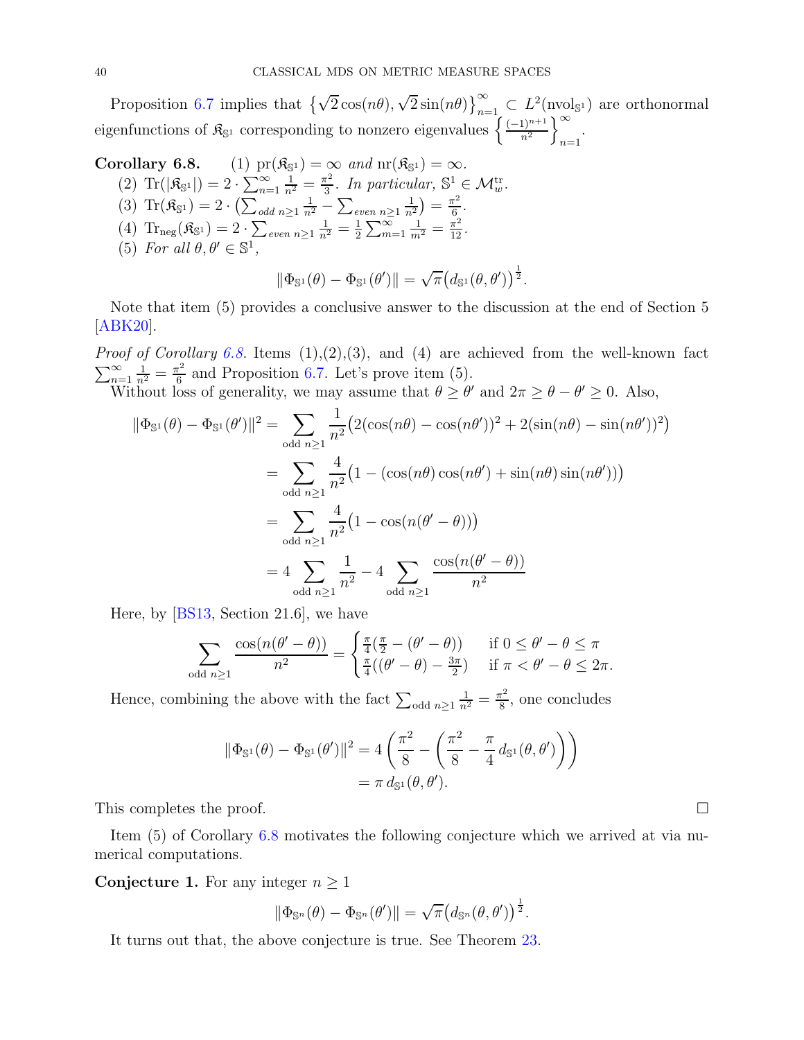Proposition 6.7 implies that $\left\{\sqrt{2}\cos(n\theta), \sqrt{2}\sin(n\theta)\right\}_{n=1}^{\infty} \subset L^2(\mathrm{nvol}_{\mathbb{S}^1})$ are orthonormal eigenfunctions of $\mathfrak{K}_{\mathbb{S}^1}$ corresponding to nonzero eigenvalues $\left\{\frac{(-1)^{n+1}}{n^2}\right\}_{n=1}^{\infty}$.

**Corollary 6.8.** *(1) $\mathrm{pr}(\mathfrak{K}_{\mathbb{S}^1}) = \infty$ and $\mathrm{nr}(\mathfrak{K}_{\mathbb{S}^1}) = \infty$.*

*(2) $\mathrm{Tr}(|\mathfrak{K}_{\mathbb{S}^1}|) = 2 \cdot \sum_{n=1}^{\infty} \frac{1}{n^2} = \frac{\pi^2}{3}$. In particular, $\mathbb{S}^1 \in \mathcal{M}_w^{\mathrm{tr}}$.*

*(3) $\mathrm{Tr}(\mathfrak{K}_{\mathbb{S}^1}) = 2 \cdot \left(\sum_{odd\ n\geq 1} \frac{1}{n^2} - \sum_{even\ n\geq 1} \frac{1}{n^2}\right) = \frac{\pi^2}{6}$.*

*(4) $\mathrm{Tr}_{\mathrm{neg}}(\mathfrak{K}_{\mathbb{S}^1}) = 2 \cdot \sum_{even\ n\geq 1} \frac{1}{n^2} = \frac{1}{2}\sum_{m=1}^{\infty} \frac{1}{m^2} = \frac{\pi^2}{12}$.*

*(5) For all $\theta, \theta' \in \mathbb{S}^1$,*

$$\|\Phi_{\mathbb{S}^1}(\theta) - \Phi_{\mathbb{S}^1}(\theta')\| = \sqrt{\pi}\big(d_{\mathbb{S}^1}(\theta, \theta')\big)^{\frac{1}{2}}.$$

Note that item (5) provides a conclusive answer to the discussion at the end of Section 5 [ABK20].

*Proof of Corollary 6.8.* Items (1),(2),(3), and (4) are achieved from the well-known fact $\sum_{n=1}^{\infty} \frac{1}{n^2} = \frac{\pi^2}{6}$ and Proposition 6.7. Let's prove item (5).

Without loss of generality, we may assume that $\theta \geq \theta'$ and $2\pi \geq \theta - \theta' \geq 0$. Also,

$$\begin{aligned}
\|\Phi_{\mathbb{S}^1}(\theta) - \Phi_{\mathbb{S}^1}(\theta')\|^2 &= \sum_{\text{odd } n\geq 1} \frac{1}{n^2}\big(2(\cos(n\theta) - \cos(n\theta'))^2 + 2(\sin(n\theta) - \sin(n\theta'))^2\big) \\
&= \sum_{\text{odd } n\geq 1} \frac{4}{n^2}\big(1 - (\cos(n\theta)\cos(n\theta') + \sin(n\theta)\sin(n\theta'))\big) \\
&= \sum_{\text{odd } n\geq 1} \frac{4}{n^2}\big(1 - \cos(n(\theta' - \theta))\big) \\
&= 4\sum_{\text{odd } n\geq 1} \frac{1}{n^2} - 4\sum_{\text{odd } n\geq 1} \frac{\cos(n(\theta' - \theta))}{n^2}
\end{aligned}$$

Here, by [BS13, Section 21.6], we have

$$\sum_{\text{odd } n\geq 1} \frac{\cos(n(\theta' - \theta))}{n^2} = \begin{cases} \frac{\pi}{4}\left(\frac{\pi}{2} - (\theta' - \theta)\right) & \text{if } 0 \leq \theta' - \theta \leq \pi \\ \frac{\pi}{4}\left((\theta' - \theta) - \frac{3\pi}{2}\right) & \text{if } \pi < \theta' - \theta \leq 2\pi. \end{cases}$$

Hence, combining the above with the fact $\sum_{\text{odd } n\geq 1} \frac{1}{n^2} = \frac{\pi^2}{8}$, one concludes

$$\begin{aligned}
\|\Phi_{\mathbb{S}^1}(\theta) - \Phi_{\mathbb{S}^1}(\theta')\|^2 &= 4\left(\frac{\pi^2}{8} - \left(\frac{\pi^2}{8} - \frac{\pi}{4}\, d_{\mathbb{S}^1}(\theta, \theta')\right)\right) \\
&= \pi\, d_{\mathbb{S}^1}(\theta, \theta').
\end{aligned}$$

This completes the proof. $\square$

Item (5) of Corollary 6.8 motivates the following conjecture which we arrived at via numerical computations.

**Conjecture 1.** For any integer $n \geq 1$

$$\|\Phi_{\mathbb{S}^n}(\theta) - \Phi_{\mathbb{S}^n}(\theta')\| = \sqrt{\pi}\big(d_{\mathbb{S}^n}(\theta, \theta')\big)^{\frac{1}{2}}.$$

It turns out that, the above conjecture is true. See Theorem 23.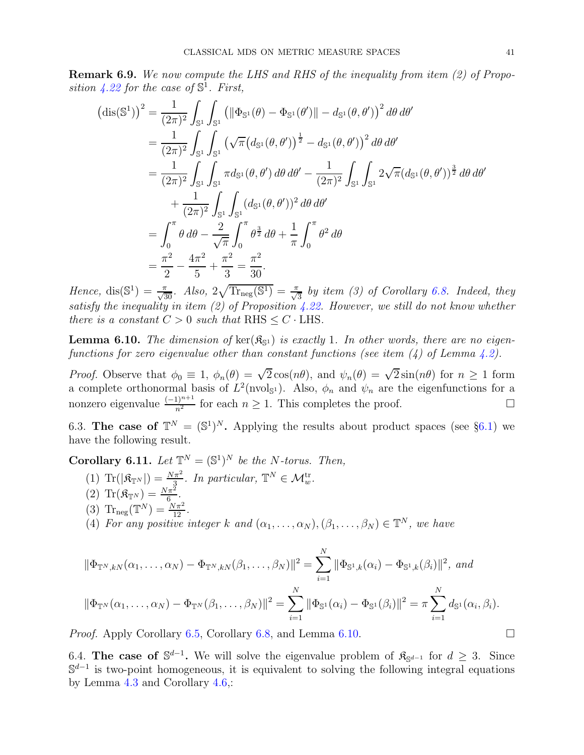**Remark 6.9.** *We now compute the LHS and RHS of the inequality from item (2) of Proposition 4.22 for the case of $\mathbb{S}^1$. First,*

$$
\begin{aligned}
\left(\operatorname{dis}(\mathbb{S}^1)\right)^2 &= \frac{1}{(2\pi)^2}\int_{\mathbb{S}^1}\int_{\mathbb{S}^1}\left(\|\Phi_{\mathbb{S}^1}(\theta)-\Phi_{\mathbb{S}^1}(\theta')\| - d_{\mathbb{S}^1}(\theta,\theta')\right)^2 d\theta\, d\theta' \\
&= \frac{1}{(2\pi)^2}\int_{\mathbb{S}^1}\int_{\mathbb{S}^1}\left(\sqrt{\pi}\big(d_{\mathbb{S}^1}(\theta,\theta')\big)^{\frac{1}{2}} - d_{\mathbb{S}^1}(\theta,\theta')\right)^2 d\theta\, d\theta' \\
&= \frac{1}{(2\pi)^2}\int_{\mathbb{S}^1}\int_{\mathbb{S}^1}\pi d_{\mathbb{S}^1}(\theta,\theta')\, d\theta\, d\theta' - \frac{1}{(2\pi)^2}\int_{\mathbb{S}^1}\int_{\mathbb{S}^1}2\sqrt{\pi}(d_{\mathbb{S}^1}(\theta,\theta'))^{\frac{3}{2}}\, d\theta\, d\theta' \\
&\quad + \frac{1}{(2\pi)^2}\int_{\mathbb{S}^1}\int_{\mathbb{S}^1}(d_{\mathbb{S}^1}(\theta,\theta'))^2\, d\theta\, d\theta' \\
&= \int_0^\pi \theta\, d\theta - \frac{2}{\sqrt{\pi}}\int_0^\pi \theta^{\frac{3}{2}}\, d\theta + \frac{1}{\pi}\int_0^\pi \theta^2\, d\theta \\
&= \frac{\pi^2}{2} - \frac{4\pi^2}{5} + \frac{\pi^2}{3} = \frac{\pi^2}{30}.
\end{aligned}
$$

*Hence, $\operatorname{dis}(\mathbb{S}^1) = \frac{\pi}{\sqrt{30}}$. Also, $2\sqrt{\operatorname{Tr}_{\mathrm{neg}}(\mathbb{S}^1)} = \frac{\pi}{\sqrt{3}}$ by item (3) of Corollary 6.8. Indeed, they satisfy the inequality in item (2) of Proposition 4.22. However, we still do not know whether there is a constant $C > 0$ such that $\mathrm{RHS} \leq C \cdot \mathrm{LHS}$.*

**Lemma 6.10.** *The dimension of $\ker(\mathfrak{K}_{\mathbb{S}^1})$ is exactly 1. In other words, there are no eigenfunctions for zero eigenvalue other than constant functions (see item (4) of Lemma 4.2).*

*Proof.* Observe that $\phi_0 \equiv 1$, $\phi_n(\theta) = \sqrt{2}\cos(n\theta)$, and $\psi_n(\theta) = \sqrt{2}\sin(n\theta)$ for $n \geq 1$ form a complete orthonormal basis of $L^2(\mathrm{nvol}_{\mathbb{S}^1})$. Also, $\phi_n$ and $\psi_n$ are the eigenfunctions for a nonzero eigenvalue $\frac{(-1)^{n+1}}{n^2}$ for each $n \geq 1$. This completes the proof. □

6.3. **The case of $\mathbb{T}^N = (\mathbb{S}^1)^N$.** Applying the results about product spaces (see §6.1) we have the following result.

**Corollary 6.11.** *Let $\mathbb{T}^N = (\mathbb{S}^1)^N$ be the $N$-torus. Then,*

1. $\operatorname{Tr}(|\mathfrak{K}_{\mathbb{T}^N}|) = \frac{N\pi^2}{3}$. *In particular, $\mathbb{T}^N \in \mathcal{M}_w^{\mathrm{tr}}$.*
2. $\operatorname{Tr}(\mathfrak{K}_{\mathbb{T}^N}) = \frac{N\pi^2}{6}$.
3. $\operatorname{Tr}_{\mathrm{neg}}(\mathbb{T}^N) = \frac{N\pi^2}{12}$.
4. *For any positive integer $k$ and $(\alpha_1,\ldots,\alpha_N),(\beta_1,\ldots,\beta_N) \in \mathbb{T}^N$, we have*

$$
\|\Phi_{\mathbb{T}^N,kN}(\alpha_1,\ldots,\alpha_N) - \Phi_{\mathbb{T}^N,kN}(\beta_1,\ldots,\beta_N)\|^2 = \sum_{i=1}^N \|\Phi_{\mathbb{S}^1,k}(\alpha_i) - \Phi_{\mathbb{S}^1,k}(\beta_i)\|^2, \text{ and}
$$

$$
\|\Phi_{\mathbb{T}^N}(\alpha_1,\ldots,\alpha_N) - \Phi_{\mathbb{T}^N}(\beta_1,\ldots,\beta_N)\|^2 = \sum_{i=1}^N \|\Phi_{\mathbb{S}^1}(\alpha_i) - \Phi_{\mathbb{S}^1}(\beta_i)\|^2 = \pi\sum_{i=1}^N d_{\mathbb{S}^1}(\alpha_i,\beta_i).
$$

*Proof.* Apply Corollary 6.5, Corollary 6.8, and Lemma 6.10. □

6.4. **The case of $\mathbb{S}^{d-1}$.** We will solve the eigenvalue problem of $\mathfrak{K}_{\mathbb{S}^{d-1}}$ for $d \geq 3$. Since $\mathbb{S}^{d-1}$ is two-point homogeneous, it is equivalent to solving the following integral equations by Lemma 4.3 and Corollary 4.6,: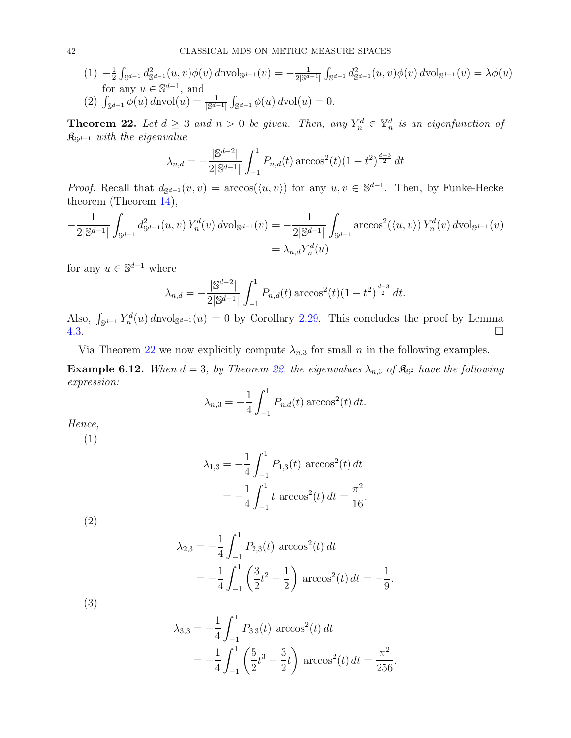(1) $-\frac{1}{2}\int_{\mathbb{S}^{d-1}} d^2_{\mathbb{S}^{d-1}}(u,v)\phi(v)\,d\text{nvol}_{\mathbb{S}^{d-1}}(v) = -\frac{1}{2|\mathbb{S}^{d-1}|}\int_{\mathbb{S}^{d-1}} d^2_{\mathbb{S}^{d-1}}(u,v)\phi(v)\,d\text{vol}_{\mathbb{S}^{d-1}}(v) = \lambda\phi(u)$ for any $u \in \mathbb{S}^{d-1}$, and

(2) $\int_{\mathbb{S}^{d-1}} \phi(u)\,d\text{nvol}(u) = \frac{1}{|\mathbb{S}^{d-1}|}\int_{\mathbb{S}^{d-1}} \phi(u)\,d\text{vol}(u) = 0.$

**Theorem 22.** *Let $d \geq 3$ and $n > 0$ be given. Then, any $Y_n^d \in \mathbb{Y}_n^d$ is an eigenfunction of $\mathfrak{K}_{\mathbb{S}^{d-1}}$ with the eigenvalue*

$$\lambda_{n,d} = -\frac{|\mathbb{S}^{d-2}|}{2|\mathbb{S}^{d-1}|}\int_{-1}^{1} P_{n,d}(t)\arccos^2(t)(1-t^2)^{\frac{d-3}{2}}\,dt$$

*Proof.* Recall that $d_{\mathbb{S}^{d-1}}(u,v) = \arccos(\langle u,v\rangle)$ for any $u,v \in \mathbb{S}^{d-1}$. Then, by Funke-Hecke theorem (Theorem 14),

$$\begin{aligned}
-\frac{1}{2|\mathbb{S}^{d-1}|}\int_{\mathbb{S}^{d-1}} d^2_{\mathbb{S}^{d-1}}(u,v)\,Y_n^d(v)\,d\text{vol}_{\mathbb{S}^{d-1}}(v) &= -\frac{1}{2|\mathbb{S}^{d-1}|}\int_{\mathbb{S}^{d-1}} \arccos^2(\langle u,v\rangle)\,Y_n^d(v)\,d\text{vol}_{\mathbb{S}^{d-1}}(v)\\
&= \lambda_{n,d}Y_n^d(u)
\end{aligned}$$

for any $u \in \mathbb{S}^{d-1}$ where

$$\lambda_{n,d} = -\frac{|\mathbb{S}^{d-2}|}{2|\mathbb{S}^{d-1}|}\int_{-1}^{1} P_{n,d}(t)\arccos^2(t)(1-t^2)^{\frac{d-3}{2}}\,dt.$$

Also, $\int_{\mathbb{S}^{d-1}} Y_n^d(u)\,d\text{nvol}_{\mathbb{S}^{d-1}}(u) = 0$ by Corollary 2.29. This concludes the proof by Lemma 4.3. $\square$

Via Theorem 22 we now explicitly compute $\lambda_{n,3}$ for small $n$ in the following examples.

**Example 6.12.** *When $d = 3$, by Theorem 22, the eigenvalues $\lambda_{n,3}$ of $\mathfrak{K}_{\mathbb{S}^2}$ have the following expression:*

$$\lambda_{n,3} = -\frac{1}{4}\int_{-1}^{1} P_{n,d}(t)\arccos^2(t)\,dt.$$

*Hence,*

(1)
$$\begin{aligned}
\lambda_{1,3} &= -\frac{1}{4}\int_{-1}^{1} P_{1,3}(t)\,\arccos^2(t)\,dt\\
&= -\frac{1}{4}\int_{-1}^{1} t\,\arccos^2(t)\,dt = \frac{\pi^2}{16}.
\end{aligned}$$

(2)
$$\begin{aligned}
\lambda_{2,3} &= -\frac{1}{4}\int_{-1}^{1} P_{2,3}(t)\,\arccos^2(t)\,dt\\
&= -\frac{1}{4}\int_{-1}^{1} \left(\frac{3}{2}t^2 - \frac{1}{2}\right)\,\arccos^2(t)\,dt = -\frac{1}{9}.
\end{aligned}$$

(3)
$$\begin{aligned}
\lambda_{3,3} &= -\frac{1}{4}\int_{-1}^{1} P_{3,3}(t)\,\arccos^2(t)\,dt\\
&= -\frac{1}{4}\int_{-1}^{1} \left(\frac{5}{2}t^3 - \frac{3}{2}t\right)\,\arccos^2(t)\,dt = \frac{\pi^2}{256}.
\end{aligned}$$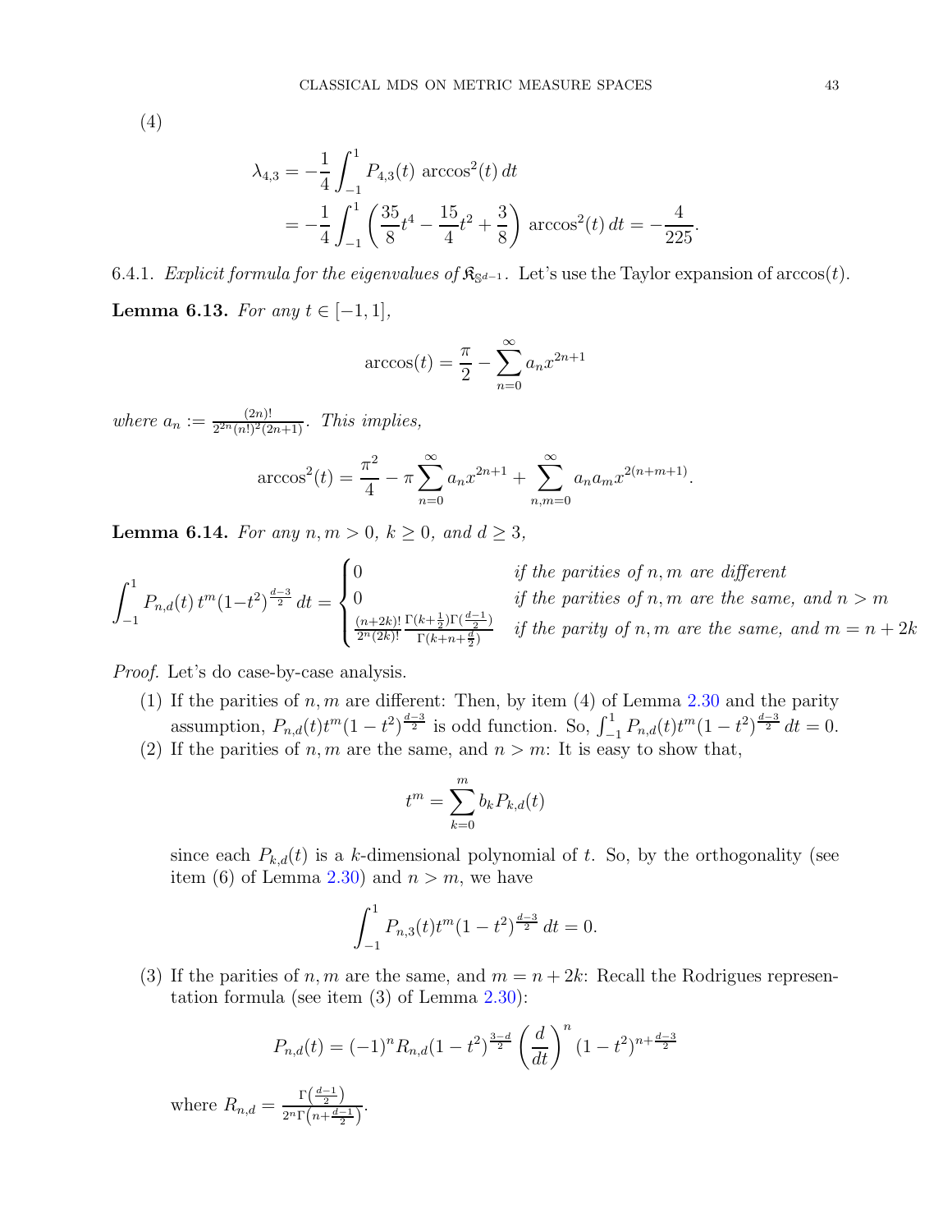(4)

$$
\begin{aligned}
\lambda_{4,3} &= -\frac{1}{4}\int_{-1}^{1} P_{4,3}(t)\ \arccos^2(t)\,dt \\
&= -\frac{1}{4}\int_{-1}^{1}\left(\frac{35}{8}t^4 - \frac{15}{4}t^2 + \frac{3}{8}\right)\ \arccos^2(t)\,dt = -\frac{4}{225}.
\end{aligned}
$$

6.4.1. *Explicit formula for the eigenvalues of $\mathfrak{K}_{\mathbb{S}^{d-1}}$.* Let's use the Taylor expansion of $\arccos(t)$.

**Lemma 6.13.** *For any $t \in [-1, 1]$,*

$$
\arccos(t) = \frac{\pi}{2} - \sum_{n=0}^{\infty} a_n x^{2n+1}
$$

*where $a_n := \frac{(2n)!}{2^{2n}(n!)^2(2n+1)}$. This implies,*

$$
\arccos^2(t) = \frac{\pi^2}{4} - \pi\sum_{n=0}^{\infty} a_n x^{2n+1} + \sum_{n,m=0}^{\infty} a_n a_m x^{2(n+m+1)}.
$$

**Lemma 6.14.** *For any $n, m > 0$, $k \geq 0$, and $d \geq 3$,*

$$
\int_{-1}^{1} P_{n,d}(t)\, t^m (1-t^2)^{\frac{d-3}{2}}\,dt = \begin{cases} 0 & \textit{if the parities of } n, m \textit{ are different} \\ 0 & \textit{if the parities of } n, m \textit{ are the same, and } n > m \\ \frac{(n+2k)!}{2^n(2k)!}\frac{\Gamma(k+\frac{1}{2})\Gamma(\frac{d-1}{2})}{\Gamma(k+n+\frac{d}{2})} & \textit{if the parity of } n, m \textit{ are the same, and } m = n+2k \end{cases}
$$

*Proof.* Let's do case-by-case analysis.

1. If the parities of $n, m$ are different: Then, by item (4) of Lemma 2.30 and the parity assumption, $P_{n,d}(t)t^m(1-t^2)^{\frac{d-3}{2}}$ is odd function. So, $\int_{-1}^{1} P_{n,d}(t)t^m(1-t^2)^{\frac{d-3}{2}}\,dt = 0$.
2. If the parities of $n, m$ are the same, and $n > m$: It is easy to show that,

$$
t^m = \sum_{k=0}^{m} b_k P_{k,d}(t)
$$

since each $P_{k,d}(t)$ is a $k$-dimensional polynomial of $t$. So, by the orthogonality (see item (6) of Lemma 2.30) and $n > m$, we have

$$
\int_{-1}^{1} P_{n,3}(t)t^m(1-t^2)^{\frac{d-3}{2}}\,dt = 0.
$$

3. If the parities of $n, m$ are the same, and $m = n + 2k$: Recall the Rodrigues representation formula (see item (3) of Lemma 2.30):

$$
P_{n,d}(t) = (-1)^n R_{n,d}(1-t^2)^{\frac{3-d}{2}}\left(\frac{d}{dt}\right)^n (1-t^2)^{n+\frac{d-3}{2}}
$$

where $R_{n,d} = \frac{\Gamma\left(\frac{d-1}{2}\right)}{2^n\Gamma\left(n+\frac{d-1}{2}\right)}$.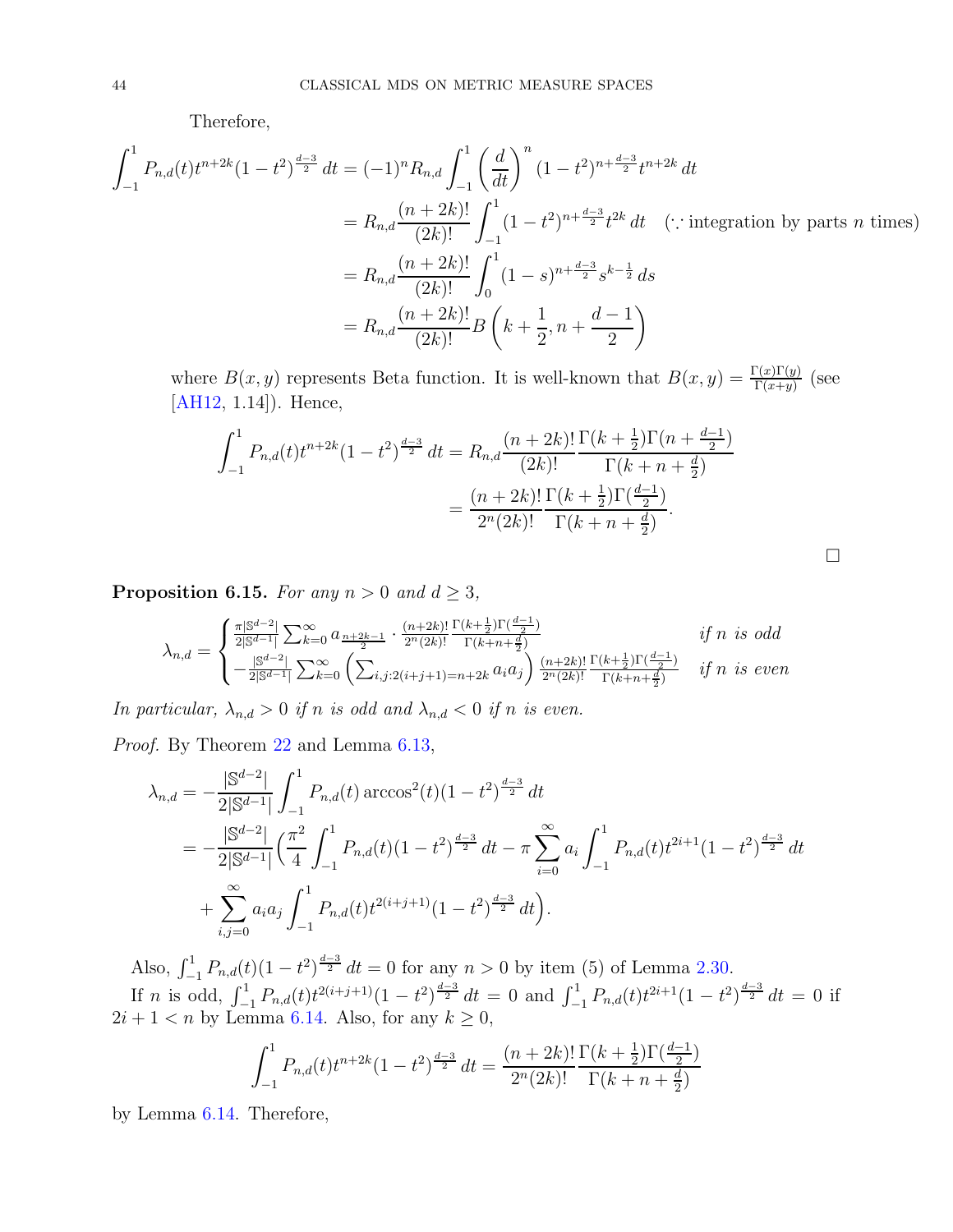Therefore,

$$
\begin{aligned}
\int_{-1}^{1} P_{n,d}(t) t^{n+2k}(1-t^2)^{\frac{d-3}{2}}\,dt &= (-1)^n R_{n,d} \int_{-1}^{1} \left(\frac{d}{dt}\right)^n (1-t^2)^{n+\frac{d-3}{2}} t^{n+2k}\,dt \\
&= R_{n,d} \frac{(n+2k)!}{(2k)!} \int_{-1}^{1} (1-t^2)^{n+\frac{d-3}{2}} t^{2k}\,dt \quad (\because \text{integration by parts } n \text{ times}) \\
&= R_{n,d} \frac{(n+2k)!}{(2k)!} \int_{0}^{1} (1-s)^{n+\frac{d-3}{2}} s^{k-\frac{1}{2}}\,ds \\
&= R_{n,d} \frac{(n+2k)!}{(2k)!} B\left(k+\frac{1}{2}, n+\frac{d-1}{2}\right)
\end{aligned}
$$

where $B(x,y)$ represents Beta function. It is well-known that $B(x,y) = \frac{\Gamma(x)\Gamma(y)}{\Gamma(x+y)}$ (see [AH12, 1.14]). Hence,

$$
\begin{aligned}
\int_{-1}^{1} P_{n,d}(t) t^{n+2k}(1-t^2)^{\frac{d-3}{2}}\,dt &= R_{n,d} \frac{(n+2k)!}{(2k)!} \frac{\Gamma(k+\frac{1}{2})\Gamma(n+\frac{d-1}{2})}{\Gamma(k+n+\frac{d}{2})} \\
&= \frac{(n+2k)!}{2^n (2k)!} \frac{\Gamma(k+\frac{1}{2})\Gamma(\frac{d-1}{2})}{\Gamma(k+n+\frac{d}{2})}.
\end{aligned}
$$

□

**Proposition 6.15.** *For any $n > 0$ and $d \geq 3$,*

$$
\lambda_{n,d} = \begin{cases} \frac{\pi |\mathbb{S}^{d-2}|}{2|\mathbb{S}^{d-1}|} \sum_{k=0}^{\infty} a_{\frac{n+2k-1}{2}} \cdot \frac{(n+2k)!}{2^n (2k)!} \frac{\Gamma(k+\frac{1}{2})\Gamma(\frac{d-1}{2})}{\Gamma(k+n+\frac{d}{2})} & \text{if } n \text{ is odd} \\ -\frac{|\mathbb{S}^{d-2}|}{2|\mathbb{S}^{d-1}|} \sum_{k=0}^{\infty} \left( \sum_{i,j:2(i+j+1)=n+2k} a_i a_j \right) \frac{(n+2k)!}{2^n (2k)!} \frac{\Gamma(k+\frac{1}{2})\Gamma(\frac{d-1}{2})}{\Gamma(k+n+\frac{d}{2})} & \text{if } n \text{ is even} \end{cases}
$$

*In particular, $\lambda_{n,d} > 0$ if $n$ is odd and $\lambda_{n,d} < 0$ if $n$ is even.*

*Proof.* By Theorem 22 and Lemma 6.13,

$$
\begin{aligned}
\lambda_{n,d} &= -\frac{|\mathbb{S}^{d-2}|}{2|\mathbb{S}^{d-1}|} \int_{-1}^{1} P_{n,d}(t) \arccos^2(t)(1-t^2)^{\frac{d-3}{2}}\,dt \\
&= -\frac{|\mathbb{S}^{d-2}|}{2|\mathbb{S}^{d-1}|} \Big( \frac{\pi^2}{4} \int_{-1}^{1} P_{n,d}(t)(1-t^2)^{\frac{d-3}{2}}\,dt - \pi \sum_{i=0}^{\infty} a_i \int_{-1}^{1} P_{n,d}(t) t^{2i+1}(1-t^2)^{\frac{d-3}{2}}\,dt \\
&\quad + \sum_{i,j=0}^{\infty} a_i a_j \int_{-1}^{1} P_{n,d}(t) t^{2(i+j+1)}(1-t^2)^{\frac{d-3}{2}}\,dt \Big).
\end{aligned}
$$

Also, $\int_{-1}^{1} P_{n,d}(t)(1-t^2)^{\frac{d-3}{2}}\,dt = 0$ for any $n > 0$ by item (5) of Lemma 2.30.

If $n$ is odd, $\int_{-1}^{1} P_{n,d}(t) t^{2(i+j+1)}(1-t^2)^{\frac{d-3}{2}}\,dt = 0$ and $\int_{-1}^{1} P_{n,d}(t) t^{2i+1}(1-t^2)^{\frac{d-3}{2}}\,dt = 0$ if $2i+1 < n$ by Lemma 6.14. Also, for any $k \geq 0$,

$$
\int_{-1}^{1} P_{n,d}(t) t^{n+2k}(1-t^2)^{\frac{d-3}{2}}\,dt = \frac{(n+2k)!}{2^n (2k)!} \frac{\Gamma(k+\frac{1}{2})\Gamma(\frac{d-1}{2})}{\Gamma(k+n+\frac{d}{2})}
$$

by Lemma 6.14. Therefore,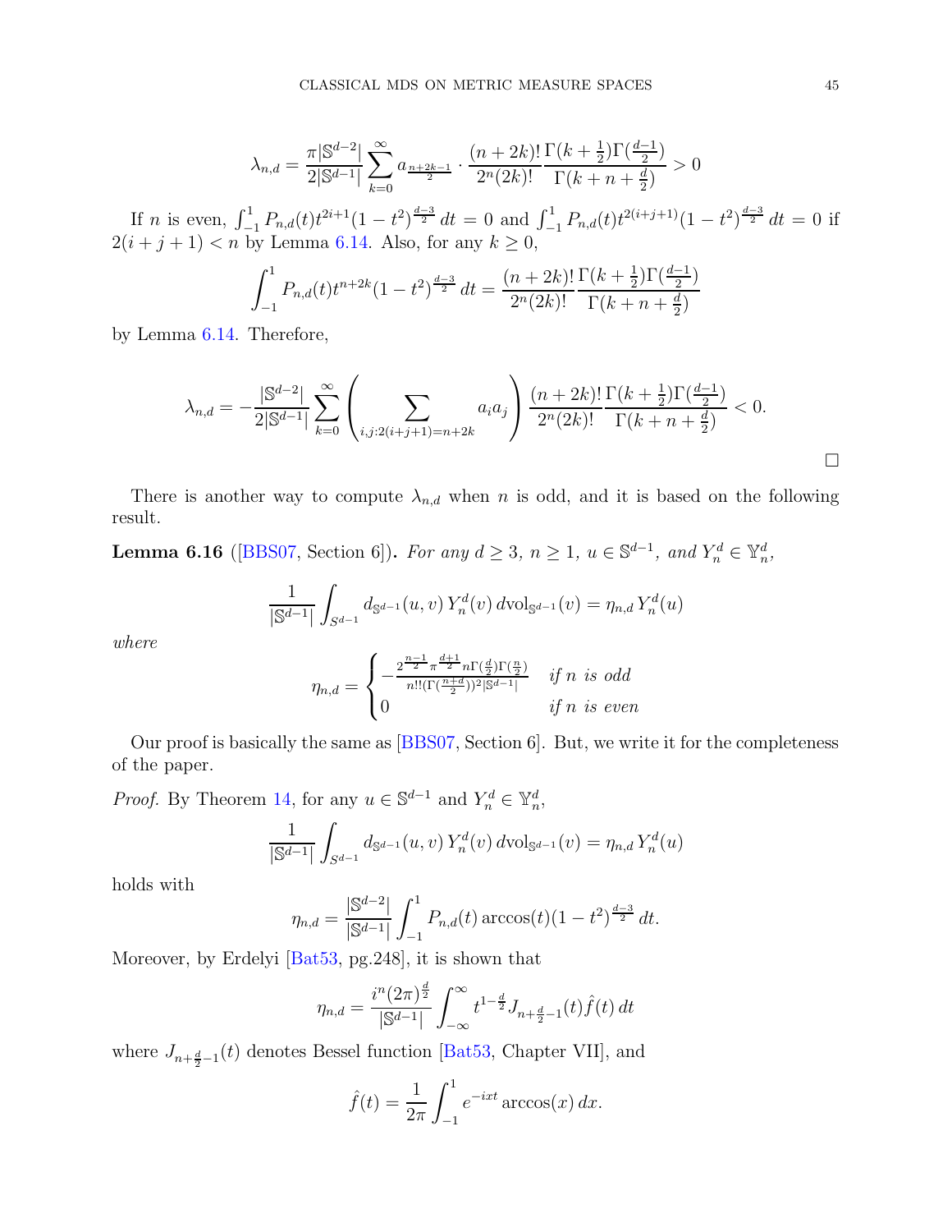$$\lambda_{n,d} = \frac{\pi|\mathbb{S}^{d-2}|}{2|\mathbb{S}^{d-1}|}\sum_{k=0}^{\infty} a_{\frac{n+2k-1}{2}} \cdot \frac{(n+2k)!}{2^n(2k)!}\frac{\Gamma(k+\frac{1}{2})\Gamma(\frac{d-1}{2})}{\Gamma(k+n+\frac{d}{2})} > 0$$

If $n$ is even, $\int_{-1}^{1} P_{n,d}(t)t^{2i+1}(1-t^2)^{\frac{d-3}{2}}\,dt = 0$ and $\int_{-1}^{1} P_{n,d}(t)t^{2(i+j+1)}(1-t^2)^{\frac{d-3}{2}}\,dt = 0$ if $2(i+j+1) < n$ by Lemma 6.14. Also, for any $k \geq 0$,

$$\int_{-1}^{1} P_{n,d}(t)t^{n+2k}(1-t^2)^{\frac{d-3}{2}}\,dt = \frac{(n+2k)!}{2^n(2k)!}\frac{\Gamma(k+\frac{1}{2})\Gamma(\frac{d-1}{2})}{\Gamma(k+n+\frac{d}{2})}$$

by Lemma 6.14. Therefore,

$$\lambda_{n,d} = -\frac{|\mathbb{S}^{d-2}|}{2|\mathbb{S}^{d-1}|}\sum_{k=0}^{\infty}\left(\sum_{i,j:2(i+j+1)=n+2k} a_i a_j\right)\frac{(n+2k)!}{2^n(2k)!}\frac{\Gamma(k+\frac{1}{2})\Gamma(\frac{d-1}{2})}{\Gamma(k+n+\frac{d}{2})} < 0.$$

□

There is another way to compute $\lambda_{n,d}$ when $n$ is odd, and it is based on the following result.

**Lemma 6.16** ([BBS07, Section 6])**.** *For any $d \geq 3$, $n \geq 1$, $u \in \mathbb{S}^{d-1}$, and $Y_n^d \in \mathbb{Y}_n^d$,*

$$\frac{1}{|\mathbb{S}^{d-1}|}\int_{S^{d-1}} d_{\mathbb{S}^{d-1}}(u,v)\,Y_n^d(v)\,d\mathrm{vol}_{\mathbb{S}^{d-1}}(v) = \eta_{n,d}\,Y_n^d(u)$$

*where*

$$\eta_{n,d} = \begin{cases} -\frac{2^{\frac{n-1}{2}}\pi^{\frac{d+1}{2}}n\Gamma(\frac{d}{2})\Gamma(\frac{n}{2})}{n!!(\Gamma(\frac{n+d}{2}))^2|\mathbb{S}^{d-1}|} & \text{if } n \text{ is odd} \\ 0 & \text{if } n \text{ is even} \end{cases}$$

Our proof is basically the same as [BBS07, Section 6]. But, we write it for the completeness of the paper.

*Proof.* By Theorem 14, for any $u \in \mathbb{S}^{d-1}$ and $Y_n^d \in \mathbb{Y}_n^d$,

$$\frac{1}{|\mathbb{S}^{d-1}|}\int_{S^{d-1}} d_{\mathbb{S}^{d-1}}(u,v)\,Y_n^d(v)\,d\mathrm{vol}_{\mathbb{S}^{d-1}}(v) = \eta_{n,d}\,Y_n^d(u)$$

holds with

$$\eta_{n,d} = \frac{|\mathbb{S}^{d-2}|}{|\mathbb{S}^{d-1}|}\int_{-1}^{1} P_{n,d}(t)\arccos(t)(1-t^2)^{\frac{d-3}{2}}\,dt.$$

Moreover, by Erdelyi [Bat53, pg.248], it is shown that

$$\eta_{n,d} = \frac{i^n(2\pi)^{\frac{d}{2}}}{|\mathbb{S}^{d-1}|}\int_{-\infty}^{\infty} t^{1-\frac{d}{2}}J_{n+\frac{d}{2}-1}(t)\hat{f}(t)\,dt$$

where $J_{n+\frac{d}{2}-1}(t)$ denotes Bessel function [Bat53, Chapter VII], and

$$\hat{f}(t) = \frac{1}{2\pi}\int_{-1}^{1} e^{-ixt}\arccos(x)\,dx.$$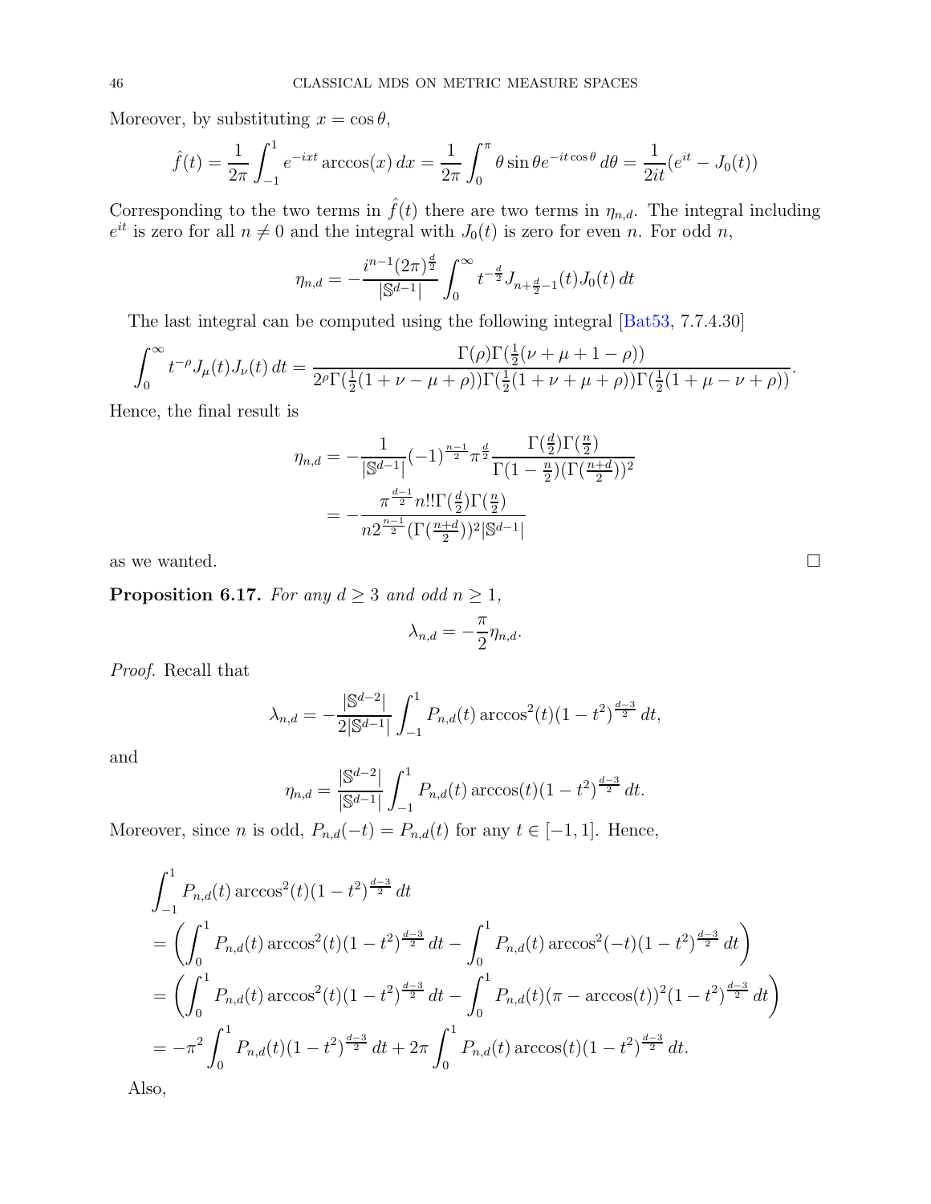Moreover, by substituting $x = \cos\theta$,

$$\hat{f}(t) = \frac{1}{2\pi}\int_{-1}^{1} e^{-ixt}\arccos(x)\,dx = \frac{1}{2\pi}\int_0^{\pi}\theta\sin\theta e^{-it\cos\theta}\,d\theta = \frac{1}{2it}(e^{it} - J_0(t))$$

Corresponding to the two terms in $\hat{f}(t)$ there are two terms in $\eta_{n,d}$. The integral including $e^{it}$ is zero for all $n \neq 0$ and the integral with $J_0(t)$ is zero for even $n$. For odd $n$,

$$\eta_{n,d} = -\frac{i^{n-1}(2\pi)^{\frac{d}{2}}}{|\mathbb{S}^{d-1}|}\int_0^{\infty} t^{-\frac{d}{2}} J_{n+\frac{d}{2}-1}(t)J_0(t)\,dt$$

The last integral can be computed using the following integral [Bat53, 7.7.4.30]

$$\int_0^{\infty} t^{-\rho}J_{\mu}(t)J_{\nu}(t)\,dt = \frac{\Gamma(\rho)\Gamma(\frac{1}{2}(\nu+\mu+1-\rho))}{2^{\rho}\Gamma(\frac{1}{2}(1+\nu-\mu+\rho))\Gamma(\frac{1}{2}(1+\nu+\mu+\rho))\Gamma(\frac{1}{2}(1+\mu-\nu+\rho))}.$$

Hence, the final result is

$$\begin{aligned}\eta_{n,d} &= -\frac{1}{|\mathbb{S}^{d-1}|}(-1)^{\frac{n-1}{2}}\pi^{\frac{d}{2}}\frac{\Gamma(\frac{d}{2})\Gamma(\frac{n}{2})}{\Gamma(1-\frac{n}{2})(\Gamma(\frac{n+d}{2}))^2}\\ &= -\frac{\pi^{\frac{d-1}{2}}n!!\Gamma(\frac{d}{2})\Gamma(\frac{n}{2})}{n2^{\frac{n-1}{2}}(\Gamma(\frac{n+d}{2}))^2|\mathbb{S}^{d-1}|}\end{aligned}$$

as we wanted. $\square$

**Proposition 6.17.** *For any $d \geq 3$ and odd $n \geq 1$,*

$$\lambda_{n,d} = -\frac{\pi}{2}\eta_{n,d}.$$

*Proof.* Recall that

$$\lambda_{n,d} = -\frac{|\mathbb{S}^{d-2}|}{2|\mathbb{S}^{d-1}|}\int_{-1}^{1} P_{n,d}(t)\arccos^2(t)(1-t^2)^{\frac{d-3}{2}}\,dt,$$

and

$$\eta_{n,d} = \frac{|\mathbb{S}^{d-2}|}{|\mathbb{S}^{d-1}|}\int_{-1}^{1} P_{n,d}(t)\arccos(t)(1-t^2)^{\frac{d-3}{2}}\,dt.$$

Moreover, since $n$ is odd, $P_{n,d}(-t) = P_{n,d}(t)$ for any $t \in [-1,1]$. Hence,

$$\begin{aligned}&\int_{-1}^{1} P_{n,d}(t)\arccos^2(t)(1-t^2)^{\frac{d-3}{2}}\,dt\\ &= \left(\int_0^1 P_{n,d}(t)\arccos^2(t)(1-t^2)^{\frac{d-3}{2}}\,dt - \int_0^1 P_{n,d}(t)\arccos^2(-t)(1-t^2)^{\frac{d-3}{2}}\,dt\right)\\ &= \left(\int_0^1 P_{n,d}(t)\arccos^2(t)(1-t^2)^{\frac{d-3}{2}}\,dt - \int_0^1 P_{n,d}(t)(\pi-\arccos(t))^2(1-t^2)^{\frac{d-3}{2}}\,dt\right)\\ &= -\pi^2\int_0^1 P_{n,d}(t)(1-t^2)^{\frac{d-3}{2}}\,dt + 2\pi\int_0^1 P_{n,d}(t)\arccos(t)(1-t^2)^{\frac{d-3}{2}}\,dt.\end{aligned}$$

Also,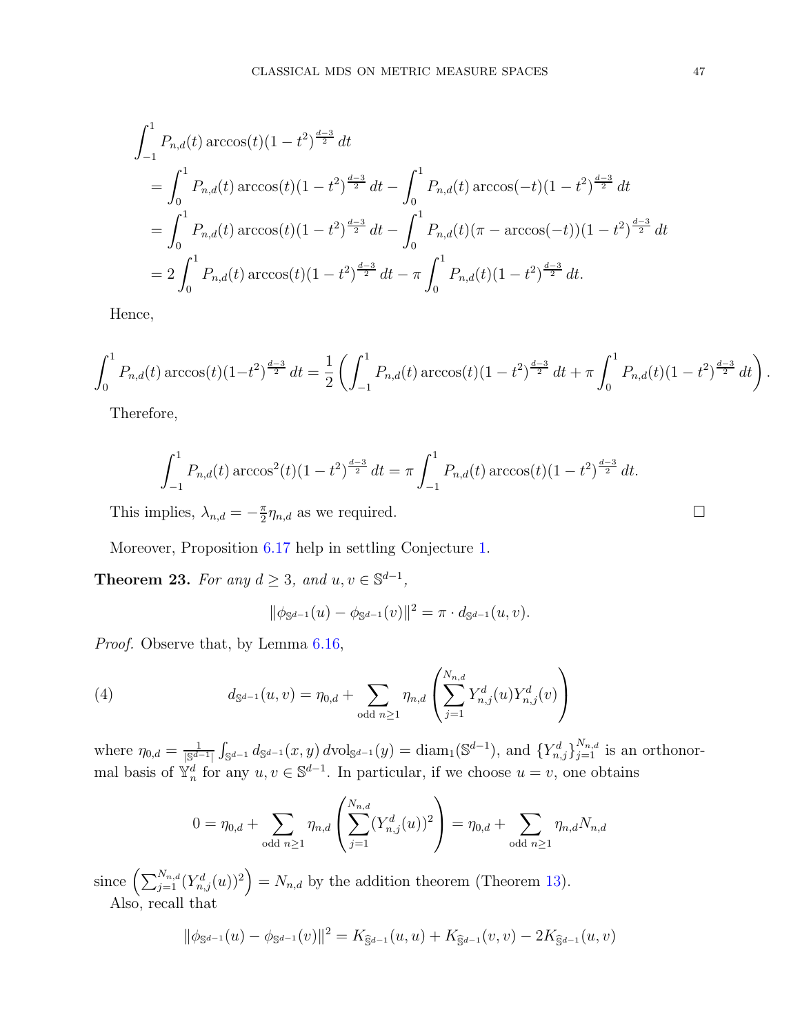$$
\begin{aligned}
&\int_{-1}^{1} P_{n,d}(t)\arccos(t)(1-t^2)^{\frac{d-3}{2}}\,dt \\
&= \int_{0}^{1} P_{n,d}(t)\arccos(t)(1-t^2)^{\frac{d-3}{2}}\,dt - \int_{0}^{1} P_{n,d}(t)\arccos(-t)(1-t^2)^{\frac{d-3}{2}}\,dt \\
&= \int_{0}^{1} P_{n,d}(t)\arccos(t)(1-t^2)^{\frac{d-3}{2}}\,dt - \int_{0}^{1} P_{n,d}(t)(\pi-\arccos(-t))(1-t^2)^{\frac{d-3}{2}}\,dt \\
&= 2\int_{0}^{1} P_{n,d}(t)\arccos(t)(1-t^2)^{\frac{d-3}{2}}\,dt - \pi\int_{0}^{1} P_{n,d}(t)(1-t^2)^{\frac{d-3}{2}}\,dt.
\end{aligned}
$$

Hence,

$$
\int_{0}^{1} P_{n,d}(t)\arccos(t)(1-t^2)^{\frac{d-3}{2}}\,dt = \frac{1}{2}\left(\int_{-1}^{1} P_{n,d}(t)\arccos(t)(1-t^2)^{\frac{d-3}{2}}\,dt + \pi\int_{0}^{1} P_{n,d}(t)(1-t^2)^{\frac{d-3}{2}}\,dt\right).
$$

Therefore,

$$
\int_{-1}^{1} P_{n,d}(t)\arccos^2(t)(1-t^2)^{\frac{d-3}{2}}\,dt = \pi\int_{-1}^{1} P_{n,d}(t)\arccos(t)(1-t^2)^{\frac{d-3}{2}}\,dt.
$$

This implies, $\lambda_{n,d} = -\frac{\pi}{2}\eta_{n,d}$ as we required. $\square$

Moreover, Proposition 6.17 help in settling Conjecture 1.

**Theorem 23.** *For any $d \geq 3$, and $u, v \in \mathbb{S}^{d-1}$,*

$$
\|\phi_{\mathbb{S}^{d-1}}(u) - \phi_{\mathbb{S}^{d-1}}(v)\|^2 = \pi \cdot d_{\mathbb{S}^{d-1}}(u,v).
$$

*Proof.* Observe that, by Lemma 6.16,

$$
d_{\mathbb{S}^{d-1}}(u,v) = \eta_{0,d} + \sum_{\text{odd } n\geq 1} \eta_{n,d}\left(\sum_{j=1}^{N_{n,d}} Y_{n,j}^d(u)Y_{n,j}^d(v)\right) \tag{4}
$$

where $\eta_{0,d} = \frac{1}{|\mathbb{S}^{d-1}|}\int_{\mathbb{S}^{d-1}} d_{\mathbb{S}^{d-1}}(x,y)\,d\mathrm{vol}_{\mathbb{S}^{d-1}}(y) = \mathrm{diam}_1(\mathbb{S}^{d-1})$, and $\{Y_{n,j}^d\}_{j=1}^{N_{n,d}}$ is an orthonormal basis of $\mathbb{Y}_n^d$ for any $u, v \in \mathbb{S}^{d-1}$. In particular, if we choose $u = v$, one obtains

$$
0 = \eta_{0,d} + \sum_{\text{odd } n\geq 1} \eta_{n,d}\left(\sum_{j=1}^{N_{n,d}} (Y_{n,j}^d(u))^2\right) = \eta_{0,d} + \sum_{\text{odd } n\geq 1} \eta_{n,d}N_{n,d}
$$

since $\left(\sum_{j=1}^{N_{n,d}}(Y_{n,j}^d(u))^2\right) = N_{n,d}$ by the addition theorem (Theorem 13).

Also, recall that

$$
\|\phi_{\mathbb{S}^{d-1}}(u) - \phi_{\mathbb{S}^{d-1}}(v)\|^2 = K_{\widehat{\mathbb{S}}^{d-1}}(u,u) + K_{\widehat{\mathbb{S}}^{d-1}}(v,v) - 2K_{\widehat{\mathbb{S}}^{d-1}}(u,v)
$$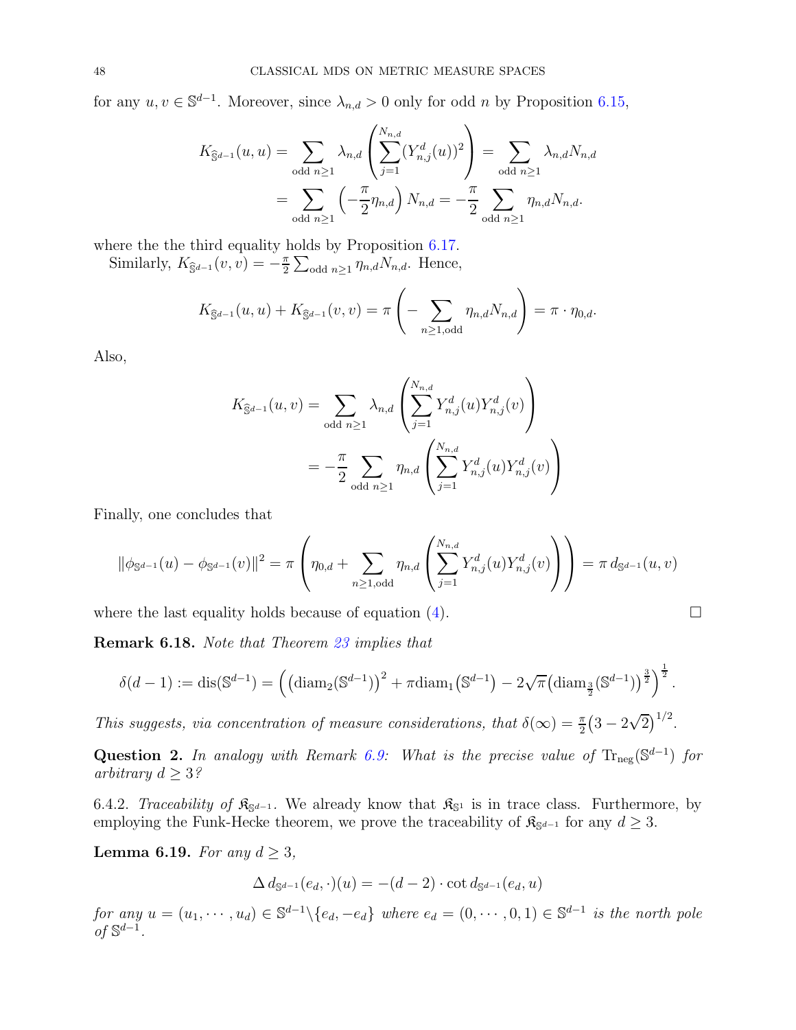for any $u, v \in \mathbb{S}^{d-1}$. Moreover, since $\lambda_{n,d} > 0$ only for odd $n$ by Proposition 6.15,

$$
\begin{aligned}
K_{\widehat{\mathbb{S}}^{d-1}}(u,u) &= \sum_{\text{odd } n\geq 1} \lambda_{n,d} \left( \sum_{j=1}^{N_{n,d}} (Y_{n,j}^d(u))^2 \right) = \sum_{\text{odd } n\geq 1} \lambda_{n,d} N_{n,d} \\
&= \sum_{\text{odd } n\geq 1} \left( -\frac{\pi}{2} \eta_{n,d} \right) N_{n,d} = -\frac{\pi}{2} \sum_{\text{odd } n\geq 1} \eta_{n,d} N_{n,d}.
\end{aligned}
$$

where the the third equality holds by Proposition 6.17.

Similarly, $K_{\widehat{\mathbb{S}}^{d-1}}(v,v) = -\frac{\pi}{2} \sum_{\text{odd } n\geq 1} \eta_{n,d} N_{n,d}$. Hence,

$$
K_{\widehat{\mathbb{S}}^{d-1}}(u,u) + K_{\widehat{\mathbb{S}}^{d-1}}(v,v) = \pi \left( - \sum_{n\geq 1, \text{odd}} \eta_{n,d} N_{n,d} \right) = \pi \cdot \eta_{0,d}.
$$

Also,

$$
\begin{aligned}
K_{\widehat{\mathbb{S}}^{d-1}}(u,v) &= \sum_{\text{odd } n\geq 1} \lambda_{n,d} \left( \sum_{j=1}^{N_{n,d}} Y_{n,j}^d(u) Y_{n,j}^d(v) \right) \\
&= -\frac{\pi}{2} \sum_{\text{odd } n\geq 1} \eta_{n,d} \left( \sum_{j=1}^{N_{n,d}} Y_{n,j}^d(u) Y_{n,j}^d(v) \right)
\end{aligned}
$$

Finally, one concludes that

$$
\|\phi_{\mathbb{S}^{d-1}}(u) - \phi_{\mathbb{S}^{d-1}}(v)\|^2 = \pi \left( \eta_{0,d} + \sum_{n\geq 1, \text{odd}} \eta_{n,d} \left( \sum_{j=1}^{N_{n,d}} Y_{n,j}^d(u) Y_{n,j}^d(v) \right) \right) = \pi \, d_{\mathbb{S}^{d-1}}(u,v)
$$

where the last equality holds because of equation (4). □

**Remark 6.18.** *Note that Theorem 23 implies that*

$$
\delta(d-1) := \mathrm{dis}(\mathbb{S}^{d-1}) = \left( \left(\mathrm{diam}_2(\mathbb{S}^{d-1})\right)^2 + \pi \mathrm{diam}_1(\mathbb{S}^{d-1}) - 2\sqrt{\pi} \left(\mathrm{diam}_{\frac{3}{2}}(\mathbb{S}^{d-1})\right)^{\frac{3}{2}} \right)^{\frac{1}{2}}.
$$

*This suggests, via concentration of measure considerations, that* $\delta(\infty) = \frac{\pi}{2}\left(3 - 2\sqrt{2}\right)^{1/2}$.

**Question 2.** *In analogy with Remark 6.9: What is the precise value of* $\mathrm{Tr}_{\mathrm{neg}}(\mathbb{S}^{d-1})$ *for arbitrary* $d \geq 3$*?*

6.4.2. *Traceability of* $\mathfrak{K}_{\mathbb{S}^{d-1}}$. We already know that $\mathfrak{K}_{\mathbb{S}^1}$ is in trace class. Furthermore, by employing the Funk-Hecke theorem, we prove the traceability of $\mathfrak{K}_{\mathbb{S}^{d-1}}$ for any $d \geq 3$.

**Lemma 6.19.** *For any* $d \geq 3$,

$$
\Delta \, d_{\mathbb{S}^{d-1}}(e_d, \cdot)(u) = -(d-2) \cdot \cot d_{\mathbb{S}^{d-1}}(e_d, u)
$$

*for any* $u = (u_1, \cdots, u_d) \in \mathbb{S}^{d-1} \backslash \{e_d, -e_d\}$ *where* $e_d = (0, \cdots, 0, 1) \in \mathbb{S}^{d-1}$ *is the north pole of* $\mathbb{S}^{d-1}$.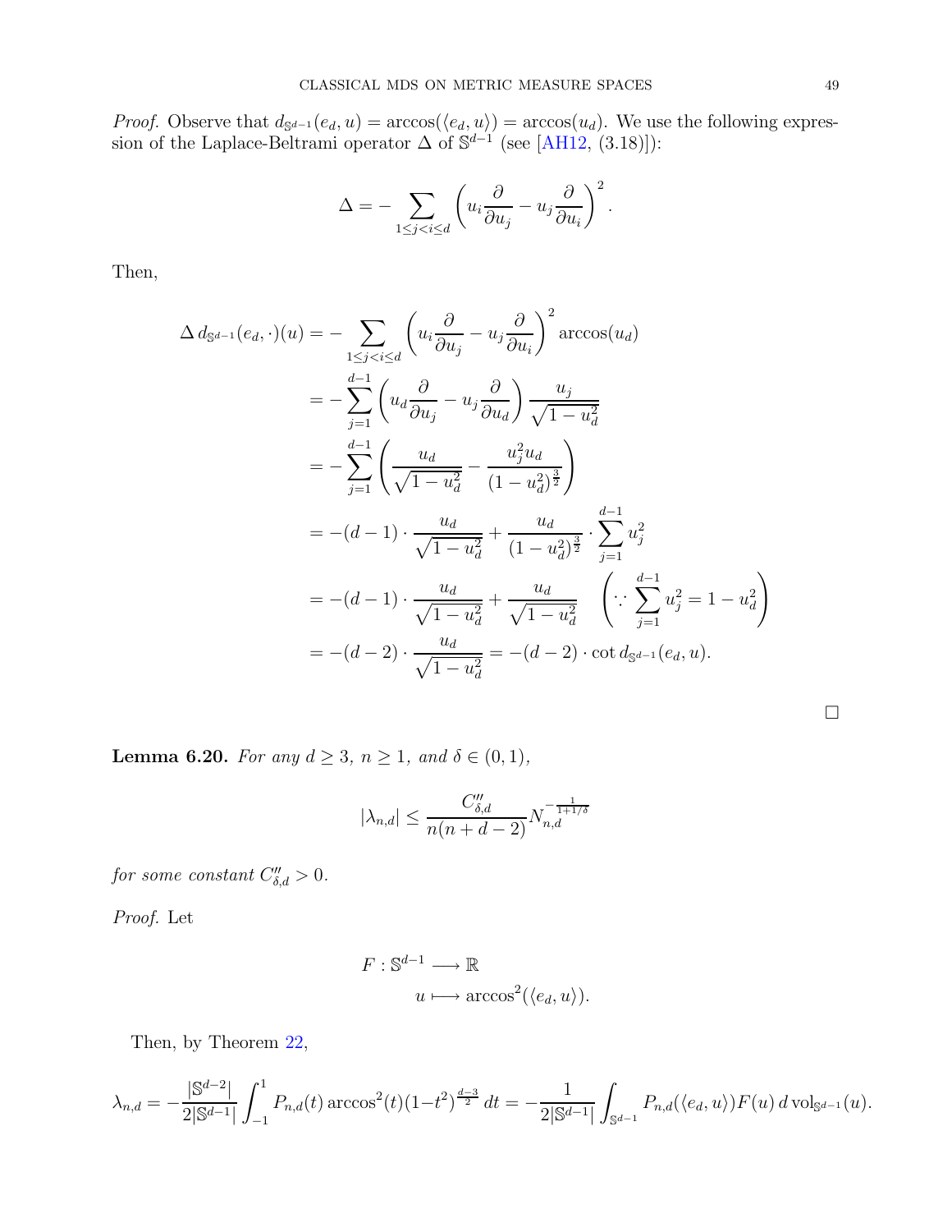*Proof.* Observe that $d_{\mathbb{S}^{d-1}}(e_d, u) = \arccos(\langle e_d, u\rangle) = \arccos(u_d)$. We use the following expression of the Laplace-Beltrami operator $\Delta$ of $\mathbb{S}^{d-1}$ (see [AH12, (3.18)]):

$$\Delta = -\sum_{1 \le j < i \le d} \left( u_i \frac{\partial}{\partial u_j} - u_j \frac{\partial}{\partial u_i} \right)^2.$$

Then,

$$\begin{aligned}
\Delta\, d_{\mathbb{S}^{d-1}}(e_d, \cdot)(u) &= -\sum_{1 \le j < i \le d} \left( u_i \frac{\partial}{\partial u_j} - u_j \frac{\partial}{\partial u_i} \right)^2 \arccos(u_d) \\
&= -\sum_{j=1}^{d-1} \left( u_d \frac{\partial}{\partial u_j} - u_j \frac{\partial}{\partial u_d} \right) \frac{u_j}{\sqrt{1-u_d^2}} \\
&= -\sum_{j=1}^{d-1} \left( \frac{u_d}{\sqrt{1-u_d^2}} - \frac{u_j^2 u_d}{(1-u_d^2)^{\frac{3}{2}}} \right) \\
&= -(d-1) \cdot \frac{u_d}{\sqrt{1-u_d^2}} + \frac{u_d}{(1-u_d^2)^{\frac{3}{2}}} \cdot \sum_{j=1}^{d-1} u_j^2 \\
&= -(d-1) \cdot \frac{u_d}{\sqrt{1-u_d^2}} + \frac{u_d}{\sqrt{1-u_d^2}} \quad \left( \because \sum_{j=1}^{d-1} u_j^2 = 1 - u_d^2 \right) \\
&= -(d-2) \cdot \frac{u_d}{\sqrt{1-u_d^2}} = -(d-2) \cdot \cot d_{\mathbb{S}^{d-1}}(e_d, u).
\end{aligned}$$

$\square$

**Lemma 6.20.** *For any $d \ge 3$, $n \ge 1$, and $\delta \in (0,1)$,*

$$|\lambda_{n,d}| \le \frac{C''_{\delta,d}}{n(n+d-2)} N_{n,d}^{-\frac{1}{1+1/\delta}}$$

*for some constant $C''_{\delta,d} > 0$.*

*Proof.* Let

$$\begin{aligned}
F : \mathbb{S}^{d-1} &\longrightarrow \mathbb{R} \\
u &\longmapsto \arccos^2(\langle e_d, u\rangle).
\end{aligned}$$

Then, by Theorem 22,

$$\lambda_{n,d} = -\frac{|\mathbb{S}^{d-2}|}{2|\mathbb{S}^{d-1}|} \int_{-1}^{1} P_{n,d}(t) \arccos^2(t) (1-t^2)^{\frac{d-3}{2}}\, dt = -\frac{1}{2|\mathbb{S}^{d-1}|} \int_{\mathbb{S}^{d-1}} P_{n,d}(\langle e_d, u\rangle) F(u)\, d\operatorname{vol}_{\mathbb{S}^{d-1}}(u).$$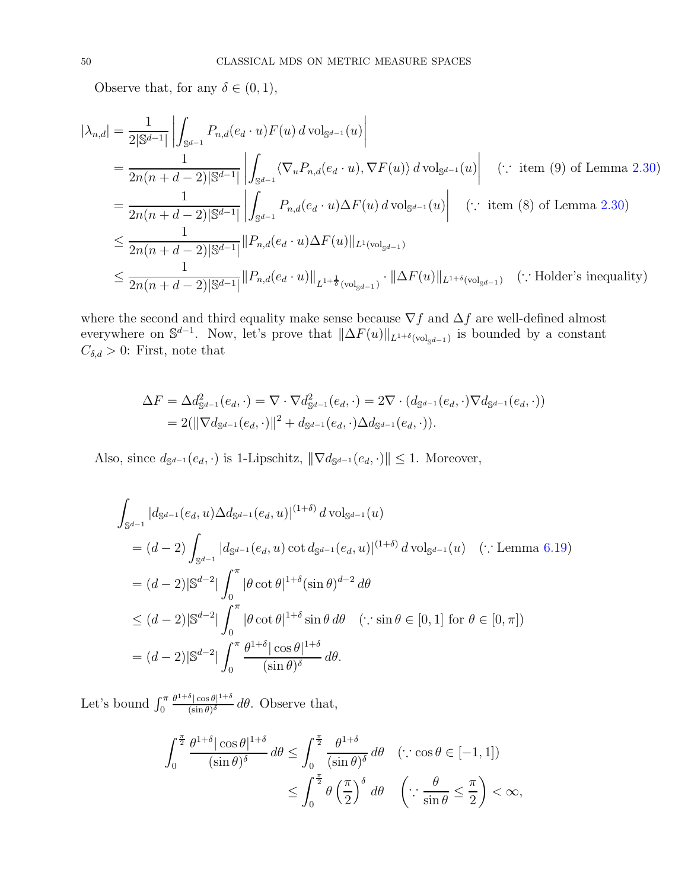Observe that, for any $\delta \in (0,1)$,

$$
\begin{aligned}
|\lambda_{n,d}| &= \frac{1}{2|\mathbb{S}^{d-1}|}\left|\int_{\mathbb{S}^{d-1}} P_{n,d}(e_d\cdot u)F(u)\,d\,\mathrm{vol}_{\mathbb{S}^{d-1}}(u)\right| \\
&= \frac{1}{2n(n+d-2)|\mathbb{S}^{d-1}|}\left|\int_{\mathbb{S}^{d-1}} \langle \nabla_u P_{n,d}(e_d\cdot u), \nabla F(u)\rangle\,d\,\mathrm{vol}_{\mathbb{S}^{d-1}}(u)\right| \quad (\because \text{ item (9) of Lemma 2.30}) \\
&= \frac{1}{2n(n+d-2)|\mathbb{S}^{d-1}|}\left|\int_{\mathbb{S}^{d-1}} P_{n,d}(e_d\cdot u)\Delta F(u)\,d\,\mathrm{vol}_{\mathbb{S}^{d-1}}(u)\right| \quad (\because \text{ item (8) of Lemma 2.30}) \\
&\leq \frac{1}{2n(n+d-2)|\mathbb{S}^{d-1}|}\|P_{n,d}(e_d\cdot u)\Delta F(u)\|_{L^1(\mathrm{vol}_{\mathbb{S}^{d-1}})} \\
&\leq \frac{1}{2n(n+d-2)|\mathbb{S}^{d-1}|}\|P_{n,d}(e_d\cdot u)\|_{L^{1+\frac{1}{\delta}}(\mathrm{vol}_{\mathbb{S}^{d-1}})}\cdot\|\Delta F(u)\|_{L^{1+\delta}(\mathrm{vol}_{\mathbb{S}^{d-1}})} \quad (\because \text{Holder's inequality})
\end{aligned}
$$

where the second and third equality make sense because $\nabla f$ and $\Delta f$ are well-defined almost everywhere on $\mathbb{S}^{d-1}$. Now, let's prove that $\|\Delta F(u)\|_{L^{1+\delta}(\mathrm{vol}_{\mathbb{S}^{d-1}})}$ is bounded by a constant $C_{\delta,d} > 0$: First, note that

$$
\begin{aligned}
\Delta F &= \Delta d^2_{\mathbb{S}^{d-1}}(e_d,\cdot) = \nabla\cdot\nabla d^2_{\mathbb{S}^{d-1}}(e_d,\cdot) = 2\nabla\cdot(d_{\mathbb{S}^{d-1}}(e_d,\cdot)\nabla d_{\mathbb{S}^{d-1}}(e_d,\cdot)) \\
&= 2(\|\nabla d_{\mathbb{S}^{d-1}}(e_d,\cdot)\|^2 + d_{\mathbb{S}^{d-1}}(e_d,\cdot)\Delta d_{\mathbb{S}^{d-1}}(e_d,\cdot)).
\end{aligned}
$$

Also, since $d_{\mathbb{S}^{d-1}}(e_d,\cdot)$ is 1-Lipschitz, $\|\nabla d_{\mathbb{S}^{d-1}}(e_d,\cdot)\| \leq 1$. Moreover,

$$
\begin{aligned}
&\int_{\mathbb{S}^{d-1}} |d_{\mathbb{S}^{d-1}}(e_d,u)\Delta d_{\mathbb{S}^{d-1}}(e_d,u)|^{(1+\delta)}\,d\,\mathrm{vol}_{\mathbb{S}^{d-1}}(u) \\
&= (d-2)\int_{\mathbb{S}^{d-1}} |d_{\mathbb{S}^{d-1}}(e_d,u)\cot d_{\mathbb{S}^{d-1}}(e_d,u)|^{(1+\delta)}\,d\,\mathrm{vol}_{\mathbb{S}^{d-1}}(u) \quad (\because \text{Lemma 6.19}) \\
&= (d-2)|\mathbb{S}^{d-2}|\int_0^\pi |\theta\cot\theta|^{1+\delta}(\sin\theta)^{d-2}\,d\theta \\
&\leq (d-2)|\mathbb{S}^{d-2}|\int_0^\pi |\theta\cot\theta|^{1+\delta}\sin\theta\,d\theta \quad (\because \sin\theta\in[0,1] \text{ for } \theta\in[0,\pi]) \\
&= (d-2)|\mathbb{S}^{d-2}|\int_0^\pi \frac{\theta^{1+\delta}|\cos\theta|^{1+\delta}}{(\sin\theta)^\delta}\,d\theta.
\end{aligned}
$$

Let's bound $\int_0^\pi \frac{\theta^{1+\delta}|\cos\theta|^{1+\delta}}{(\sin\theta)^\delta}\,d\theta$. Observe that,

$$
\begin{aligned}
\int_0^{\frac{\pi}{2}} \frac{\theta^{1+\delta}|\cos\theta|^{1+\delta}}{(\sin\theta)^\delta}\,d\theta &\leq \int_0^{\frac{\pi}{2}} \frac{\theta^{1+\delta}}{(\sin\theta)^\delta}\,d\theta \quad (\because \cos\theta\in[-1,1]) \\
&\leq \int_0^{\frac{\pi}{2}} \theta\left(\frac{\pi}{2}\right)^\delta\,d\theta \quad \left(\because \frac{\theta}{\sin\theta}\leq\frac{\pi}{2}\right) < \infty,
\end{aligned}
$$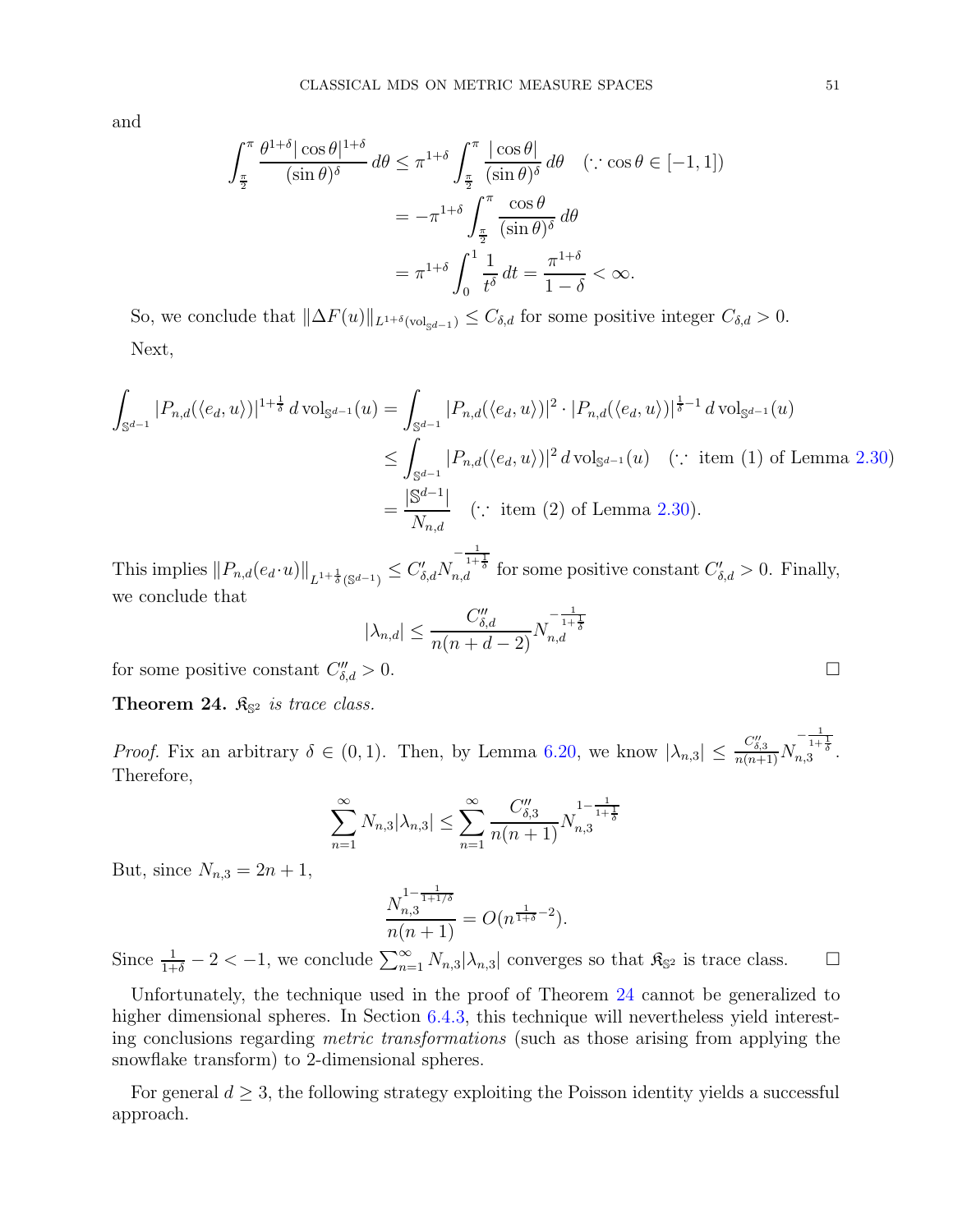and

$$
\begin{aligned}
\int_{\frac{\pi}{2}}^{\pi} \frac{\theta^{1+\delta}|\cos\theta|^{1+\delta}}{(\sin\theta)^{\delta}}\,d\theta &\leq \pi^{1+\delta}\int_{\frac{\pi}{2}}^{\pi} \frac{|\cos\theta|}{(\sin\theta)^{\delta}}\,d\theta \quad (\because \cos\theta\in[-1,1]) \\
&= -\pi^{1+\delta}\int_{\frac{\pi}{2}}^{\pi} \frac{\cos\theta}{(\sin\theta)^{\delta}}\,d\theta \\
&= \pi^{1+\delta}\int_0^1 \frac{1}{t^{\delta}}\,dt = \frac{\pi^{1+\delta}}{1-\delta} < \infty.
\end{aligned}
$$

So, we conclude that $\|\Delta F(u)\|_{L^{1+\delta}(\mathrm{vol}_{\mathbb{S}^{d-1}})} \leq C_{\delta,d}$ for some positive integer $C_{\delta,d} > 0$.

Next,

$$
\begin{aligned}
\int_{\mathbb{S}^{d-1}} |P_{n,d}(\langle e_d, u\rangle)|^{1+\frac{1}{\delta}}\,d\,\mathrm{vol}_{\mathbb{S}^{d-1}}(u) &= \int_{\mathbb{S}^{d-1}} |P_{n,d}(\langle e_d, u\rangle)|^{2}\cdot|P_{n,d}(\langle e_d, u\rangle)|^{\frac{1}{\delta}-1}\,d\,\mathrm{vol}_{\mathbb{S}^{d-1}}(u) \\
&\leq \int_{\mathbb{S}^{d-1}} |P_{n,d}(\langle e_d, u\rangle)|^{2}\,d\,\mathrm{vol}_{\mathbb{S}^{d-1}}(u) \quad (\because \text{ item (1) of Lemma 2.30}) \\
&= \frac{|\mathbb{S}^{d-1}|}{N_{n,d}} \quad (\because \text{ item (2) of Lemma 2.30}).
\end{aligned}
$$

This implies $\|P_{n,d}(e_d\cdot u)\|_{L^{1+\frac{1}{\delta}}(\mathbb{S}^{d-1})} \leq C'_{\delta,d} N_{n,d}^{-\frac{1}{1+\frac{1}{\delta}}}$ for some positive constant $C'_{\delta,d} > 0$. Finally, we conclude that

$$
|\lambda_{n,d}| \leq \frac{C''_{\delta,d}}{n(n+d-2)} N_{n,d}^{-\frac{1}{1+\frac{1}{\delta}}}
$$

for some positive constant $C''_{\delta,d} > 0$. $\square$

**Theorem 24.** *$\mathfrak{K}_{\mathbb{S}^2}$ is trace class.*

*Proof.* Fix an arbitrary $\delta\in(0,1)$. Then, by Lemma 6.20, we know $|\lambda_{n,3}| \leq \frac{C''_{\delta,3}}{n(n+1)} N_{n,3}^{-\frac{1}{1+\frac{1}{\delta}}}$. Therefore,

$$
\sum_{n=1}^{\infty} N_{n,3}|\lambda_{n,3}| \leq \sum_{n=1}^{\infty} \frac{C''_{\delta,3}}{n(n+1)} N_{n,3}^{1-\frac{1}{1+\frac{1}{\delta}}}
$$

But, since $N_{n,3} = 2n+1$,

$$
\frac{N_{n,3}^{1-\frac{1}{1+1/\delta}}}{n(n+1)} = O(n^{\frac{1}{1+\delta}-2}).
$$

Since $\frac{1}{1+\delta}-2 < -1$, we conclude $\sum_{n=1}^{\infty} N_{n,3}|\lambda_{n,3}|$ converges so that $\mathfrak{K}_{\mathbb{S}^2}$ is trace class. $\square$

Unfortunately, the technique used in the proof of Theorem 24 cannot be generalized to higher dimensional spheres. In Section 6.4.3, this technique will nevertheless yield interesting conclusions regarding *metric transformations* (such as those arising from applying the snowflake transform) to 2-dimensional spheres.

For general $d\geq 3$, the following strategy exploiting the Poisson identity yields a successful approach.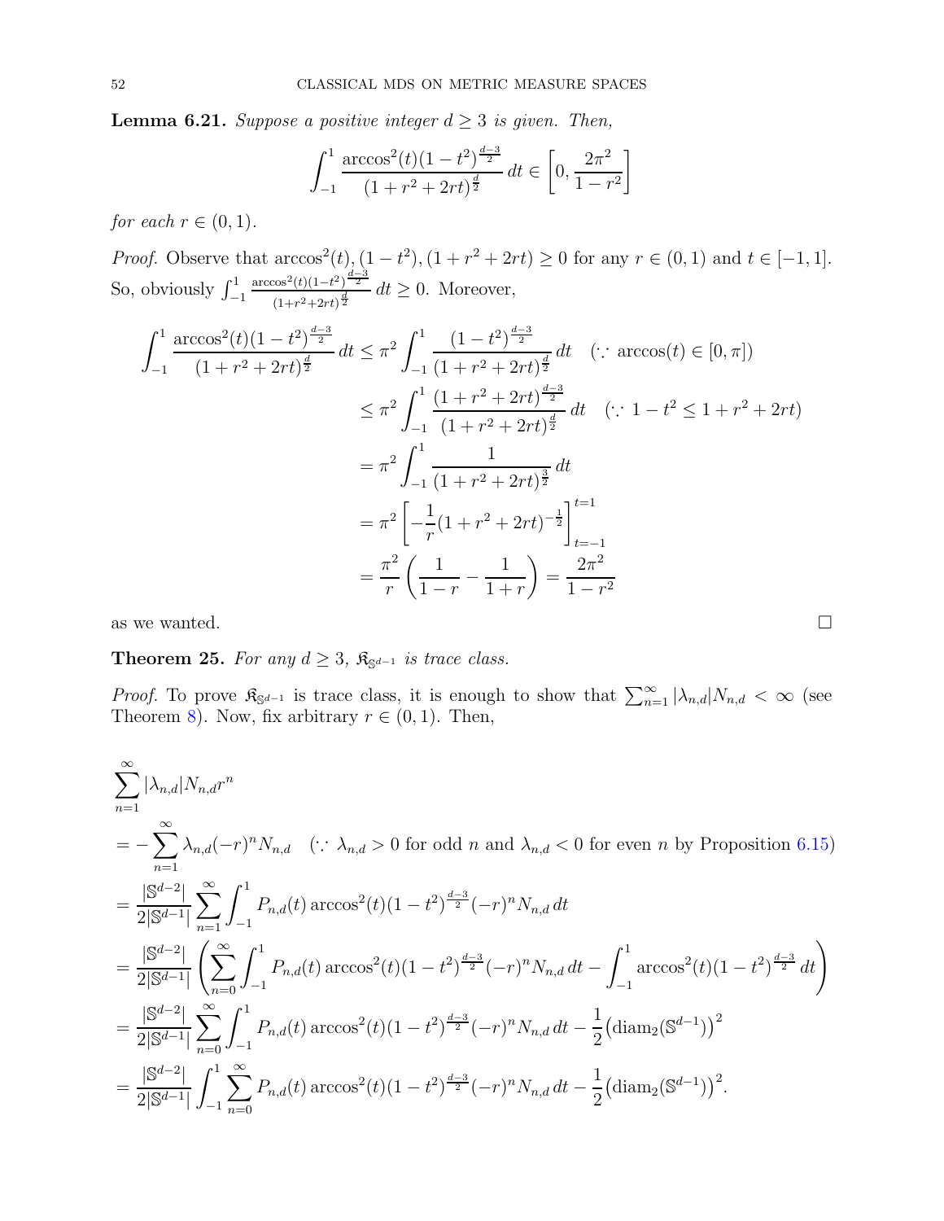**Lemma 6.21.** *Suppose a positive integer $d \geq 3$ is given. Then,*

$$\int_{-1}^{1} \frac{\arccos^2(t)(1-t^2)^{\frac{d-3}{2}}}{(1+r^2+2rt)^{\frac{d}{2}}}\,dt \in \left[0, \frac{2\pi^2}{1-r^2}\right]$$

*for each $r \in (0,1)$.*

*Proof.* Observe that $\arccos^2(t), (1-t^2), (1+r^2+2rt) \geq 0$ for any $r \in (0,1)$ and $t \in [-1,1]$. So, obviously $\int_{-1}^{1} \frac{\arccos^2(t)(1-t^2)^{\frac{d-3}{2}}}{(1+r^2+2rt)^{\frac{d}{2}}}\,dt \geq 0$. Moreover,

$$\begin{aligned}
\int_{-1}^{1} \frac{\arccos^2(t)(1-t^2)^{\frac{d-3}{2}}}{(1+r^2+2rt)^{\frac{d}{2}}}\,dt &\leq \pi^2 \int_{-1}^{1} \frac{(1-t^2)^{\frac{d-3}{2}}}{(1+r^2+2rt)^{\frac{d}{2}}}\,dt \quad (\because \arccos(t) \in [0,\pi]) \\
&\leq \pi^2 \int_{-1}^{1} \frac{(1+r^2+2rt)^{\frac{d-3}{2}}}{(1+r^2+2rt)^{\frac{d}{2}}}\,dt \quad (\because 1-t^2 \leq 1+r^2+2rt) \\
&= \pi^2 \int_{-1}^{1} \frac{1}{(1+r^2+2rt)^{\frac{3}{2}}}\,dt \\
&= \pi^2 \left[-\frac{1}{r}(1+r^2+2rt)^{-\frac{1}{2}}\right]_{t=-1}^{t=1} \\
&= \frac{\pi^2}{r}\left(\frac{1}{1-r} - \frac{1}{1+r}\right) = \frac{2\pi^2}{1-r^2}
\end{aligned}$$

as we wanted. $\square$

**Theorem 25.** *For any $d \geq 3$, $\mathfrak{K}_{\mathbb{S}^{d-1}}$ is trace class.*

*Proof.* To prove $\mathfrak{K}_{\mathbb{S}^{d-1}}$ is trace class, it is enough to show that $\sum_{n=1}^{\infty} |\lambda_{n,d}| N_{n,d} < \infty$ (see Theorem 8). Now, fix arbitrary $r \in (0,1)$. Then,

$$\begin{aligned}
&\sum_{n=1}^{\infty} |\lambda_{n,d}| N_{n,d} r^n \\
&= -\sum_{n=1}^{\infty} \lambda_{n,d} (-r)^n N_{n,d} \quad (\because \lambda_{n,d} > 0 \text{ for odd } n \text{ and } \lambda_{n,d} < 0 \text{ for even } n \text{ by Proposition 6.15}) \\
&= \frac{|\mathbb{S}^{d-2}|}{2|\mathbb{S}^{d-1}|} \sum_{n=1}^{\infty} \int_{-1}^{1} P_{n,d}(t) \arccos^2(t)(1-t^2)^{\frac{d-3}{2}} (-r)^n N_{n,d}\,dt \\
&= \frac{|\mathbb{S}^{d-2}|}{2|\mathbb{S}^{d-1}|} \left(\sum_{n=0}^{\infty} \int_{-1}^{1} P_{n,d}(t) \arccos^2(t)(1-t^2)^{\frac{d-3}{2}} (-r)^n N_{n,d}\,dt - \int_{-1}^{1} \arccos^2(t)(1-t^2)^{\frac{d-3}{2}}\,dt\right) \\
&= \frac{|\mathbb{S}^{d-2}|}{2|\mathbb{S}^{d-1}|} \sum_{n=0}^{\infty} \int_{-1}^{1} P_{n,d}(t) \arccos^2(t)(1-t^2)^{\frac{d-3}{2}} (-r)^n N_{n,d}\,dt - \frac{1}{2}\big(\mathrm{diam}_2(\mathbb{S}^{d-1})\big)^2 \\
&= \frac{|\mathbb{S}^{d-2}|}{2|\mathbb{S}^{d-1}|} \int_{-1}^{1} \sum_{n=0}^{\infty} P_{n,d}(t) \arccos^2(t)(1-t^2)^{\frac{d-3}{2}} (-r)^n N_{n,d}\,dt - \frac{1}{2}\big(\mathrm{diam}_2(\mathbb{S}^{d-1})\big)^2.
\end{aligned}$$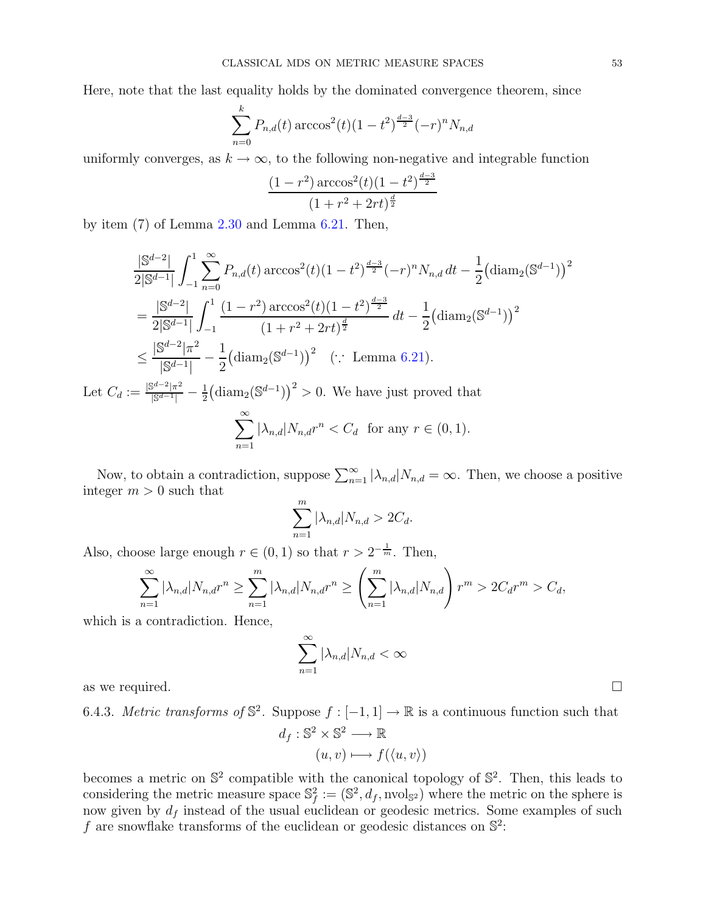Here, note that the last equality holds by the dominated convergence theorem, since

$$\sum_{n=0}^{k} P_{n,d}(t)\arccos^2(t)(1-t^2)^{\frac{d-3}{2}}(-r)^n N_{n,d}$$

uniformly converges, as $k \to \infty$, to the following non-negative and integrable function

$$\frac{(1-r^2)\arccos^2(t)(1-t^2)^{\frac{d-3}{2}}}{(1+r^2+2rt)^{\frac{d}{2}}}$$

by item (7) of Lemma 2.30 and Lemma 6.21. Then,

$$\begin{aligned}
&\frac{|\mathbb{S}^{d-2}|}{2|\mathbb{S}^{d-1}|}\int_{-1}^{1}\sum_{n=0}^{\infty} P_{n,d}(t)\arccos^2(t)(1-t^2)^{\frac{d-3}{2}}(-r)^n N_{n,d}\,dt - \frac{1}{2}\big(\mathrm{diam}_2(\mathbb{S}^{d-1})\big)^2\\
&= \frac{|\mathbb{S}^{d-2}|}{2|\mathbb{S}^{d-1}|}\int_{-1}^{1}\frac{(1-r^2)\arccos^2(t)(1-t^2)^{\frac{d-3}{2}}}{(1+r^2+2rt)^{\frac{d}{2}}}\,dt - \frac{1}{2}\big(\mathrm{diam}_2(\mathbb{S}^{d-1})\big)^2\\
&\leq \frac{|\mathbb{S}^{d-2}|\pi^2}{|\mathbb{S}^{d-1}|} - \frac{1}{2}\big(\mathrm{diam}_2(\mathbb{S}^{d-1})\big)^2 \quad (\because \text{ Lemma 6.21}).
\end{aligned}$$

Let $C_d := \frac{|\mathbb{S}^{d-2}|\pi^2}{|\mathbb{S}^{d-1}|} - \frac{1}{2}\big(\mathrm{diam}_2(\mathbb{S}^{d-1})\big)^2 > 0$. We have just proved that

$$\sum_{n=1}^{\infty}|\lambda_{n,d}|N_{n,d}r^n < C_d \text{ for any } r \in (0,1).$$

Now, to obtain a contradiction, suppose $\sum_{n=1}^{\infty}|\lambda_{n,d}|N_{n,d} = \infty$. Then, we choose a positive integer $m > 0$ such that

$$\sum_{n=1}^{m}|\lambda_{n,d}|N_{n,d} > 2C_d.$$

Also, choose large enough $r \in (0,1)$ so that $r > 2^{-\frac{1}{m}}$. Then,

$$\sum_{n=1}^{\infty}|\lambda_{n,d}|N_{n,d}r^n \geq \sum_{n=1}^{m}|\lambda_{n,d}|N_{n,d}r^n \geq \left(\sum_{n=1}^{m}|\lambda_{n,d}|N_{n,d}\right)r^m > 2C_d r^m > C_d,$$

which is a contradiction. Hence,

$$\sum_{n=1}^{\infty}|\lambda_{n,d}|N_{n,d} < \infty$$

as we required. $\square$

6.4.3. *Metric transforms of* $\mathbb{S}^2$. Suppose $f : [-1,1] \to \mathbb{R}$ is a continuous function such that

$$\begin{aligned}
d_f : \mathbb{S}^2 \times \mathbb{S}^2 &\longrightarrow \mathbb{R}\\
(u,v) &\longmapsto f(\langle u,v\rangle)
\end{aligned}$$

becomes a metric on $\mathbb{S}^2$ compatible with the canonical topology of $\mathbb{S}^2$. Then, this leads to considering the metric measure space $\mathbb{S}^2_f := (\mathbb{S}^2, d_f, \mathrm{nvol}_{\mathbb{S}^2})$ where the metric on the sphere is now given by $d_f$ instead of the usual euclidean or geodesic metrics. Some examples of such $f$ are snowflake transforms of the euclidean or geodesic distances on $\mathbb{S}^2$: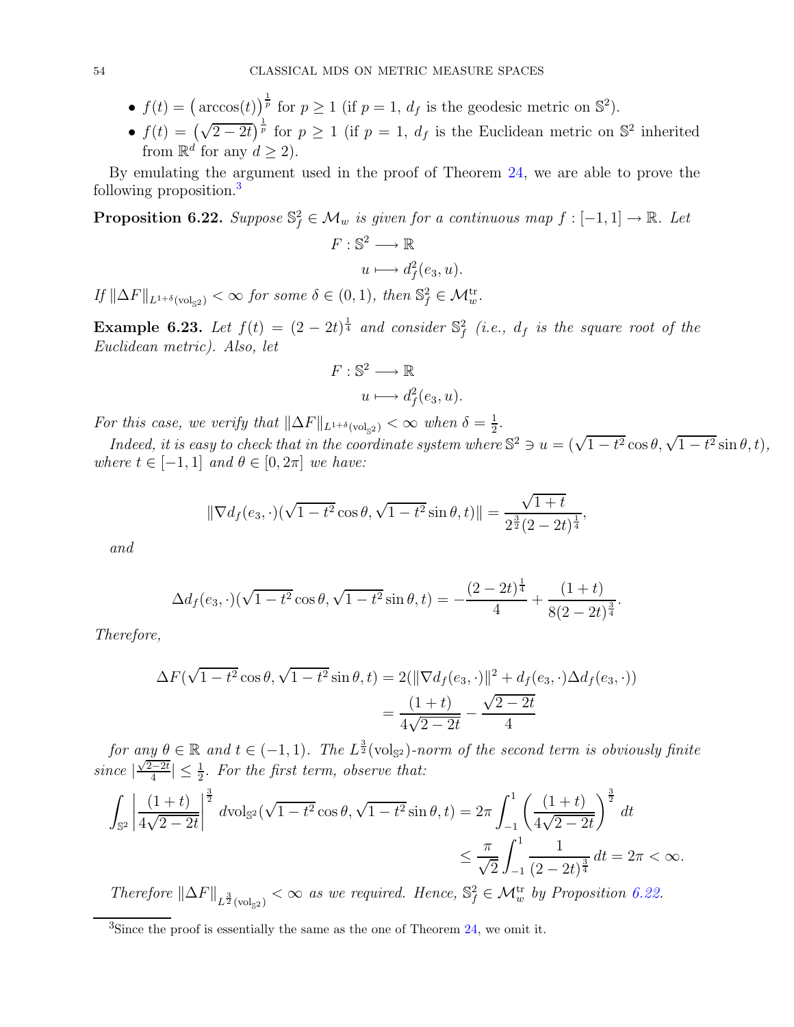- $f(t) = \big(\arccos(t)\big)^{\frac{1}{p}}$ for $p \geq 1$ (if $p=1$, $d_f$ is the geodesic metric on $\mathbb{S}^2$).
- $f(t) = \big(\sqrt{2-2t}\big)^{\frac{1}{p}}$ for $p \geq 1$ (if $p=1$, $d_f$ is the Euclidean metric on $\mathbb{S}^2$ inherited from $\mathbb{R}^d$ for any $d \geq 2$).

By emulating the argument used in the proof of Theorem 24, we are able to prove the following proposition.[3]

**Proposition 6.22.** *Suppose $\mathbb{S}^2_f \in \mathcal{M}_w$ is given for a continuous map $f : [-1,1] \to \mathbb{R}$. Let*

$$F : \mathbb{S}^2 \longrightarrow \mathbb{R}$$
$$u \longmapsto d_f^2(e_3, u).$$

*If $\|\Delta F\|_{L^{1+\delta}(\mathrm{vol}_{\mathbb{S}^2})} < \infty$ for some $\delta \in (0,1)$, then $\mathbb{S}^2_f \in \mathcal{M}_w^{\mathrm{tr}}$.*

**Example 6.23.** *Let $f(t) = (2-2t)^{\frac{1}{4}}$ and consider $\mathbb{S}^2_f$ (i.e., $d_f$ is the square root of the Euclidean metric). Also, let*

$$F : \mathbb{S}^2 \longrightarrow \mathbb{R}$$
$$u \longmapsto d_f^2(e_3, u).$$

*For this case, we verify that $\|\Delta F\|_{L^{1+\delta}(\mathrm{vol}_{\mathbb{S}^2})} < \infty$ when $\delta = \frac{1}{2}$.*

*Indeed, it is easy to check that in the coordinate system where $\mathbb{S}^2 \ni u = (\sqrt{1-t^2}\cos\theta, \sqrt{1-t^2}\sin\theta, t)$, where $t \in [-1,1]$ and $\theta \in [0, 2\pi]$ we have:*

$$\|\nabla d_f(e_3, \cdot)(\sqrt{1-t^2}\cos\theta, \sqrt{1-t^2}\sin\theta, t)\| = \frac{\sqrt{1+t}}{2^{\frac{3}{2}}(2-2t)^{\frac{1}{4}}},$$

*and*

$$\Delta d_f(e_3, \cdot)(\sqrt{1-t^2}\cos\theta, \sqrt{1-t^2}\sin\theta, t) = -\frac{(2-2t)^{\frac{1}{4}}}{4} + \frac{(1+t)}{8(2-2t)^{\frac{3}{4}}}.$$

*Therefore,*

$$\begin{aligned}
\Delta F(\sqrt{1-t^2}\cos\theta, \sqrt{1-t^2}\sin\theta, t) &= 2(\|\nabla d_f(e_3, \cdot)\|^2 + d_f(e_3, \cdot)\Delta d_f(e_3, \cdot)) \\
&= \frac{(1+t)}{4\sqrt{2-2t}} - \frac{\sqrt{2-2t}}{4}
\end{aligned}$$

*for any $\theta \in \mathbb{R}$ and $t \in (-1,1)$. The $L^{\frac{3}{2}}(\mathrm{vol}_{\mathbb{S}^2})$-norm of the second term is obviously finite since $|\frac{\sqrt{2-2t}}{4}| \leq \frac{1}{2}$. For the first term, observe that:*

$$\begin{aligned}
\int_{\mathbb{S}^2} \left|\frac{(1+t)}{4\sqrt{2-2t}}\right|^{\frac{3}{2}} d\mathrm{vol}_{\mathbb{S}^2}(\sqrt{1-t^2}\cos\theta, \sqrt{1-t^2}\sin\theta, t) &= 2\pi \int_{-1}^{1} \left(\frac{(1+t)}{4\sqrt{2-2t}}\right)^{\frac{3}{2}} dt \\
&\leq \frac{\pi}{\sqrt{2}} \int_{-1}^{1} \frac{1}{(2-2t)^{\frac{3}{4}}}\, dt = 2\pi < \infty.
\end{aligned}$$

*Therefore $\|\Delta F\|_{L^{\frac{3}{2}}(\mathrm{vol}_{\mathbb{S}^2})} < \infty$ as we required. Hence, $\mathbb{S}^2_f \in \mathcal{M}_w^{\mathrm{tr}}$ by Proposition 6.22.*

---

[3] Since the proof is essentially the same as the one of Theorem 24, we omit it.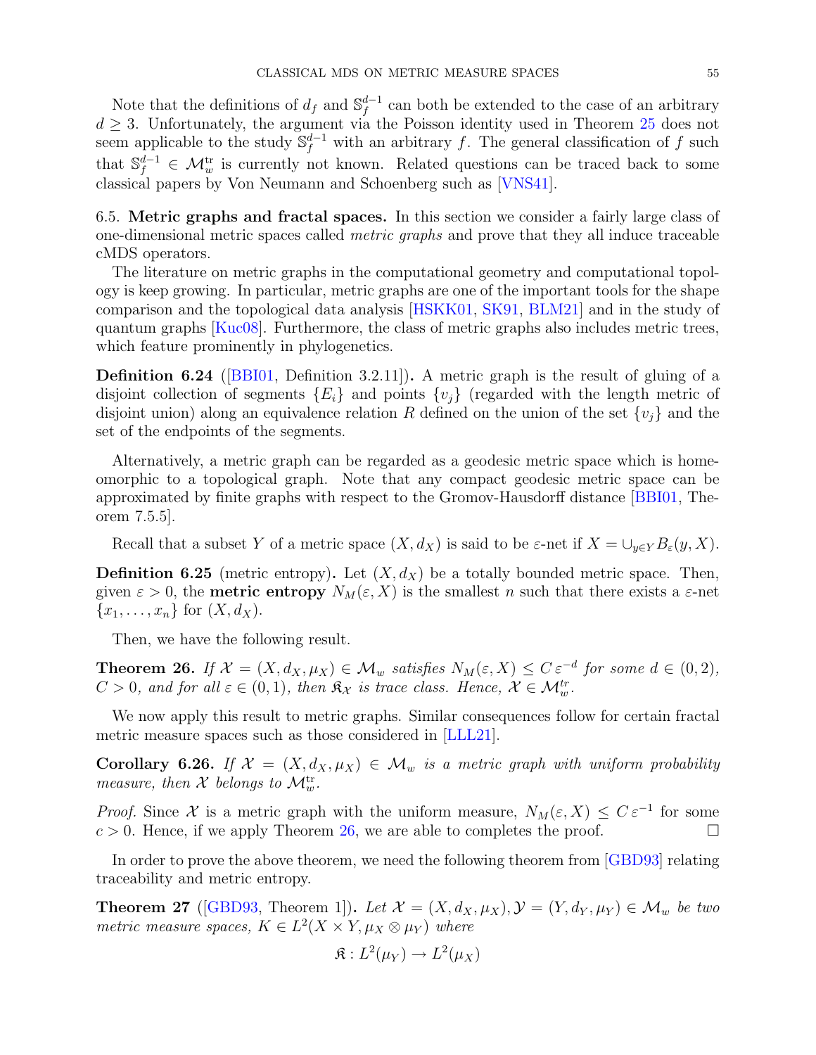Note that the definitions of $d_f$ and $\mathbb{S}_f^{d-1}$ can both be extended to the case of an arbitrary $d \geq 3$. Unfortunately, the argument via the Poisson identity used in Theorem 25 does not seem applicable to the study $\mathbb{S}_f^{d-1}$ with an arbitrary $f$. The general classification of $f$ such that $\mathbb{S}_f^{d-1} \in \mathcal{M}_w^{\mathrm{tr}}$ is currently not known. Related questions can be traced back to some classical papers by Von Neumann and Schoenberg such as [VNS41].

6.5. **Metric graphs and fractal spaces.** In this section we consider a fairly large class of one-dimensional metric spaces called *metric graphs* and prove that they all induce traceable cMDS operators.

The literature on metric graphs in the computational geometry and computational topology is keep growing. In particular, metric graphs are one of the important tools for the shape comparison and the topological data analysis [HSKK01, SK91, BLM21] and in the study of quantum graphs [Kuc08]. Furthermore, the class of metric graphs also includes metric trees, which feature prominently in phylogenetics.

**Definition 6.24** ([BBI01, Definition 3.2.11])**.** A metric graph is the result of gluing of a disjoint collection of segments $\{E_i\}$ and points $\{v_j\}$ (regarded with the length metric of disjoint union) along an equivalence relation $R$ defined on the union of the set $\{v_j\}$ and the set of the endpoints of the segments.

Alternatively, a metric graph can be regarded as a geodesic metric space which is homeomorphic to a topological graph. Note that any compact geodesic metric space can be approximated by finite graphs with respect to the Gromov-Hausdorff distance [BBI01, Theorem 7.5.5].

Recall that a subset $Y$ of a metric space $(X, d_X)$ is said to be $\varepsilon$-net if $X = \cup_{y \in Y} B_\varepsilon(y, X)$.

**Definition 6.25** (metric entropy)**.** Let $(X, d_X)$ be a totally bounded metric space. Then, given $\varepsilon > 0$, the **metric entropy** $N_M(\varepsilon, X)$ is the smallest $n$ such that there exists a $\varepsilon$-net $\{x_1, \dots, x_n\}$ for $(X, d_X)$.

Then, we have the following result.

**Theorem 26.** *If $\mathcal{X} = (X, d_X, \mu_X) \in \mathcal{M}_w$ satisfies $N_M(\varepsilon, X) \leq C\,\varepsilon^{-d}$ for some $d \in (0, 2)$, $C > 0$, and for all $\varepsilon \in (0, 1)$, then $\mathfrak{K}_{\mathcal{X}}$ is trace class. Hence, $\mathcal{X} \in \mathcal{M}_w^{tr}$.*

We now apply this result to metric graphs. Similar consequences follow for certain fractal metric measure spaces such as those considered in [LLL21].

**Corollary 6.26.** *If $\mathcal{X} = (X, d_X, \mu_X) \in \mathcal{M}_w$ is a metric graph with uniform probability measure, then $\mathcal{X}$ belongs to $\mathcal{M}_w^{\mathrm{tr}}$.*

*Proof.* Since $\mathcal{X}$ is a metric graph with the uniform measure, $N_M(\varepsilon, X) \leq C\,\varepsilon^{-1}$ for some $c > 0$. Hence, if we apply Theorem 26, we are able to completes the proof. □

In order to prove the above theorem, we need the following theorem from [GBD93] relating traceability and metric entropy.

**Theorem 27** ([GBD93, Theorem 1])**.** *Let $\mathcal{X} = (X, d_X, \mu_X), \mathcal{Y} = (Y, d_Y, \mu_Y) \in \mathcal{M}_w$ be two metric measure spaces, $K \in L^2(X \times Y, \mu_X \otimes \mu_Y)$ where*

$$\mathfrak{K} : L^2(\mu_Y) \to L^2(\mu_X)$$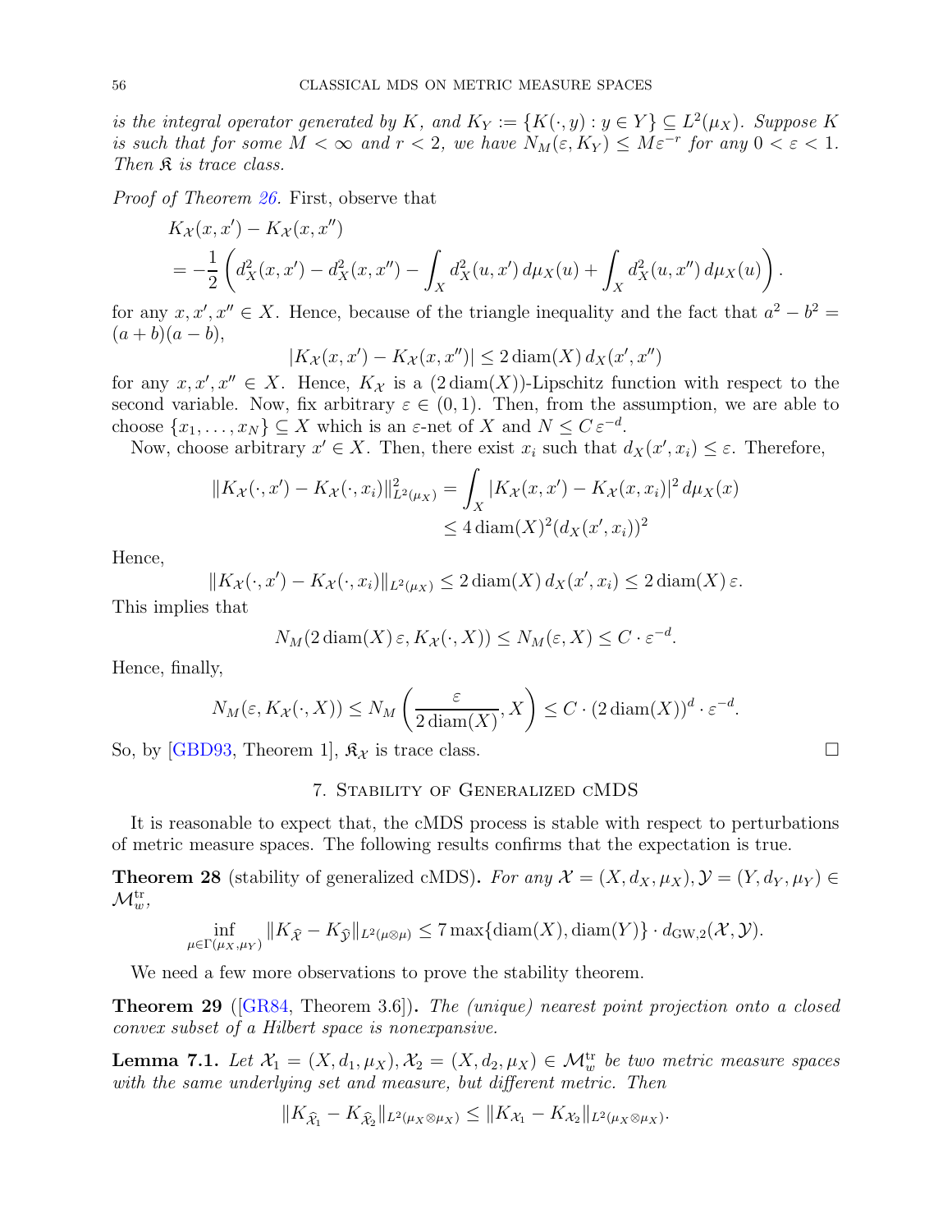*is the integral operator generated by $K$, and $K_Y := \{K(\cdot, y) : y \in Y\} \subseteq L^2(\mu_X)$. Suppose $K$ is such that for some $M < \infty$ and $r < 2$, we have $N_M(\varepsilon, K_Y) \leq M\varepsilon^{-r}$ for any $0 < \varepsilon < 1$. Then $\mathfrak{K}$ is trace class.*

*Proof of Theorem 26.* First, observe that

$$
\begin{aligned}
&K_{\mathcal{X}}(x, x') - K_{\mathcal{X}}(x, x'') \\
&= -\frac{1}{2}\left(d_X^2(x, x') - d_X^2(x, x'') - \int_X d_X^2(u, x')\, d\mu_X(u) + \int_X d_X^2(u, x'')\, d\mu_X(u)\right).
\end{aligned}
$$

for any $x, x', x'' \in X$. Hence, because of the triangle inequality and the fact that $a^2 - b^2 = (a+b)(a-b)$,

$$
|K_{\mathcal{X}}(x, x') - K_{\mathcal{X}}(x, x'')| \leq 2\,\mathrm{diam}(X)\, d_X(x', x'')
$$

for any $x, x', x'' \in X$. Hence, $K_{\mathcal{X}}$ is a $(2\,\mathrm{diam}(X))$-Lipschitz function with respect to the second variable. Now, fix arbitrary $\varepsilon \in (0, 1)$. Then, from the assumption, we are able to choose $\{x_1, \ldots, x_N\} \subseteq X$ which is an $\varepsilon$-net of $X$ and $N \leq C\,\varepsilon^{-d}$.

Now, choose arbitrary $x' \in X$. Then, there exist $x_i$ such that $d_X(x', x_i) \leq \varepsilon$. Therefore,

$$
\begin{aligned}
\|K_{\mathcal{X}}(\cdot, x') - K_{\mathcal{X}}(\cdot, x_i)\|^2_{L^2(\mu_X)} &= \int_X |K_{\mathcal{X}}(x, x') - K_{\mathcal{X}}(x, x_i)|^2\, d\mu_X(x) \\
&\leq 4\,\mathrm{diam}(X)^2 (d_X(x', x_i))^2
\end{aligned}
$$

Hence,

$$
\|K_{\mathcal{X}}(\cdot, x') - K_{\mathcal{X}}(\cdot, x_i)\|_{L^2(\mu_X)} \leq 2\,\mathrm{diam}(X)\, d_X(x', x_i) \leq 2\,\mathrm{diam}(X)\,\varepsilon.
$$

This implies that

$$
N_M(2\,\mathrm{diam}(X)\,\varepsilon, K_{\mathcal{X}}(\cdot, X)) \leq N_M(\varepsilon, X) \leq C \cdot \varepsilon^{-d}.
$$

Hence, finally,

$$
N_M(\varepsilon, K_{\mathcal{X}}(\cdot, X)) \leq N_M\left(\frac{\varepsilon}{2\,\mathrm{diam}(X)}, X\right) \leq C \cdot (2\,\mathrm{diam}(X))^d \cdot \varepsilon^{-d}.
$$

So, by [GBD93, Theorem 1], $\mathfrak{K}_{\mathcal{X}}$ is trace class. $\square$

## 7. Stability of Generalized cMDS

It is reasonable to expect that, the cMDS process is stable with respect to perturbations of metric measure spaces. The following results confirms that the expectation is true.

**Theorem 28** (stability of generalized cMDS)**.** *For any $\mathcal{X} = (X, d_X, \mu_X), \mathcal{Y} = (Y, d_Y, \mu_Y) \in \mathcal{M}_w^{\mathrm{tr}}$,*

$$
\inf_{\mu \in \Gamma(\mu_X, \mu_Y)} \|K_{\widehat{\mathcal{X}}} - K_{\widehat{\mathcal{Y}}}\|_{L^2(\mu \otimes \mu)} \leq 7 \max\{\mathrm{diam}(X), \mathrm{diam}(Y)\} \cdot d_{\mathrm{GW},2}(\mathcal{X}, \mathcal{Y}).
$$

We need a few more observations to prove the stability theorem.

**Theorem 29** ([GR84, Theorem 3.6])**.** *The (unique) nearest point projection onto a closed convex subset of a Hilbert space is nonexpansive.*

**Lemma 7.1.** *Let $\mathcal{X}_1 = (X, d_1, \mu_X), \mathcal{X}_2 = (X, d_2, \mu_X) \in \mathcal{M}_w^{\mathrm{tr}}$ be two metric measure spaces with the same underlying set and measure, but different metric. Then*

$$
\|K_{\widehat{\mathcal{X}}_1} - K_{\widehat{\mathcal{X}}_2}\|_{L^2(\mu_X \otimes \mu_X)} \leq \|K_{\mathcal{X}_1} - K_{\mathcal{X}_2}\|_{L^2(\mu_X \otimes \mu_X)}.
$$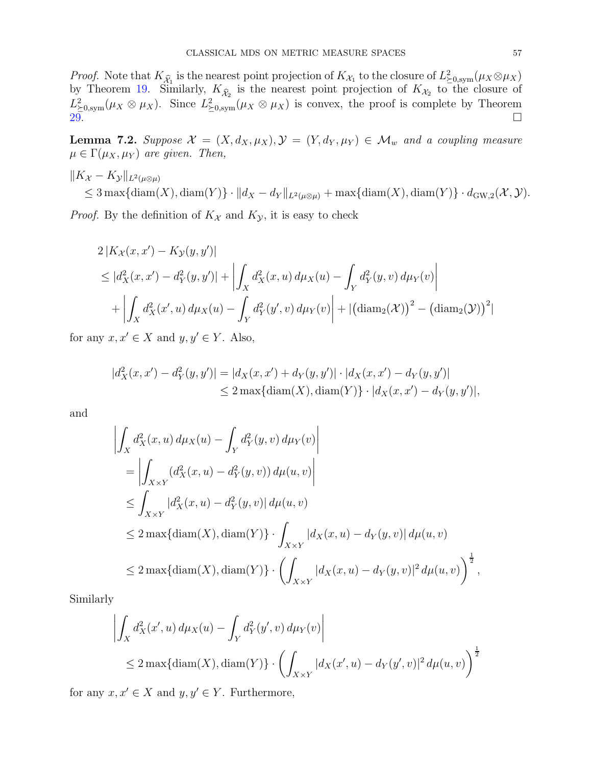*Proof.* Note that $K_{\widehat{\mathcal{X}}_1}$ is the nearest point projection of $K_{\mathcal{X}_1}$ to the closure of $L^2_{\succeq 0,\mathrm{sym}}(\mu_X \otimes \mu_X)$ by Theorem 19. Similarly, $K_{\widehat{\mathcal{X}}_2}$ is the nearest point projection of $K_{\mathcal{X}_2}$ to the closure of $L^2_{\succeq 0,\mathrm{sym}}(\mu_X \otimes \mu_X)$. Since $L^2_{\succeq 0,\mathrm{sym}}(\mu_X \otimes \mu_X)$ is convex, the proof is complete by Theorem 29. □

**Lemma 7.2.** *Suppose $\mathcal{X} = (X, d_X, \mu_X), \mathcal{Y} = (Y, d_Y, \mu_Y) \in \mathcal{M}_w$ and a coupling measure $\mu \in \Gamma(\mu_X, \mu_Y)$ are given. Then,*

$$
\begin{aligned}
&\|K_{\mathcal{X}} - K_{\mathcal{Y}}\|_{L^2(\mu\otimes\mu)} \\
&\quad \leq 3\max\{\mathrm{diam}(X), \mathrm{diam}(Y)\} \cdot \|d_X - d_Y\|_{L^2(\mu\otimes\mu)} + \max\{\mathrm{diam}(X), \mathrm{diam}(Y)\} \cdot d_{\mathrm{GW},2}(\mathcal{X}, \mathcal{Y}).
\end{aligned}
$$

*Proof.* By the definition of $K_{\mathcal{X}}$ and $K_{\mathcal{Y}}$, it is easy to check

$$
\begin{aligned}
&2\,|K_{\mathcal{X}}(x,x') - K_{\mathcal{Y}}(y,y')| \\
&\leq |d_X^2(x,x') - d_Y^2(y,y')| + \left|\int_X d_X^2(x,u)\,d\mu_X(u) - \int_Y d_Y^2(y,v)\,d\mu_Y(v)\right| \\
&\quad + \left|\int_X d_X^2(x',u)\,d\mu_X(u) - \int_Y d_Y^2(y',v)\,d\mu_Y(v)\right| + \left|\big(\mathrm{diam}_2(\mathcal{X})\big)^2 - \big(\mathrm{diam}_2(\mathcal{Y})\big)^2\right|
\end{aligned}
$$

for any $x, x' \in X$ and $y, y' \in Y$. Also,

$$
\begin{aligned}
|d_X^2(x,x') - d_Y^2(y,y')| &= |d_X(x,x') + d_Y(y,y')| \cdot |d_X(x,x') - d_Y(y,y')| \\
&\leq 2\max\{\mathrm{diam}(X), \mathrm{diam}(Y)\} \cdot |d_X(x,x') - d_Y(y,y')|,
\end{aligned}
$$

and

$$
\begin{aligned}
&\left|\int_X d_X^2(x,u)\,d\mu_X(u) - \int_Y d_Y^2(y,v)\,d\mu_Y(v)\right| \\
&= \left|\int_{X\times Y} (d_X^2(x,u) - d_Y^2(y,v))\,d\mu(u,v)\right| \\
&\leq \int_{X\times Y} |d_X^2(x,u) - d_Y^2(y,v)|\,d\mu(u,v) \\
&\leq 2\max\{\mathrm{diam}(X), \mathrm{diam}(Y)\} \cdot \int_{X\times Y} |d_X(x,u) - d_Y(y,v)|\,d\mu(u,v) \\
&\leq 2\max\{\mathrm{diam}(X), \mathrm{diam}(Y)\} \cdot \left(\int_{X\times Y} |d_X(x,u) - d_Y(y,v)|^2\,d\mu(u,v)\right)^{\frac{1}{2}},
\end{aligned}
$$

Similarly

$$
\begin{aligned}
&\left|\int_X d_X^2(x',u)\,d\mu_X(u) - \int_Y d_Y^2(y',v)\,d\mu_Y(v)\right| \\
&\leq 2\max\{\mathrm{diam}(X), \mathrm{diam}(Y)\} \cdot \left(\int_{X\times Y} |d_X(x',u) - d_Y(y',v)|^2\,d\mu(u,v)\right)^{\frac{1}{2}}
\end{aligned}
$$

for any $x, x' \in X$ and $y, y' \in Y$. Furthermore,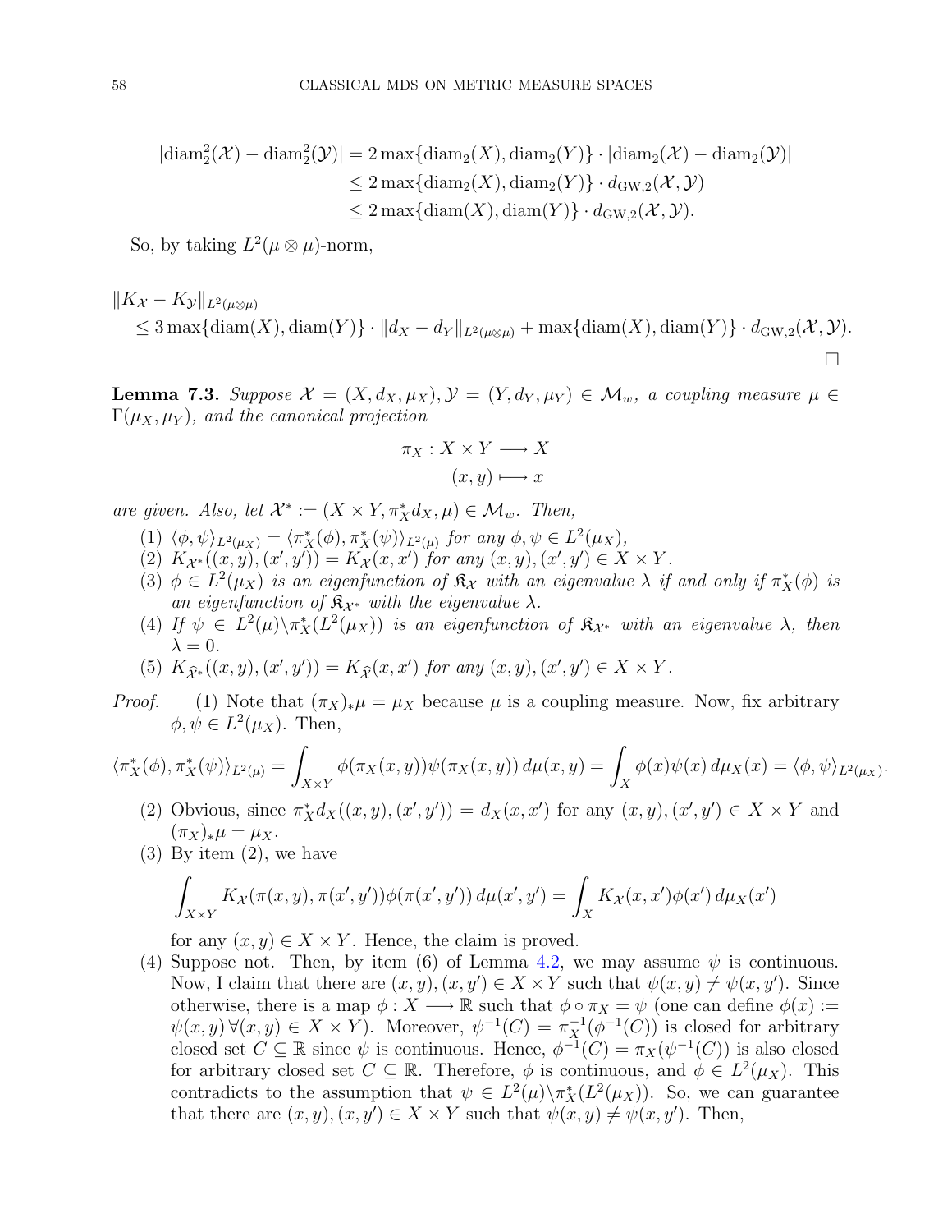$$
\begin{aligned}
|\mathrm{diam}_2^2(\mathcal{X}) - \mathrm{diam}_2^2(\mathcal{Y})| &= 2\max\{\mathrm{diam}_2(X), \mathrm{diam}_2(Y)\} \cdot |\mathrm{diam}_2(\mathcal{X}) - \mathrm{diam}_2(\mathcal{Y})| \\
&\leq 2\max\{\mathrm{diam}_2(X), \mathrm{diam}_2(Y)\} \cdot d_{\mathrm{GW},2}(\mathcal{X}, \mathcal{Y}) \\
&\leq 2\max\{\mathrm{diam}(X), \mathrm{diam}(Y)\} \cdot d_{\mathrm{GW},2}(\mathcal{X}, \mathcal{Y}).
\end{aligned}
$$

So, by taking $L^2(\mu \otimes \mu)$-norm,

$$
\begin{aligned}
&\|K_{\mathcal{X}} - K_{\mathcal{Y}}\|_{L^2(\mu\otimes\mu)} \\
&\quad \leq 3\max\{\mathrm{diam}(X), \mathrm{diam}(Y)\} \cdot \|d_X - d_Y\|_{L^2(\mu\otimes\mu)} + \max\{\mathrm{diam}(X), \mathrm{diam}(Y)\} \cdot d_{\mathrm{GW},2}(\mathcal{X}, \mathcal{Y}).
\end{aligned}
$$

$\square$

**Lemma 7.3.** *Suppose $\mathcal{X} = (X, d_X, \mu_X), \mathcal{Y} = (Y, d_Y, \mu_Y) \in \mathcal{M}_w$, a coupling measure $\mu \in \Gamma(\mu_X, \mu_Y)$, and the canonical projection*

$$
\begin{aligned}
\pi_X : X \times Y &\longrightarrow X \\
(x, y) &\longmapsto x
\end{aligned}
$$

*are given. Also, let $\mathcal{X}^* := (X \times Y, \pi_X^* d_X, \mu) \in \mathcal{M}_w$. Then,*

1. *$\langle \phi, \psi \rangle_{L^2(\mu_X)} = \langle \pi_X^*(\phi), \pi_X^*(\psi) \rangle_{L^2(\mu)}$ for any $\phi, \psi \in L^2(\mu_X)$,*
2. *$K_{\mathcal{X}^*}((x, y), (x', y')) = K_{\mathcal{X}}(x, x')$ for any $(x, y), (x', y') \in X \times Y$.*
3. *$\phi \in L^2(\mu_X)$ is an eigenfunction of $\mathfrak{K}_{\mathcal{X}}$ with an eigenvalue $\lambda$ if and only if $\pi_X^*(\phi)$ is an eigenfunction of $\mathfrak{K}_{\mathcal{X}^*}$ with the eigenvalue $\lambda$.*
4. *If $\psi \in L^2(\mu) \backslash \pi_X^*(L^2(\mu_X))$ is an eigenfunction of $\mathfrak{K}_{\mathcal{X}^*}$ with an eigenvalue $\lambda$, then $\lambda = 0$.*
5. *$K_{\widehat{\mathcal{X}}^*}((x, y), (x', y')) = K_{\widehat{\mathcal{X}}}(x, x')$ for any $(x, y), (x', y') \in X \times Y$.*

*Proof.* (1) Note that $(\pi_X)_*\mu = \mu_X$ because $\mu$ is a coupling measure. Now, fix arbitrary $\phi, \psi \in L^2(\mu_X)$. Then,

$$
\langle \pi_X^*(\phi), \pi_X^*(\psi) \rangle_{L^2(\mu)} = \int_{X\times Y} \phi(\pi_X(x, y))\psi(\pi_X(x, y))\, d\mu(x, y) = \int_X \phi(x)\psi(x)\, d\mu_X(x) = \langle \phi, \psi \rangle_{L^2(\mu_X)}.
$$

(2) Obvious, since $\pi_X^* d_X((x, y), (x', y')) = d_X(x, x')$ for any $(x, y), (x', y') \in X \times Y$ and $(\pi_X)_*\mu = \mu_X$.

(3) By item (2), we have

$$
\int_{X\times Y} K_{\mathcal{X}}(\pi(x, y), \pi(x', y'))\phi(\pi(x', y'))\, d\mu(x', y') = \int_X K_{\mathcal{X}}(x, x')\phi(x')\, d\mu_X(x')
$$

for any $(x, y) \in X \times Y$. Hence, the claim is proved.

(4) Suppose not. Then, by item (6) of Lemma 4.2, we may assume $\psi$ is continuous. Now, I claim that there are $(x, y), (x, y') \in X \times Y$ such that $\psi(x, y) \neq \psi(x, y')$. Since otherwise, there is a map $\phi : X \longrightarrow \mathbb{R}$ such that $\phi \circ \pi_X = \psi$ (one can define $\phi(x) := \psi(x, y)\, \forall (x, y) \in X \times Y$). Moreover, $\psi^{-1}(C) = \pi_X^{-1}(\phi^{-1}(C))$ is closed for arbitrary closed set $C \subseteq \mathbb{R}$ since $\psi$ is continuous. Hence, $\phi^{-1}(C) = \pi_X(\psi^{-1}(C))$ is also closed for arbitrary closed set $C \subseteq \mathbb{R}$. Therefore, $\phi$ is continuous, and $\phi \in L^2(\mu_X)$. This contradicts to the assumption that $\psi \in L^2(\mu) \backslash \pi_X^*(L^2(\mu_X))$. So, we can guarantee that there are $(x, y), (x, y') \in X \times Y$ such that $\psi(x, y) \neq \psi(x, y')$. Then,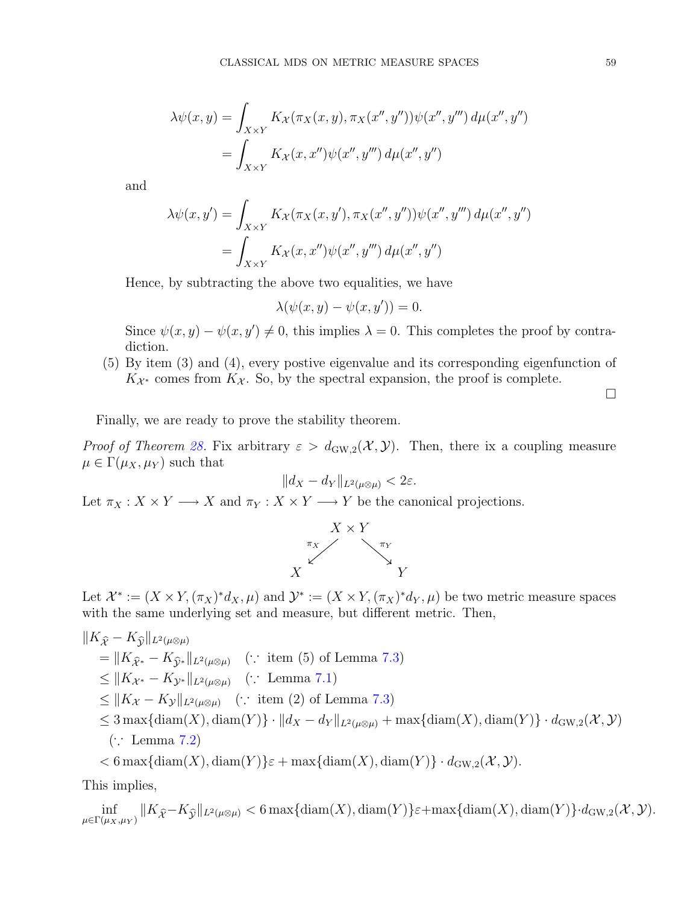$$
\begin{aligned}
\lambda\psi(x,y) &= \int_{X\times Y} K_{\mathcal{X}}(\pi_X(x,y), \pi_X(x'',y''))\psi(x'',y''')\, d\mu(x'',y'') \\
&= \int_{X\times Y} K_{\mathcal{X}}(x,x'')\psi(x'',y''')\, d\mu(x'',y'')
\end{aligned}
$$

and

$$
\begin{aligned}
\lambda\psi(x,y') &= \int_{X\times Y} K_{\mathcal{X}}(\pi_X(x,y'), \pi_X(x'',y''))\psi(x'',y''')\, d\mu(x'',y'') \\
&= \int_{X\times Y} K_{\mathcal{X}}(x,x'')\psi(x'',y''')\, d\mu(x'',y'')
\end{aligned}
$$

Hence, by subtracting the above two equalities, we have

$$
\lambda(\psi(x,y) - \psi(x,y')) = 0.
$$

Since $\psi(x,y) - \psi(x,y') \neq 0$, this implies $\lambda = 0$. This completes the proof by contradiction.

(5) By item (3) and (4), every postive eigenvalue and its corresponding eigenfunction of $K_{\mathcal{X}^*}$ comes from $K_{\mathcal{X}}$. So, by the spectral expansion, the proof is complete.

□

Finally, we are ready to prove the stability theorem.

*Proof of Theorem 28.* Fix arbitrary $\varepsilon > d_{\mathrm{GW},2}(\mathcal{X},\mathcal{Y})$. Then, there ix a coupling measure $\mu \in \Gamma(\mu_X, \mu_Y)$ such that

$$
\|d_X - d_Y\|_{L^2(\mu\otimes\mu)} < 2\varepsilon.
$$

Let $\pi_X : X \times Y \longrightarrow X$ and $\pi_Y : X \times Y \longrightarrow Y$ be the canonical projections.

$$
\begin{array}{ccc}
 & X \times Y & \\
 \swarrow^{\pi_X} & & \searrow^{\pi_Y} \\
X & & Y
\end{array}
$$

Let $\mathcal{X}^* := (X \times Y, (\pi_X)^* d_X, \mu)$ and $\mathcal{Y}^* := (X \times Y, (\pi_X)^* d_Y, \mu)$ be two metric measure spaces with the same underlying set and measure, but different metric. Then,

$$
\begin{aligned}
&\|K_{\widehat{\mathcal{X}}} - K_{\widehat{\mathcal{Y}}}\|_{L^2(\mu\otimes\mu)} \\
&\quad = \|K_{\widehat{\mathcal{X}}^*} - K_{\widehat{\mathcal{Y}}^*}\|_{L^2(\mu\otimes\mu)} \quad (\because \text{ item (5) of Lemma 7.3}) \\
&\quad \leq \|K_{\mathcal{X}^*} - K_{\mathcal{Y}^*}\|_{L^2(\mu\otimes\mu)} \quad (\because \text{ Lemma 7.1}) \\
&\quad \leq \|K_{\mathcal{X}} - K_{\mathcal{Y}}\|_{L^2(\mu\otimes\mu)} \quad (\because \text{ item (2) of Lemma 7.3}) \\
&\quad \leq 3\max\{\mathrm{diam}(X), \mathrm{diam}(Y)\} \cdot \|d_X - d_Y\|_{L^2(\mu\otimes\mu)} + \max\{\mathrm{diam}(X), \mathrm{diam}(Y)\} \cdot d_{\mathrm{GW},2}(\mathcal{X},\mathcal{Y}) \\
&\qquad (\because \text{ Lemma 7.2}) \\
&\quad < 6\max\{\mathrm{diam}(X), \mathrm{diam}(Y)\}\varepsilon + \max\{\mathrm{diam}(X), \mathrm{diam}(Y)\} \cdot d_{\mathrm{GW},2}(\mathcal{X},\mathcal{Y}).
\end{aligned}
$$

This implies,

$$
\inf_{\mu\in\Gamma(\mu_X,\mu_Y)} \|K_{\widehat{\mathcal{X}}} - K_{\widehat{\mathcal{Y}}}\|_{L^2(\mu\otimes\mu)} < 6\max\{\mathrm{diam}(X), \mathrm{diam}(Y)\}\varepsilon + \max\{\mathrm{diam}(X), \mathrm{diam}(Y)\} \cdot d_{\mathrm{GW},2}(\mathcal{X},\mathcal{Y}).
$$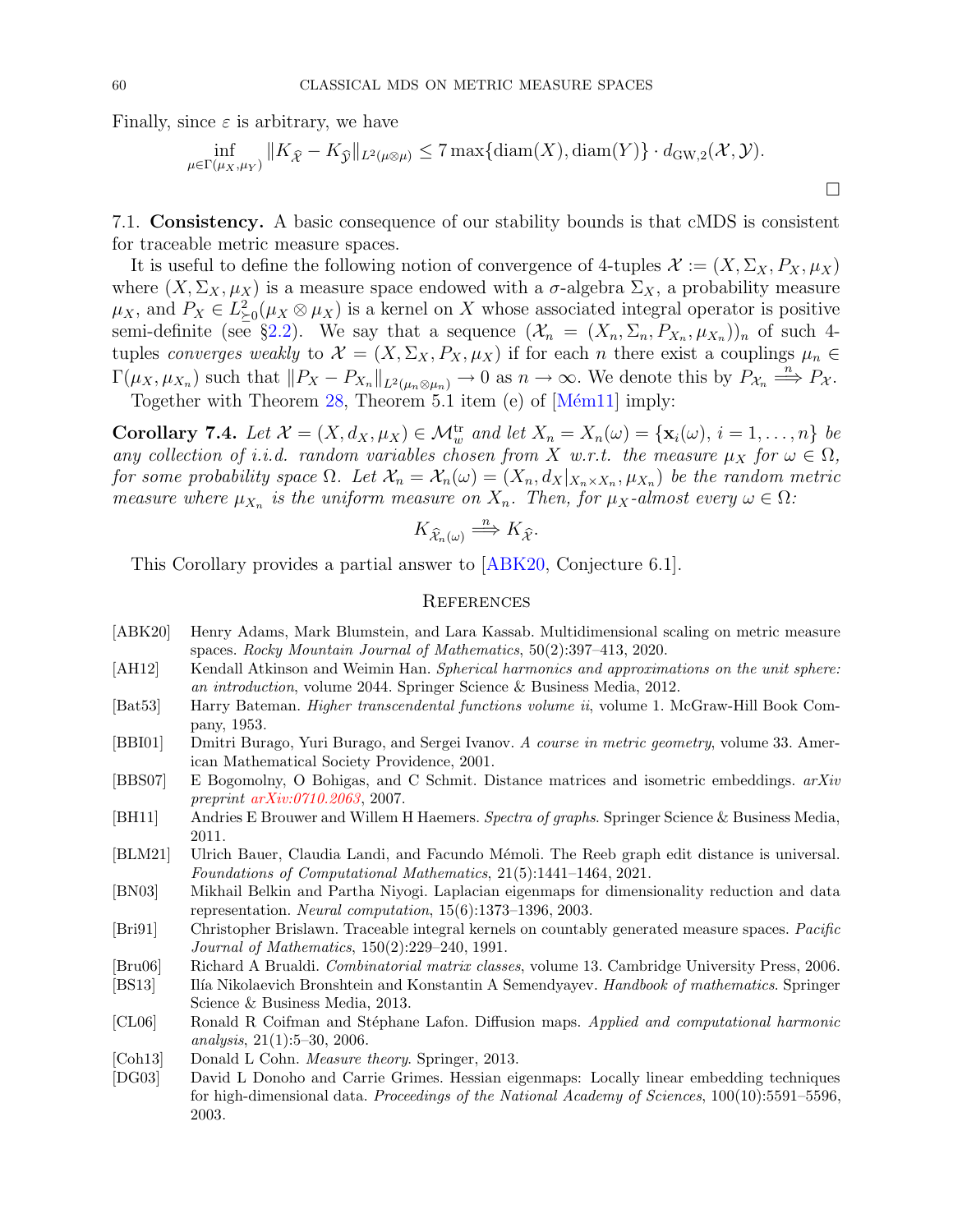Finally, since $\varepsilon$ is arbitrary, we have

$$\inf_{\mu \in \Gamma(\mu_X, \mu_Y)} \|K_{\widehat{\mathcal{X}}} - K_{\widehat{\mathcal{Y}}}\|_{L^2(\mu \otimes \mu)} \leq 7 \max\{\text{diam}(X), \text{diam}(Y)\} \cdot d_{\text{GW},2}(\mathcal{X}, \mathcal{Y}).$$

□

7.1. **Consistency.** A basic consequence of our stability bounds is that cMDS is consistent for traceable metric measure spaces.

It is useful to define the following notion of convergence of 4-tuples $\mathcal{X} := (X, \Sigma_X, P_X, \mu_X)$ where $(X, \Sigma_X, \mu_X)$ is a measure space endowed with a $\sigma$-algebra $\Sigma_X$, a probability measure $\mu_X$, and $P_X \in L^2_{\succeq 0}(\mu_X \otimes \mu_X)$ is a kernel on $X$ whose associated integral operator is positive semi-definite (see §2.2). We say that a sequence $(\mathcal{X}_n = (X_n, \Sigma_n, P_{X_n}, \mu_{X_n}))_n$ of such 4-tuples *converges weakly* to $\mathcal{X} = (X, \Sigma_X, P_X, \mu_X)$ if for each $n$ there exist a couplings $\mu_n \in \Gamma(\mu_X, \mu_{X_n})$ such that $\|P_X - P_{X_n}\|_{L^2(\mu_n \otimes \mu_n)} \to 0$ as $n \to \infty$. We denote this by $P_{\mathcal{X}_n} \overset{n}{\Longrightarrow} P_{\mathcal{X}}$.

Together with Theorem 28, Theorem 5.1 item (e) of [Mém11] imply:

**Corollary 7.4.** *Let $\mathcal{X} = (X, d_X, \mu_X) \in \mathcal{M}_w^{\text{tr}}$ and let $X_n = X_n(\omega) = \{\mathbf{x}_i(\omega), i = 1, \ldots, n\}$ be any collection of i.i.d. random variables chosen from $X$ w.r.t. the measure $\mu_X$ for $\omega \in \Omega$, for some probability space $\Omega$. Let $\mathcal{X}_n = \mathcal{X}_n(\omega) = (X_n, d_X|_{X_n \times X_n}, \mu_{X_n})$ be the random metric measure where $\mu_{X_n}$ is the uniform measure on $X_n$. Then, for $\mu_X$-almost every $\omega \in \Omega$:*

$$K_{\widehat{\mathcal{X}}_n(\omega)} \overset{n}{\Longrightarrow} K_{\widehat{\mathcal{X}}}.$$

This Corollary provides a partial answer to [ABK20, Conjecture 6.1].

## References

- [ABK20] Henry Adams, Mark Blumstein, and Lara Kassab. Multidimensional scaling on metric measure spaces. *Rocky Mountain Journal of Mathematics*, 50(2):397–413, 2020.
- [AH12] Kendall Atkinson and Weimin Han. *Spherical harmonics and approximations on the unit sphere: an introduction*, volume 2044. Springer Science & Business Media, 2012.
- [Bat53] Harry Bateman. *Higher transcendental functions volume ii*, volume 1. McGraw-Hill Book Company, 1953.
- [BBI01] Dmitri Burago, Yuri Burago, and Sergei Ivanov. *A course in metric geometry*, volume 33. American Mathematical Society Providence, 2001.
- [BBS07] E Bogomolny, O Bohigas, and C Schmit. Distance matrices and isometric embeddings. *arXiv preprint arXiv:0710.2063*, 2007.
- [BH11] Andries E Brouwer and Willem H Haemers. *Spectra of graphs*. Springer Science & Business Media, 2011.
- [BLM21] Ulrich Bauer, Claudia Landi, and Facundo Mémoli. The Reeb graph edit distance is universal. *Foundations of Computational Mathematics*, 21(5):1441–1464, 2021.
- [BN03] Mikhail Belkin and Partha Niyogi. Laplacian eigenmaps for dimensionality reduction and data representation. *Neural computation*, 15(6):1373–1396, 2003.
- [Bri91] Christopher Brislawn. Traceable integral kernels on countably generated measure spaces. *Pacific Journal of Mathematics*, 150(2):229–240, 1991.
- [Bru06] Richard A Brualdi. *Combinatorial matrix classes*, volume 13. Cambridge University Press, 2006.
- [BS13] Ilía Nikolaevich Bronshtein and Konstantin A Semendyayev. *Handbook of mathematics*. Springer Science & Business Media, 2013.
- [CL06] Ronald R Coifman and Stéphane Lafon. Diffusion maps. *Applied and computational harmonic analysis*, 21(1):5–30, 2006.
- [Coh13] Donald L Cohn. *Measure theory*. Springer, 2013.
- [DG03] David L Donoho and Carrie Grimes. Hessian eigenmaps: Locally linear embedding techniques for high-dimensional data. *Proceedings of the National Academy of Sciences*, 100(10):5591–5596, 2003.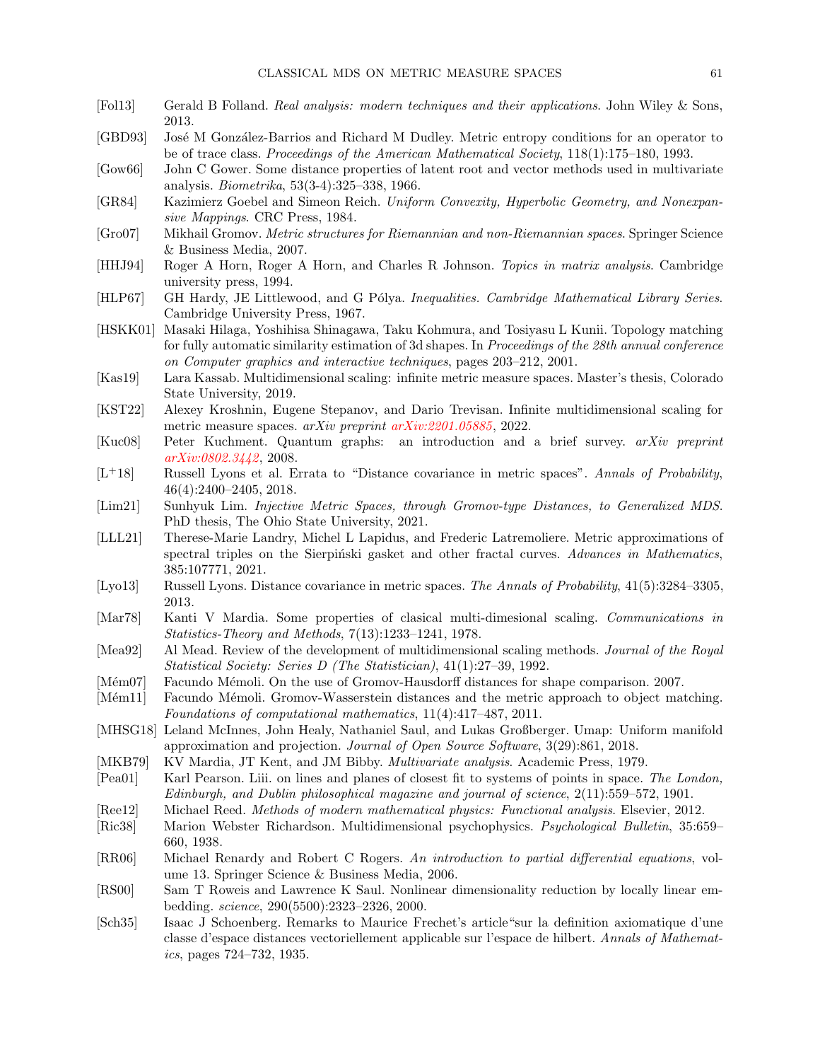[Fol13] Gerald B Folland. *Real analysis: modern techniques and their applications*. John Wiley & Sons, 2013.

[GBD93] José M González-Barrios and Richard M Dudley. Metric entropy conditions for an operator to be of trace class. *Proceedings of the American Mathematical Society*, 118(1):175–180, 1993.

[Gow66] John C Gower. Some distance properties of latent root and vector methods used in multivariate analysis. *Biometrika*, 53(3-4):325–338, 1966.

[GR84] Kazimierz Goebel and Simeon Reich. *Uniform Convexity, Hyperbolic Geometry, and Nonexpansive Mappings*. CRC Press, 1984.

[Gro07] Mikhail Gromov. *Metric structures for Riemannian and non-Riemannian spaces*. Springer Science & Business Media, 2007.

[HHJ94] Roger A Horn, Roger A Horn, and Charles R Johnson. *Topics in matrix analysis*. Cambridge university press, 1994.

[HLP67] GH Hardy, JE Littlewood, and G Pólya. *Inequalities. Cambridge Mathematical Library Series*. Cambridge University Press, 1967.

[HSKK01] Masaki Hilaga, Yoshihisa Shinagawa, Taku Kohmura, and Tosiyasu L Kunii. Topology matching for fully automatic similarity estimation of 3d shapes. In *Proceedings of the 28th annual conference on Computer graphics and interactive techniques*, pages 203–212, 2001.

[Kas19] Lara Kassab. Multidimensional scaling: infinite metric measure spaces. Master's thesis, Colorado State University, 2019.

[KST22] Alexey Kroshnin, Eugene Stepanov, and Dario Trevisan. Infinite multidimensional scaling for metric measure spaces. *arXiv preprint arXiv:2201.05885*, 2022.

[Kuc08] Peter Kuchment. Quantum graphs: an introduction and a brief survey. *arXiv preprint arXiv:0802.3442*, 2008.

[L+18] Russell Lyons et al. Errata to "Distance covariance in metric spaces". *Annals of Probability*, 46(4):2400–2405, 2018.

[Lim21] Sunhyuk Lim. *Injective Metric Spaces, through Gromov-type Distances, to Generalized MDS*. PhD thesis, The Ohio State University, 2021.

[LLL21] Therese-Marie Landry, Michel L Lapidus, and Frederic Latremoliere. Metric approximations of spectral triples on the Sierpiński gasket and other fractal curves. *Advances in Mathematics*, 385:107771, 2021.

[Lyo13] Russell Lyons. Distance covariance in metric spaces. *The Annals of Probability*, 41(5):3284–3305, 2013.

[Mar78] Kanti V Mardia. Some properties of clasical multi-dimesional scaling. *Communications in Statistics-Theory and Methods*, 7(13):1233–1241, 1978.

[Mea92] Al Mead. Review of the development of multidimensional scaling methods. *Journal of the Royal Statistical Society: Series D (The Statistician)*, 41(1):27–39, 1992.

[Mém07] Facundo Mémoli. On the use of Gromov-Hausdorff distances for shape comparison. 2007.

[Mém11] Facundo Mémoli. Gromov-Wasserstein distances and the metric approach to object matching. *Foundations of computational mathematics*, 11(4):417–487, 2011.

[MHSG18] Leland McInnes, John Healy, Nathaniel Saul, and Lukas Großberger. Umap: Uniform manifold approximation and projection. *Journal of Open Source Software*, 3(29):861, 2018.

[MKB79] KV Mardia, JT Kent, and JM Bibby. *Multivariate analysis*. Academic Press, 1979.

[Pea01] Karl Pearson. Liii. on lines and planes of closest fit to systems of points in space. *The London, Edinburgh, and Dublin philosophical magazine and journal of science*, 2(11):559–572, 1901.

[Ree12] Michael Reed. *Methods of modern mathematical physics: Functional analysis*. Elsevier, 2012.

[Ric38] Marion Webster Richardson. Multidimensional psychophysics. *Psychological Bulletin*, 35:659–660, 1938.

[RR06] Michael Renardy and Robert C Rogers. *An introduction to partial differential equations*, volume 13. Springer Science & Business Media, 2006.

[RS00] Sam T Roweis and Lawrence K Saul. Nonlinear dimensionality reduction by locally linear embedding. *science*, 290(5500):2323–2326, 2000.

[Sch35] Isaac J Schoenberg. Remarks to Maurice Frechet's article"sur la definition axiomatique d'une classe d'espace distances vectoriellement applicable sur l'espace de hilbert. *Annals of Mathematics*, pages 724–732, 1935.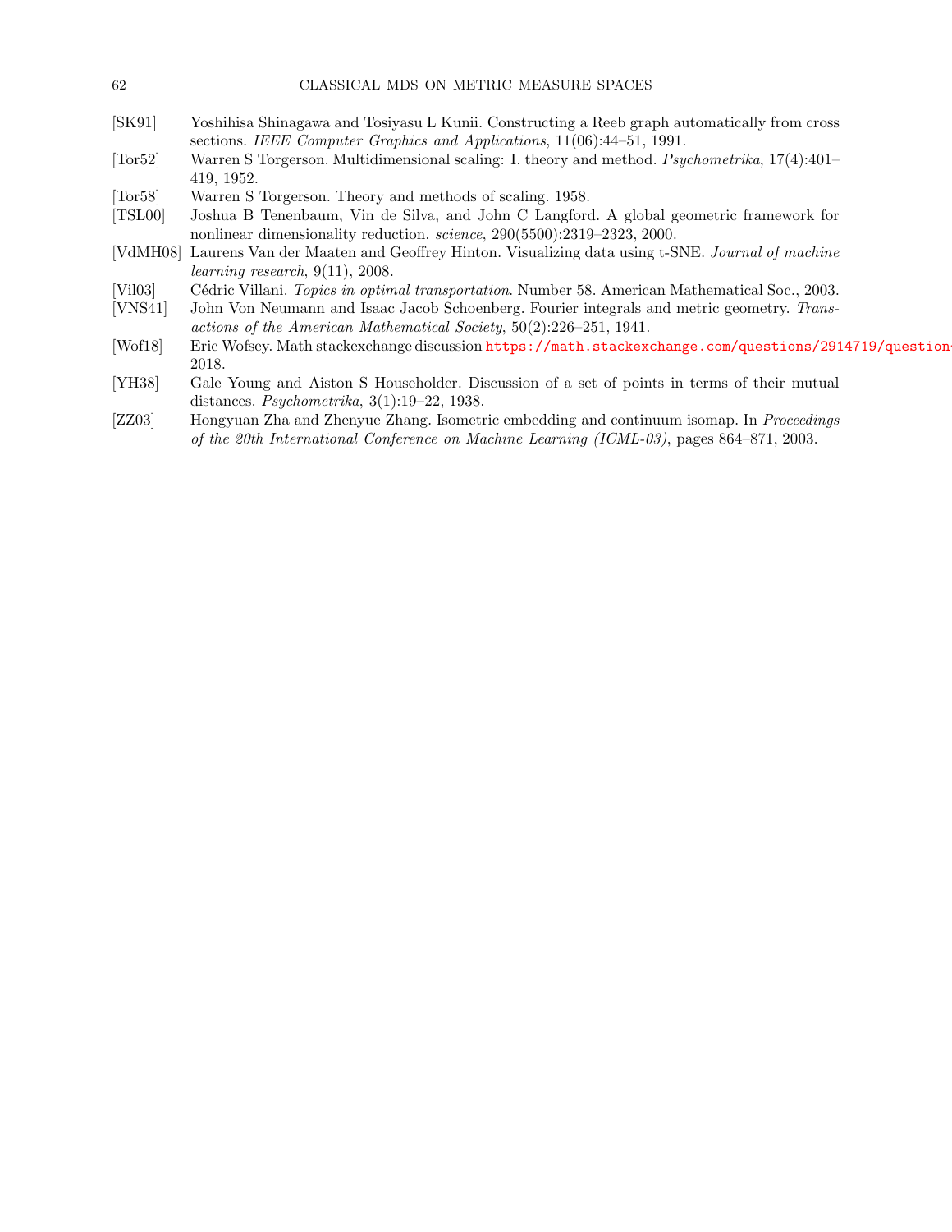[SK91] Yoshihisa Shinagawa and Tosiyasu L Kunii. Constructing a Reeb graph automatically from cross sections. *IEEE Computer Graphics and Applications*, 11(06):44–51, 1991.

[Tor52] Warren S Torgerson. Multidimensional scaling: I. theory and method. *Psychometrika*, 17(4):401–419, 1952.

[Tor58] Warren S Torgerson. Theory and methods of scaling. 1958.

[TSL00] Joshua B Tenenbaum, Vin de Silva, and John C Langford. A global geometric framework for nonlinear dimensionality reduction. *science*, 290(5500):2319–2323, 2000.

[VdMH08] Laurens Van der Maaten and Geoffrey Hinton. Visualizing data using t-SNE. *Journal of machine learning research*, 9(11), 2008.

[Vil03] Cédric Villani. *Topics in optimal transportation*. Number 58. American Mathematical Soc., 2003.

[VNS41] John Von Neumann and Isaac Jacob Schoenberg. Fourier integrals and metric geometry. *Transactions of the American Mathematical Society*, 50(2):226–251, 1941.

[Wof18] Eric Wofsey. Math stackexchange discussion https://math.stackexchange.com/questions/2914719/question- 2018.

[YH38] Gale Young and Aiston S Householder. Discussion of a set of points in terms of their mutual distances. *Psychometrika*, 3(1):19–22, 1938.

[ZZ03] Hongyuan Zha and Zhenyue Zhang. Isometric embedding and continuum isomap. In *Proceedings of the 20th International Conference on Machine Learning (ICML-03)*, pages 864–871, 2003.